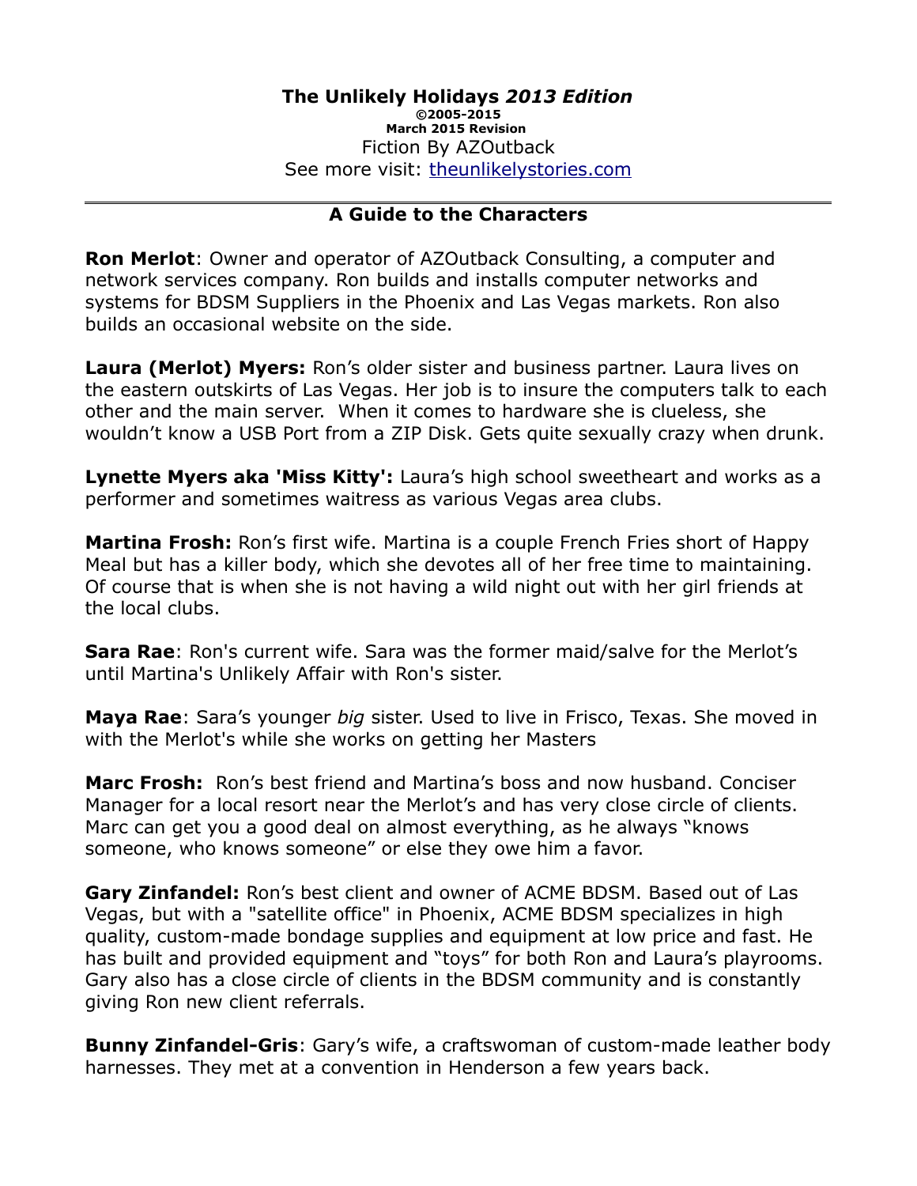**The Unlikely Holidays *2013 Edition***
**©2005-2015**
**March 2015 Revision**
Fiction By AZOutback
See more visit: [theunlikelystories.com](theunlikelystories.com)

---

## A Guide to the Characters

**Ron Merlot**: Owner and operator of AZOutback Consulting, a computer and network services company. Ron builds and installs computer networks and systems for BDSM Suppliers in the Phoenix and Las Vegas markets. Ron also builds an occasional website on the side.

**Laura (Merlot) Myers:** Ron's older sister and business partner. Laura lives on the eastern outskirts of Las Vegas. Her job is to insure the computers talk to each other and the main server. When it comes to hardware she is clueless, she wouldn't know a USB Port from a ZIP Disk. Gets quite sexually crazy when drunk.

**Lynette Myers aka 'Miss Kitty':** Laura's high school sweetheart and works as a performer and sometimes waitress as various Vegas area clubs.

**Martina Frosh:** Ron's first wife. Martina is a couple French Fries short of Happy Meal but has a killer body, which she devotes all of her free time to maintaining. Of course that is when she is not having a wild night out with her girl friends at the local clubs.

**Sara Rae**: Ron's current wife. Sara was the former maid/salve for the Merlot's until Martina's Unlikely Affair with Ron's sister.

**Maya Rae**: Sara's younger *big* sister. Used to live in Frisco, Texas. She moved in with the Merlot's while she works on getting her Masters

**Marc Frosh:** Ron's best friend and Martina's boss and now husband. Conciser Manager for a local resort near the Merlot's and has very close circle of clients. Marc can get you a good deal on almost everything, as he always "knows someone, who knows someone" or else they owe him a favor.

**Gary Zinfandel:** Ron's best client and owner of ACME BDSM. Based out of Las Vegas, but with a "satellite office" in Phoenix, ACME BDSM specializes in high quality, custom-made bondage supplies and equipment at low price and fast. He has built and provided equipment and "toys" for both Ron and Laura's playrooms. Gary also has a close circle of clients in the BDSM community and is constantly giving Ron new client referrals.

**Bunny Zinfandel-Gris**: Gary's wife, a craftswoman of custom-made leather body harnesses. They met at a convention in Henderson a few years back.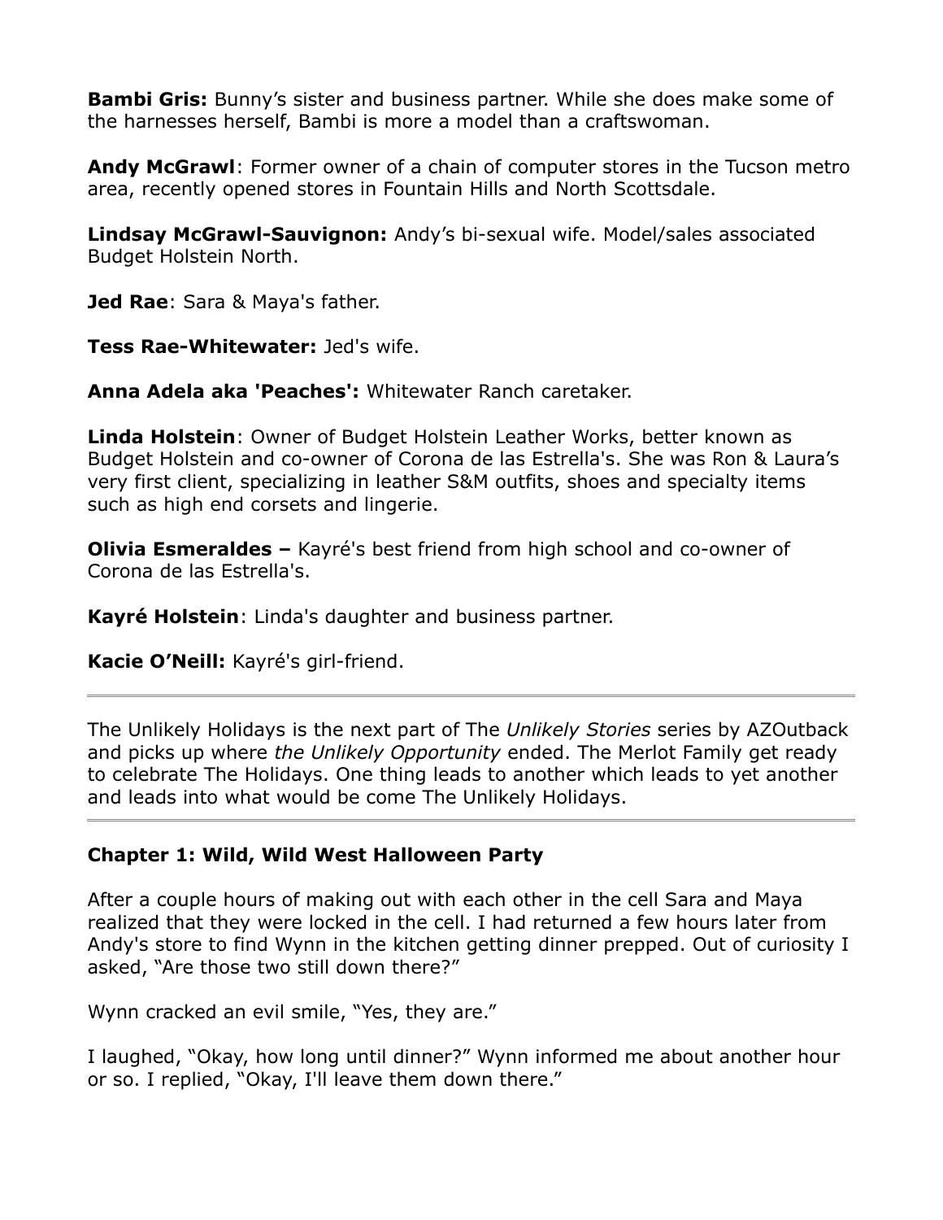**Bambi Gris:** Bunny's sister and business partner. While she does make some of the harnesses herself, Bambi is more a model than a craftswoman.

**Andy McGrawl**: Former owner of a chain of computer stores in the Tucson metro area, recently opened stores in Fountain Hills and North Scottsdale.

**Lindsay McGrawl-Sauvignon:** Andy's bi-sexual wife. Model/sales associated Budget Holstein North.

**Jed Rae**: Sara & Maya's father.

**Tess Rae-Whitewater:** Jed's wife.

**Anna Adela aka 'Peaches':** Whitewater Ranch caretaker.

**Linda Holstein**: Owner of Budget Holstein Leather Works, better known as Budget Holstein and co-owner of Corona de las Estrella's. She was Ron & Laura's very first client, specializing in leather S&M outfits, shoes and specialty items such as high end corsets and lingerie.

**Olivia Esmeraldes –** Kayré's best friend from high school and co-owner of Corona de las Estrella's.

**Kayré Holstein**: Linda's daughter and business partner.

**Kacie O'Neill:** Kayré's girl-friend.

---

The Unlikely Holidays is the next part of The *Unlikely Stories* series by AZOutback and picks up where *the Unlikely Opportunity* ended. The Merlot Family get ready to celebrate The Holidays. One thing leads to another which leads to yet another and leads into what would be come The Unlikely Holidays.

---

## Chapter 1: Wild, Wild West Halloween Party

After a couple hours of making out with each other in the cell Sara and Maya realized that they were locked in the cell. I had returned a few hours later from Andy's store to find Wynn in the kitchen getting dinner prepped. Out of curiosity I asked, "Are those two still down there?"

Wynn cracked an evil smile, "Yes, they are."

I laughed, "Okay, how long until dinner?" Wynn informed me about another hour or so. I replied, "Okay, I'll leave them down there."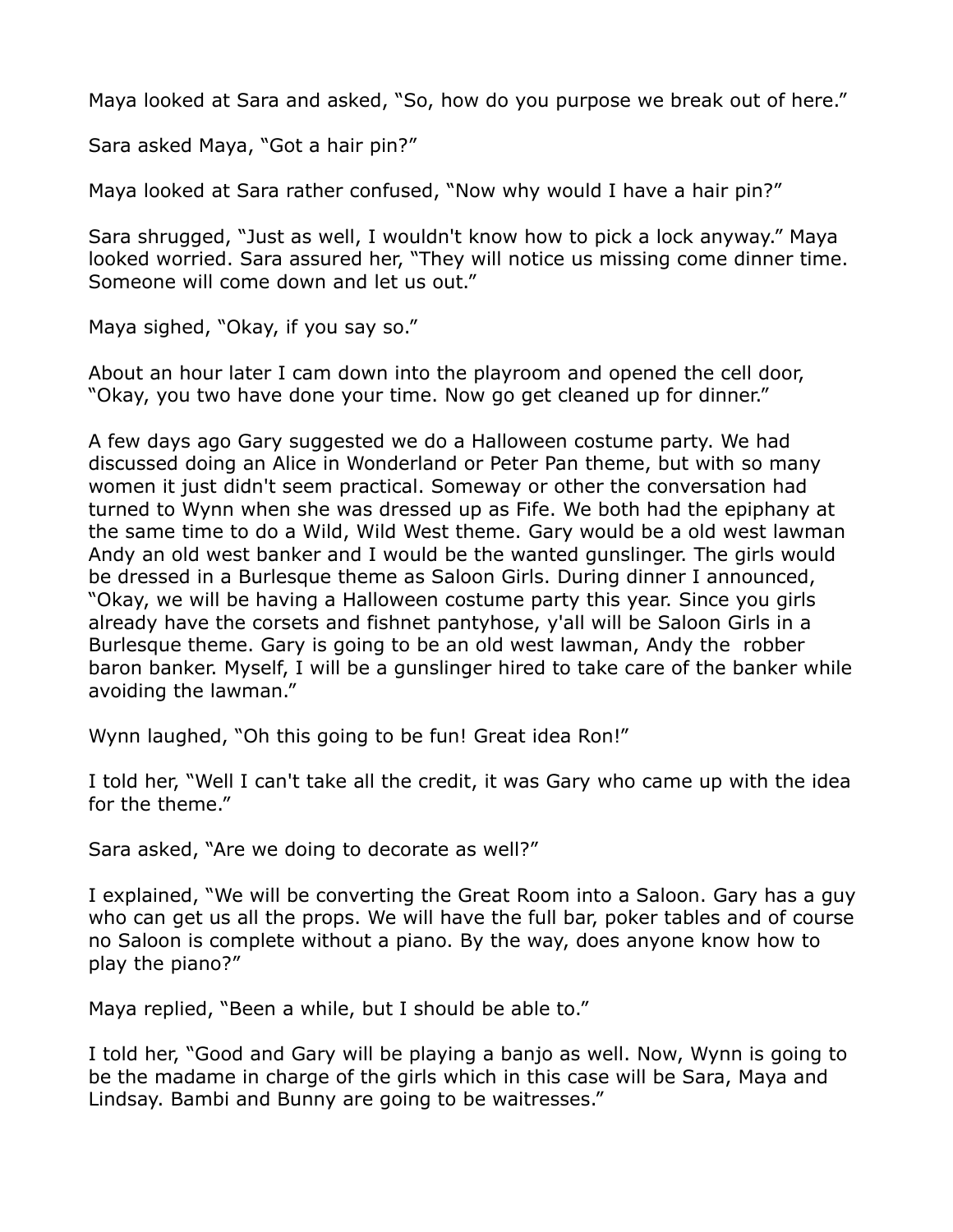Maya looked at Sara and asked, “So, how do you purpose we break out of here.”

Sara asked Maya, “Got a hair pin?”

Maya looked at Sara rather confused, “Now why would I have a hair pin?”

Sara shrugged, “Just as well, I wouldn't know how to pick a lock anyway.” Maya looked worried. Sara assured her, “They will notice us missing come dinner time. Someone will come down and let us out.”

Maya sighed, “Okay, if you say so.”

About an hour later I cam down into the playroom and opened the cell door, “Okay, you two have done your time. Now go get cleaned up for dinner.”

A few days ago Gary suggested we do a Halloween costume party. We had discussed doing an Alice in Wonderland or Peter Pan theme, but with so many women it just didn't seem practical. Someway or other the conversation had turned to Wynn when she was dressed up as Fife. We both had the epiphany at the same time to do a Wild, Wild West theme. Gary would be a old west lawman Andy an old west banker and I would be the wanted gunslinger. The girls would be dressed in a Burlesque theme as Saloon Girls. During dinner I announced, “Okay, we will be having a Halloween costume party this year. Since you girls already have the corsets and fishnet pantyhose, y'all will be Saloon Girls in a Burlesque theme. Gary is going to be an old west lawman, Andy the robber baron banker. Myself, I will be a gunslinger hired to take care of the banker while avoiding the lawman.”

Wynn laughed, “Oh this going to be fun! Great idea Ron!”

I told her, “Well I can't take all the credit, it was Gary who came up with the idea for the theme.”

Sara asked, “Are we doing to decorate as well?”

I explained, “We will be converting the Great Room into a Saloon. Gary has a guy who can get us all the props. We will have the full bar, poker tables and of course no Saloon is complete without a piano. By the way, does anyone know how to play the piano?”

Maya replied, “Been a while, but I should be able to.”

I told her, “Good and Gary will be playing a banjo as well. Now, Wynn is going to be the madame in charge of the girls which in this case will be Sara, Maya and Lindsay. Bambi and Bunny are going to be waitresses.”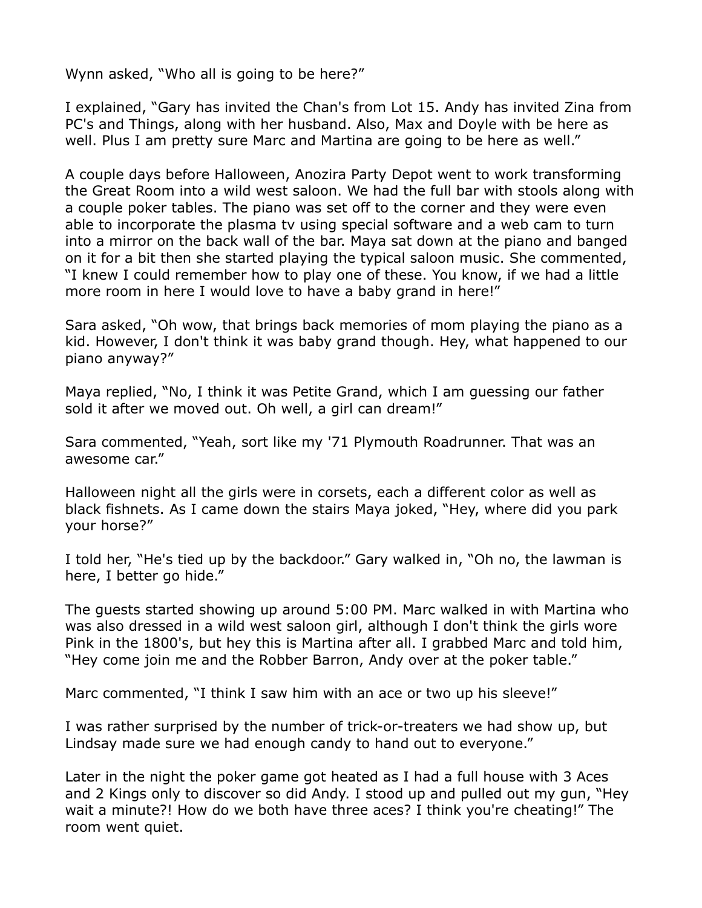Wynn asked, "Who all is going to be here?"

I explained, "Gary has invited the Chan's from Lot 15. Andy has invited Zina from PC's and Things, along with her husband. Also, Max and Doyle with be here as well. Plus I am pretty sure Marc and Martina are going to be here as well."

A couple days before Halloween, Anozira Party Depot went to work transforming the Great Room into a wild west saloon. We had the full bar with stools along with a couple poker tables. The piano was set off to the corner and they were even able to incorporate the plasma tv using special software and a web cam to turn into a mirror on the back wall of the bar. Maya sat down at the piano and banged on it for a bit then she started playing the typical saloon music. She commented, "I knew I could remember how to play one of these. You know, if we had a little more room in here I would love to have a baby grand in here!"

Sara asked, "Oh wow, that brings back memories of mom playing the piano as a kid. However, I don't think it was baby grand though. Hey, what happened to our piano anyway?"

Maya replied, "No, I think it was Petite Grand, which I am guessing our father sold it after we moved out. Oh well, a girl can dream!"

Sara commented, "Yeah, sort like my '71 Plymouth Roadrunner. That was an awesome car."

Halloween night all the girls were in corsets, each a different color as well as black fishnets. As I came down the stairs Maya joked, "Hey, where did you park your horse?"

I told her, "He's tied up by the backdoor." Gary walked in, "Oh no, the lawman is here, I better go hide."

The guests started showing up around 5:00 PM. Marc walked in with Martina who was also dressed in a wild west saloon girl, although I don't think the girls wore Pink in the 1800's, but hey this is Martina after all. I grabbed Marc and told him, "Hey come join me and the Robber Barron, Andy over at the poker table."

Marc commented, "I think I saw him with an ace or two up his sleeve!"

I was rather surprised by the number of trick-or-treaters we had show up, but Lindsay made sure we had enough candy to hand out to everyone."

Later in the night the poker game got heated as I had a full house with 3 Aces and 2 Kings only to discover so did Andy. I stood up and pulled out my gun, "Hey wait a minute?! How do we both have three aces? I think you're cheating!" The room went quiet.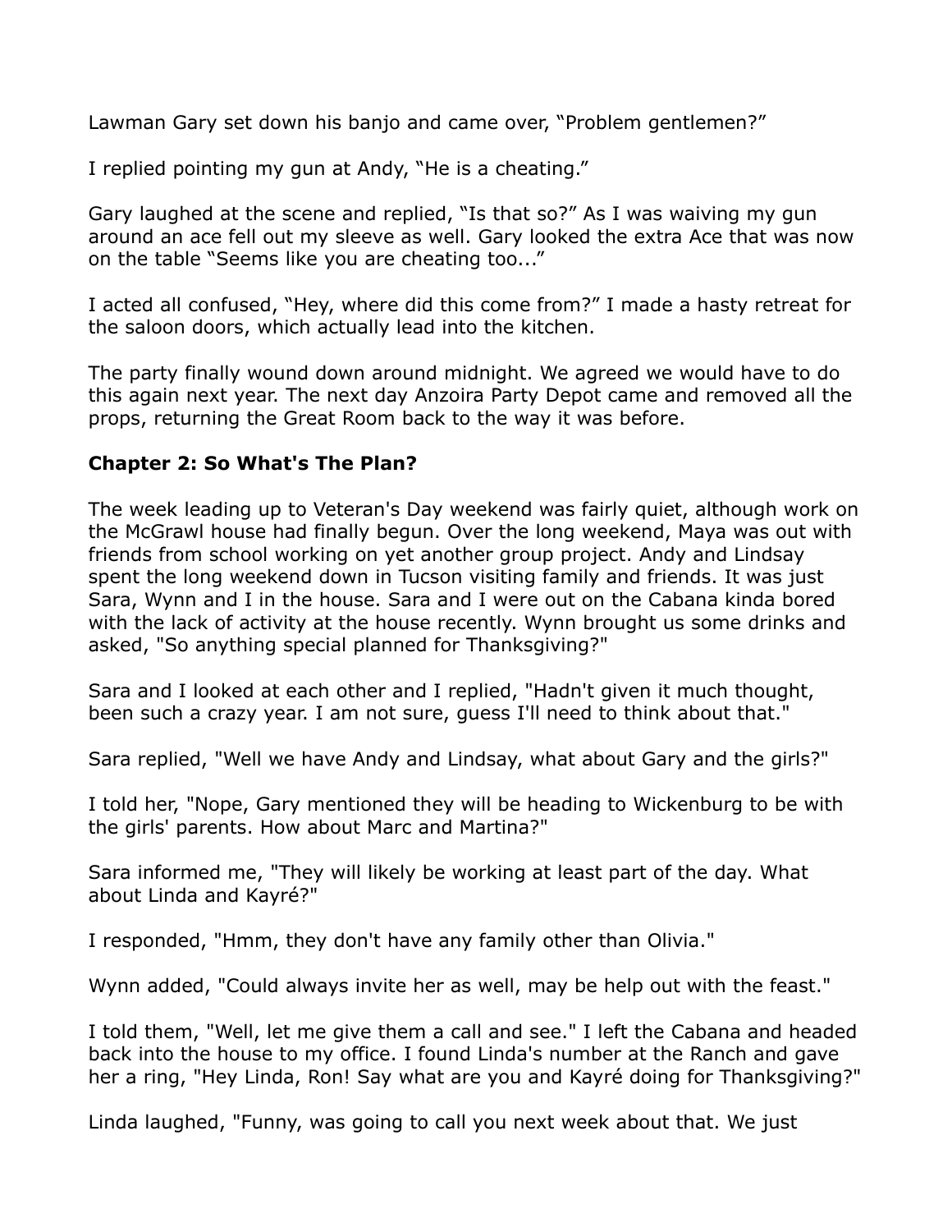Lawman Gary set down his banjo and came over, “Problem gentlemen?”

I replied pointing my gun at Andy, “He is a cheating.”

Gary laughed at the scene and replied, “Is that so?” As I was waiving my gun around an ace fell out my sleeve as well. Gary looked the extra Ace that was now on the table “Seems like you are cheating too...”

I acted all confused, “Hey, where did this come from?” I made a hasty retreat for the saloon doors, which actually lead into the kitchen.

The party finally wound down around midnight. We agreed we would have to do this again next year. The next day Anzoira Party Depot came and removed all the props, returning the Great Room back to the way it was before.

## Chapter 2: So What's The Plan?

The week leading up to Veteran's Day weekend was fairly quiet, although work on the McGrawl house had finally begun. Over the long weekend, Maya was out with friends from school working on yet another group project. Andy and Lindsay spent the long weekend down in Tucson visiting family and friends. It was just Sara, Wynn and I in the house. Sara and I were out on the Cabana kinda bored with the lack of activity at the house recently. Wynn brought us some drinks and asked, "So anything special planned for Thanksgiving?"

Sara and I looked at each other and I replied, "Hadn't given it much thought, been such a crazy year. I am not sure, guess I'll need to think about that."

Sara replied, "Well we have Andy and Lindsay, what about Gary and the girls?"

I told her, "Nope, Gary mentioned they will be heading to Wickenburg to be with the girls' parents. How about Marc and Martina?"

Sara informed me, "They will likely be working at least part of the day. What about Linda and Kayré?"

I responded, "Hmm, they don't have any family other than Olivia."

Wynn added, "Could always invite her as well, may be help out with the feast."

I told them, "Well, let me give them a call and see." I left the Cabana and headed back into the house to my office. I found Linda's number at the Ranch and gave her a ring, "Hey Linda, Ron! Say what are you and Kayré doing for Thanksgiving?"

Linda laughed, "Funny, was going to call you next week about that. We just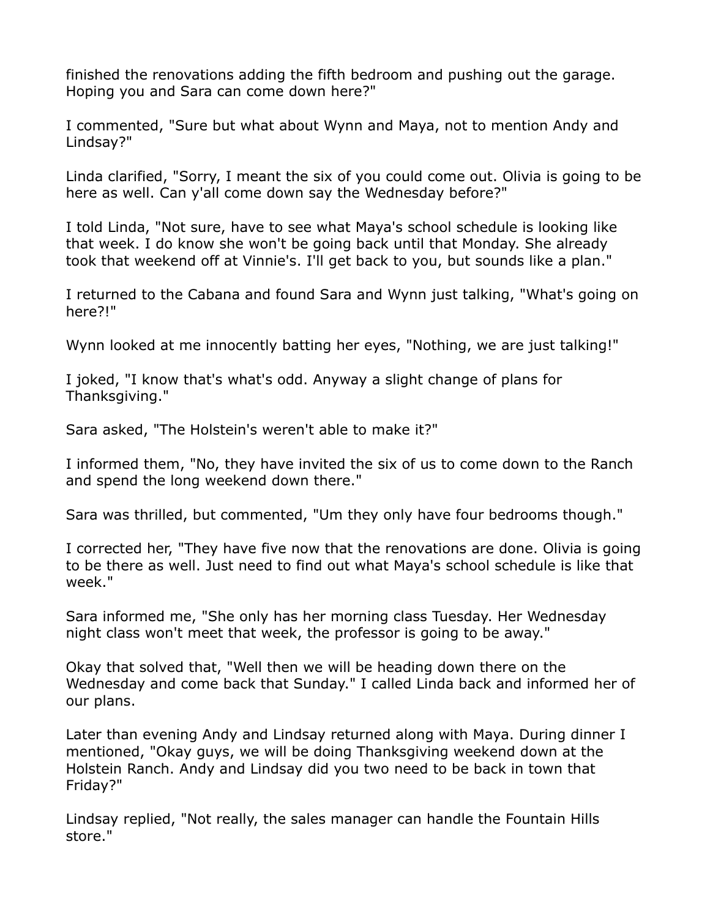finished the renovations adding the fifth bedroom and pushing out the garage. Hoping you and Sara can come down here?"

I commented, "Sure but what about Wynn and Maya, not to mention Andy and Lindsay?"

Linda clarified, "Sorry, I meant the six of you could come out. Olivia is going to be here as well. Can y'all come down say the Wednesday before?"

I told Linda, "Not sure, have to see what Maya's school schedule is looking like that week. I do know she won't be going back until that Monday. She already took that weekend off at Vinnie's. I'll get back to you, but sounds like a plan."

I returned to the Cabana and found Sara and Wynn just talking, "What's going on here?!"

Wynn looked at me innocently batting her eyes, "Nothing, we are just talking!"

I joked, "I know that's what's odd. Anyway a slight change of plans for Thanksgiving."

Sara asked, "The Holstein's weren't able to make it?"

I informed them, "No, they have invited the six of us to come down to the Ranch and spend the long weekend down there."

Sara was thrilled, but commented, "Um they only have four bedrooms though."

I corrected her, "They have five now that the renovations are done. Olivia is going to be there as well. Just need to find out what Maya's school schedule is like that week."

Sara informed me, "She only has her morning class Tuesday. Her Wednesday night class won't meet that week, the professor is going to be away."

Okay that solved that, "Well then we will be heading down there on the Wednesday and come back that Sunday." I called Linda back and informed her of our plans.

Later than evening Andy and Lindsay returned along with Maya. During dinner I mentioned, "Okay guys, we will be doing Thanksgiving weekend down at the Holstein Ranch. Andy and Lindsay did you two need to be back in town that Friday?"

Lindsay replied, "Not really, the sales manager can handle the Fountain Hills store."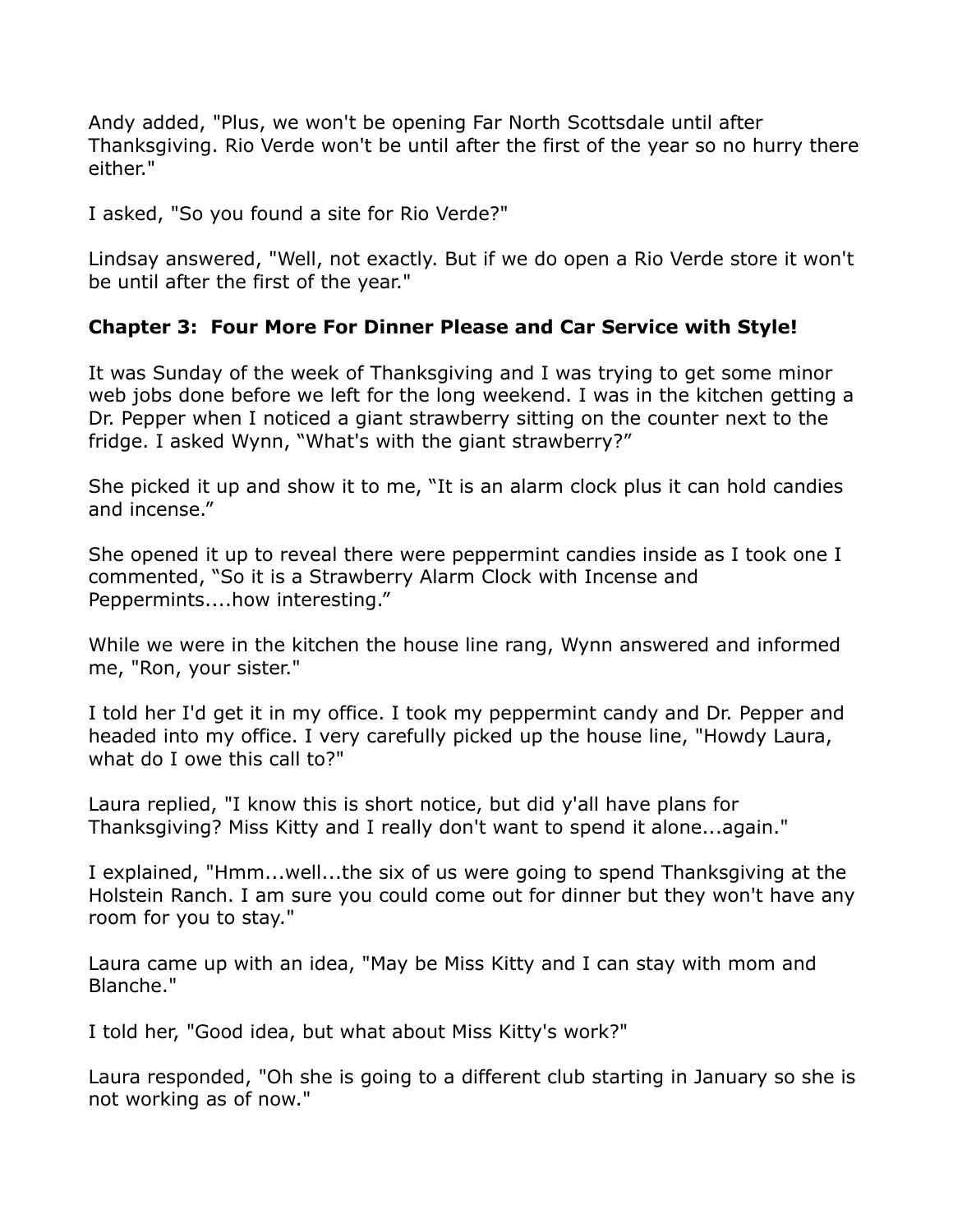Andy added, "Plus, we won't be opening Far North Scottsdale until after Thanksgiving. Rio Verde won't be until after the first of the year so no hurry there either."

I asked, "So you found a site for Rio Verde?"

Lindsay answered, "Well, not exactly. But if we do open a Rio Verde store it won't be until after the first of the year."

## Chapter 3: Four More For Dinner Please and Car Service with Style!

It was Sunday of the week of Thanksgiving and I was trying to get some minor web jobs done before we left for the long weekend. I was in the kitchen getting a Dr. Pepper when I noticed a giant strawberry sitting on the counter next to the fridge. I asked Wynn, “What's with the giant strawberry?”

She picked it up and show it to me, “It is an alarm clock plus it can hold candies and incense.”

She opened it up to reveal there were peppermint candies inside as I took one I commented, “So it is a Strawberry Alarm Clock with Incense and Peppermints....how interesting.”

While we were in the kitchen the house line rang, Wynn answered and informed me, "Ron, your sister."

I told her I'd get it in my office. I took my peppermint candy and Dr. Pepper and headed into my office. I very carefully picked up the house line, "Howdy Laura, what do I owe this call to?"

Laura replied, "I know this is short notice, but did y'all have plans for Thanksgiving? Miss Kitty and I really don't want to spend it alone...again."

I explained, "Hmm...well...the six of us were going to spend Thanksgiving at the Holstein Ranch. I am sure you could come out for dinner but they won't have any room for you to stay."

Laura came up with an idea, "May be Miss Kitty and I can stay with mom and Blanche."

I told her, "Good idea, but what about Miss Kitty's work?"

Laura responded, "Oh she is going to a different club starting in January so she is not working as of now."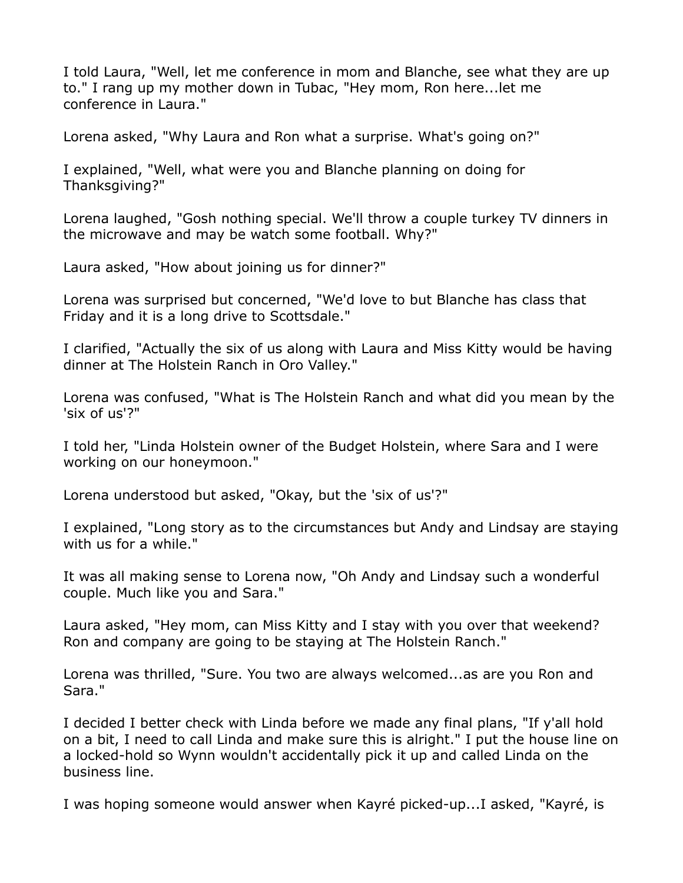I told Laura, "Well, let me conference in mom and Blanche, see what they are up to." I rang up my mother down in Tubac, "Hey mom, Ron here...let me conference in Laura."

Lorena asked, "Why Laura and Ron what a surprise. What's going on?"

I explained, "Well, what were you and Blanche planning on doing for Thanksgiving?"

Lorena laughed, "Gosh nothing special. We'll throw a couple turkey TV dinners in the microwave and may be watch some football. Why?"

Laura asked, "How about joining us for dinner?"

Lorena was surprised but concerned, "We'd love to but Blanche has class that Friday and it is a long drive to Scottsdale."

I clarified, "Actually the six of us along with Laura and Miss Kitty would be having dinner at The Holstein Ranch in Oro Valley."

Lorena was confused, "What is The Holstein Ranch and what did you mean by the 'six of us'?"

I told her, "Linda Holstein owner of the Budget Holstein, where Sara and I were working on our honeymoon."

Lorena understood but asked, "Okay, but the 'six of us'?"

I explained, "Long story as to the circumstances but Andy and Lindsay are staying with us for a while."

It was all making sense to Lorena now, "Oh Andy and Lindsay such a wonderful couple. Much like you and Sara."

Laura asked, "Hey mom, can Miss Kitty and I stay with you over that weekend? Ron and company are going to be staying at The Holstein Ranch."

Lorena was thrilled, "Sure. You two are always welcomed...as are you Ron and Sara."

I decided I better check with Linda before we made any final plans, "If y'all hold on a bit, I need to call Linda and make sure this is alright." I put the house line on a locked-hold so Wynn wouldn't accidentally pick it up and called Linda on the business line.

I was hoping someone would answer when Kayré picked-up...I asked, "Kayré, is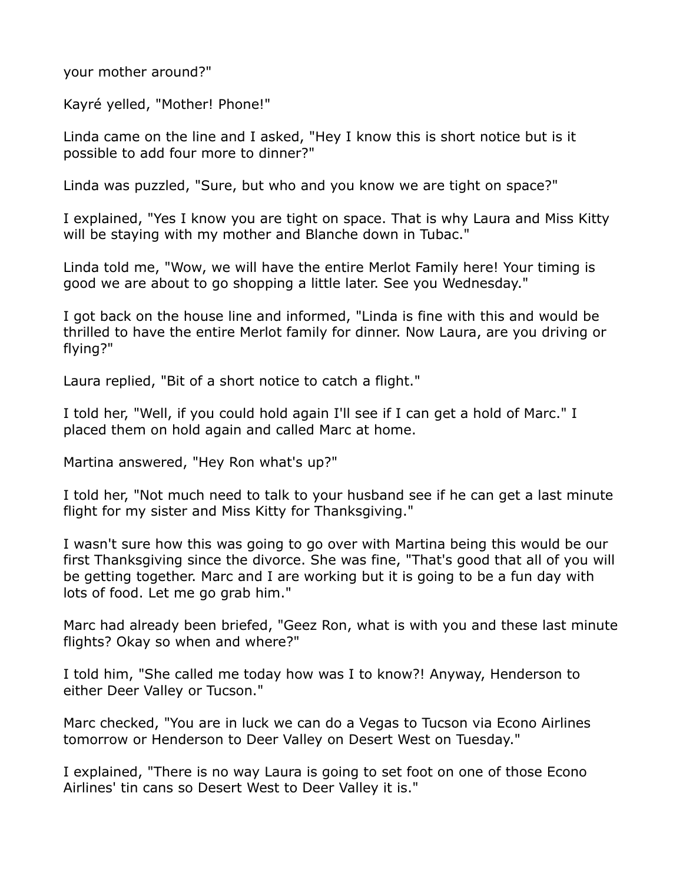your mother around?"

Kayré yelled, "Mother! Phone!"

Linda came on the line and I asked, "Hey I know this is short notice but is it possible to add four more to dinner?"

Linda was puzzled, "Sure, but who and you know we are tight on space?"

I explained, "Yes I know you are tight on space. That is why Laura and Miss Kitty will be staying with my mother and Blanche down in Tubac."

Linda told me, "Wow, we will have the entire Merlot Family here! Your timing is good we are about to go shopping a little later. See you Wednesday."

I got back on the house line and informed, "Linda is fine with this and would be thrilled to have the entire Merlot family for dinner. Now Laura, are you driving or flying?"

Laura replied, "Bit of a short notice to catch a flight."

I told her, "Well, if you could hold again I'll see if I can get a hold of Marc." I placed them on hold again and called Marc at home.

Martina answered, "Hey Ron what's up?"

I told her, "Not much need to talk to your husband see if he can get a last minute flight for my sister and Miss Kitty for Thanksgiving."

I wasn't sure how this was going to go over with Martina being this would be our first Thanksgiving since the divorce. She was fine, "That's good that all of you will be getting together. Marc and I are working but it is going to be a fun day with lots of food. Let me go grab him."

Marc had already been briefed, "Geez Ron, what is with you and these last minute flights? Okay so when and where?"

I told him, "She called me today how was I to know?! Anyway, Henderson to either Deer Valley or Tucson."

Marc checked, "You are in luck we can do a Vegas to Tucson via Econo Airlines tomorrow or Henderson to Deer Valley on Desert West on Tuesday."

I explained, "There is no way Laura is going to set foot on one of those Econo Airlines' tin cans so Desert West to Deer Valley it is."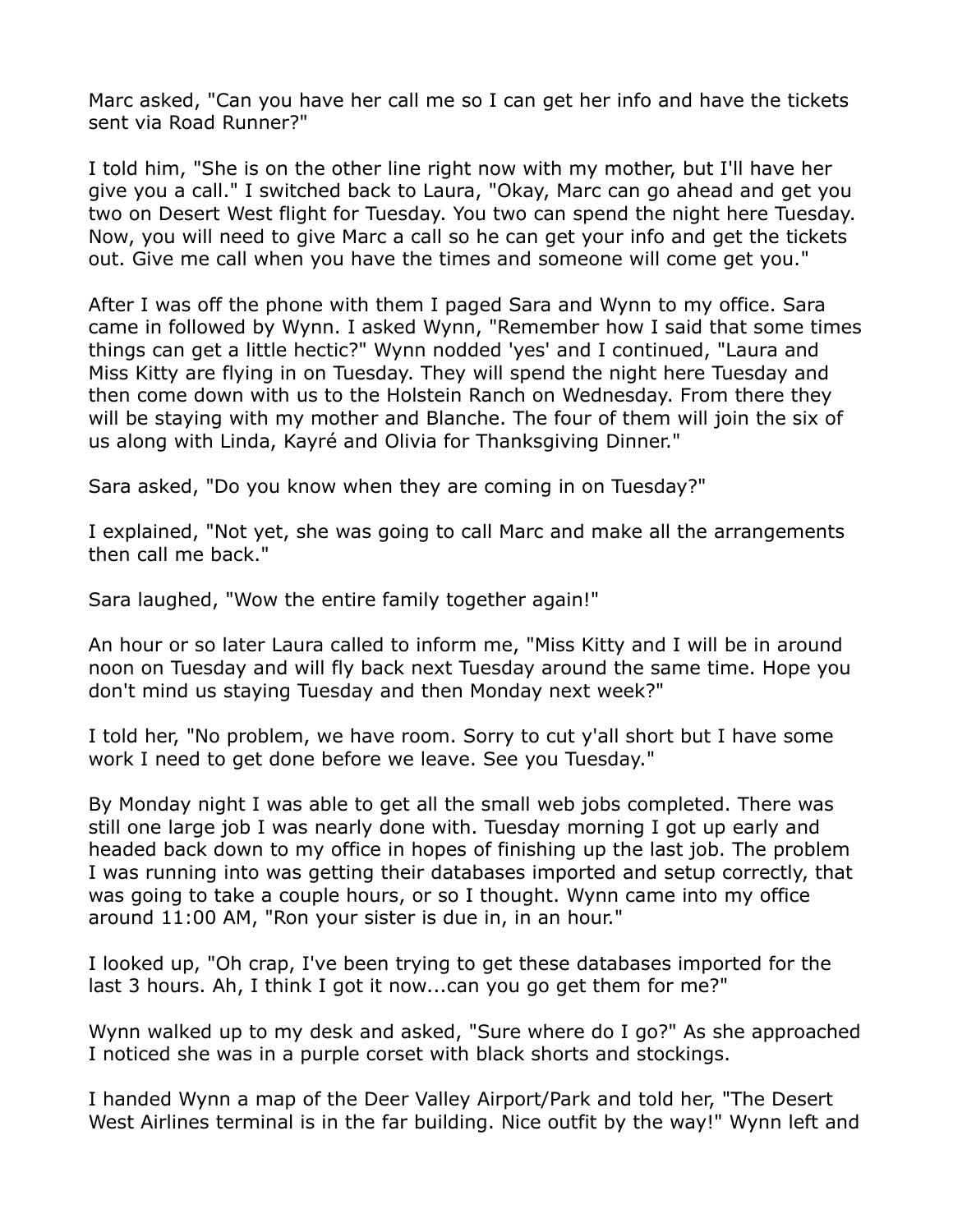Marc asked, "Can you have her call me so I can get her info and have the tickets sent via Road Runner?"

I told him, "She is on the other line right now with my mother, but I'll have her give you a call." I switched back to Laura, "Okay, Marc can go ahead and get you two on Desert West flight for Tuesday. You two can spend the night here Tuesday. Now, you will need to give Marc a call so he can get your info and get the tickets out. Give me call when you have the times and someone will come get you."

After I was off the phone with them I paged Sara and Wynn to my office. Sara came in followed by Wynn. I asked Wynn, "Remember how I said that some times things can get a little hectic?" Wynn nodded 'yes' and I continued, "Laura and Miss Kitty are flying in on Tuesday. They will spend the night here Tuesday and then come down with us to the Holstein Ranch on Wednesday. From there they will be staying with my mother and Blanche. The four of them will join the six of us along with Linda, Kayré and Olivia for Thanksgiving Dinner."

Sara asked, "Do you know when they are coming in on Tuesday?"

I explained, "Not yet, she was going to call Marc and make all the arrangements then call me back."

Sara laughed, "Wow the entire family together again!"

An hour or so later Laura called to inform me, "Miss Kitty and I will be in around noon on Tuesday and will fly back next Tuesday around the same time. Hope you don't mind us staying Tuesday and then Monday next week?"

I told her, "No problem, we have room. Sorry to cut y'all short but I have some work I need to get done before we leave. See you Tuesday."

By Monday night I was able to get all the small web jobs completed. There was still one large job I was nearly done with. Tuesday morning I got up early and headed back down to my office in hopes of finishing up the last job. The problem I was running into was getting their databases imported and setup correctly, that was going to take a couple hours, or so I thought. Wynn came into my office around 11:00 AM, "Ron your sister is due in, in an hour."

I looked up, "Oh crap, I've been trying to get these databases imported for the last 3 hours. Ah, I think I got it now...can you go get them for me?"

Wynn walked up to my desk and asked, "Sure where do I go?" As she approached I noticed she was in a purple corset with black shorts and stockings.

I handed Wynn a map of the Deer Valley Airport/Park and told her, "The Desert West Airlines terminal is in the far building. Nice outfit by the way!" Wynn left and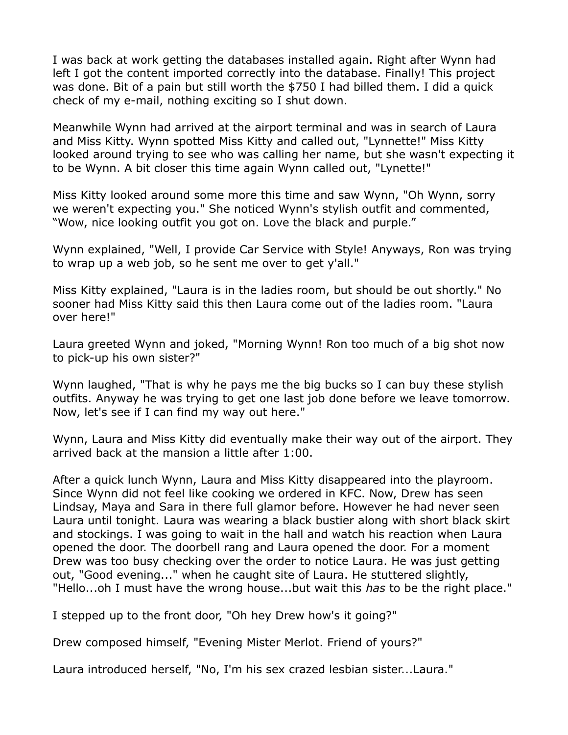I was back at work getting the databases installed again. Right after Wynn had left I got the content imported correctly into the database. Finally! This project was done. Bit of a pain but still worth the $750 I had billed them. I did a quick check of my e-mail, nothing exciting so I shut down.

Meanwhile Wynn had arrived at the airport terminal and was in search of Laura and Miss Kitty. Wynn spotted Miss Kitty and called out, "Lynnette!" Miss Kitty looked around trying to see who was calling her name, but she wasn't expecting it to be Wynn. A bit closer this time again Wynn called out, "Lynette!"

Miss Kitty looked around some more this time and saw Wynn, "Oh Wynn, sorry we weren't expecting you." She noticed Wynn's stylish outfit and commented, "Wow, nice looking outfit you got on. Love the black and purple."

Wynn explained, "Well, I provide Car Service with Style! Anyways, Ron was trying to wrap up a web job, so he sent me over to get y'all."

Miss Kitty explained, "Laura is in the ladies room, but should be out shortly." No sooner had Miss Kitty said this then Laura come out of the ladies room. "Laura over here!"

Laura greeted Wynn and joked, "Morning Wynn! Ron too much of a big shot now to pick-up his own sister?"

Wynn laughed, "That is why he pays me the big bucks so I can buy these stylish outfits. Anyway he was trying to get one last job done before we leave tomorrow. Now, let's see if I can find my way out here."

Wynn, Laura and Miss Kitty did eventually make their way out of the airport. They arrived back at the mansion a little after 1:00.

After a quick lunch Wynn, Laura and Miss Kitty disappeared into the playroom. Since Wynn did not feel like cooking we ordered in KFC. Now, Drew has seen Lindsay, Maya and Sara in there full glamor before. However he had never seen Laura until tonight. Laura was wearing a black bustier along with short black skirt and stockings. I was going to wait in the hall and watch his reaction when Laura opened the door. The doorbell rang and Laura opened the door. For a moment Drew was too busy checking over the order to notice Laura. He was just getting out, "Good evening..." when he caught site of Laura. He stuttered slightly, "Hello...oh I must have the wrong house...but wait this *has* to be the right place."

I stepped up to the front door, "Oh hey Drew how's it going?"

Drew composed himself, "Evening Mister Merlot. Friend of yours?"

Laura introduced herself, "No, I'm his sex crazed lesbian sister...Laura."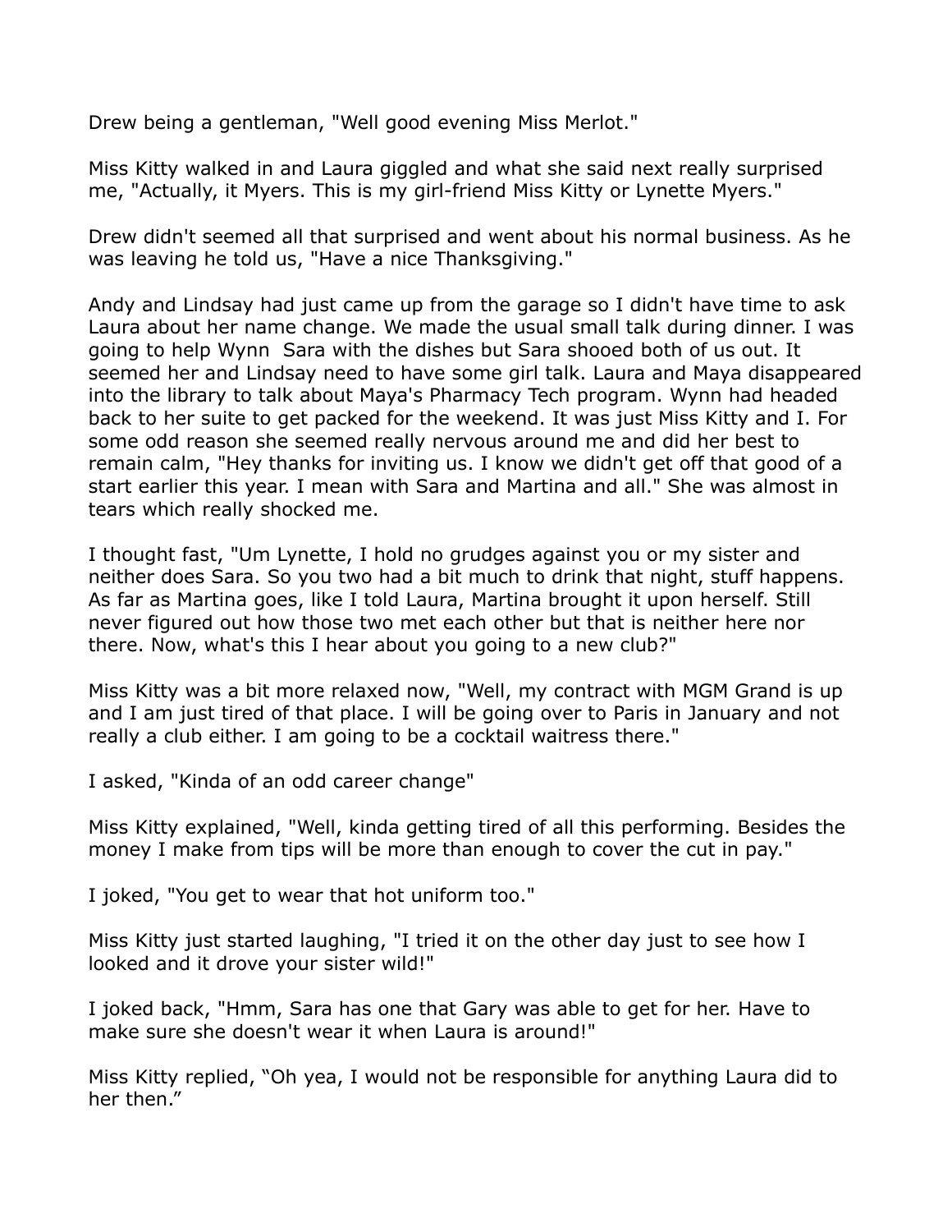Drew being a gentleman, "Well good evening Miss Merlot."

Miss Kitty walked in and Laura giggled and what she said next really surprised me, "Actually, it Myers. This is my girl-friend Miss Kitty or Lynette Myers."

Drew didn't seemed all that surprised and went about his normal business. As he was leaving he told us, "Have a nice Thanksgiving."

Andy and Lindsay had just came up from the garage so I didn't have time to ask Laura about her name change. We made the usual small talk during dinner. I was going to help Wynn  Sara with the dishes but Sara shooed both of us out. It seemed her and Lindsay need to have some girl talk. Laura and Maya disappeared into the library to talk about Maya's Pharmacy Tech program. Wynn had headed back to her suite to get packed for the weekend. It was just Miss Kitty and I. For some odd reason she seemed really nervous around me and did her best to remain calm, "Hey thanks for inviting us. I know we didn't get off that good of a start earlier this year. I mean with Sara and Martina and all." She was almost in tears which really shocked me.

I thought fast, "Um Lynette, I hold no grudges against you or my sister and neither does Sara. So you two had a bit much to drink that night, stuff happens. As far as Martina goes, like I told Laura, Martina brought it upon herself. Still never figured out how those two met each other but that is neither here nor there. Now, what's this I hear about you going to a new club?"

Miss Kitty was a bit more relaxed now, "Well, my contract with MGM Grand is up and I am just tired of that place. I will be going over to Paris in January and not really a club either. I am going to be a cocktail waitress there."

I asked, "Kinda of an odd career change"

Miss Kitty explained, "Well, kinda getting tired of all this performing. Besides the money I make from tips will be more than enough to cover the cut in pay."

I joked, "You get to wear that hot uniform too."

Miss Kitty just started laughing, "I tried it on the other day just to see how I looked and it drove your sister wild!"

I joked back, "Hmm, Sara has one that Gary was able to get for her. Have to make sure she doesn't wear it when Laura is around!"

Miss Kitty replied, “Oh yea, I would not be responsible for anything Laura did to her then.”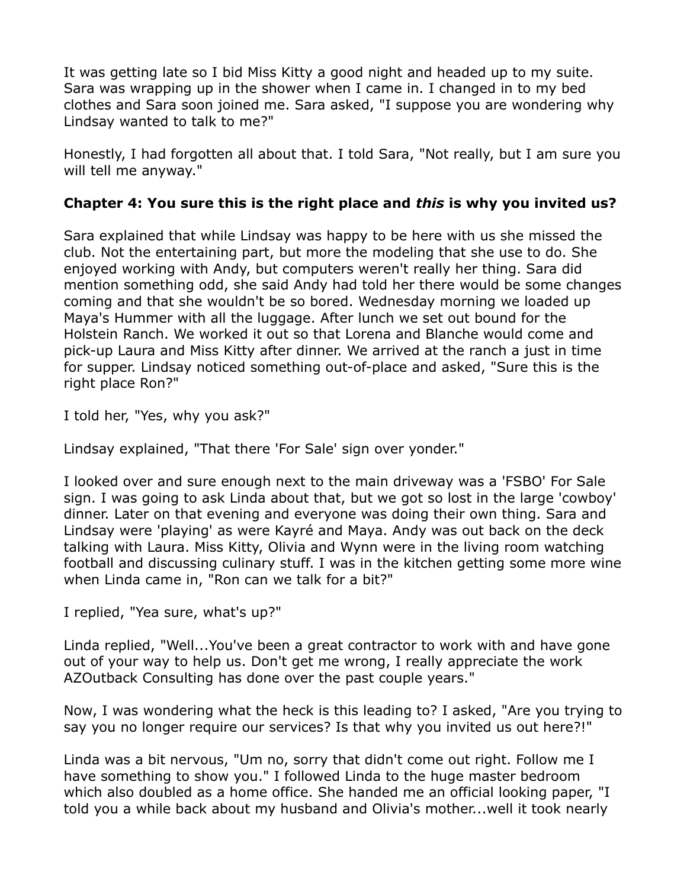It was getting late so I bid Miss Kitty a good night and headed up to my suite. Sara was wrapping up in the shower when I came in. I changed in to my bed clothes and Sara soon joined me. Sara asked, "I suppose you are wondering why Lindsay wanted to talk to me?"

Honestly, I had forgotten all about that. I told Sara, "Not really, but I am sure you will tell me anyway."

### Chapter 4: You sure this is the right place and *this* is why you invited us?

Sara explained that while Lindsay was happy to be here with us she missed the club. Not the entertaining part, but more the modeling that she use to do. She enjoyed working with Andy, but computers weren't really her thing. Sara did mention something odd, she said Andy had told her there would be some changes coming and that she wouldn't be so bored. Wednesday morning we loaded up Maya's Hummer with all the luggage. After lunch we set out bound for the Holstein Ranch. We worked it out so that Lorena and Blanche would come and pick-up Laura and Miss Kitty after dinner. We arrived at the ranch a just in time for supper. Lindsay noticed something out-of-place and asked, "Sure this is the right place Ron?"

I told her, "Yes, why you ask?"

Lindsay explained, "That there 'For Sale' sign over yonder."

I looked over and sure enough next to the main driveway was a 'FSBO' For Sale sign. I was going to ask Linda about that, but we got so lost in the large 'cowboy' dinner. Later on that evening and everyone was doing their own thing. Sara and Lindsay were 'playing' as were Kayré and Maya. Andy was out back on the deck talking with Laura. Miss Kitty, Olivia and Wynn were in the living room watching football and discussing culinary stuff. I was in the kitchen getting some more wine when Linda came in, "Ron can we talk for a bit?"

I replied, "Yea sure, what's up?"

Linda replied, "Well...You've been a great contractor to work with and have gone out of your way to help us. Don't get me wrong, I really appreciate the work AZOutback Consulting has done over the past couple years."

Now, I was wondering what the heck is this leading to? I asked, "Are you trying to say you no longer require our services? Is that why you invited us out here?!"

Linda was a bit nervous, "Um no, sorry that didn't come out right. Follow me I have something to show you." I followed Linda to the huge master bedroom which also doubled as a home office. She handed me an official looking paper, "I told you a while back about my husband and Olivia's mother...well it took nearly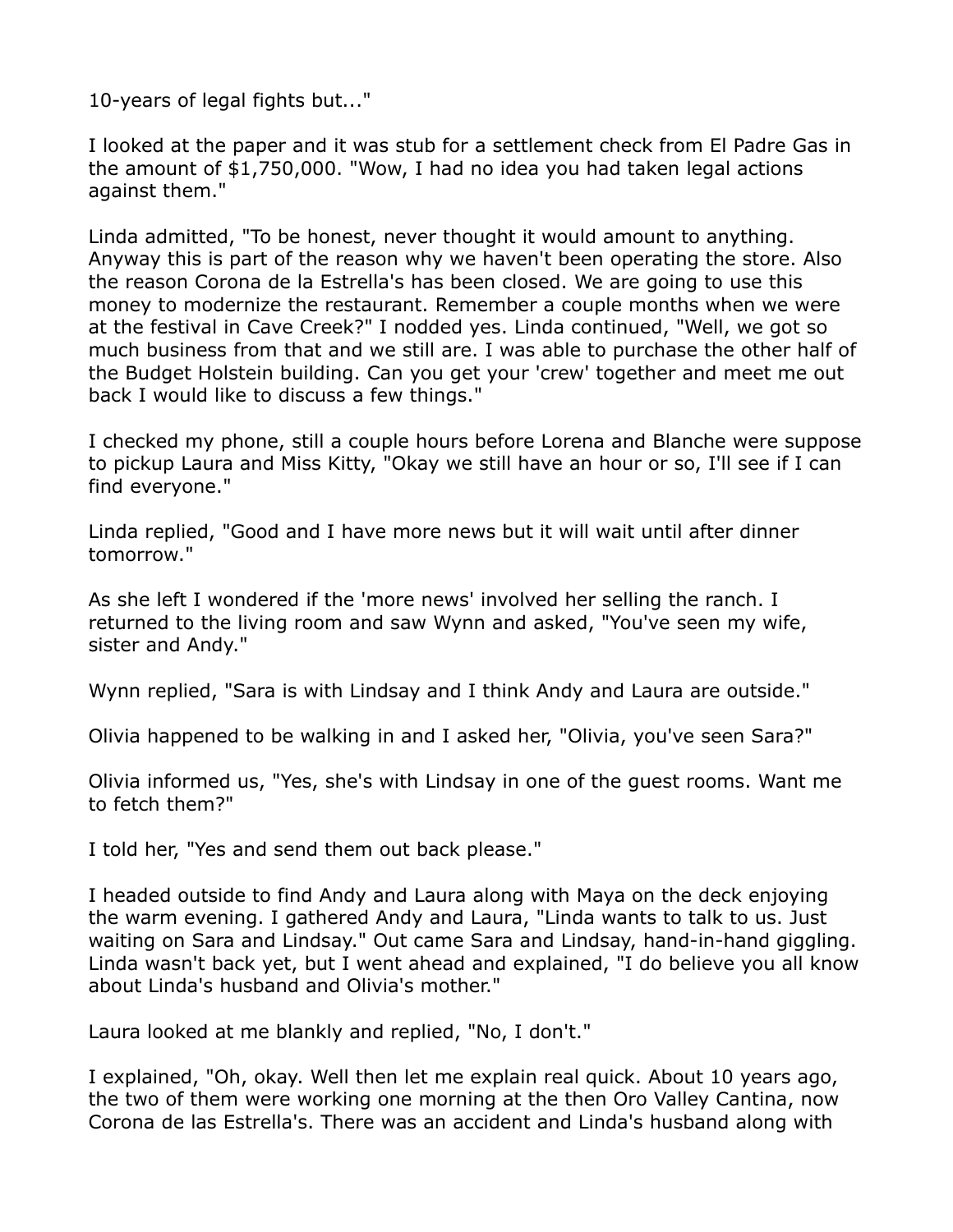10-years of legal fights but..."

I looked at the paper and it was stub for a settlement check from El Padre Gas in the amount of $1,750,000. "Wow, I had no idea you had taken legal actions against them."

Linda admitted, "To be honest, never thought it would amount to anything. Anyway this is part of the reason why we haven't been operating the store. Also the reason Corona de la Estrella's has been closed. We are going to use this money to modernize the restaurant. Remember a couple months when we were at the festival in Cave Creek?" I nodded yes. Linda continued, "Well, we got so much business from that and we still are. I was able to purchase the other half of the Budget Holstein building. Can you get your 'crew' together and meet me out back I would like to discuss a few things."

I checked my phone, still a couple hours before Lorena and Blanche were suppose to pickup Laura and Miss Kitty, "Okay we still have an hour or so, I'll see if I can find everyone."

Linda replied, "Good and I have more news but it will wait until after dinner tomorrow."

As she left I wondered if the 'more news' involved her selling the ranch. I returned to the living room and saw Wynn and asked, "You've seen my wife, sister and Andy."

Wynn replied, "Sara is with Lindsay and I think Andy and Laura are outside."

Olivia happened to be walking in and I asked her, "Olivia, you've seen Sara?"

Olivia informed us, "Yes, she's with Lindsay in one of the guest rooms. Want me to fetch them?"

I told her, "Yes and send them out back please."

I headed outside to find Andy and Laura along with Maya on the deck enjoying the warm evening. I gathered Andy and Laura, "Linda wants to talk to us. Just waiting on Sara and Lindsay." Out came Sara and Lindsay, hand-in-hand giggling. Linda wasn't back yet, but I went ahead and explained, "I do believe you all know about Linda's husband and Olivia's mother."

Laura looked at me blankly and replied, "No, I don't."

I explained, "Oh, okay. Well then let me explain real quick. About 10 years ago, the two of them were working one morning at the then Oro Valley Cantina, now Corona de las Estrella's. There was an accident and Linda's husband along with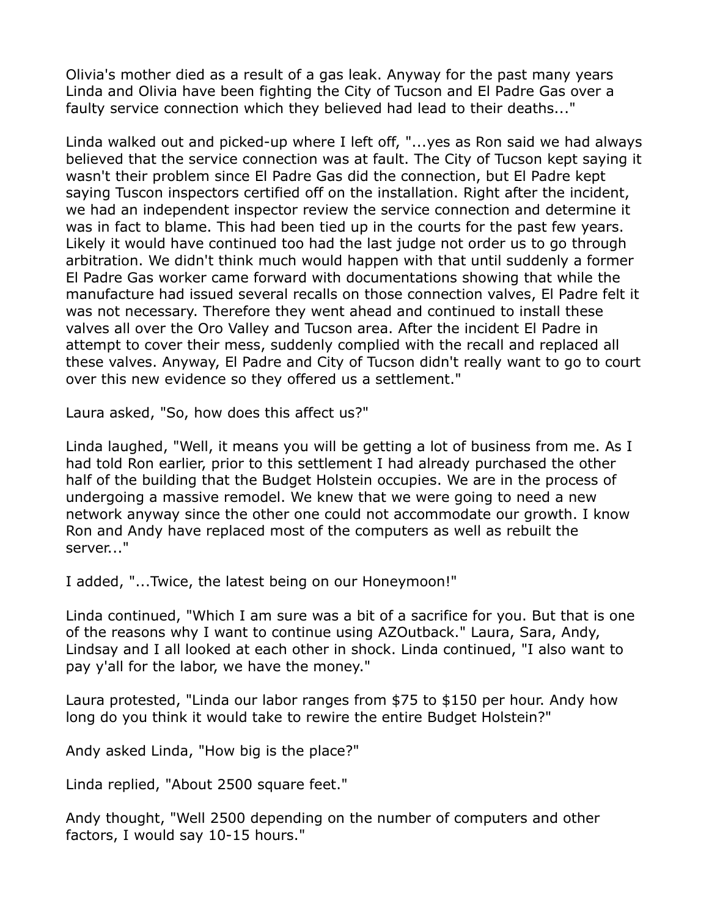Olivia's mother died as a result of a gas leak. Anyway for the past many years Linda and Olivia have been fighting the City of Tucson and El Padre Gas over a faulty service connection which they believed had lead to their deaths..."

Linda walked out and picked-up where I left off, "...yes as Ron said we had always believed that the service connection was at fault. The City of Tucson kept saying it wasn't their problem since El Padre Gas did the connection, but El Padre kept saying Tuscon inspectors certified off on the installation. Right after the incident, we had an independent inspector review the service connection and determine it was in fact to blame. This had been tied up in the courts for the past few years. Likely it would have continued too had the last judge not order us to go through arbitration. We didn't think much would happen with that until suddenly a former El Padre Gas worker came forward with documentations showing that while the manufacture had issued several recalls on those connection valves, El Padre felt it was not necessary. Therefore they went ahead and continued to install these valves all over the Oro Valley and Tucson area. After the incident El Padre in attempt to cover their mess, suddenly complied with the recall and replaced all these valves. Anyway, El Padre and City of Tucson didn't really want to go to court over this new evidence so they offered us a settlement."

Laura asked, "So, how does this affect us?"

Linda laughed, "Well, it means you will be getting a lot of business from me. As I had told Ron earlier, prior to this settlement I had already purchased the other half of the building that the Budget Holstein occupies. We are in the process of undergoing a massive remodel. We knew that we were going to need a new network anyway since the other one could not accommodate our growth. I know Ron and Andy have replaced most of the computers as well as rebuilt the server..."

I added, "...Twice, the latest being on our Honeymoon!"

Linda continued, "Which I am sure was a bit of a sacrifice for you. But that is one of the reasons why I want to continue using AZOutback." Laura, Sara, Andy, Lindsay and I all looked at each other in shock. Linda continued, "I also want to pay y'all for the labor, we have the money."

Laura protested, "Linda our labor ranges from $75 to $150 per hour. Andy how long do you think it would take to rewire the entire Budget Holstein?"

Andy asked Linda, "How big is the place?"

Linda replied, "About 2500 square feet."

Andy thought, "Well 2500 depending on the number of computers and other factors, I would say 10-15 hours."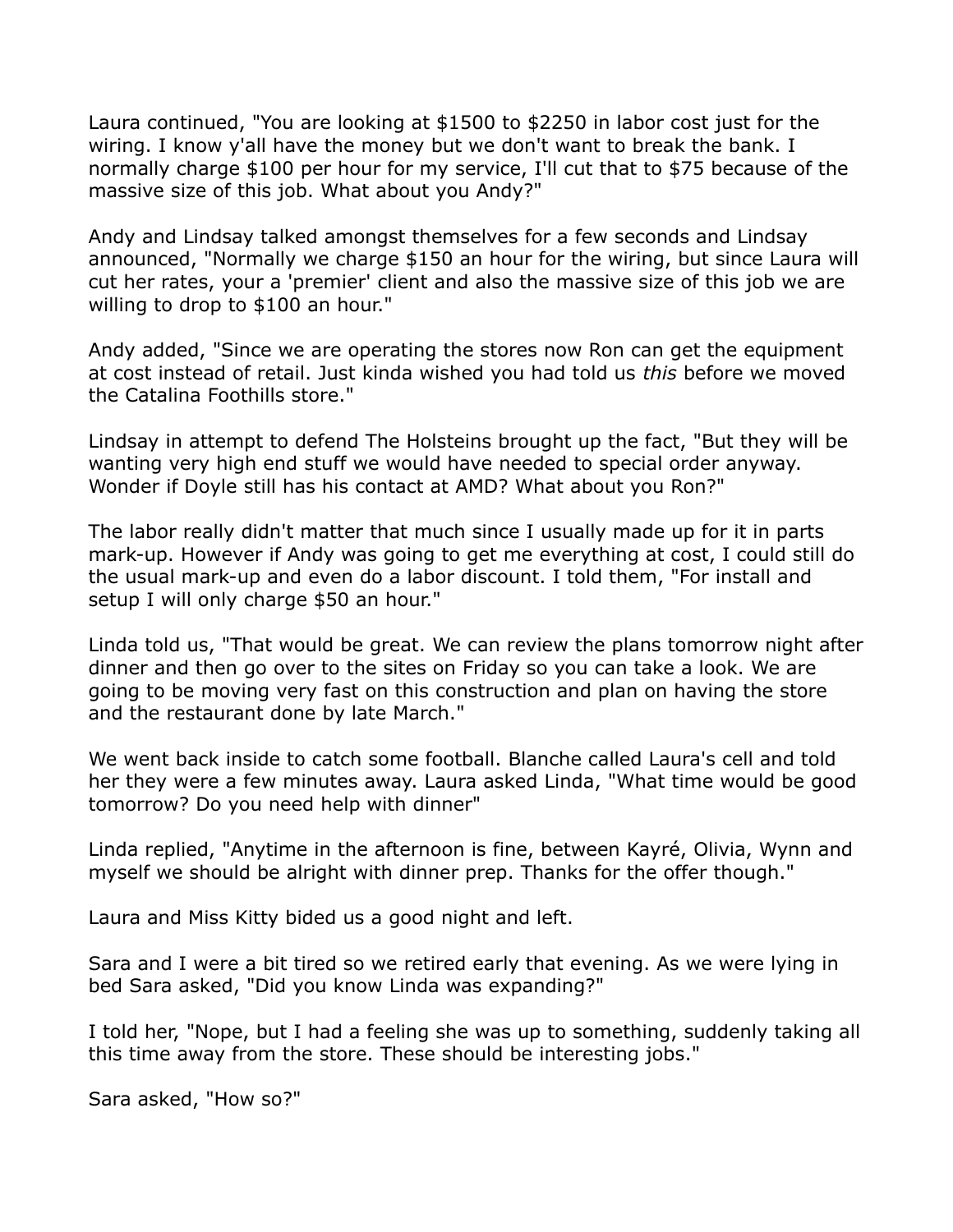Laura continued, "You are looking at $1500 to $2250 in labor cost just for the wiring. I know y'all have the money but we don't want to break the bank. I normally charge $100 per hour for my service, I'll cut that to $75 because of the massive size of this job. What about you Andy?"

Andy and Lindsay talked amongst themselves for a few seconds and Lindsay announced, "Normally we charge $150 an hour for the wiring, but since Laura will cut her rates, your a 'premier' client and also the massive size of this job we are willing to drop to $100 an hour."

Andy added, "Since we are operating the stores now Ron can get the equipment at cost instead of retail. Just kinda wished you had told us *this* before we moved the Catalina Foothills store."

Lindsay in attempt to defend The Holsteins brought up the fact, "But they will be wanting very high end stuff we would have needed to special order anyway. Wonder if Doyle still has his contact at AMD? What about you Ron?"

The labor really didn't matter that much since I usually made up for it in parts mark-up. However if Andy was going to get me everything at cost, I could still do the usual mark-up and even do a labor discount. I told them, "For install and setup I will only charge $50 an hour."

Linda told us, "That would be great. We can review the plans tomorrow night after dinner and then go over to the sites on Friday so you can take a look. We are going to be moving very fast on this construction and plan on having the store and the restaurant done by late March."

We went back inside to catch some football. Blanche called Laura's cell and told her they were a few minutes away. Laura asked Linda, "What time would be good tomorrow? Do you need help with dinner"

Linda replied, "Anytime in the afternoon is fine, between Kayré, Olivia, Wynn and myself we should be alright with dinner prep. Thanks for the offer though."

Laura and Miss Kitty bided us a good night and left.

Sara and I were a bit tired so we retired early that evening. As we were lying in bed Sara asked, "Did you know Linda was expanding?"

I told her, "Nope, but I had a feeling she was up to something, suddenly taking all this time away from the store. These should be interesting jobs."

Sara asked, "How so?"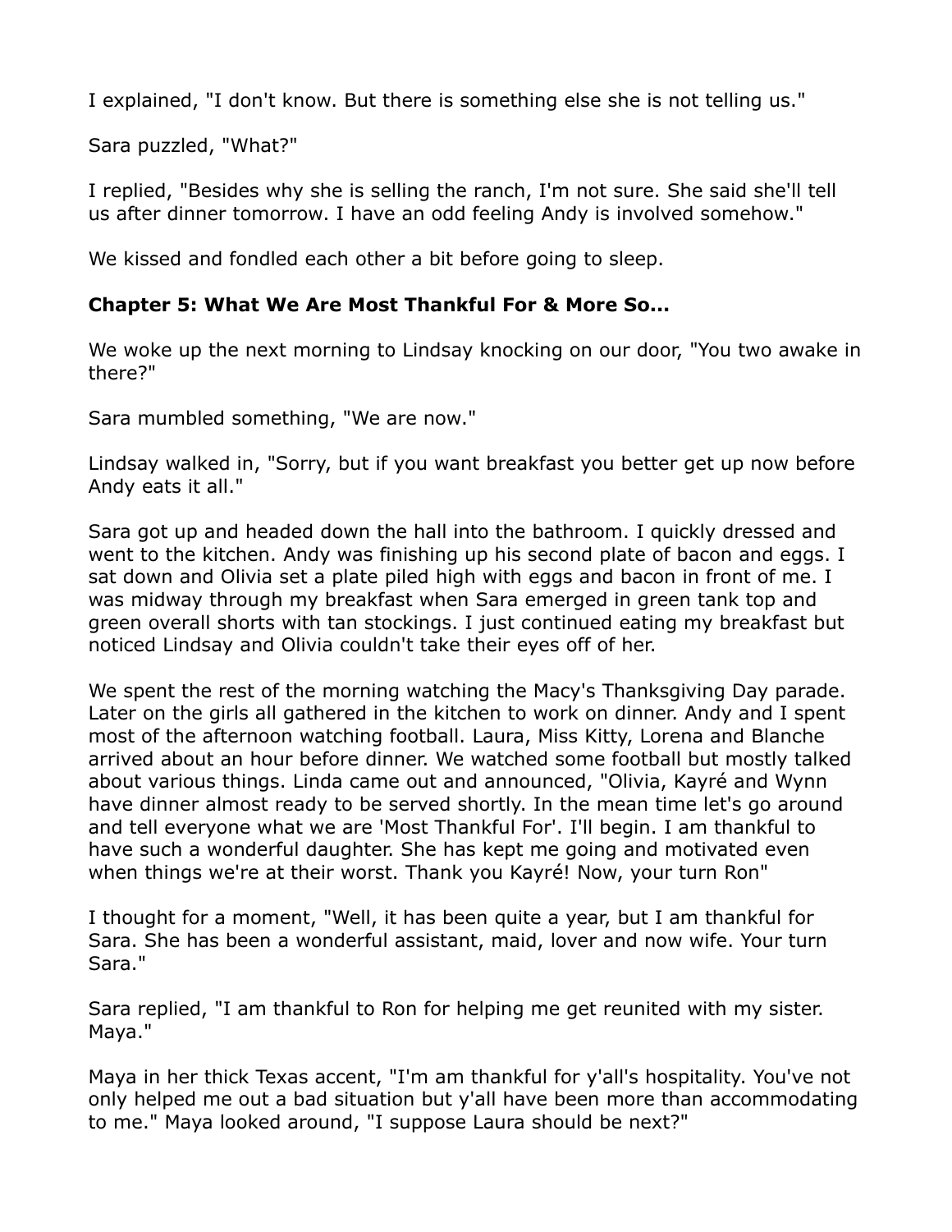I explained, "I don't know. But there is something else she is not telling us."

Sara puzzled, "What?"

I replied, "Besides why she is selling the ranch, I'm not sure. She said she'll tell us after dinner tomorrow. I have an odd feeling Andy is involved somehow."

We kissed and fondled each other a bit before going to sleep.

### Chapter 5: What We Are Most Thankful For & More So...

We woke up the next morning to Lindsay knocking on our door, "You two awake in there?"

Sara mumbled something, "We are now."

Lindsay walked in, "Sorry, but if you want breakfast you better get up now before Andy eats it all."

Sara got up and headed down the hall into the bathroom. I quickly dressed and went to the kitchen. Andy was finishing up his second plate of bacon and eggs. I sat down and Olivia set a plate piled high with eggs and bacon in front of me. I was midway through my breakfast when Sara emerged in green tank top and green overall shorts with tan stockings. I just continued eating my breakfast but noticed Lindsay and Olivia couldn't take their eyes off of her.

We spent the rest of the morning watching the Macy's Thanksgiving Day parade. Later on the girls all gathered in the kitchen to work on dinner. Andy and I spent most of the afternoon watching football. Laura, Miss Kitty, Lorena and Blanche arrived about an hour before dinner. We watched some football but mostly talked about various things. Linda came out and announced, "Olivia, Kayré and Wynn have dinner almost ready to be served shortly. In the mean time let's go around and tell everyone what we are 'Most Thankful For'. I'll begin. I am thankful to have such a wonderful daughter. She has kept me going and motivated even when things we're at their worst. Thank you Kayré! Now, your turn Ron"

I thought for a moment, "Well, it has been quite a year, but I am thankful for Sara. She has been a wonderful assistant, maid, lover and now wife. Your turn Sara."

Sara replied, "I am thankful to Ron for helping me get reunited with my sister. Maya."

Maya in her thick Texas accent, "I'm am thankful for y'all's hospitality. You've not only helped me out a bad situation but y'all have been more than accommodating to me." Maya looked around, "I suppose Laura should be next?"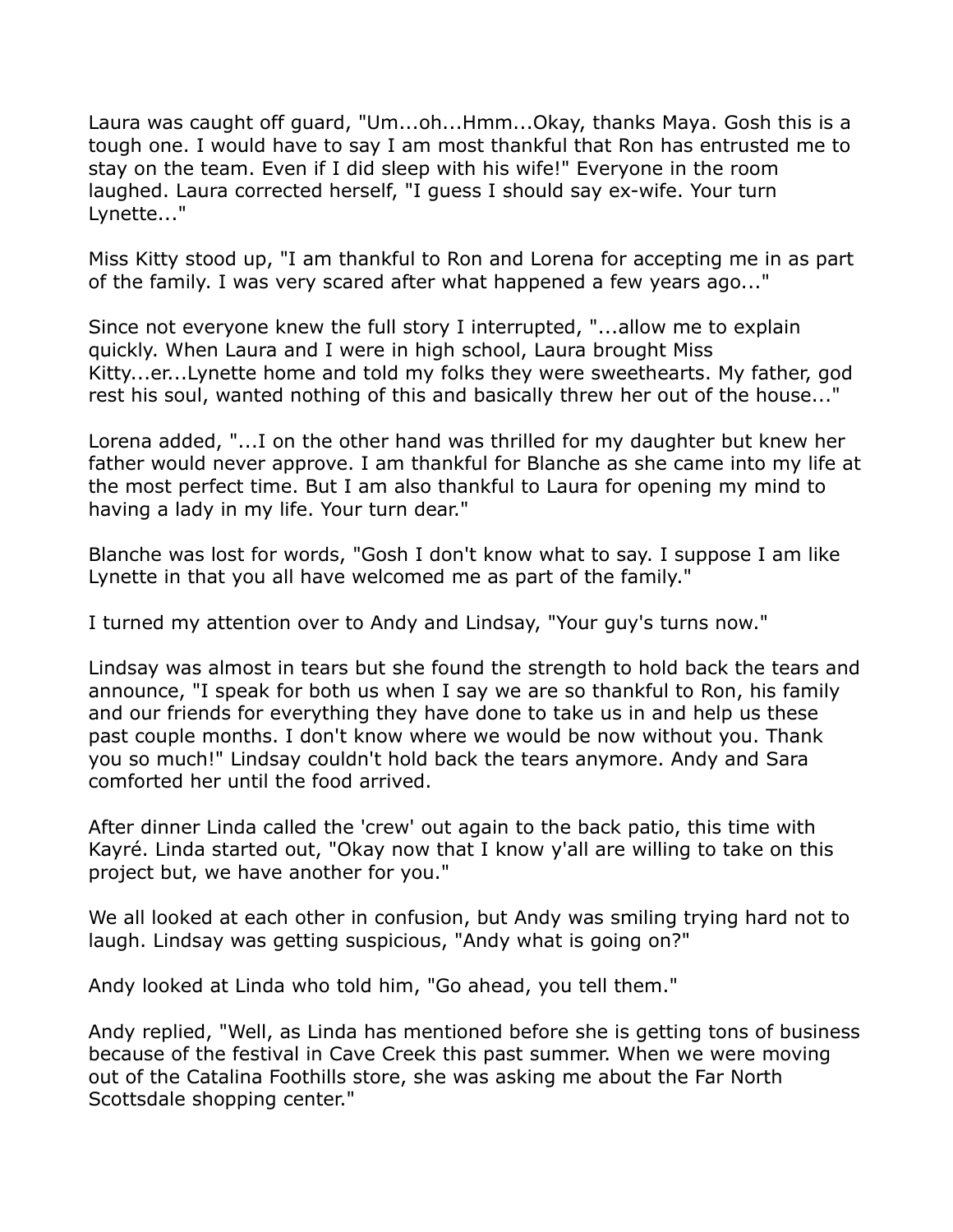Laura was caught off guard, "Um...oh...Hmm...Okay, thanks Maya. Gosh this is a tough one. I would have to say I am most thankful that Ron has entrusted me to stay on the team. Even if I did sleep with his wife!" Everyone in the room laughed. Laura corrected herself, "I guess I should say ex-wife. Your turn Lynette..."

Miss Kitty stood up, "I am thankful to Ron and Lorena for accepting me in as part of the family. I was very scared after what happened a few years ago..."

Since not everyone knew the full story I interrupted, "...allow me to explain quickly. When Laura and I were in high school, Laura brought Miss Kitty...er...Lynette home and told my folks they were sweethearts. My father, god rest his soul, wanted nothing of this and basically threw her out of the house..."

Lorena added, "...I on the other hand was thrilled for my daughter but knew her father would never approve. I am thankful for Blanche as she came into my life at the most perfect time. But I am also thankful to Laura for opening my mind to having a lady in my life. Your turn dear."

Blanche was lost for words, "Gosh I don't know what to say. I suppose I am like Lynette in that you all have welcomed me as part of the family."

I turned my attention over to Andy and Lindsay, "Your guy's turns now."

Lindsay was almost in tears but she found the strength to hold back the tears and announce, "I speak for both us when I say we are so thankful to Ron, his family and our friends for everything they have done to take us in and help us these past couple months. I don't know where we would be now without you. Thank you so much!" Lindsay couldn't hold back the tears anymore. Andy and Sara comforted her until the food arrived.

After dinner Linda called the 'crew' out again to the back patio, this time with Kayré. Linda started out, "Okay now that I know y'all are willing to take on this project but, we have another for you."

We all looked at each other in confusion, but Andy was smiling trying hard not to laugh. Lindsay was getting suspicious, "Andy what is going on?"

Andy looked at Linda who told him, "Go ahead, you tell them."

Andy replied, "Well, as Linda has mentioned before she is getting tons of business because of the festival in Cave Creek this past summer. When we were moving out of the Catalina Foothills store, she was asking me about the Far North Scottsdale shopping center."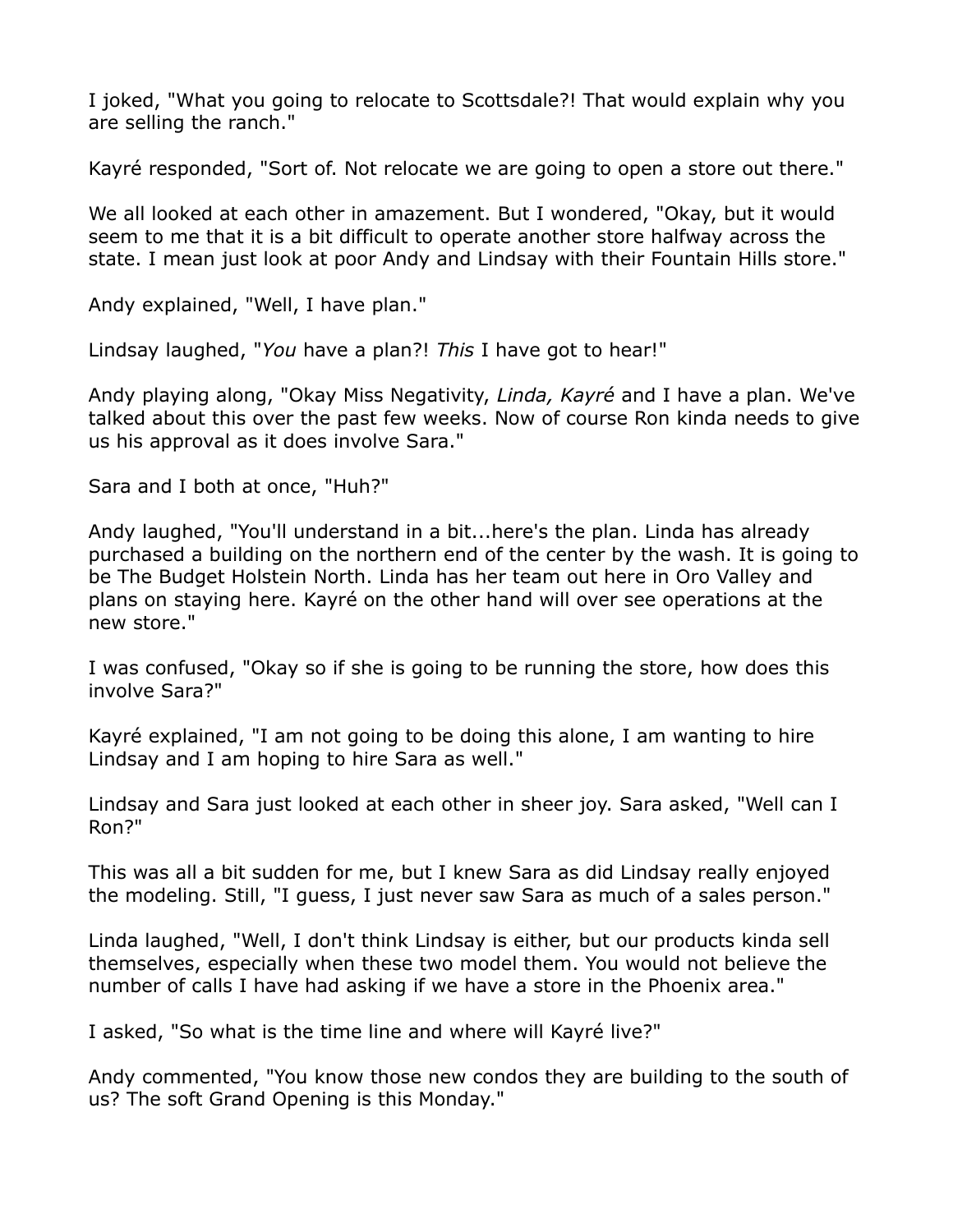I joked, "What you going to relocate to Scottsdale?! That would explain why you are selling the ranch."

Kayré responded, "Sort of. Not relocate we are going to open a store out there."

We all looked at each other in amazement. But I wondered, "Okay, but it would seem to me that it is a bit difficult to operate another store halfway across the state. I mean just look at poor Andy and Lindsay with their Fountain Hills store."

Andy explained, "Well, I have plan."

Lindsay laughed, "*You* have a plan?! *This* I have got to hear!"

Andy playing along, "Okay Miss Negativity, *Linda, Kayré* and I have a plan. We've talked about this over the past few weeks. Now of course Ron kinda needs to give us his approval as it does involve Sara."

Sara and I both at once, "Huh?"

Andy laughed, "You'll understand in a bit...here's the plan. Linda has already purchased a building on the northern end of the center by the wash. It is going to be The Budget Holstein North. Linda has her team out here in Oro Valley and plans on staying here. Kayré on the other hand will over see operations at the new store."

I was confused, "Okay so if she is going to be running the store, how does this involve Sara?"

Kayré explained, "I am not going to be doing this alone, I am wanting to hire Lindsay and I am hoping to hire Sara as well."

Lindsay and Sara just looked at each other in sheer joy. Sara asked, "Well can I Ron?"

This was all a bit sudden for me, but I knew Sara as did Lindsay really enjoyed the modeling. Still, "I guess, I just never saw Sara as much of a sales person."

Linda laughed, "Well, I don't think Lindsay is either, but our products kinda sell themselves, especially when these two model them. You would not believe the number of calls I have had asking if we have a store in the Phoenix area."

I asked, "So what is the time line and where will Kayré live?"

Andy commented, "You know those new condos they are building to the south of us? The soft Grand Opening is this Monday."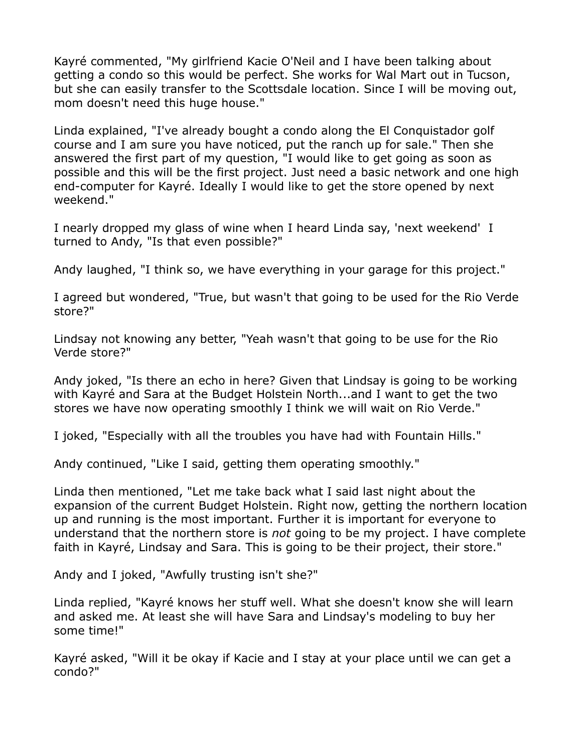Kayré commented, "My girlfriend Kacie O'Neil and I have been talking about getting a condo so this would be perfect. She works for Wal Mart out in Tucson, but she can easily transfer to the Scottsdale location. Since I will be moving out, mom doesn't need this huge house."

Linda explained, "I've already bought a condo along the El Conquistador golf course and I am sure you have noticed, put the ranch up for sale." Then she answered the first part of my question, "I would like to get going as soon as possible and this will be the first project. Just need a basic network and one high end-computer for Kayré. Ideally I would like to get the store opened by next weekend."

I nearly dropped my glass of wine when I heard Linda say, 'next weekend' I turned to Andy, "Is that even possible?"

Andy laughed, "I think so, we have everything in your garage for this project."

I agreed but wondered, "True, but wasn't that going to be used for the Rio Verde store?"

Lindsay not knowing any better, "Yeah wasn't that going to be use for the Rio Verde store?"

Andy joked, "Is there an echo in here? Given that Lindsay is going to be working with Kayré and Sara at the Budget Holstein North...and I want to get the two stores we have now operating smoothly I think we will wait on Rio Verde."

I joked, "Especially with all the troubles you have had with Fountain Hills."

Andy continued, "Like I said, getting them operating smoothly."

Linda then mentioned, "Let me take back what I said last night about the expansion of the current Budget Holstein. Right now, getting the northern location up and running is the most important. Further it is important for everyone to understand that the northern store is *not* going to be my project. I have complete faith in Kayré, Lindsay and Sara. This is going to be their project, their store."

Andy and I joked, "Awfully trusting isn't she?"

Linda replied, "Kayré knows her stuff well. What she doesn't know she will learn and asked me. At least she will have Sara and Lindsay's modeling to buy her some time!"

Kayré asked, "Will it be okay if Kacie and I stay at your place until we can get a condo?"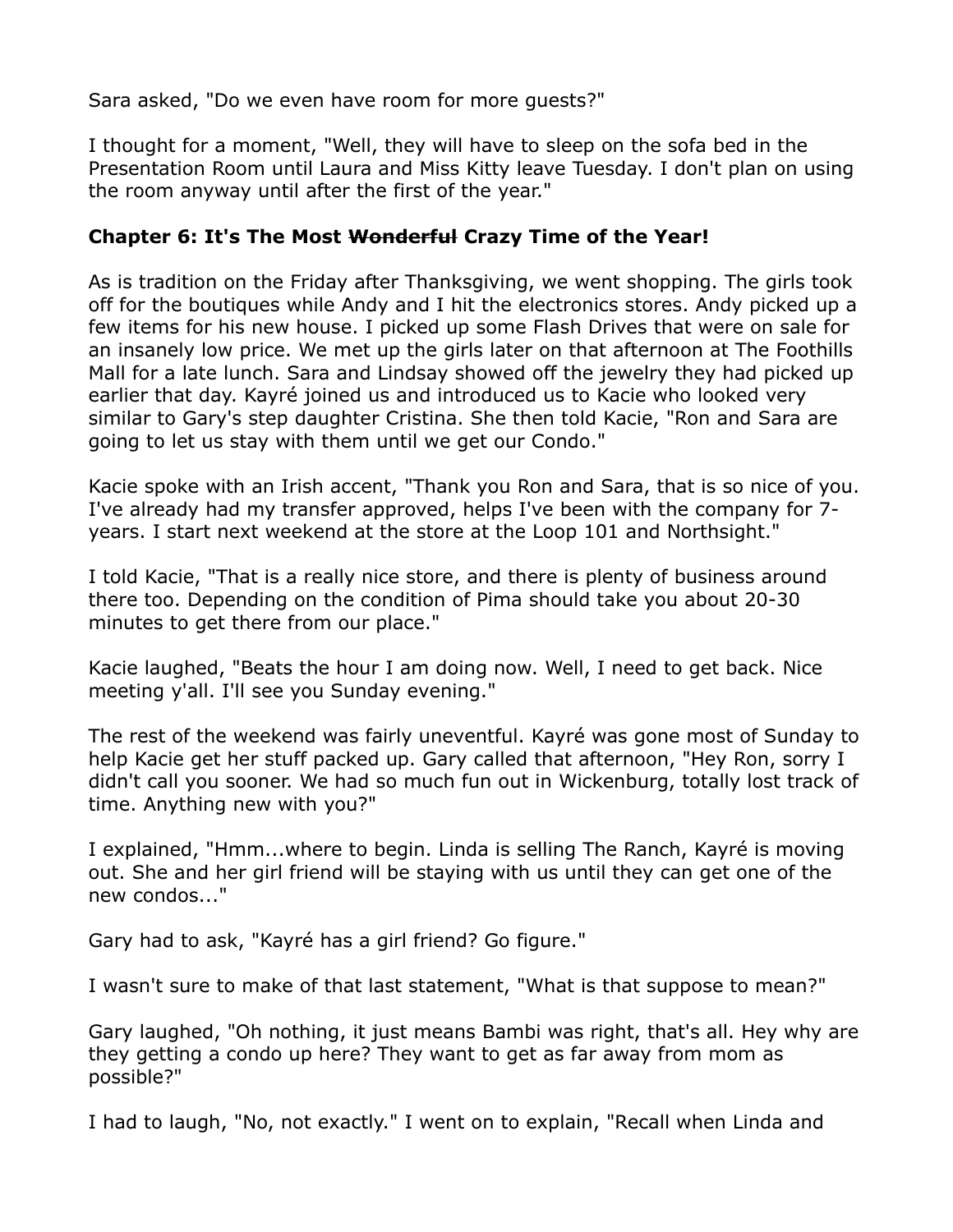Sara asked, "Do we even have room for more guests?"

I thought for a moment, "Well, they will have to sleep on the sofa bed in the Presentation Room until Laura and Miss Kitty leave Tuesday. I don't plan on using the room anyway until after the first of the year."

### Chapter 6: It's The Most ~~Wonderful~~ Crazy Time of the Year!

As is tradition on the Friday after Thanksgiving, we went shopping. The girls took off for the boutiques while Andy and I hit the electronics stores. Andy picked up a few items for his new house. I picked up some Flash Drives that were on sale for an insanely low price. We met up the girls later on that afternoon at The Foothills Mall for a late lunch. Sara and Lindsay showed off the jewelry they had picked up earlier that day. Kayré joined us and introduced us to Kacie who looked very similar to Gary's step daughter Cristina. She then told Kacie, "Ron and Sara are going to let us stay with them until we get our Condo."

Kacie spoke with an Irish accent, "Thank you Ron and Sara, that is so nice of you. I've already had my transfer approved, helps I've been with the company for 7-years. I start next weekend at the store at the Loop 101 and Northsight."

I told Kacie, "That is a really nice store, and there is plenty of business around there too. Depending on the condition of Pima should take you about 20-30 minutes to get there from our place."

Kacie laughed, "Beats the hour I am doing now. Well, I need to get back. Nice meeting y'all. I'll see you Sunday evening."

The rest of the weekend was fairly uneventful. Kayré was gone most of Sunday to help Kacie get her stuff packed up. Gary called that afternoon, "Hey Ron, sorry I didn't call you sooner. We had so much fun out in Wickenburg, totally lost track of time. Anything new with you?"

I explained, "Hmm...where to begin. Linda is selling The Ranch, Kayré is moving out. She and her girl friend will be staying with us until they can get one of the new condos..."

Gary had to ask, "Kayré has a girl friend? Go figure."

I wasn't sure to make of that last statement, "What is that suppose to mean?"

Gary laughed, "Oh nothing, it just means Bambi was right, that's all. Hey why are they getting a condo up here? They want to get as far away from mom as possible?"

I had to laugh, "No, not exactly." I went on to explain, "Recall when Linda and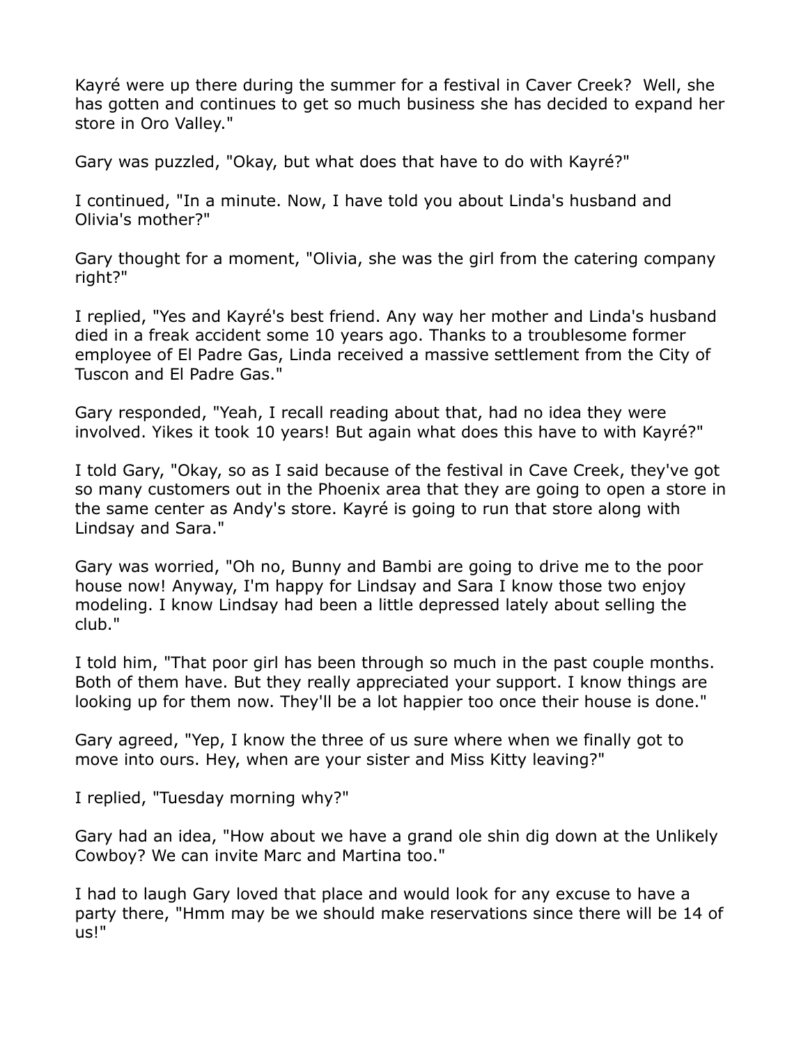Kayré were up there during the summer for a festival in Caver Creek? Well, she has gotten and continues to get so much business she has decided to expand her store in Oro Valley."

Gary was puzzled, "Okay, but what does that have to do with Kayré?"

I continued, "In a minute. Now, I have told you about Linda's husband and Olivia's mother?"

Gary thought for a moment, "Olivia, she was the girl from the catering company right?"

I replied, "Yes and Kayré's best friend. Any way her mother and Linda's husband died in a freak accident some 10 years ago. Thanks to a troublesome former employee of El Padre Gas, Linda received a massive settlement from the City of Tuscon and El Padre Gas."

Gary responded, "Yeah, I recall reading about that, had no idea they were involved. Yikes it took 10 years! But again what does this have to with Kayré?"

I told Gary, "Okay, so as I said because of the festival in Cave Creek, they've got so many customers out in the Phoenix area that they are going to open a store in the same center as Andy's store. Kayré is going to run that store along with Lindsay and Sara."

Gary was worried, "Oh no, Bunny and Bambi are going to drive me to the poor house now! Anyway, I'm happy for Lindsay and Sara I know those two enjoy modeling. I know Lindsay had been a little depressed lately about selling the club."

I told him, "That poor girl has been through so much in the past couple months. Both of them have. But they really appreciated your support. I know things are looking up for them now. They'll be a lot happier too once their house is done."

Gary agreed, "Yep, I know the three of us sure where when we finally got to move into ours. Hey, when are your sister and Miss Kitty leaving?"

I replied, "Tuesday morning why?"

Gary had an idea, "How about we have a grand ole shin dig down at the Unlikely Cowboy? We can invite Marc and Martina too."

I had to laugh Gary loved that place and would look for any excuse to have a party there, "Hmm may be we should make reservations since there will be 14 of us!"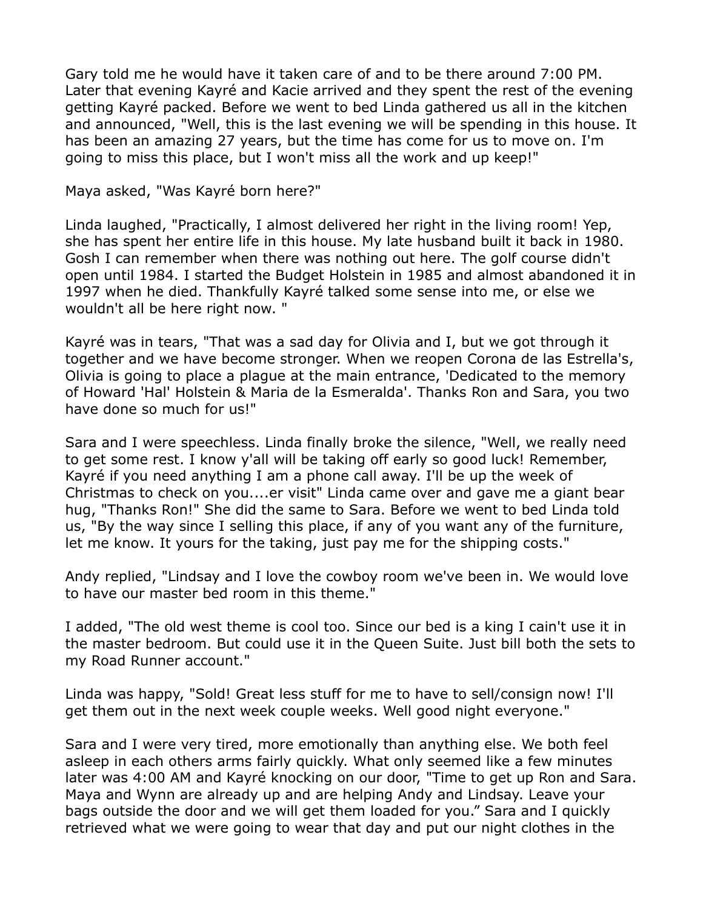Gary told me he would have it taken care of and to be there around 7:00 PM. Later that evening Kayré and Kacie arrived and they spent the rest of the evening getting Kayré packed. Before we went to bed Linda gathered us all in the kitchen and announced, "Well, this is the last evening we will be spending in this house. It has been an amazing 27 years, but the time has come for us to move on. I'm going to miss this place, but I won't miss all the work and up keep!"

Maya asked, "Was Kayré born here?"

Linda laughed, "Practically, I almost delivered her right in the living room! Yep, she has spent her entire life in this house. My late husband built it back in 1980. Gosh I can remember when there was nothing out here. The golf course didn't open until 1984. I started the Budget Holstein in 1985 and almost abandoned it in 1997 when he died. Thankfully Kayré talked some sense into me, or else we wouldn't all be here right now. "

Kayré was in tears, "That was a sad day for Olivia and I, but we got through it together and we have become stronger. When we reopen Corona de las Estrella's, Olivia is going to place a plague at the main entrance, 'Dedicated to the memory of Howard 'Hal' Holstein & Maria de la Esmeralda'. Thanks Ron and Sara, you two have done so much for us!"

Sara and I were speechless. Linda finally broke the silence, "Well, we really need to get some rest. I know y'all will be taking off early so good luck! Remember, Kayré if you need anything I am a phone call away. I'll be up the week of Christmas to check on you....er visit" Linda came over and gave me a giant bear hug, "Thanks Ron!" She did the same to Sara. Before we went to bed Linda told us, "By the way since I selling this place, if any of you want any of the furniture, let me know. It yours for the taking, just pay me for the shipping costs."

Andy replied, "Lindsay and I love the cowboy room we've been in. We would love to have our master bed room in this theme."

I added, "The old west theme is cool too. Since our bed is a king I cain't use it in the master bedroom. But could use it in the Queen Suite. Just bill both the sets to my Road Runner account."

Linda was happy, "Sold! Great less stuff for me to have to sell/consign now! I'll get them out in the next week couple weeks. Well good night everyone."

Sara and I were very tired, more emotionally than anything else. We both feel asleep in each others arms fairly quickly. What only seemed like a few minutes later was 4:00 AM and Kayré knocking on our door, "Time to get up Ron and Sara. Maya and Wynn are already up and are helping Andy and Lindsay. Leave your bags outside the door and we will get them loaded for you." Sara and I quickly retrieved what we were going to wear that day and put our night clothes in the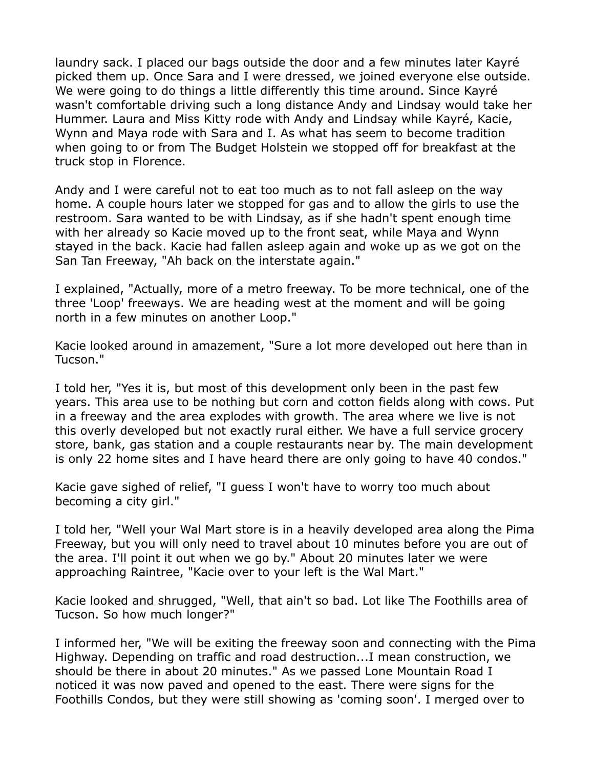laundry sack. I placed our bags outside the door and a few minutes later Kayré picked them up. Once Sara and I were dressed, we joined everyone else outside. We were going to do things a little differently this time around. Since Kayré wasn't comfortable driving such a long distance Andy and Lindsay would take her Hummer. Laura and Miss Kitty rode with Andy and Lindsay while Kayré, Kacie, Wynn and Maya rode with Sara and I. As what has seem to become tradition when going to or from The Budget Holstein we stopped off for breakfast at the truck stop in Florence.

Andy and I were careful not to eat too much as to not fall asleep on the way home. A couple hours later we stopped for gas and to allow the girls to use the restroom. Sara wanted to be with Lindsay, as if she hadn't spent enough time with her already so Kacie moved up to the front seat, while Maya and Wynn stayed in the back. Kacie had fallen asleep again and woke up as we got on the San Tan Freeway, "Ah back on the interstate again."

I explained, "Actually, more of a metro freeway. To be more technical, one of the three 'Loop' freeways. We are heading west at the moment and will be going north in a few minutes on another Loop."

Kacie looked around in amazement, "Sure a lot more developed out here than in Tucson."

I told her, "Yes it is, but most of this development only been in the past few years. This area use to be nothing but corn and cotton fields along with cows. Put in a freeway and the area explodes with growth. The area where we live is not this overly developed but not exactly rural either. We have a full service grocery store, bank, gas station and a couple restaurants near by. The main development is only 22 home sites and I have heard there are only going to have 40 condos."

Kacie gave sighed of relief, "I guess I won't have to worry too much about becoming a city girl."

I told her, "Well your Wal Mart store is in a heavily developed area along the Pima Freeway, but you will only need to travel about 10 minutes before you are out of the area. I'll point it out when we go by." About 20 minutes later we were approaching Raintree, "Kacie over to your left is the Wal Mart."

Kacie looked and shrugged, "Well, that ain't so bad. Lot like The Foothills area of Tucson. So how much longer?"

I informed her, "We will be exiting the freeway soon and connecting with the Pima Highway. Depending on traffic and road destruction...I mean construction, we should be there in about 20 minutes." As we passed Lone Mountain Road I noticed it was now paved and opened to the east. There were signs for the Foothills Condos, but they were still showing as 'coming soon'. I merged over to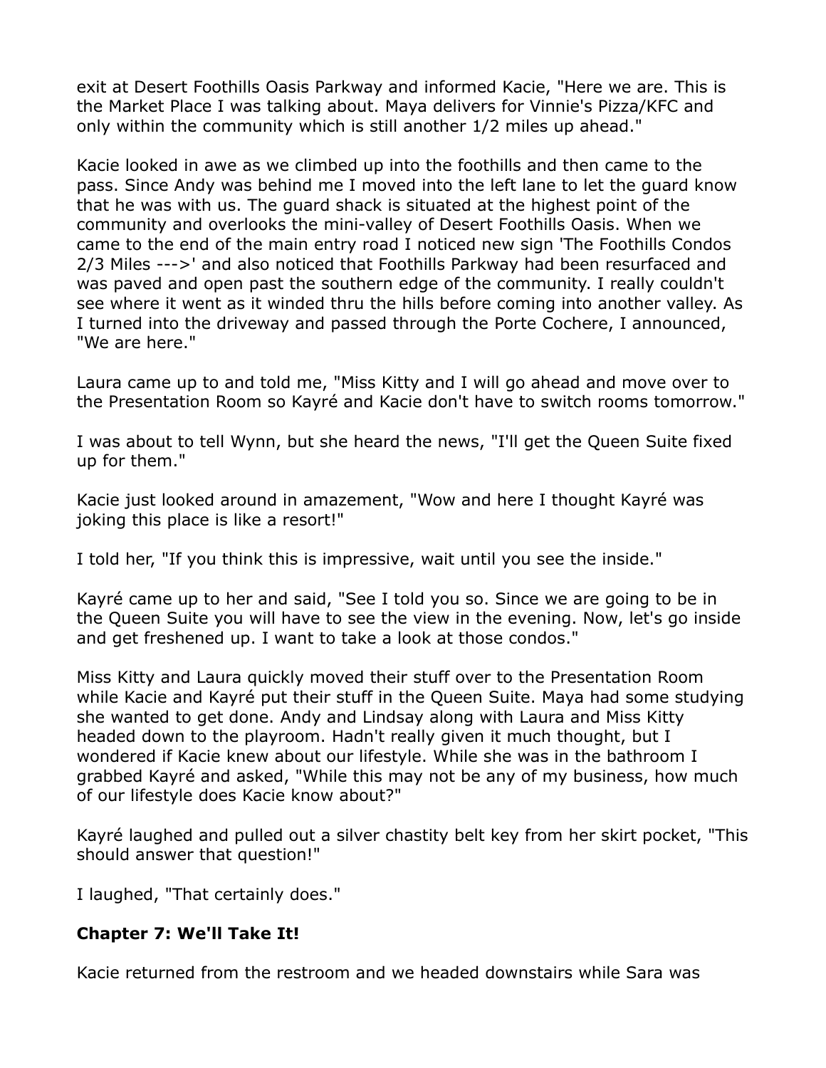exit at Desert Foothills Oasis Parkway and informed Kacie, "Here we are. This is the Market Place I was talking about. Maya delivers for Vinnie's Pizza/KFC and only within the community which is still another 1/2 miles up ahead."

Kacie looked in awe as we climbed up into the foothills and then came to the pass. Since Andy was behind me I moved into the left lane to let the guard know that he was with us. The guard shack is situated at the highest point of the community and overlooks the mini-valley of Desert Foothills Oasis. When we came to the end of the main entry road I noticed new sign 'The Foothills Condos 2/3 Miles --->' and also noticed that Foothills Parkway had been resurfaced and was paved and open past the southern edge of the community. I really couldn't see where it went as it winded thru the hills before coming into another valley. As I turned into the driveway and passed through the Porte Cochere, I announced, "We are here."

Laura came up to and told me, "Miss Kitty and I will go ahead and move over to the Presentation Room so Kayré and Kacie don't have to switch rooms tomorrow."

I was about to tell Wynn, but she heard the news, "I'll get the Queen Suite fixed up for them."

Kacie just looked around in amazement, "Wow and here I thought Kayré was joking this place is like a resort!"

I told her, "If you think this is impressive, wait until you see the inside."

Kayré came up to her and said, "See I told you so. Since we are going to be in the Queen Suite you will have to see the view in the evening. Now, let's go inside and get freshened up. I want to take a look at those condos."

Miss Kitty and Laura quickly moved their stuff over to the Presentation Room while Kacie and Kayré put their stuff in the Queen Suite. Maya had some studying she wanted to get done. Andy and Lindsay along with Laura and Miss Kitty headed down to the playroom. Hadn't really given it much thought, but I wondered if Kacie knew about our lifestyle. While she was in the bathroom I grabbed Kayré and asked, "While this may not be any of my business, how much of our lifestyle does Kacie know about?"

Kayré laughed and pulled out a silver chastity belt key from her skirt pocket, "This should answer that question!"

I laughed, "That certainly does."

**Chapter 7: We'll Take It!**

Kacie returned from the restroom and we headed downstairs while Sara was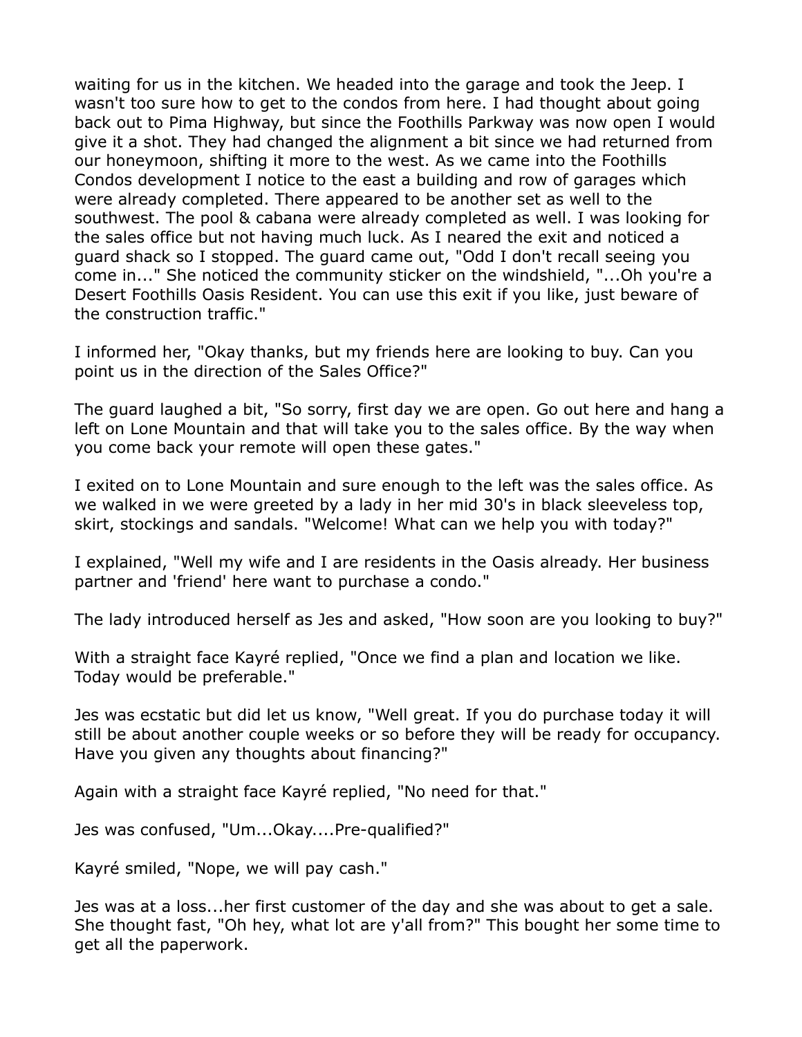waiting for us in the kitchen. We headed into the garage and took the Jeep. I wasn't too sure how to get to the condos from here. I had thought about going back out to Pima Highway, but since the Foothills Parkway was now open I would give it a shot. They had changed the alignment a bit since we had returned from our honeymoon, shifting it more to the west. As we came into the Foothills Condos development I notice to the east a building and row of garages which were already completed. There appeared to be another set as well to the southwest. The pool & cabana were already completed as well. I was looking for the sales office but not having much luck. As I neared the exit and noticed a guard shack so I stopped. The guard came out, "Odd I don't recall seeing you come in..." She noticed the community sticker on the windshield, "...Oh you're a Desert Foothills Oasis Resident. You can use this exit if you like, just beware of the construction traffic."

I informed her, "Okay thanks, but my friends here are looking to buy. Can you point us in the direction of the Sales Office?"

The guard laughed a bit, "So sorry, first day we are open. Go out here and hang a left on Lone Mountain and that will take you to the sales office. By the way when you come back your remote will open these gates."

I exited on to Lone Mountain and sure enough to the left was the sales office. As we walked in we were greeted by a lady in her mid 30's in black sleeveless top, skirt, stockings and sandals. "Welcome! What can we help you with today?"

I explained, "Well my wife and I are residents in the Oasis already. Her business partner and 'friend' here want to purchase a condo."

The lady introduced herself as Jes and asked, "How soon are you looking to buy?"

With a straight face Kayré replied, "Once we find a plan and location we like. Today would be preferable."

Jes was ecstatic but did let us know, "Well great. If you do purchase today it will still be about another couple weeks or so before they will be ready for occupancy. Have you given any thoughts about financing?"

Again with a straight face Kayré replied, "No need for that."

Jes was confused, "Um...Okay....Pre-qualified?"

Kayré smiled, "Nope, we will pay cash."

Jes was at a loss...her first customer of the day and she was about to get a sale. She thought fast, "Oh hey, what lot are y'all from?" This bought her some time to get all the paperwork.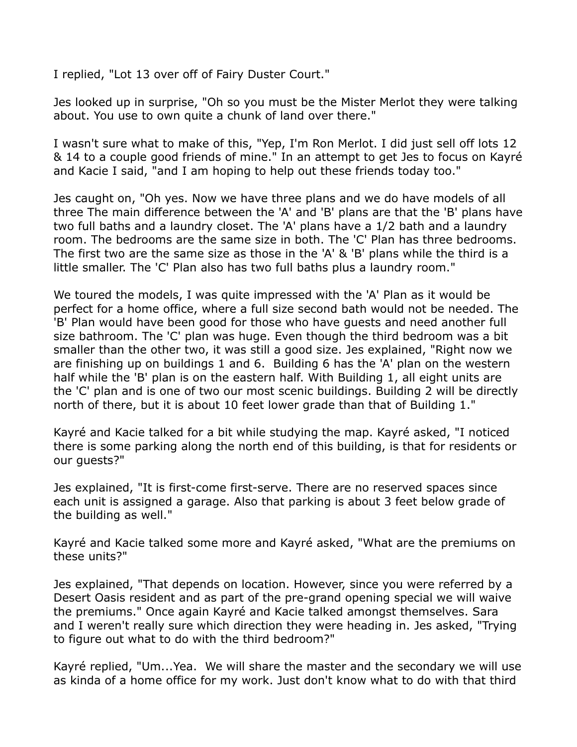I replied, "Lot 13 over off of Fairy Duster Court."

Jes looked up in surprise, "Oh so you must be the Mister Merlot they were talking about. You use to own quite a chunk of land over there."

I wasn't sure what to make of this, "Yep, I'm Ron Merlot. I did just sell off lots 12 & 14 to a couple good friends of mine." In an attempt to get Jes to focus on Kayré and Kacie I said, "and I am hoping to help out these friends today too."

Jes caught on, "Oh yes. Now we have three plans and we do have models of all three The main difference between the 'A' and 'B' plans are that the 'B' plans have two full baths and a laundry closet. The 'A' plans have a 1/2 bath and a laundry room. The bedrooms are the same size in both. The 'C' Plan has three bedrooms. The first two are the same size as those in the 'A' & 'B' plans while the third is a little smaller. The 'C' Plan also has two full baths plus a laundry room."

We toured the models, I was quite impressed with the 'A' Plan as it would be perfect for a home office, where a full size second bath would not be needed. The 'B' Plan would have been good for those who have guests and need another full size bathroom. The 'C' plan was huge. Even though the third bedroom was a bit smaller than the other two, it was still a good size. Jes explained, "Right now we are finishing up on buildings 1 and 6. Building 6 has the 'A' plan on the western half while the 'B' plan is on the eastern half. With Building 1, all eight units are the 'C' plan and is one of two our most scenic buildings. Building 2 will be directly north of there, but it is about 10 feet lower grade than that of Building 1."

Kayré and Kacie talked for a bit while studying the map. Kayré asked, "I noticed there is some parking along the north end of this building, is that for residents or our guests?"

Jes explained, "It is first-come first-serve. There are no reserved spaces since each unit is assigned a garage. Also that parking is about 3 feet below grade of the building as well."

Kayré and Kacie talked some more and Kayré asked, "What are the premiums on these units?"

Jes explained, "That depends on location. However, since you were referred by a Desert Oasis resident and as part of the pre-grand opening special we will waive the premiums." Once again Kayré and Kacie talked amongst themselves. Sara and I weren't really sure which direction they were heading in. Jes asked, "Trying to figure out what to do with the third bedroom?"

Kayré replied, "Um...Yea. We will share the master and the secondary we will use as kinda of a home office for my work. Just don't know what to do with that third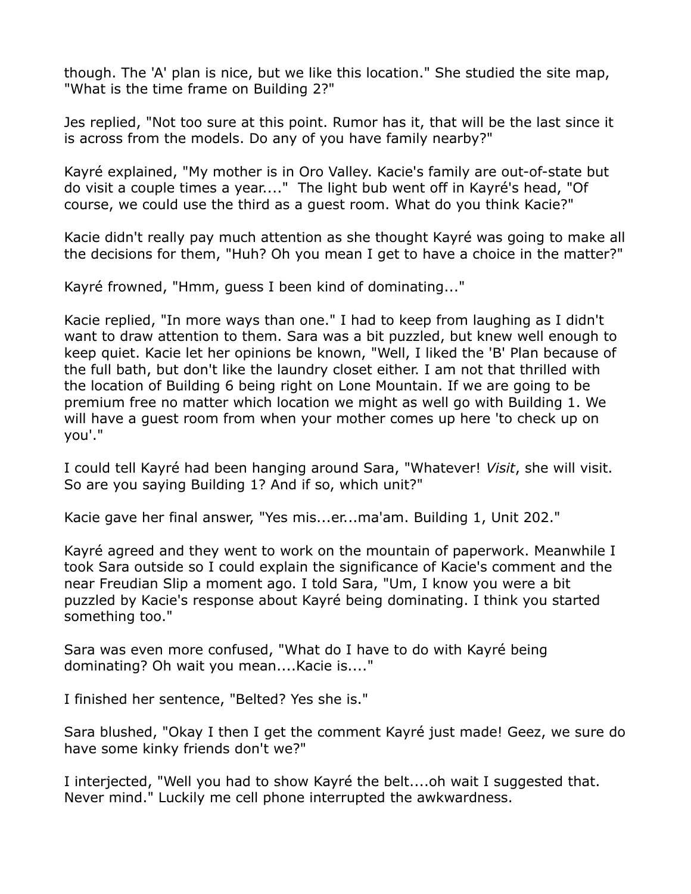though. The 'A' plan is nice, but we like this location." She studied the site map, "What is the time frame on Building 2?"

Jes replied, "Not too sure at this point. Rumor has it, that will be the last since it is across from the models. Do any of you have family nearby?"

Kayré explained, "My mother is in Oro Valley. Kacie's family are out-of-state but do visit a couple times a year...." The light bub went off in Kayré's head, "Of course, we could use the third as a guest room. What do you think Kacie?"

Kacie didn't really pay much attention as she thought Kayré was going to make all the decisions for them, "Huh? Oh you mean I get to have a choice in the matter?"

Kayré frowned, "Hmm, guess I been kind of dominating..."

Kacie replied, "In more ways than one." I had to keep from laughing as I didn't want to draw attention to them. Sara was a bit puzzled, but knew well enough to keep quiet. Kacie let her opinions be known, "Well, I liked the 'B' Plan because of the full bath, but don't like the laundry closet either. I am not that thrilled with the location of Building 6 being right on Lone Mountain. If we are going to be premium free no matter which location we might as well go with Building 1. We will have a guest room from when your mother comes up here 'to check up on you'."

I could tell Kayré had been hanging around Sara, "Whatever! *Visit*, she will visit. So are you saying Building 1? And if so, which unit?"

Kacie gave her final answer, "Yes mis...er...ma'am. Building 1, Unit 202."

Kayré agreed and they went to work on the mountain of paperwork. Meanwhile I took Sara outside so I could explain the significance of Kacie's comment and the near Freudian Slip a moment ago. I told Sara, "Um, I know you were a bit puzzled by Kacie's response about Kayré being dominating. I think you started something too."

Sara was even more confused, "What do I have to do with Kayré being dominating? Oh wait you mean....Kacie is...."

I finished her sentence, "Belted? Yes she is."

Sara blushed, "Okay I then I get the comment Kayré just made! Geez, we sure do have some kinky friends don't we?"

I interjected, "Well you had to show Kayré the belt....oh wait I suggested that. Never mind." Luckily me cell phone interrupted the awkwardness.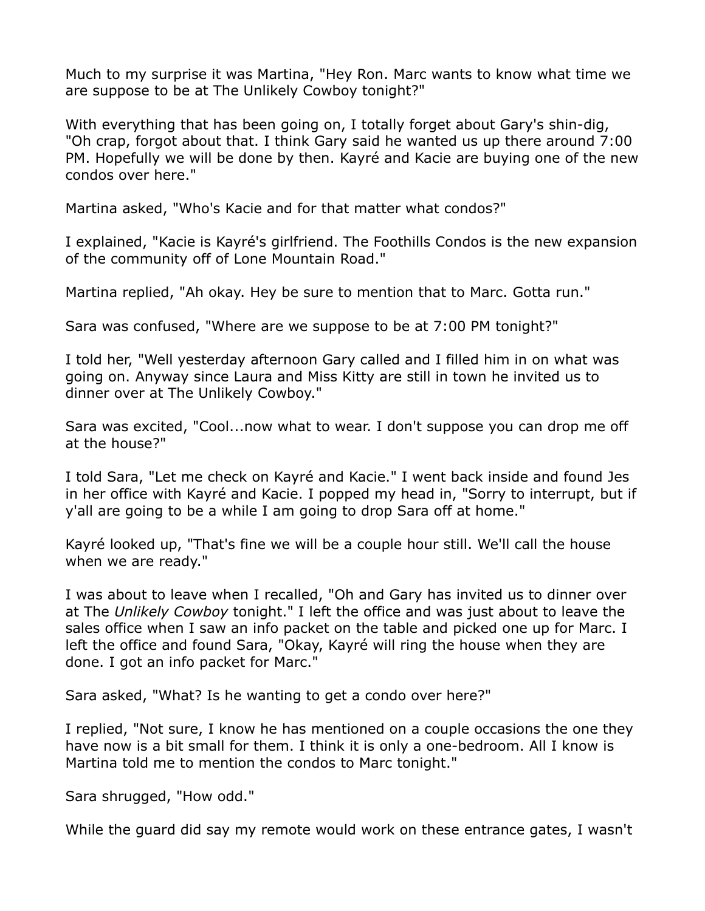Much to my surprise it was Martina, "Hey Ron. Marc wants to know what time we are suppose to be at The Unlikely Cowboy tonight?"

With everything that has been going on, I totally forget about Gary's shin-dig, "Oh crap, forgot about that. I think Gary said he wanted us up there around 7:00 PM. Hopefully we will be done by then. Kayré and Kacie are buying one of the new condos over here."

Martina asked, "Who's Kacie and for that matter what condos?"

I explained, "Kacie is Kayré's girlfriend. The Foothills Condos is the new expansion of the community off of Lone Mountain Road."

Martina replied, "Ah okay. Hey be sure to mention that to Marc. Gotta run."

Sara was confused, "Where are we suppose to be at 7:00 PM tonight?"

I told her, "Well yesterday afternoon Gary called and I filled him in on what was going on. Anyway since Laura and Miss Kitty are still in town he invited us to dinner over at The Unlikely Cowboy."

Sara was excited, "Cool...now what to wear. I don't suppose you can drop me off at the house?"

I told Sara, "Let me check on Kayré and Kacie." I went back inside and found Jes in her office with Kayré and Kacie. I popped my head in, "Sorry to interrupt, but if y'all are going to be a while I am going to drop Sara off at home."

Kayré looked up, "That's fine we will be a couple hour still. We'll call the house when we are ready."

I was about to leave when I recalled, "Oh and Gary has invited us to dinner over at The *Unlikely Cowboy* tonight." I left the office and was just about to leave the sales office when I saw an info packet on the table and picked one up for Marc. I left the office and found Sara, "Okay, Kayré will ring the house when they are done. I got an info packet for Marc."

Sara asked, "What? Is he wanting to get a condo over here?"

I replied, "Not sure, I know he has mentioned on a couple occasions the one they have now is a bit small for them. I think it is only a one-bedroom. All I know is Martina told me to mention the condos to Marc tonight."

Sara shrugged, "How odd."

While the guard did say my remote would work on these entrance gates, I wasn't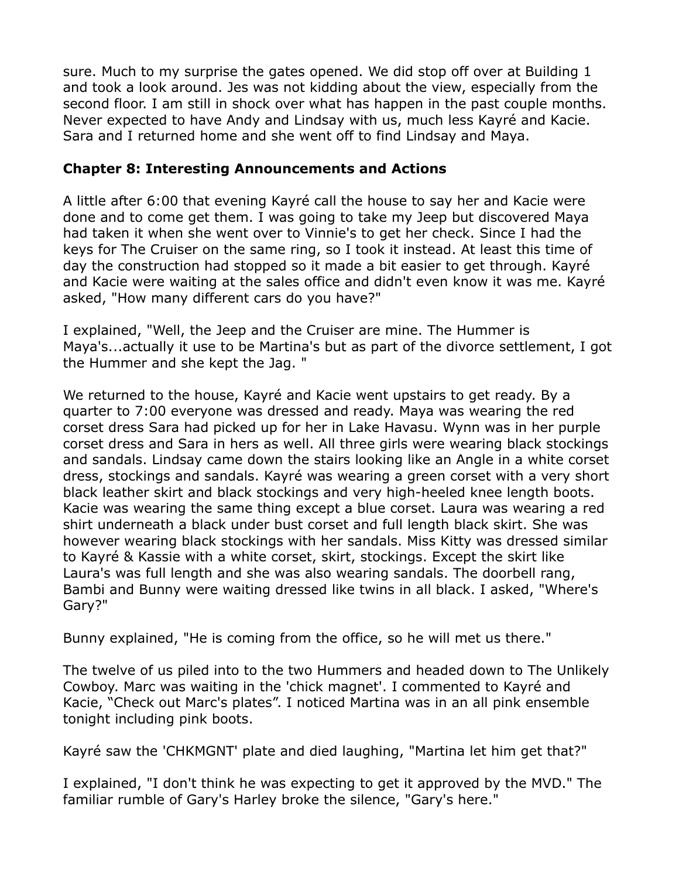sure. Much to my surprise the gates opened. We did stop off over at Building 1 and took a look around. Jes was not kidding about the view, especially from the second floor. I am still in shock over what has happen in the past couple months. Never expected to have Andy and Lindsay with us, much less Kayré and Kacie. Sara and I returned home and she went off to find Lindsay and Maya.

## Chapter 8: Interesting Announcements and Actions

A little after 6:00 that evening Kayré call the house to say her and Kacie were done and to come get them. I was going to take my Jeep but discovered Maya had taken it when she went over to Vinnie's to get her check. Since I had the keys for The Cruiser on the same ring, so I took it instead. At least this time of day the construction had stopped so it made a bit easier to get through. Kayré and Kacie were waiting at the sales office and didn't even know it was me. Kayré asked, "How many different cars do you have?"

I explained, "Well, the Jeep and the Cruiser are mine. The Hummer is Maya's...actually it use to be Martina's but as part of the divorce settlement, I got the Hummer and she kept the Jag. "

We returned to the house, Kayré and Kacie went upstairs to get ready. By a quarter to 7:00 everyone was dressed and ready. Maya was wearing the red corset dress Sara had picked up for her in Lake Havasu. Wynn was in her purple corset dress and Sara in hers as well. All three girls were wearing black stockings and sandals. Lindsay came down the stairs looking like an Angle in a white corset dress, stockings and sandals. Kayré was wearing a green corset with a very short black leather skirt and black stockings and very high-heeled knee length boots. Kacie was wearing the same thing except a blue corset. Laura was wearing a red shirt underneath a black under bust corset and full length black skirt. She was however wearing black stockings with her sandals. Miss Kitty was dressed similar to Kayré & Kassie with a white corset, skirt, stockings. Except the skirt like Laura's was full length and she was also wearing sandals. The doorbell rang, Bambi and Bunny were waiting dressed like twins in all black. I asked, "Where's Gary?"

Bunny explained, "He is coming from the office, so he will met us there."

The twelve of us piled into to the two Hummers and headed down to The Unlikely Cowboy. Marc was waiting in the 'chick magnet'. I commented to Kayré and Kacie, "Check out Marc's plates". I noticed Martina was in an all pink ensemble tonight including pink boots.

Kayré saw the 'CHKMGNT' plate and died laughing, "Martina let him get that?"

I explained, "I don't think he was expecting to get it approved by the MVD." The familiar rumble of Gary's Harley broke the silence, "Gary's here."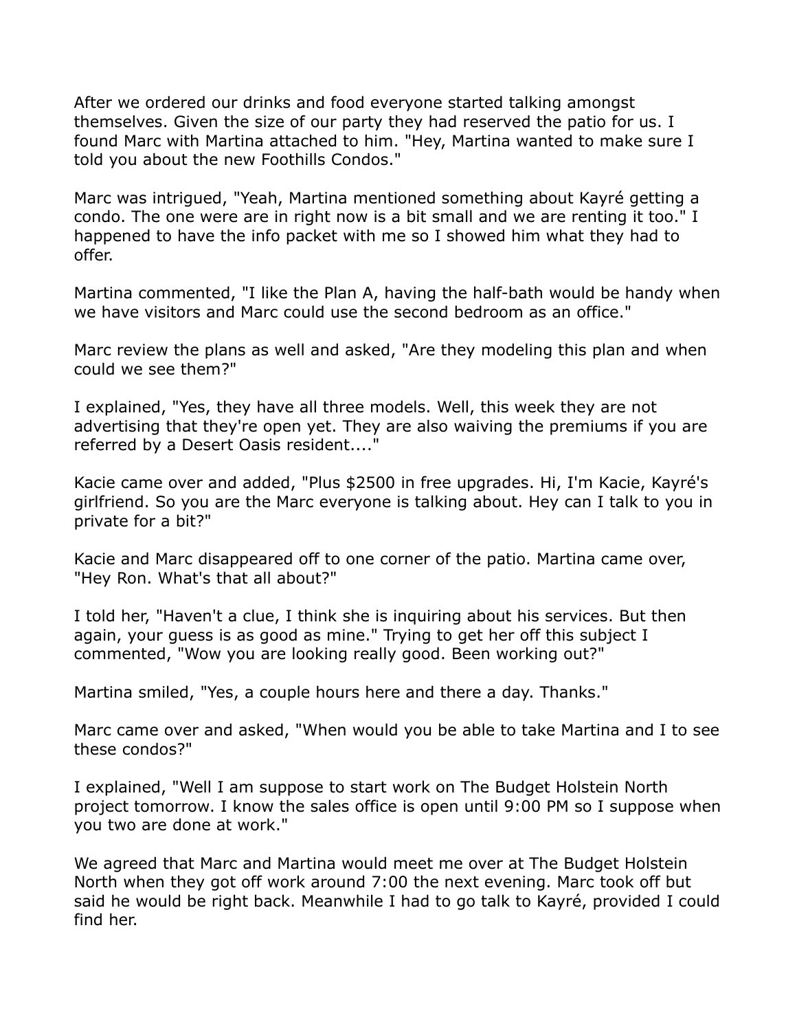After we ordered our drinks and food everyone started talking amongst themselves. Given the size of our party they had reserved the patio for us. I found Marc with Martina attached to him. "Hey, Martina wanted to make sure I told you about the new Foothills Condos."

Marc was intrigued, "Yeah, Martina mentioned something about Kayré getting a condo. The one were are in right now is a bit small and we are renting it too." I happened to have the info packet with me so I showed him what they had to offer.

Martina commented, "I like the Plan A, having the half-bath would be handy when we have visitors and Marc could use the second bedroom as an office."

Marc review the plans as well and asked, "Are they modeling this plan and when could we see them?"

I explained, "Yes, they have all three models. Well, this week they are not advertising that they're open yet. They are also waiving the premiums if you are referred by a Desert Oasis resident...."

Kacie came over and added, "Plus $2500 in free upgrades. Hi, I'm Kacie, Kayré's girlfriend. So you are the Marc everyone is talking about. Hey can I talk to you in private for a bit?"

Kacie and Marc disappeared off to one corner of the patio. Martina came over, "Hey Ron. What's that all about?"

I told her, "Haven't a clue, I think she is inquiring about his services. But then again, your guess is as good as mine." Trying to get her off this subject I commented, "Wow you are looking really good. Been working out?"

Martina smiled, "Yes, a couple hours here and there a day. Thanks."

Marc came over and asked, "When would you be able to take Martina and I to see these condos?"

I explained, "Well I am suppose to start work on The Budget Holstein North project tomorrow. I know the sales office is open until 9:00 PM so I suppose when you two are done at work."

We agreed that Marc and Martina would meet me over at The Budget Holstein North when they got off work around 7:00 the next evening. Marc took off but said he would be right back. Meanwhile I had to go talk to Kayré, provided I could find her.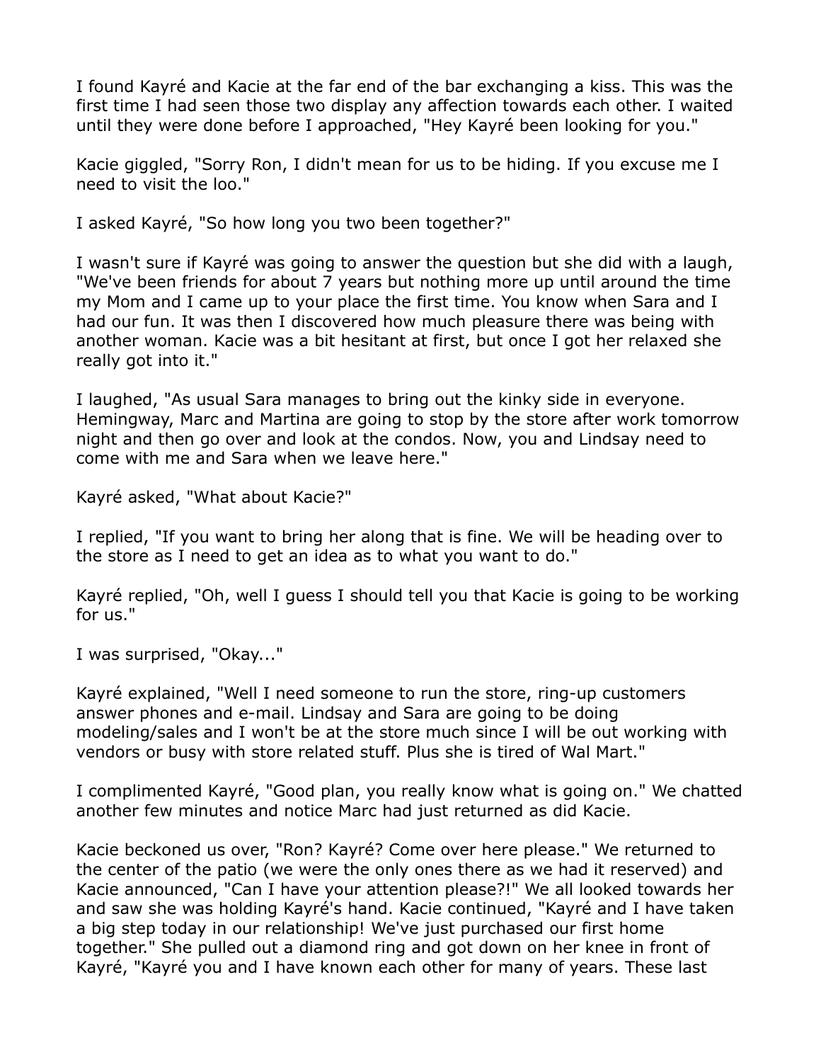I found Kayré and Kacie at the far end of the bar exchanging a kiss. This was the first time I had seen those two display any affection towards each other. I waited until they were done before I approached, "Hey Kayré been looking for you."

Kacie giggled, "Sorry Ron, I didn't mean for us to be hiding. If you excuse me I need to visit the loo."

I asked Kayré, "So how long you two been together?"

I wasn't sure if Kayré was going to answer the question but she did with a laugh, "We've been friends for about 7 years but nothing more up until around the time my Mom and I came up to your place the first time. You know when Sara and I had our fun. It was then I discovered how much pleasure there was being with another woman. Kacie was a bit hesitant at first, but once I got her relaxed she really got into it."

I laughed, "As usual Sara manages to bring out the kinky side in everyone. Hemingway, Marc and Martina are going to stop by the store after work tomorrow night and then go over and look at the condos. Now, you and Lindsay need to come with me and Sara when we leave here."

Kayré asked, "What about Kacie?"

I replied, "If you want to bring her along that is fine. We will be heading over to the store as I need to get an idea as to what you want to do."

Kayré replied, "Oh, well I guess I should tell you that Kacie is going to be working for us."

I was surprised, "Okay..."

Kayré explained, "Well I need someone to run the store, ring-up customers answer phones and e-mail. Lindsay and Sara are going to be doing modeling/sales and I won't be at the store much since I will be out working with vendors or busy with store related stuff. Plus she is tired of Wal Mart."

I complimented Kayré, "Good plan, you really know what is going on." We chatted another few minutes and notice Marc had just returned as did Kacie.

Kacie beckoned us over, "Ron? Kayré? Come over here please." We returned to the center of the patio (we were the only ones there as we had it reserved) and Kacie announced, "Can I have your attention please?!" We all looked towards her and saw she was holding Kayré's hand. Kacie continued, "Kayré and I have taken a big step today in our relationship! We've just purchased our first home together." She pulled out a diamond ring and got down on her knee in front of Kayré, "Kayré you and I have known each other for many of years. These last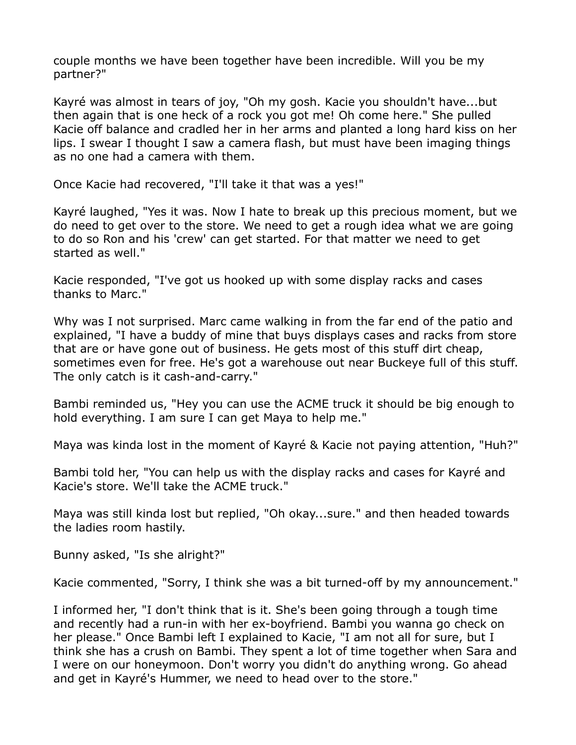couple months we have been together have been incredible. Will you be my partner?"

Kayré was almost in tears of joy, "Oh my gosh. Kacie you shouldn't have...but then again that is one heck of a rock you got me! Oh come here." She pulled Kacie off balance and cradled her in her arms and planted a long hard kiss on her lips. I swear I thought I saw a camera flash, but must have been imaging things as no one had a camera with them.

Once Kacie had recovered, "I'll take it that was a yes!"

Kayré laughed, "Yes it was. Now I hate to break up this precious moment, but we do need to get over to the store. We need to get a rough idea what we are going to do so Ron and his 'crew' can get started. For that matter we need to get started as well."

Kacie responded, "I've got us hooked up with some display racks and cases thanks to Marc."

Why was I not surprised. Marc came walking in from the far end of the patio and explained, "I have a buddy of mine that buys displays cases and racks from store that are or have gone out of business. He gets most of this stuff dirt cheap, sometimes even for free. He's got a warehouse out near Buckeye full of this stuff. The only catch is it cash-and-carry."

Bambi reminded us, "Hey you can use the ACME truck it should be big enough to hold everything. I am sure I can get Maya to help me."

Maya was kinda lost in the moment of Kayré & Kacie not paying attention, "Huh?"

Bambi told her, "You can help us with the display racks and cases for Kayré and Kacie's store. We'll take the ACME truck."

Maya was still kinda lost but replied, "Oh okay...sure." and then headed towards the ladies room hastily.

Bunny asked, "Is she alright?"

Kacie commented, "Sorry, I think she was a bit turned-off by my announcement."

I informed her, "I don't think that is it. She's been going through a tough time and recently had a run-in with her ex-boyfriend. Bambi you wanna go check on her please." Once Bambi left I explained to Kacie, "I am not all for sure, but I think she has a crush on Bambi. They spent a lot of time together when Sara and I were on our honeymoon. Don't worry you didn't do anything wrong. Go ahead and get in Kayré's Hummer, we need to head over to the store."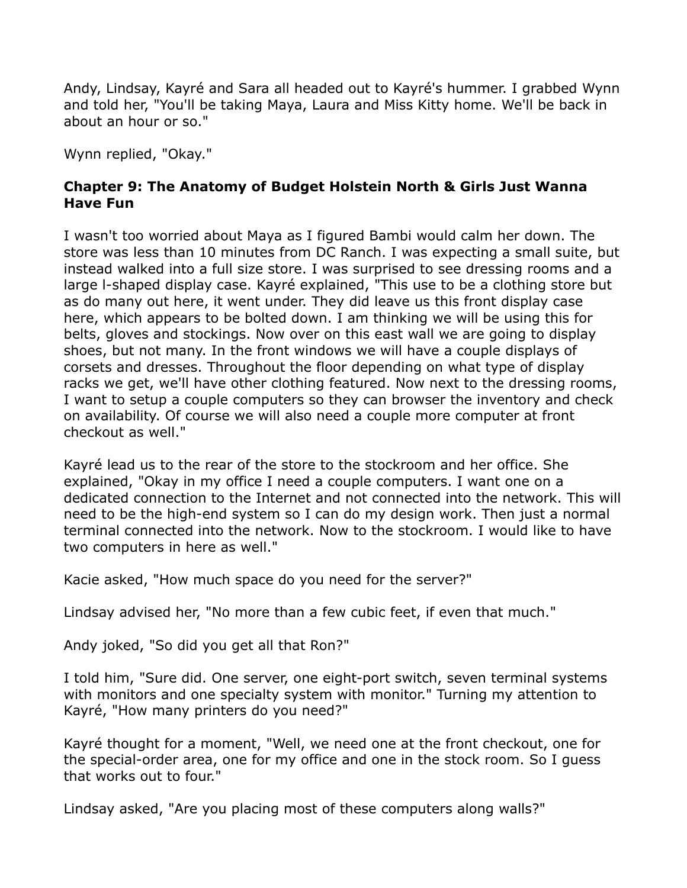Andy, Lindsay, Kayré and Sara all headed out to Kayré's hummer. I grabbed Wynn and told her, "You'll be taking Maya, Laura and Miss Kitty home. We'll be back in about an hour or so."

Wynn replied, "Okay."

### Chapter 9: The Anatomy of Budget Holstein North & Girls Just Wanna Have Fun

I wasn't too worried about Maya as I figured Bambi would calm her down. The store was less than 10 minutes from DC Ranch. I was expecting a small suite, but instead walked into a full size store. I was surprised to see dressing rooms and a large l-shaped display case. Kayré explained, "This use to be a clothing store but as do many out here, it went under. They did leave us this front display case here, which appears to be bolted down. I am thinking we will be using this for belts, gloves and stockings. Now over on this east wall we are going to display shoes, but not many. In the front windows we will have a couple displays of corsets and dresses. Throughout the floor depending on what type of display racks we get, we'll have other clothing featured. Now next to the dressing rooms, I want to setup a couple computers so they can browser the inventory and check on availability. Of course we will also need a couple more computer at front checkout as well."

Kayré lead us to the rear of the store to the stockroom and her office. She explained, "Okay in my office I need a couple computers. I want one on a dedicated connection to the Internet and not connected into the network. This will need to be the high-end system so I can do my design work. Then just a normal terminal connected into the network. Now to the stockroom. I would like to have two computers in here as well."

Kacie asked, "How much space do you need for the server?"

Lindsay advised her, "No more than a few cubic feet, if even that much."

Andy joked, "So did you get all that Ron?"

I told him, "Sure did. One server, one eight-port switch, seven terminal systems with monitors and one specialty system with monitor." Turning my attention to Kayré, "How many printers do you need?"

Kayré thought for a moment, "Well, we need one at the front checkout, one for the special-order area, one for my office and one in the stock room. So I guess that works out to four."

Lindsay asked, "Are you placing most of these computers along walls?"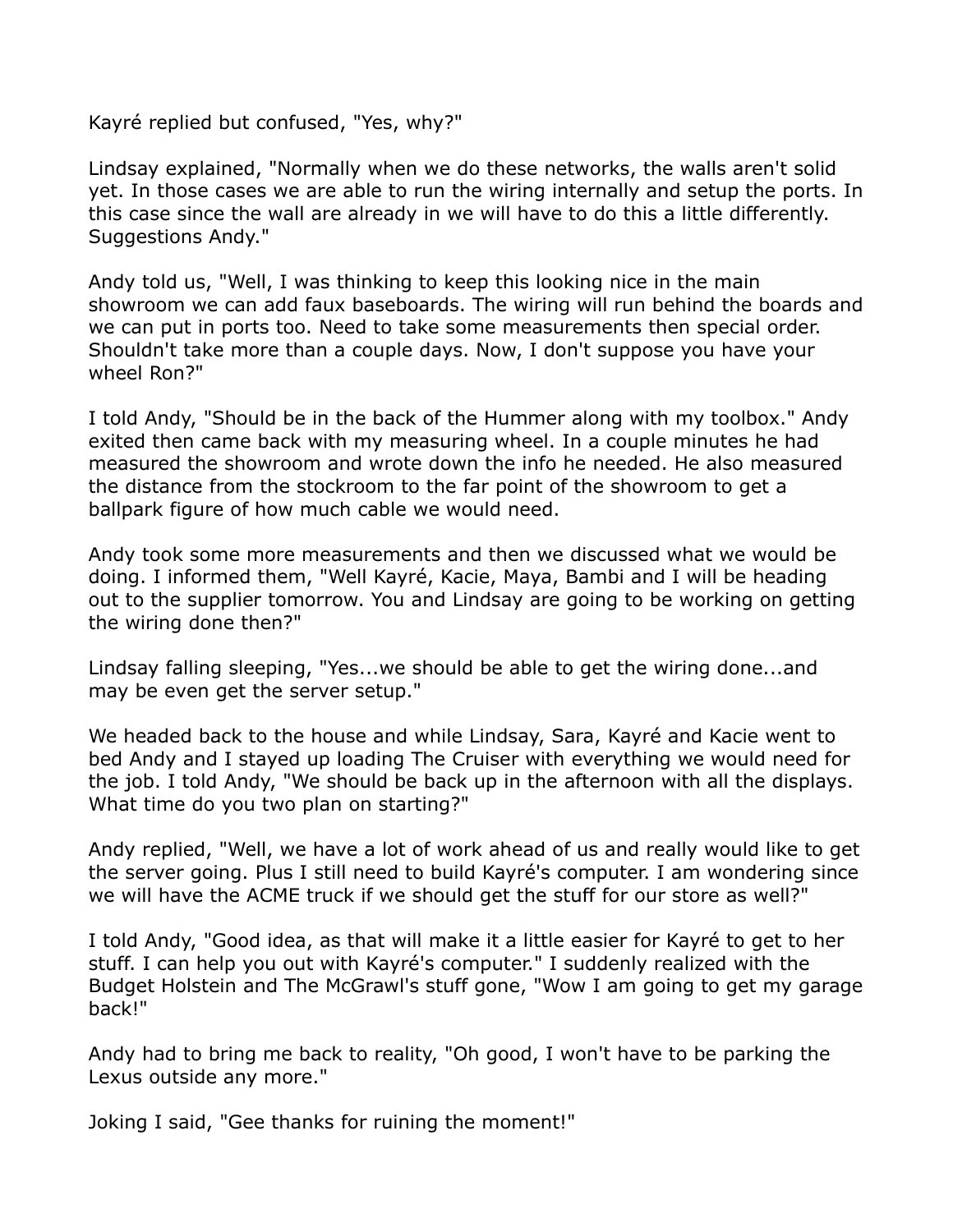Kayré replied but confused, "Yes, why?"

Lindsay explained, "Normally when we do these networks, the walls aren't solid yet. In those cases we are able to run the wiring internally and setup the ports. In this case since the wall are already in we will have to do this a little differently. Suggestions Andy."

Andy told us, "Well, I was thinking to keep this looking nice in the main showroom we can add faux baseboards. The wiring will run behind the boards and we can put in ports too. Need to take some measurements then special order. Shouldn't take more than a couple days. Now, I don't suppose you have your wheel Ron?"

I told Andy, "Should be in the back of the Hummer along with my toolbox." Andy exited then came back with my measuring wheel. In a couple minutes he had measured the showroom and wrote down the info he needed. He also measured the distance from the stockroom to the far point of the showroom to get a ballpark figure of how much cable we would need.

Andy took some more measurements and then we discussed what we would be doing. I informed them, "Well Kayré, Kacie, Maya, Bambi and I will be heading out to the supplier tomorrow. You and Lindsay are going to be working on getting the wiring done then?"

Lindsay falling sleeping, "Yes...we should be able to get the wiring done...and may be even get the server setup."

We headed back to the house and while Lindsay, Sara, Kayré and Kacie went to bed Andy and I stayed up loading The Cruiser with everything we would need for the job. I told Andy, "We should be back up in the afternoon with all the displays. What time do you two plan on starting?"

Andy replied, "Well, we have a lot of work ahead of us and really would like to get the server going. Plus I still need to build Kayré's computer. I am wondering since we will have the ACME truck if we should get the stuff for our store as well?"

I told Andy, "Good idea, as that will make it a little easier for Kayré to get to her stuff. I can help you out with Kayré's computer." I suddenly realized with the Budget Holstein and The McGrawl's stuff gone, "Wow I am going to get my garage back!"

Andy had to bring me back to reality, "Oh good, I won't have to be parking the Lexus outside any more."

Joking I said, "Gee thanks for ruining the moment!"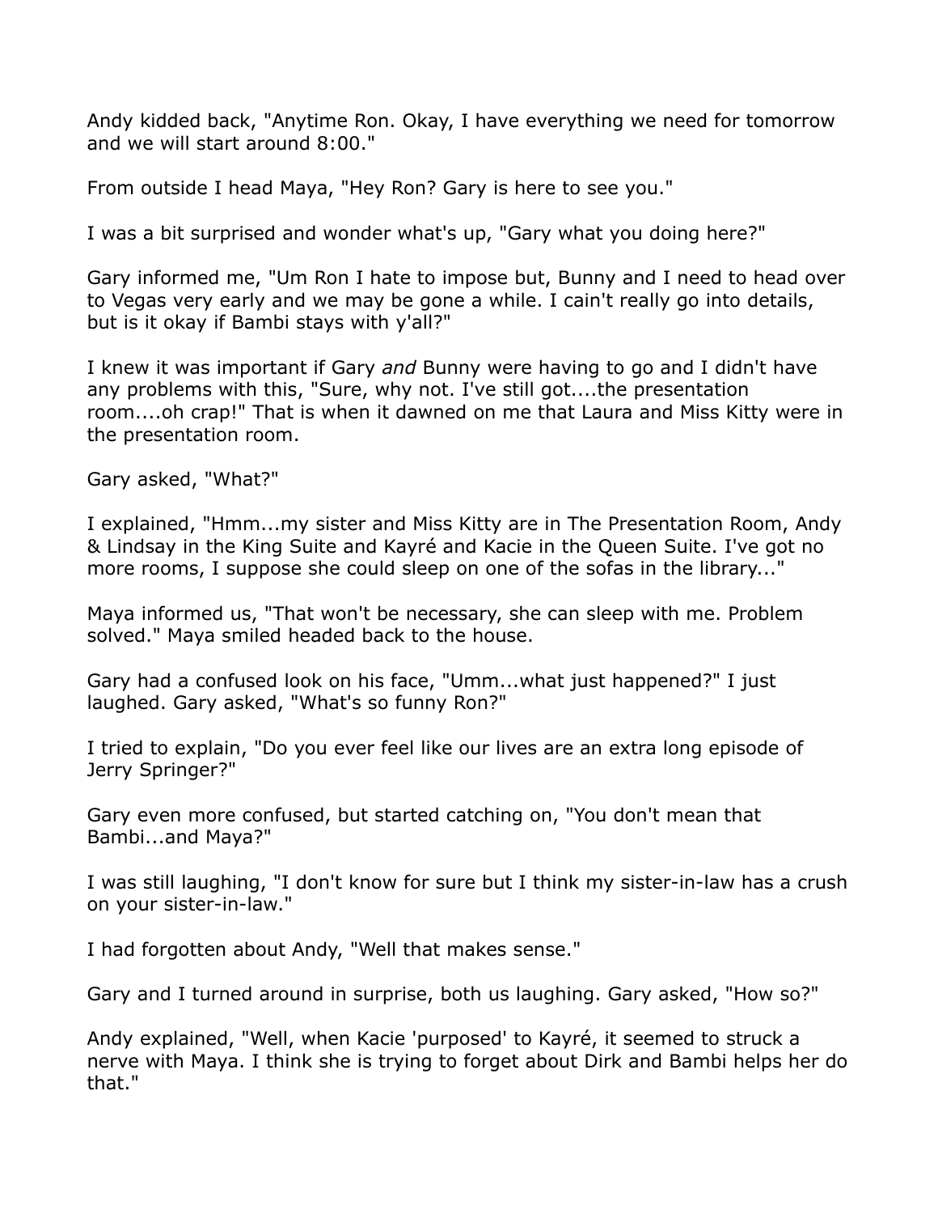Andy kidded back, "Anytime Ron. Okay, I have everything we need for tomorrow and we will start around 8:00."

From outside I head Maya, "Hey Ron? Gary is here to see you."

I was a bit surprised and wonder what's up, "Gary what you doing here?"

Gary informed me, "Um Ron I hate to impose but, Bunny and I need to head over to Vegas very early and we may be gone a while. I cain't really go into details, but is it okay if Bambi stays with y'all?"

I knew it was important if Gary *and* Bunny were having to go and I didn't have any problems with this, "Sure, why not. I've still got....the presentation room....oh crap!" That is when it dawned on me that Laura and Miss Kitty were in the presentation room.

Gary asked, "What?"

I explained, "Hmm...my sister and Miss Kitty are in The Presentation Room, Andy & Lindsay in the King Suite and Kayré and Kacie in the Queen Suite. I've got no more rooms, I suppose she could sleep on one of the sofas in the library..."

Maya informed us, "That won't be necessary, she can sleep with me. Problem solved." Maya smiled headed back to the house.

Gary had a confused look on his face, "Umm...what just happened?" I just laughed. Gary asked, "What's so funny Ron?"

I tried to explain, "Do you ever feel like our lives are an extra long episode of Jerry Springer?"

Gary even more confused, but started catching on, "You don't mean that Bambi...and Maya?"

I was still laughing, "I don't know for sure but I think my sister-in-law has a crush on your sister-in-law."

I had forgotten about Andy, "Well that makes sense."

Gary and I turned around in surprise, both us laughing. Gary asked, "How so?"

Andy explained, "Well, when Kacie 'purposed' to Kayré, it seemed to struck a nerve with Maya. I think she is trying to forget about Dirk and Bambi helps her do that."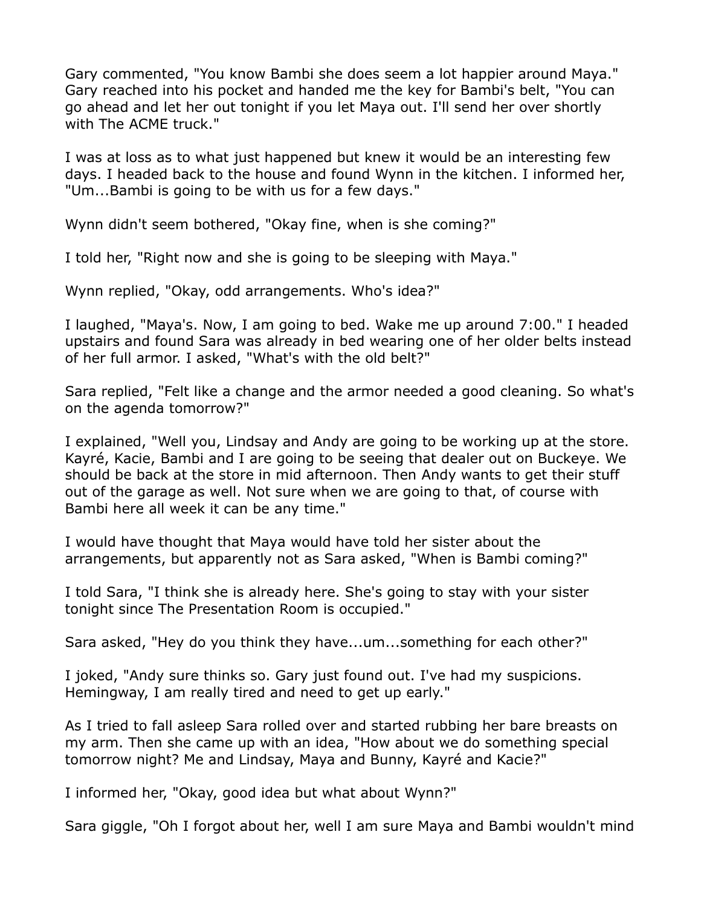Gary commented, "You know Bambi she does seem a lot happier around Maya." Gary reached into his pocket and handed me the key for Bambi's belt, "You can go ahead and let her out tonight if you let Maya out. I'll send her over shortly with The ACME truck."

I was at loss as to what just happened but knew it would be an interesting few days. I headed back to the house and found Wynn in the kitchen. I informed her, "Um...Bambi is going to be with us for a few days."

Wynn didn't seem bothered, "Okay fine, when is she coming?"

I told her, "Right now and she is going to be sleeping with Maya."

Wynn replied, "Okay, odd arrangements. Who's idea?"

I laughed, "Maya's. Now, I am going to bed. Wake me up around 7:00." I headed upstairs and found Sara was already in bed wearing one of her older belts instead of her full armor. I asked, "What's with the old belt?"

Sara replied, "Felt like a change and the armor needed a good cleaning. So what's on the agenda tomorrow?"

I explained, "Well you, Lindsay and Andy are going to be working up at the store. Kayré, Kacie, Bambi and I are going to be seeing that dealer out on Buckeye. We should be back at the store in mid afternoon. Then Andy wants to get their stuff out of the garage as well. Not sure when we are going to that, of course with Bambi here all week it can be any time."

I would have thought that Maya would have told her sister about the arrangements, but apparently not as Sara asked, "When is Bambi coming?"

I told Sara, "I think she is already here. She's going to stay with your sister tonight since The Presentation Room is occupied."

Sara asked, "Hey do you think they have...um...something for each other?"

I joked, "Andy sure thinks so. Gary just found out. I've had my suspicions. Hemingway, I am really tired and need to get up early."

As I tried to fall asleep Sara rolled over and started rubbing her bare breasts on my arm. Then she came up with an idea, "How about we do something special tomorrow night? Me and Lindsay, Maya and Bunny, Kayré and Kacie?"

I informed her, "Okay, good idea but what about Wynn?"

Sara giggle, "Oh I forgot about her, well I am sure Maya and Bambi wouldn't mind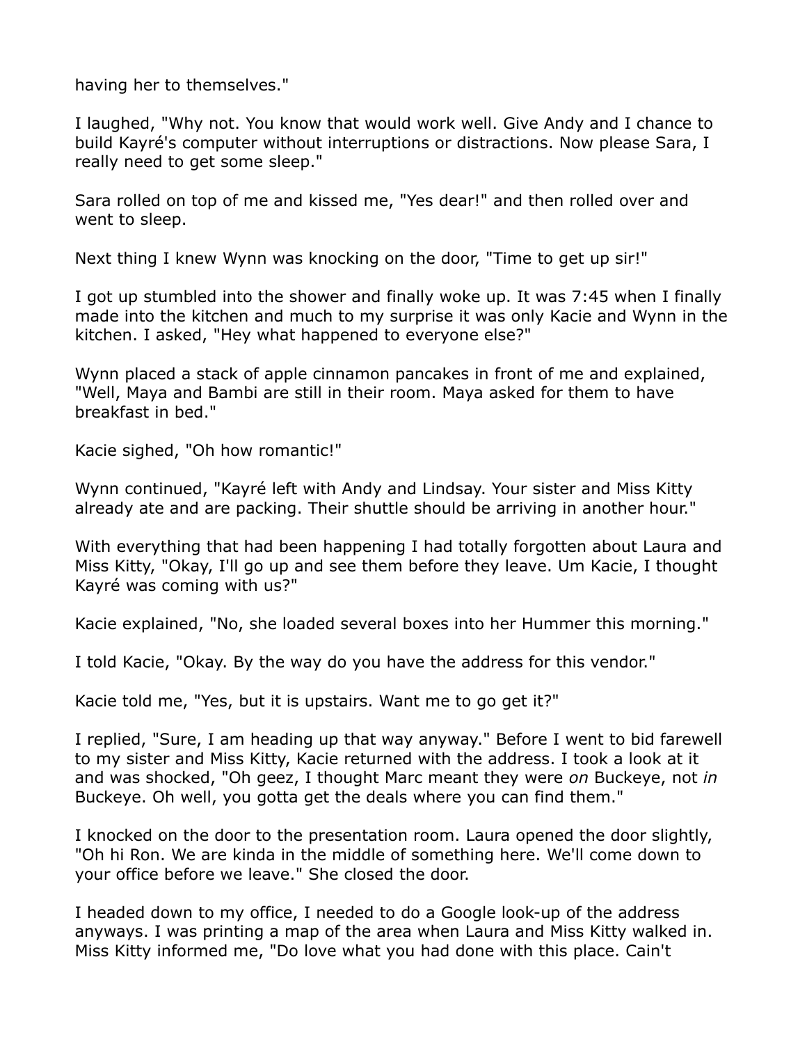having her to themselves."

I laughed, "Why not. You know that would work well. Give Andy and I chance to build Kayré's computer without interruptions or distractions. Now please Sara, I really need to get some sleep."

Sara rolled on top of me and kissed me, "Yes dear!" and then rolled over and went to sleep.

Next thing I knew Wynn was knocking on the door, "Time to get up sir!"

I got up stumbled into the shower and finally woke up. It was 7:45 when I finally made into the kitchen and much to my surprise it was only Kacie and Wynn in the kitchen. I asked, "Hey what happened to everyone else?"

Wynn placed a stack of apple cinnamon pancakes in front of me and explained, "Well, Maya and Bambi are still in their room. Maya asked for them to have breakfast in bed."

Kacie sighed, "Oh how romantic!"

Wynn continued, "Kayré left with Andy and Lindsay. Your sister and Miss Kitty already ate and are packing. Their shuttle should be arriving in another hour."

With everything that had been happening I had totally forgotten about Laura and Miss Kitty, "Okay, I'll go up and see them before they leave. Um Kacie, I thought Kayré was coming with us?"

Kacie explained, "No, she loaded several boxes into her Hummer this morning."

I told Kacie, "Okay. By the way do you have the address for this vendor."

Kacie told me, "Yes, but it is upstairs. Want me to go get it?"

I replied, "Sure, I am heading up that way anyway." Before I went to bid farewell to my sister and Miss Kitty, Kacie returned with the address. I took a look at it and was shocked, "Oh geez, I thought Marc meant they were *on* Buckeye, not *in* Buckeye. Oh well, you gotta get the deals where you can find them."

I knocked on the door to the presentation room. Laura opened the door slightly, "Oh hi Ron. We are kinda in the middle of something here. We'll come down to your office before we leave." She closed the door.

I headed down to my office, I needed to do a Google look-up of the address anyways. I was printing a map of the area when Laura and Miss Kitty walked in. Miss Kitty informed me, "Do love what you had done with this place. Cain't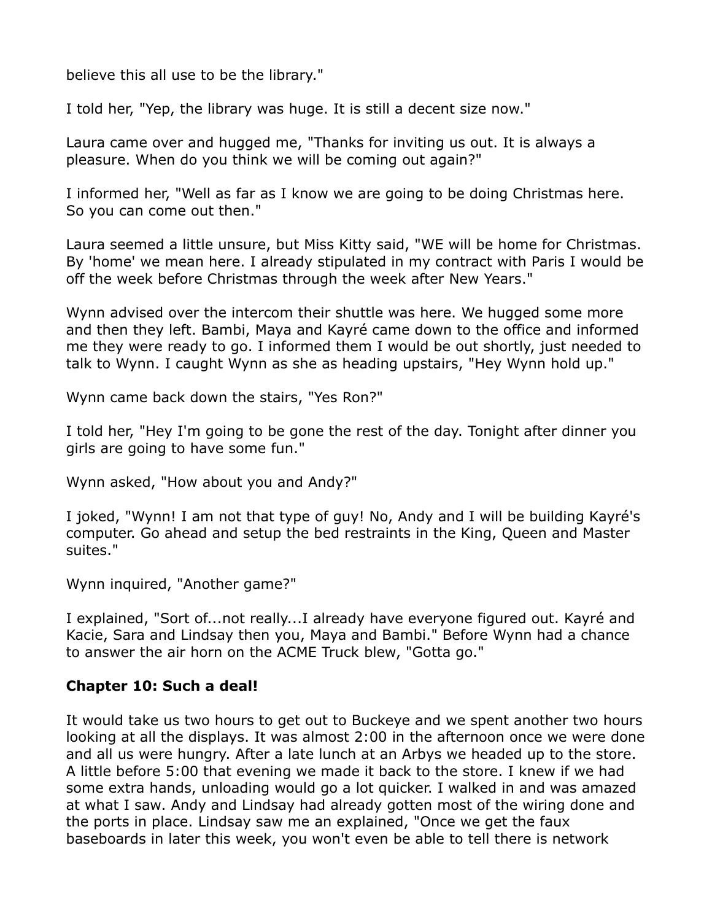believe this all use to be the library."

I told her, "Yep, the library was huge. It is still a decent size now."

Laura came over and hugged me, "Thanks for inviting us out. It is always a pleasure. When do you think we will be coming out again?"

I informed her, "Well as far as I know we are going to be doing Christmas here. So you can come out then."

Laura seemed a little unsure, but Miss Kitty said, "WE will be home for Christmas. By 'home' we mean here. I already stipulated in my contract with Paris I would be off the week before Christmas through the week after New Years."

Wynn advised over the intercom their shuttle was here. We hugged some more and then they left. Bambi, Maya and Kayré came down to the office and informed me they were ready to go. I informed them I would be out shortly, just needed to talk to Wynn. I caught Wynn as she as heading upstairs, "Hey Wynn hold up."

Wynn came back down the stairs, "Yes Ron?"

I told her, "Hey I'm going to be gone the rest of the day. Tonight after dinner you girls are going to have some fun."

Wynn asked, "How about you and Andy?"

I joked, "Wynn! I am not that type of guy! No, Andy and I will be building Kayré's computer. Go ahead and setup the bed restraints in the King, Queen and Master suites."

Wynn inquired, "Another game?"

I explained, "Sort of...not really...I already have everyone figured out. Kayré and Kacie, Sara and Lindsay then you, Maya and Bambi." Before Wynn had a chance to answer the air horn on the ACME Truck blew, "Gotta go."

## Chapter 10: Such a deal!

It would take us two hours to get out to Buckeye and we spent another two hours looking at all the displays. It was almost 2:00 in the afternoon once we were done and all us were hungry. After a late lunch at an Arbys we headed up to the store. A little before 5:00 that evening we made it back to the store. I knew if we had some extra hands, unloading would go a lot quicker. I walked in and was amazed at what I saw. Andy and Lindsay had already gotten most of the wiring done and the ports in place. Lindsay saw me an explained, "Once we get the faux baseboards in later this week, you won't even be able to tell there is network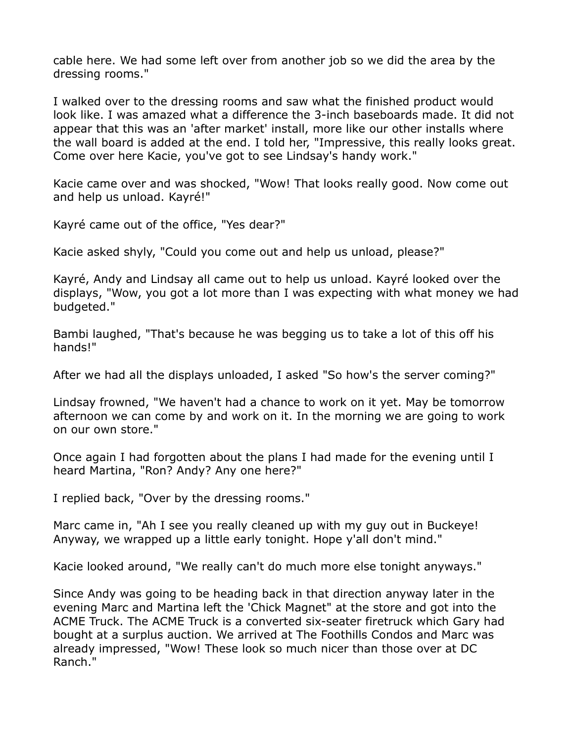cable here. We had some left over from another job so we did the area by the dressing rooms."

I walked over to the dressing rooms and saw what the finished product would look like. I was amazed what a difference the 3-inch baseboards made. It did not appear that this was an 'after market' install, more like our other installs where the wall board is added at the end. I told her, "Impressive, this really looks great. Come over here Kacie, you've got to see Lindsay's handy work."

Kacie came over and was shocked, "Wow! That looks really good. Now come out and help us unload. Kayré!"

Kayré came out of the office, "Yes dear?"

Kacie asked shyly, "Could you come out and help us unload, please?"

Kayré, Andy and Lindsay all came out to help us unload. Kayré looked over the displays, "Wow, you got a lot more than I was expecting with what money we had budgeted."

Bambi laughed, "That's because he was begging us to take a lot of this off his hands!"

After we had all the displays unloaded, I asked "So how's the server coming?"

Lindsay frowned, "We haven't had a chance to work on it yet. May be tomorrow afternoon we can come by and work on it. In the morning we are going to work on our own store."

Once again I had forgotten about the plans I had made for the evening until I heard Martina, "Ron? Andy? Any one here?"

I replied back, "Over by the dressing rooms."

Marc came in, "Ah I see you really cleaned up with my guy out in Buckeye! Anyway, we wrapped up a little early tonight. Hope y'all don't mind."

Kacie looked around, "We really can't do much more else tonight anyways."

Since Andy was going to be heading back in that direction anyway later in the evening Marc and Martina left the 'Chick Magnet" at the store and got into the ACME Truck. The ACME Truck is a converted six-seater firetruck which Gary had bought at a surplus auction. We arrived at The Foothills Condos and Marc was already impressed, "Wow! These look so much nicer than those over at DC Ranch."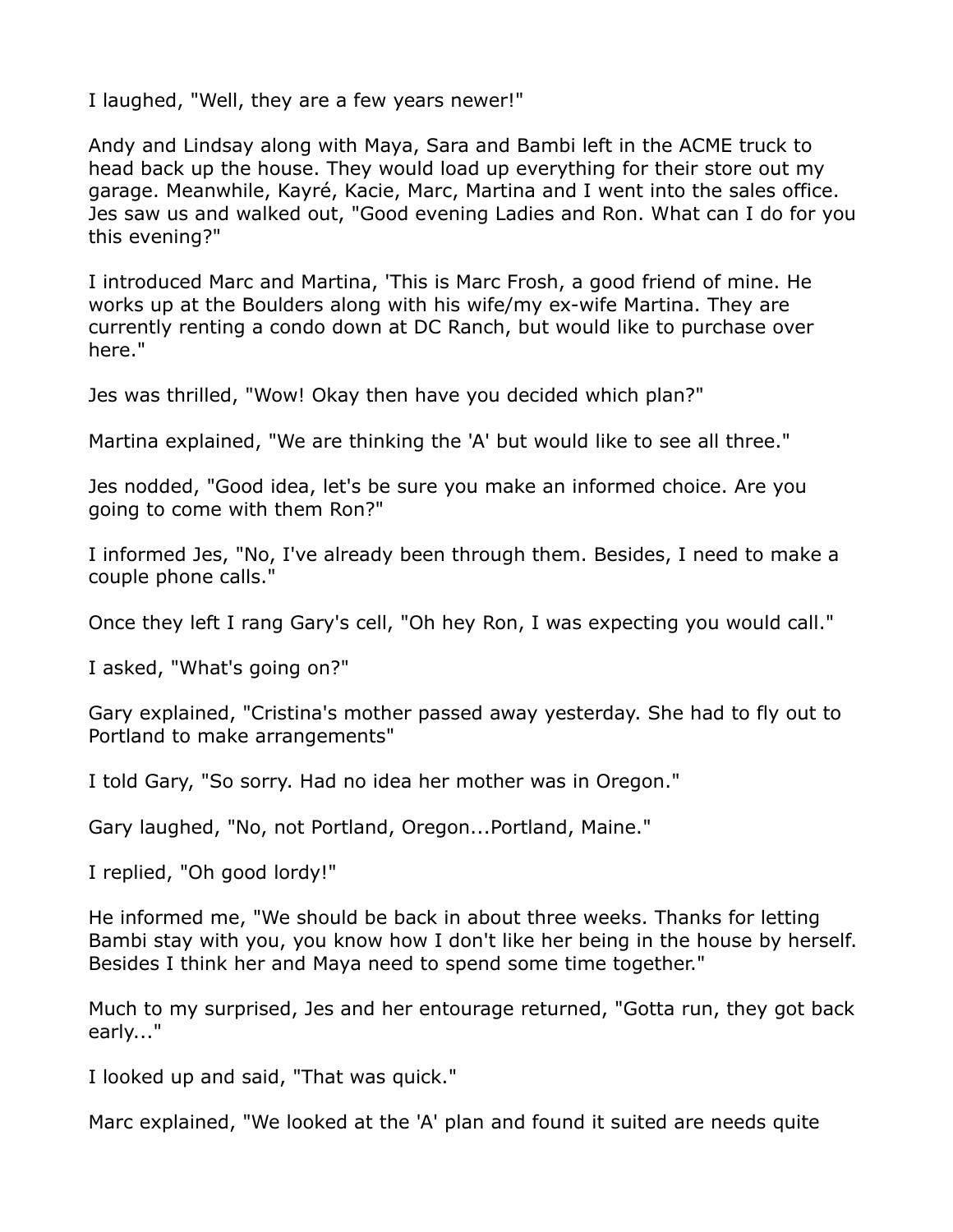I laughed, "Well, they are a few years newer!"

Andy and Lindsay along with Maya, Sara and Bambi left in the ACME truck to head back up the house. They would load up everything for their store out my garage. Meanwhile, Kayré, Kacie, Marc, Martina and I went into the sales office. Jes saw us and walked out, "Good evening Ladies and Ron. What can I do for you this evening?"

I introduced Marc and Martina, 'This is Marc Frosh, a good friend of mine. He works up at the Boulders along with his wife/my ex-wife Martina. They are currently renting a condo down at DC Ranch, but would like to purchase over here."

Jes was thrilled, "Wow! Okay then have you decided which plan?"

Martina explained, "We are thinking the 'A' but would like to see all three."

Jes nodded, "Good idea, let's be sure you make an informed choice. Are you going to come with them Ron?"

I informed Jes, "No, I've already been through them. Besides, I need to make a couple phone calls."

Once they left I rang Gary's cell, "Oh hey Ron, I was expecting you would call."

I asked, "What's going on?"

Gary explained, "Cristina's mother passed away yesterday. She had to fly out to Portland to make arrangements"

I told Gary, "So sorry. Had no idea her mother was in Oregon."

Gary laughed, "No, not Portland, Oregon...Portland, Maine."

I replied, "Oh good lordy!"

He informed me, "We should be back in about three weeks. Thanks for letting Bambi stay with you, you know how I don't like her being in the house by herself. Besides I think her and Maya need to spend some time together."

Much to my surprised, Jes and her entourage returned, "Gotta run, they got back early..."

I looked up and said, "That was quick."

Marc explained, "We looked at the 'A' plan and found it suited are needs quite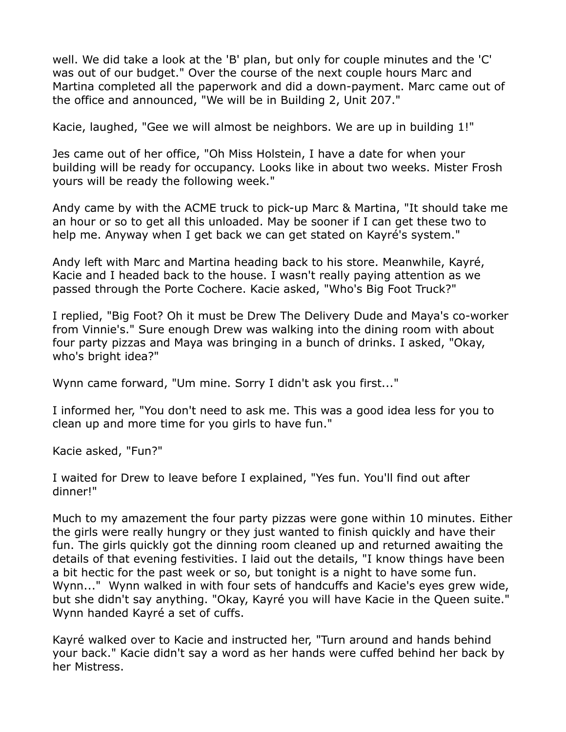well. We did take a look at the 'B' plan, but only for couple minutes and the 'C' was out of our budget." Over the course of the next couple hours Marc and Martina completed all the paperwork and did a down-payment. Marc came out of the office and announced, "We will be in Building 2, Unit 207."

Kacie, laughed, "Gee we will almost be neighbors. We are up in building 1!"

Jes came out of her office, "Oh Miss Holstein, I have a date for when your building will be ready for occupancy. Looks like in about two weeks. Mister Frosh yours will be ready the following week."

Andy came by with the ACME truck to pick-up Marc & Martina, "It should take me an hour or so to get all this unloaded. May be sooner if I can get these two to help me. Anyway when I get back we can get stated on Kayré's system."

Andy left with Marc and Martina heading back to his store. Meanwhile, Kayré, Kacie and I headed back to the house. I wasn't really paying attention as we passed through the Porte Cochere. Kacie asked, "Who's Big Foot Truck?"

I replied, "Big Foot? Oh it must be Drew The Delivery Dude and Maya's co-worker from Vinnie's." Sure enough Drew was walking into the dining room with about four party pizzas and Maya was bringing in a bunch of drinks. I asked, "Okay, who's bright idea?"

Wynn came forward, "Um mine. Sorry I didn't ask you first..."

I informed her, "You don't need to ask me. This was a good idea less for you to clean up and more time for you girls to have fun."

Kacie asked, "Fun?"

I waited for Drew to leave before I explained, "Yes fun. You'll find out after dinner!"

Much to my amazement the four party pizzas were gone within 10 minutes. Either the girls were really hungry or they just wanted to finish quickly and have their fun. The girls quickly got the dinning room cleaned up and returned awaiting the details of that evening festivities. I laid out the details, "I know things have been a bit hectic for the past week or so, but tonight is a night to have some fun. Wynn..." Wynn walked in with four sets of handcuffs and Kacie's eyes grew wide, but she didn't say anything. "Okay, Kayré you will have Kacie in the Queen suite." Wynn handed Kayré a set of cuffs.

Kayré walked over to Kacie and instructed her, "Turn around and hands behind your back." Kacie didn't say a word as her hands were cuffed behind her back by her Mistress.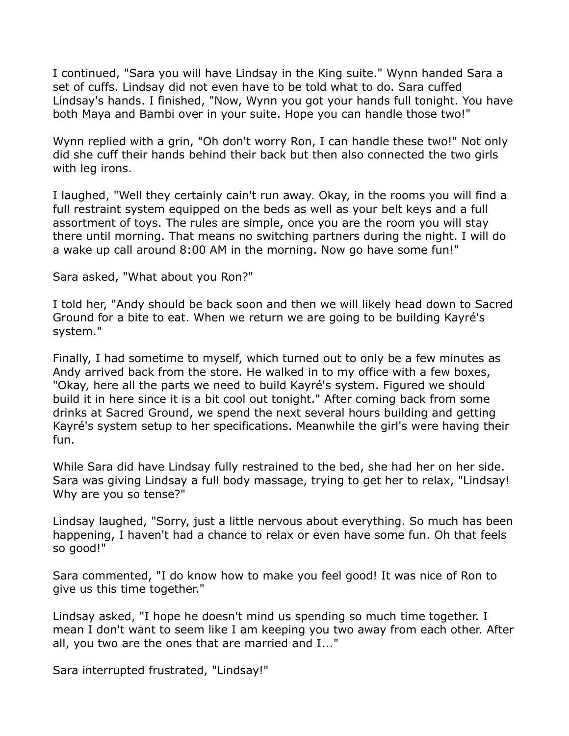I continued, "Sara you will have Lindsay in the King suite." Wynn handed Sara a set of cuffs. Lindsay did not even have to be told what to do. Sara cuffed Lindsay's hands. I finished, "Now, Wynn you got your hands full tonight. You have both Maya and Bambi over in your suite. Hope you can handle those two!"

Wynn replied with a grin, "Oh don't worry Ron, I can handle these two!" Not only did she cuff their hands behind their back but then also connected the two girls with leg irons.

I laughed, "Well they certainly cain't run away. Okay, in the rooms you will find a full restraint system equipped on the beds as well as your belt keys and a full assortment of toys. The rules are simple, once you are the room you will stay there until morning. That means no switching partners during the night. I will do a wake up call around 8:00 AM in the morning. Now go have some fun!"

Sara asked, "What about you Ron?"

I told her, "Andy should be back soon and then we will likely head down to Sacred Ground for a bite to eat. When we return we are going to be building Kayré's system."

Finally, I had sometime to myself, which turned out to only be a few minutes as Andy arrived back from the store. He walked in to my office with a few boxes, "Okay, here all the parts we need to build Kayré's system. Figured we should build it in here since it is a bit cool out tonight." After coming back from some drinks at Sacred Ground, we spend the next several hours building and getting Kayré's system setup to her specifications. Meanwhile the girl's were having their fun.

While Sara did have Lindsay fully restrained to the bed, she had her on her side. Sara was giving Lindsay a full body massage, trying to get her to relax, "Lindsay! Why are you so tense?"

Lindsay laughed, "Sorry, just a little nervous about everything. So much has been happening, I haven't had a chance to relax or even have some fun. Oh that feels so good!"

Sara commented, "I do know how to make you feel good! It was nice of Ron to give us this time together."

Lindsay asked, "I hope he doesn't mind us spending so much time together. I mean I don't want to seem like I am keeping you two away from each other. After all, you two are the ones that are married and I..."

Sara interrupted frustrated, "Lindsay!"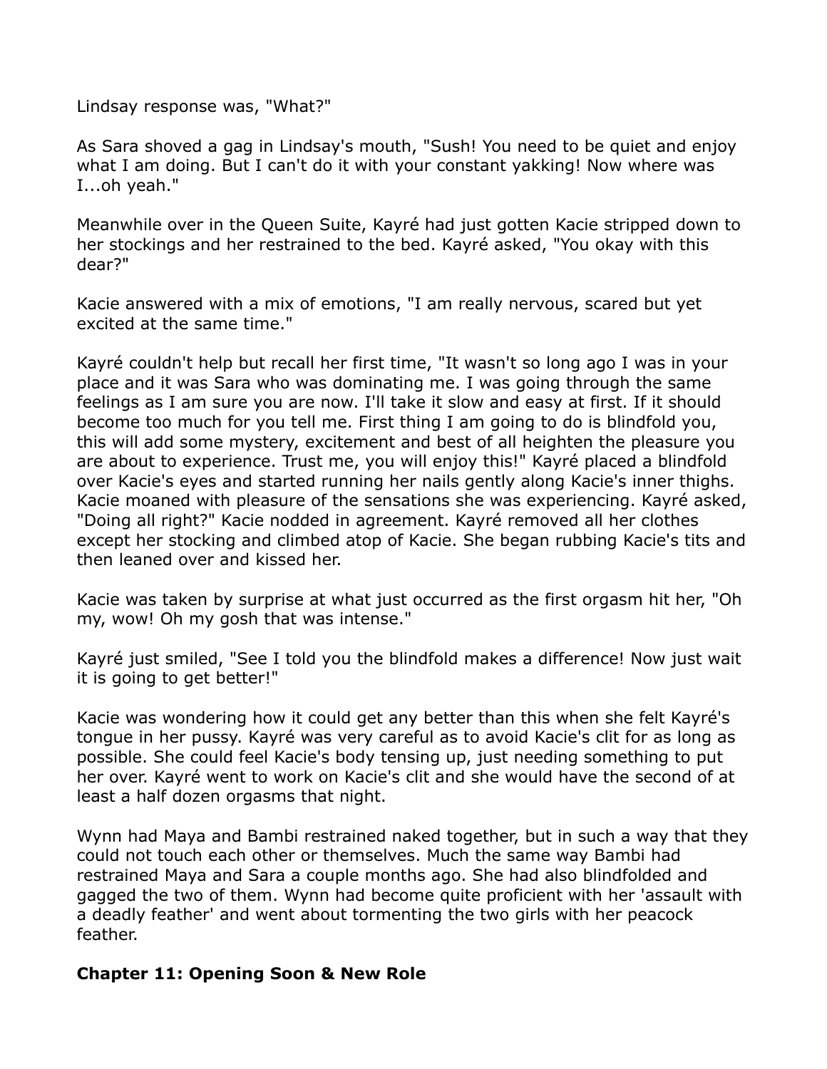Lindsay response was, "What?"

As Sara shoved a gag in Lindsay's mouth, "Sush! You need to be quiet and enjoy what I am doing. But I can't do it with your constant yakking! Now where was I...oh yeah."

Meanwhile over in the Queen Suite, Kayré had just gotten Kacie stripped down to her stockings and her restrained to the bed. Kayré asked, "You okay with this dear?"

Kacie answered with a mix of emotions, "I am really nervous, scared but yet excited at the same time."

Kayré couldn't help but recall her first time, "It wasn't so long ago I was in your place and it was Sara who was dominating me. I was going through the same feelings as I am sure you are now. I'll take it slow and easy at first. If it should become too much for you tell me. First thing I am going to do is blindfold you, this will add some mystery, excitement and best of all heighten the pleasure you are about to experience. Trust me, you will enjoy this!" Kayré placed a blindfold over Kacie's eyes and started running her nails gently along Kacie's inner thighs. Kacie moaned with pleasure of the sensations she was experiencing. Kayré asked, "Doing all right?" Kacie nodded in agreement. Kayré removed all her clothes except her stocking and climbed atop of Kacie. She began rubbing Kacie's tits and then leaned over and kissed her.

Kacie was taken by surprise at what just occurred as the first orgasm hit her, "Oh my, wow! Oh my gosh that was intense."

Kayré just smiled, "See I told you the blindfold makes a difference! Now just wait it is going to get better!"

Kacie was wondering how it could get any better than this when she felt Kayré's tongue in her pussy. Kayré was very careful as to avoid Kacie's clit for as long as possible. She could feel Kacie's body tensing up, just needing something to put her over. Kayré went to work on Kacie's clit and she would have the second of at least a half dozen orgasms that night.

Wynn had Maya and Bambi restrained naked together, but in such a way that they could not touch each other or themselves. Much the same way Bambi had restrained Maya and Sara a couple months ago. She had also blindfolded and gagged the two of them. Wynn had become quite proficient with her 'assault with a deadly feather' and went about tormenting the two girls with her peacock feather.

## Chapter 11: Opening Soon & New Role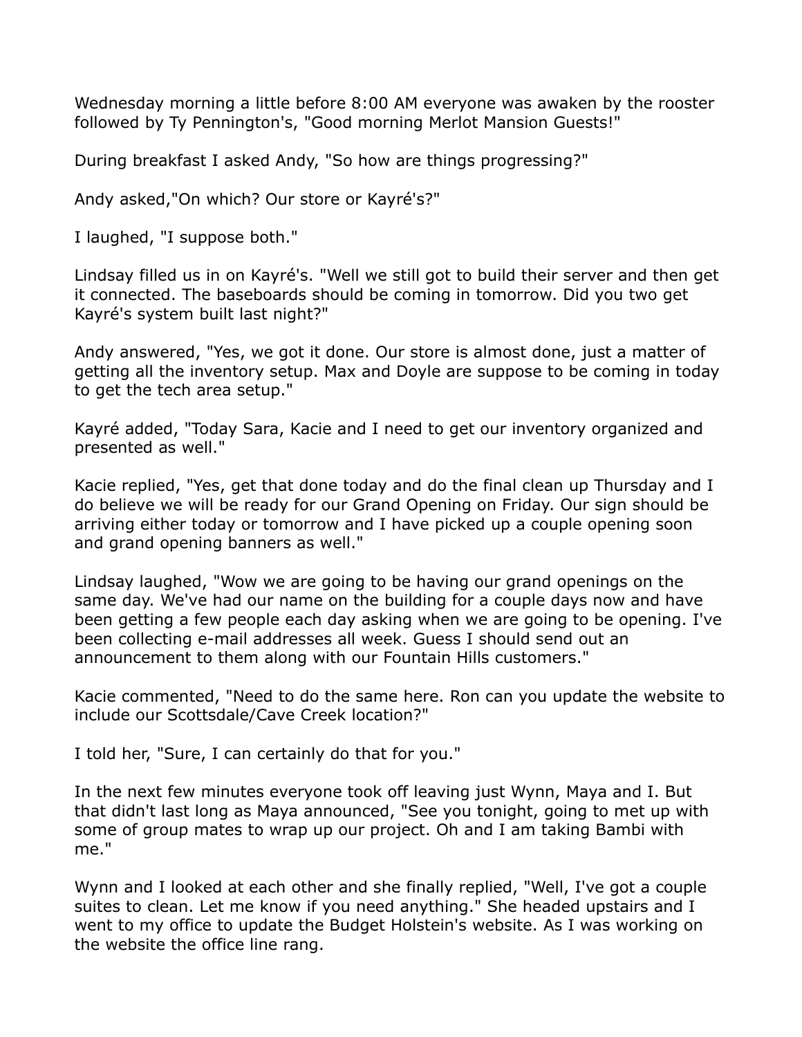Wednesday morning a little before 8:00 AM everyone was awaken by the rooster followed by Ty Pennington's, "Good morning Merlot Mansion Guests!"

During breakfast I asked Andy, "So how are things progressing?"

Andy asked,"On which? Our store or Kayré's?"

I laughed, "I suppose both."

Lindsay filled us in on Kayré's. "Well we still got to build their server and then get it connected. The baseboards should be coming in tomorrow. Did you two get Kayré's system built last night?"

Andy answered, "Yes, we got it done. Our store is almost done, just a matter of getting all the inventory setup. Max and Doyle are suppose to be coming in today to get the tech area setup."

Kayré added, "Today Sara, Kacie and I need to get our inventory organized and presented as well."

Kacie replied, "Yes, get that done today and do the final clean up Thursday and I do believe we will be ready for our Grand Opening on Friday. Our sign should be arriving either today or tomorrow and I have picked up a couple opening soon and grand opening banners as well."

Lindsay laughed, "Wow we are going to be having our grand openings on the same day. We've had our name on the building for a couple days now and have been getting a few people each day asking when we are going to be opening. I've been collecting e-mail addresses all week. Guess I should send out an announcement to them along with our Fountain Hills customers."

Kacie commented, "Need to do the same here. Ron can you update the website to include our Scottsdale/Cave Creek location?"

I told her, "Sure, I can certainly do that for you."

In the next few minutes everyone took off leaving just Wynn, Maya and I. But that didn't last long as Maya announced, "See you tonight, going to met up with some of group mates to wrap up our project. Oh and I am taking Bambi with me."

Wynn and I looked at each other and she finally replied, "Well, I've got a couple suites to clean. Let me know if you need anything." She headed upstairs and I went to my office to update the Budget Holstein's website. As I was working on the website the office line rang.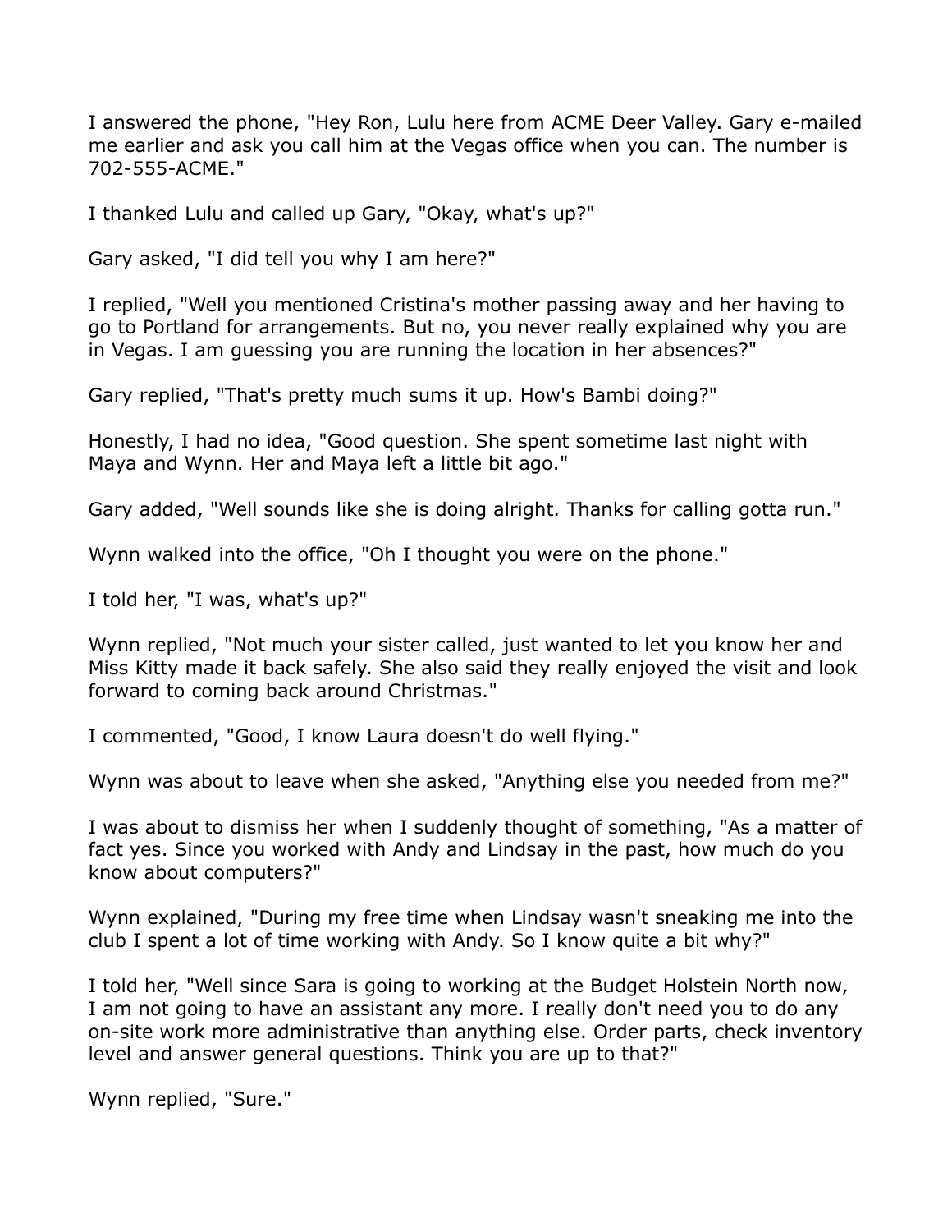I answered the phone, "Hey Ron, Lulu here from ACME Deer Valley. Gary e-mailed me earlier and ask you call him at the Vegas office when you can. The number is 702-555-ACME."

I thanked Lulu and called up Gary, "Okay, what's up?"

Gary asked, "I did tell you why I am here?"

I replied, "Well you mentioned Cristina's mother passing away and her having to go to Portland for arrangements. But no, you never really explained why you are in Vegas. I am guessing you are running the location in her absences?"

Gary replied, "That's pretty much sums it up. How's Bambi doing?"

Honestly, I had no idea, "Good question. She spent sometime last night with Maya and Wynn. Her and Maya left a little bit ago."

Gary added, "Well sounds like she is doing alright. Thanks for calling gotta run."

Wynn walked into the office, "Oh I thought you were on the phone."

I told her, "I was, what's up?"

Wynn replied, "Not much your sister called, just wanted to let you know her and Miss Kitty made it back safely. She also said they really enjoyed the visit and look forward to coming back around Christmas."

I commented, "Good, I know Laura doesn't do well flying."

Wynn was about to leave when she asked, "Anything else you needed from me?"

I was about to dismiss her when I suddenly thought of something, "As a matter of fact yes. Since you worked with Andy and Lindsay in the past, how much do you know about computers?"

Wynn explained, "During my free time when Lindsay wasn't sneaking me into the club I spent a lot of time working with Andy. So I know quite a bit why?"

I told her, "Well since Sara is going to working at the Budget Holstein North now, I am not going to have an assistant any more. I really don't need you to do any on-site work more administrative than anything else. Order parts, check inventory level and answer general questions. Think you are up to that?"

Wynn replied, "Sure."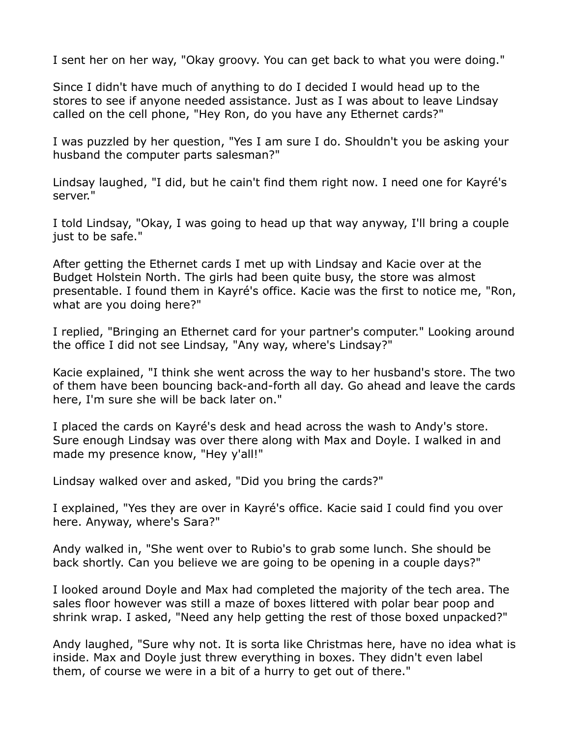I sent her on her way, "Okay groovy. You can get back to what you were doing."

Since I didn't have much of anything to do I decided I would head up to the stores to see if anyone needed assistance. Just as I was about to leave Lindsay called on the cell phone, "Hey Ron, do you have any Ethernet cards?"

I was puzzled by her question, "Yes I am sure I do. Shouldn't you be asking your husband the computer parts salesman?"

Lindsay laughed, "I did, but he cain't find them right now. I need one for Kayré's server."

I told Lindsay, "Okay, I was going to head up that way anyway, I'll bring a couple just to be safe."

After getting the Ethernet cards I met up with Lindsay and Kacie over at the Budget Holstein North. The girls had been quite busy, the store was almost presentable. I found them in Kayré's office. Kacie was the first to notice me, "Ron, what are you doing here?"

I replied, "Bringing an Ethernet card for your partner's computer." Looking around the office I did not see Lindsay, "Any way, where's Lindsay?"

Kacie explained, "I think she went across the way to her husband's store. The two of them have been bouncing back-and-forth all day. Go ahead and leave the cards here, I'm sure she will be back later on."

I placed the cards on Kayré's desk and head across the wash to Andy's store. Sure enough Lindsay was over there along with Max and Doyle. I walked in and made my presence know, "Hey y'all!"

Lindsay walked over and asked, "Did you bring the cards?"

I explained, "Yes they are over in Kayré's office. Kacie said I could find you over here. Anyway, where's Sara?"

Andy walked in, "She went over to Rubio's to grab some lunch. She should be back shortly. Can you believe we are going to be opening in a couple days?"

I looked around Doyle and Max had completed the majority of the tech area. The sales floor however was still a maze of boxes littered with polar bear poop and shrink wrap. I asked, "Need any help getting the rest of those boxed unpacked?"

Andy laughed, "Sure why not. It is sorta like Christmas here, have no idea what is inside. Max and Doyle just threw everything in boxes. They didn't even label them, of course we were in a bit of a hurry to get out of there."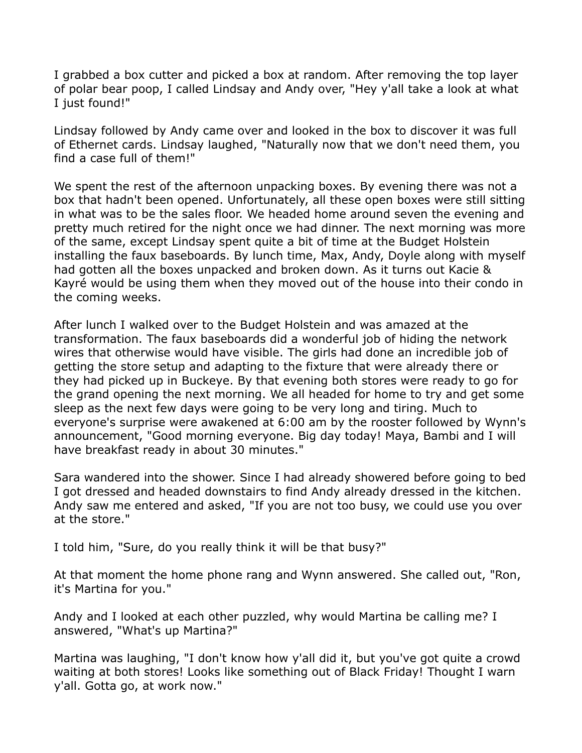I grabbed a box cutter and picked a box at random. After removing the top layer of polar bear poop, I called Lindsay and Andy over, "Hey y'all take a look at what I just found!"

Lindsay followed by Andy came over and looked in the box to discover it was full of Ethernet cards. Lindsay laughed, "Naturally now that we don't need them, you find a case full of them!"

We spent the rest of the afternoon unpacking boxes. By evening there was not a box that hadn't been opened. Unfortunately, all these open boxes were still sitting in what was to be the sales floor. We headed home around seven the evening and pretty much retired for the night once we had dinner. The next morning was more of the same, except Lindsay spent quite a bit of time at the Budget Holstein installing the faux baseboards. By lunch time, Max, Andy, Doyle along with myself had gotten all the boxes unpacked and broken down. As it turns out Kacie & Kayré would be using them when they moved out of the house into their condo in the coming weeks.

After lunch I walked over to the Budget Holstein and was amazed at the transformation. The faux baseboards did a wonderful job of hiding the network wires that otherwise would have visible. The girls had done an incredible job of getting the store setup and adapting to the fixture that were already there or they had picked up in Buckeye. By that evening both stores were ready to go for the grand opening the next morning. We all headed for home to try and get some sleep as the next few days were going to be very long and tiring. Much to everyone's surprise were awakened at 6:00 am by the rooster followed by Wynn's announcement, "Good morning everyone. Big day today! Maya, Bambi and I will have breakfast ready in about 30 minutes."

Sara wandered into the shower. Since I had already showered before going to bed I got dressed and headed downstairs to find Andy already dressed in the kitchen. Andy saw me entered and asked, "If you are not too busy, we could use you over at the store."

I told him, "Sure, do you really think it will be that busy?"

At that moment the home phone rang and Wynn answered. She called out, "Ron, it's Martina for you."

Andy and I looked at each other puzzled, why would Martina be calling me? I answered, "What's up Martina?"

Martina was laughing, "I don't know how y'all did it, but you've got quite a crowd waiting at both stores! Looks like something out of Black Friday! Thought I warn y'all. Gotta go, at work now."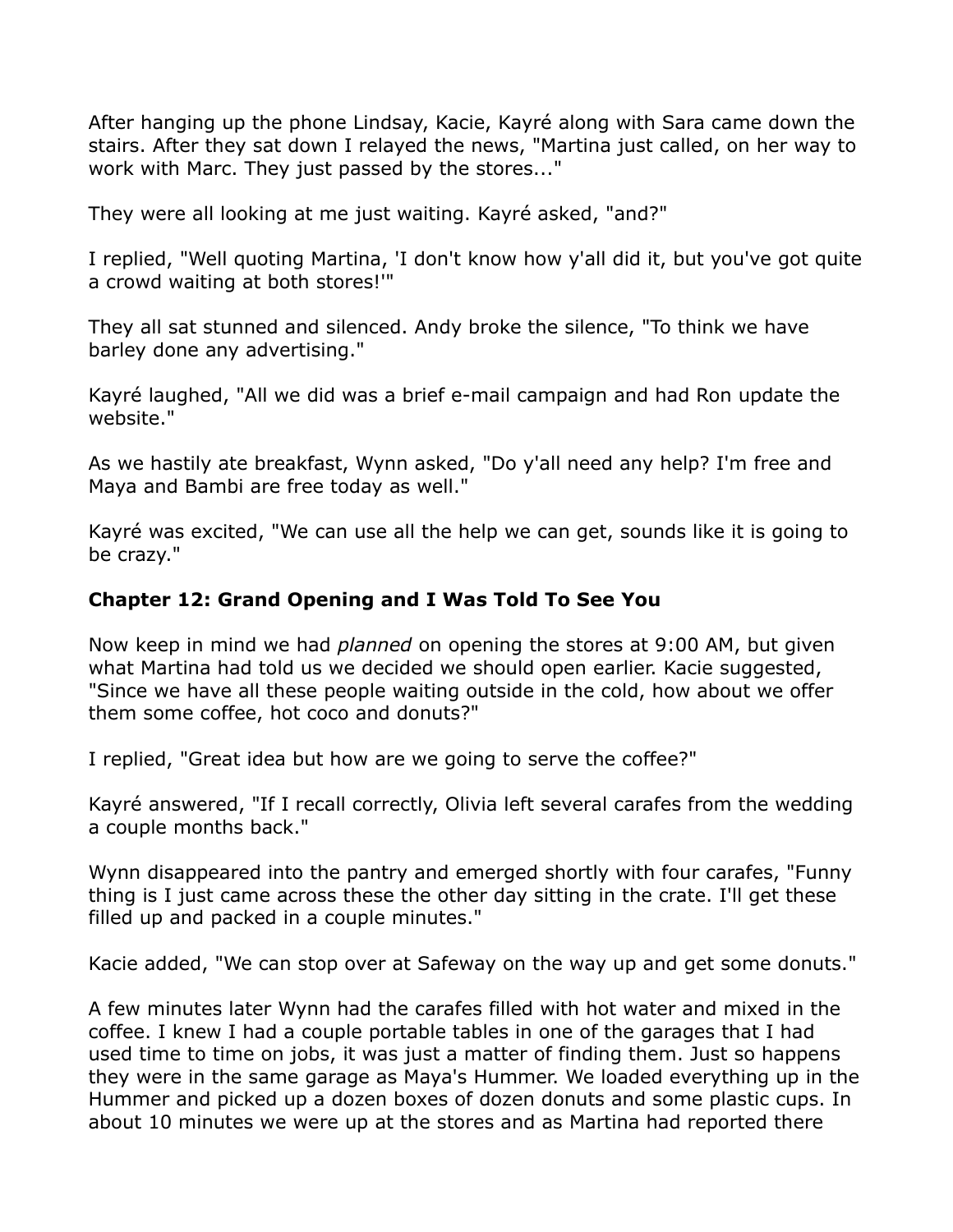After hanging up the phone Lindsay, Kacie, Kayré along with Sara came down the stairs. After they sat down I relayed the news, "Martina just called, on her way to work with Marc. They just passed by the stores..."

They were all looking at me just waiting. Kayré asked, "and?"

I replied, "Well quoting Martina, 'I don't know how y'all did it, but you've got quite a crowd waiting at both stores!'"

They all sat stunned and silenced. Andy broke the silence, "To think we have barley done any advertising."

Kayré laughed, "All we did was a brief e-mail campaign and had Ron update the website."

As we hastily ate breakfast, Wynn asked, "Do y'all need any help? I'm free and Maya and Bambi are free today as well."

Kayré was excited, "We can use all the help we can get, sounds like it is going to be crazy."

### Chapter 12: Grand Opening and I Was Told To See You

Now keep in mind we had *planned* on opening the stores at 9:00 AM, but given what Martina had told us we decided we should open earlier. Kacie suggested, "Since we have all these people waiting outside in the cold, how about we offer them some coffee, hot coco and donuts?"

I replied, "Great idea but how are we going to serve the coffee?"

Kayré answered, "If I recall correctly, Olivia left several carafes from the wedding a couple months back."

Wynn disappeared into the pantry and emerged shortly with four carafes, "Funny thing is I just came across these the other day sitting in the crate. I'll get these filled up and packed in a couple minutes."

Kacie added, "We can stop over at Safeway on the way up and get some donuts."

A few minutes later Wynn had the carafes filled with hot water and mixed in the coffee. I knew I had a couple portable tables in one of the garages that I had used time to time on jobs, it was just a matter of finding them. Just so happens they were in the same garage as Maya's Hummer. We loaded everything up in the Hummer and picked up a dozen boxes of dozen donuts and some plastic cups. In about 10 minutes we were up at the stores and as Martina had reported there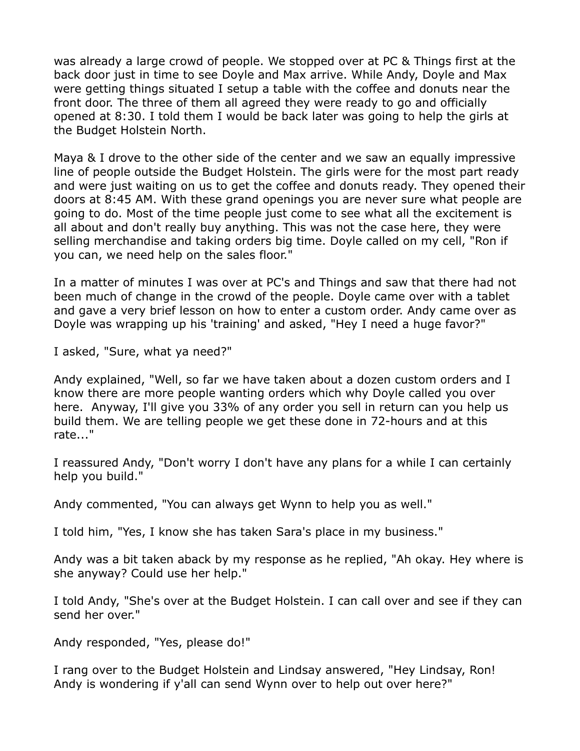was already a large crowd of people. We stopped over at PC & Things first at the back door just in time to see Doyle and Max arrive. While Andy, Doyle and Max were getting things situated I setup a table with the coffee and donuts near the front door. The three of them all agreed they were ready to go and officially opened at 8:30. I told them I would be back later was going to help the girls at the Budget Holstein North.

Maya & I drove to the other side of the center and we saw an equally impressive line of people outside the Budget Holstein. The girls were for the most part ready and were just waiting on us to get the coffee and donuts ready. They opened their doors at 8:45 AM. With these grand openings you are never sure what people are going to do. Most of the time people just come to see what all the excitement is all about and don't really buy anything. This was not the case here, they were selling merchandise and taking orders big time. Doyle called on my cell, "Ron if you can, we need help on the sales floor."

In a matter of minutes I was over at PC's and Things and saw that there had not been much of change in the crowd of the people. Doyle came over with a tablet and gave a very brief lesson on how to enter a custom order. Andy came over as Doyle was wrapping up his 'training' and asked, "Hey I need a huge favor?"

I asked, "Sure, what ya need?"

Andy explained, "Well, so far we have taken about a dozen custom orders and I know there are more people wanting orders which why Doyle called you over here.  Anyway, I'll give you 33% of any order you sell in return can you help us build them. We are telling people we get these done in 72-hours and at this rate..."

I reassured Andy, "Don't worry I don't have any plans for a while I can certainly help you build."

Andy commented, "You can always get Wynn to help you as well."

I told him, "Yes, I know she has taken Sara's place in my business."

Andy was a bit taken aback by my response as he replied, "Ah okay. Hey where is she anyway? Could use her help."

I told Andy, "She's over at the Budget Holstein. I can call over and see if they can send her over."

Andy responded, "Yes, please do!"

I rang over to the Budget Holstein and Lindsay answered, "Hey Lindsay, Ron! Andy is wondering if y'all can send Wynn over to help out over here?"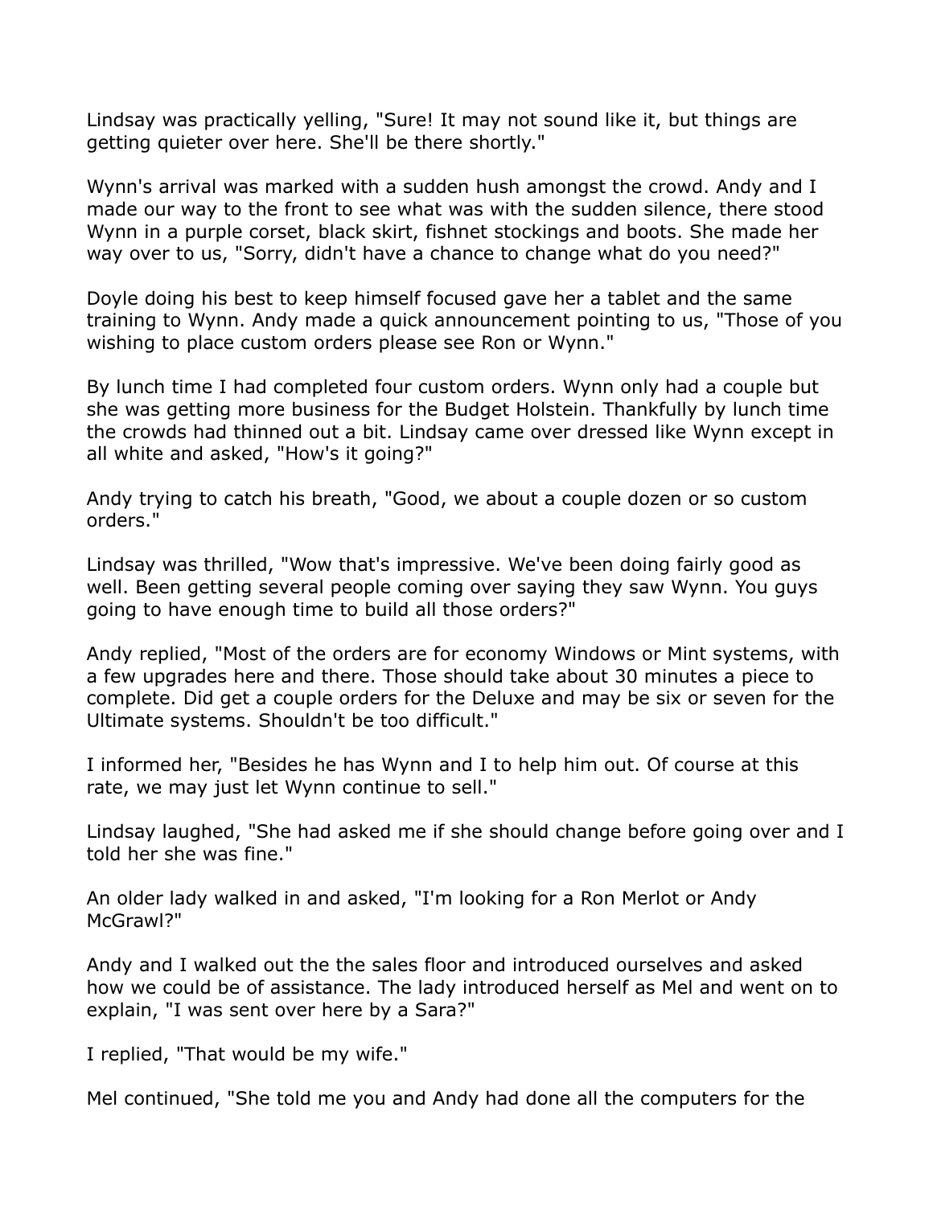Lindsay was practically yelling, "Sure! It may not sound like it, but things are getting quieter over here. She'll be there shortly."

Wynn's arrival was marked with a sudden hush amongst the crowd. Andy and I made our way to the front to see what was with the sudden silence, there stood Wynn in a purple corset, black skirt, fishnet stockings and boots. She made her way over to us, "Sorry, didn't have a chance to change what do you need?"

Doyle doing his best to keep himself focused gave her a tablet and the same training to Wynn. Andy made a quick announcement pointing to us, "Those of you wishing to place custom orders please see Ron or Wynn."

By lunch time I had completed four custom orders. Wynn only had a couple but she was getting more business for the Budget Holstein. Thankfully by lunch time the crowds had thinned out a bit. Lindsay came over dressed like Wynn except in all white and asked, "How's it going?"

Andy trying to catch his breath, "Good, we about a couple dozen or so custom orders."

Lindsay was thrilled, "Wow that's impressive. We've been doing fairly good as well. Been getting several people coming over saying they saw Wynn. You guys going to have enough time to build all those orders?"

Andy replied, "Most of the orders are for economy Windows or Mint systems, with a few upgrades here and there. Those should take about 30 minutes a piece to complete. Did get a couple orders for the Deluxe and may be six or seven for the Ultimate systems. Shouldn't be too difficult."

I informed her, "Besides he has Wynn and I to help him out. Of course at this rate, we may just let Wynn continue to sell."

Lindsay laughed, "She had asked me if she should change before going over and I told her she was fine."

An older lady walked in and asked, "I'm looking for a Ron Merlot or Andy McGrawl?"

Andy and I walked out the the sales floor and introduced ourselves and asked how we could be of assistance. The lady introduced herself as Mel and went on to explain, "I was sent over here by a Sara?"

I replied, "That would be my wife."

Mel continued, "She told me you and Andy had done all the computers for the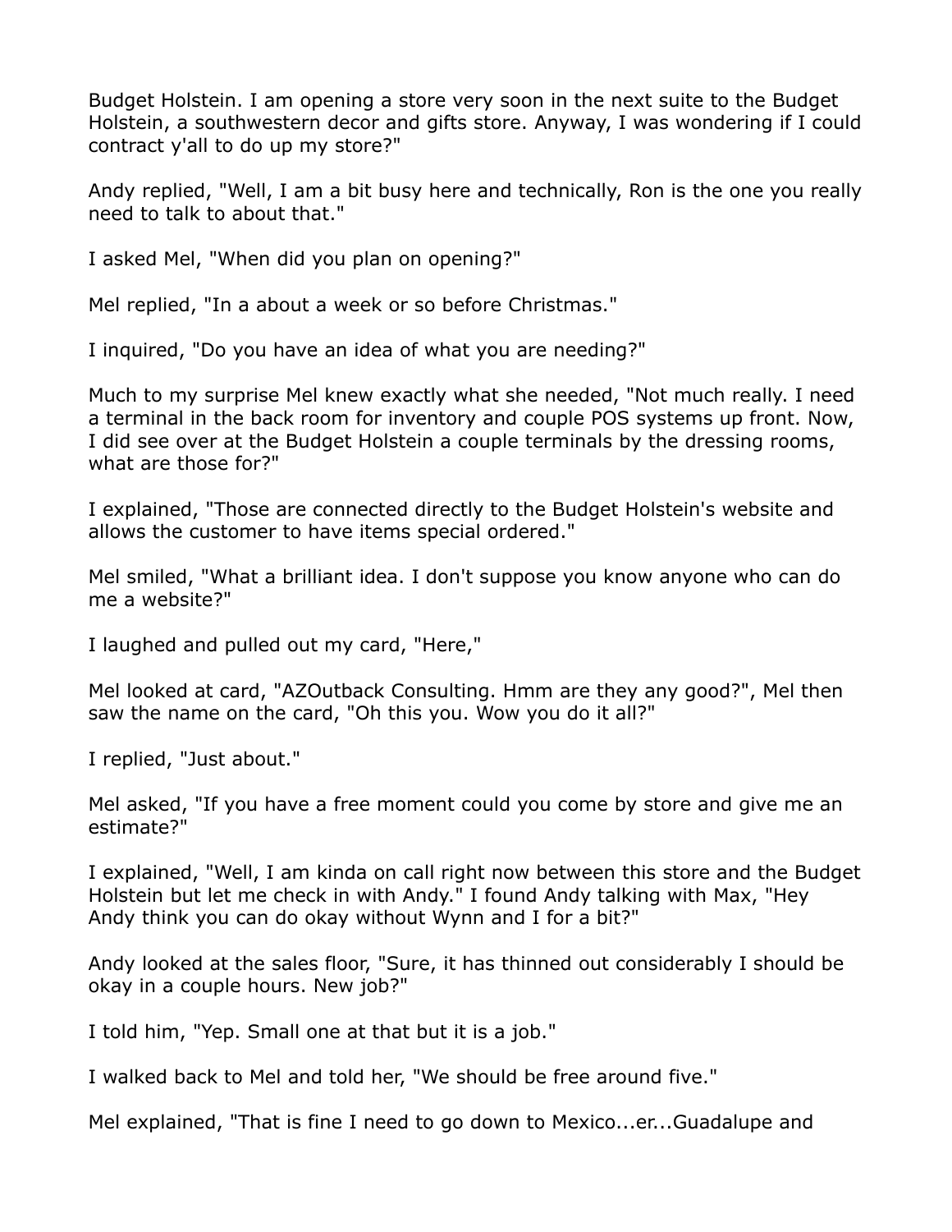Budget Holstein. I am opening a store very soon in the next suite to the Budget Holstein, a southwestern decor and gifts store. Anyway, I was wondering if I could contract y'all to do up my store?"

Andy replied, "Well, I am a bit busy here and technically, Ron is the one you really need to talk to about that."

I asked Mel, "When did you plan on opening?"

Mel replied, "In a about a week or so before Christmas."

I inquired, "Do you have an idea of what you are needing?"

Much to my surprise Mel knew exactly what she needed, "Not much really. I need a terminal in the back room for inventory and couple POS systems up front. Now, I did see over at the Budget Holstein a couple terminals by the dressing rooms, what are those for?"

I explained, "Those are connected directly to the Budget Holstein's website and allows the customer to have items special ordered."

Mel smiled, "What a brilliant idea. I don't suppose you know anyone who can do me a website?"

I laughed and pulled out my card, "Here,"

Mel looked at card, "AZOutback Consulting. Hmm are they any good?", Mel then saw the name on the card, "Oh this you. Wow you do it all?"

I replied, "Just about."

Mel asked, "If you have a free moment could you come by store and give me an estimate?"

I explained, "Well, I am kinda on call right now between this store and the Budget Holstein but let me check in with Andy." I found Andy talking with Max, "Hey Andy think you can do okay without Wynn and I for a bit?"

Andy looked at the sales floor, "Sure, it has thinned out considerably I should be okay in a couple hours. New job?"

I told him, "Yep. Small one at that but it is a job."

I walked back to Mel and told her, "We should be free around five."

Mel explained, "That is fine I need to go down to Mexico...er...Guadalupe and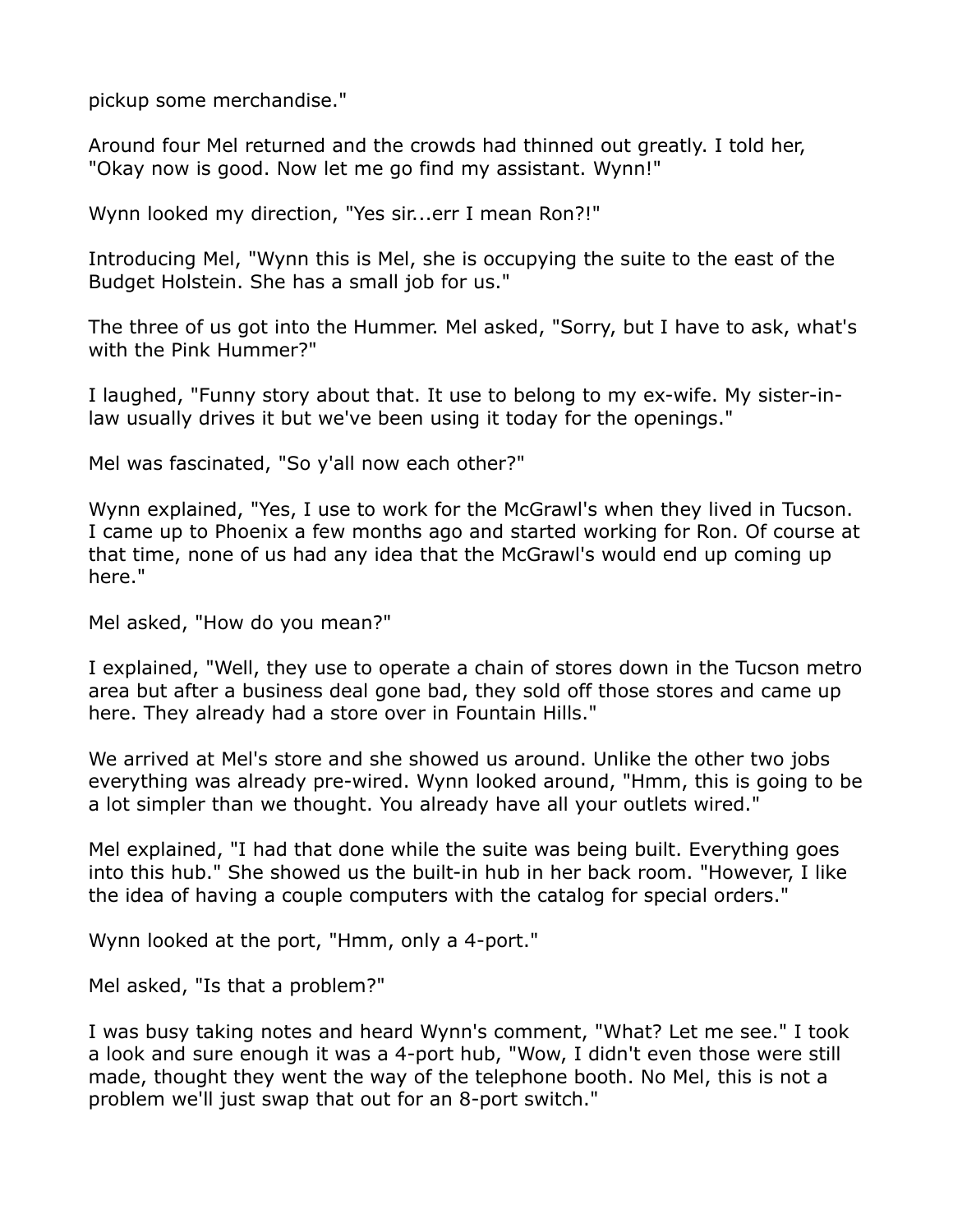pickup some merchandise."

Around four Mel returned and the crowds had thinned out greatly. I told her, "Okay now is good. Now let me go find my assistant. Wynn!"

Wynn looked my direction, "Yes sir...err I mean Ron?!"

Introducing Mel, "Wynn this is Mel, she is occupying the suite to the east of the Budget Holstein. She has a small job for us."

The three of us got into the Hummer. Mel asked, "Sorry, but I have to ask, what's with the Pink Hummer?"

I laughed, "Funny story about that. It use to belong to my ex-wife. My sister-in-law usually drives it but we've been using it today for the openings."

Mel was fascinated, "So y'all now each other?"

Wynn explained, "Yes, I use to work for the McGrawl's when they lived in Tucson. I came up to Phoenix a few months ago and started working for Ron. Of course at that time, none of us had any idea that the McGrawl's would end up coming up here."

Mel asked, "How do you mean?"

I explained, "Well, they use to operate a chain of stores down in the Tucson metro area but after a business deal gone bad, they sold off those stores and came up here. They already had a store over in Fountain Hills."

We arrived at Mel's store and she showed us around. Unlike the other two jobs everything was already pre-wired. Wynn looked around, "Hmm, this is going to be a lot simpler than we thought. You already have all your outlets wired."

Mel explained, "I had that done while the suite was being built. Everything goes into this hub." She showed us the built-in hub in her back room. "However, I like the idea of having a couple computers with the catalog for special orders."

Wynn looked at the port, "Hmm, only a 4-port."

Mel asked, "Is that a problem?"

I was busy taking notes and heard Wynn's comment, "What? Let me see." I took a look and sure enough it was a 4-port hub, "Wow, I didn't even those were still made, thought they went the way of the telephone booth. No Mel, this is not a problem we'll just swap that out for an 8-port switch."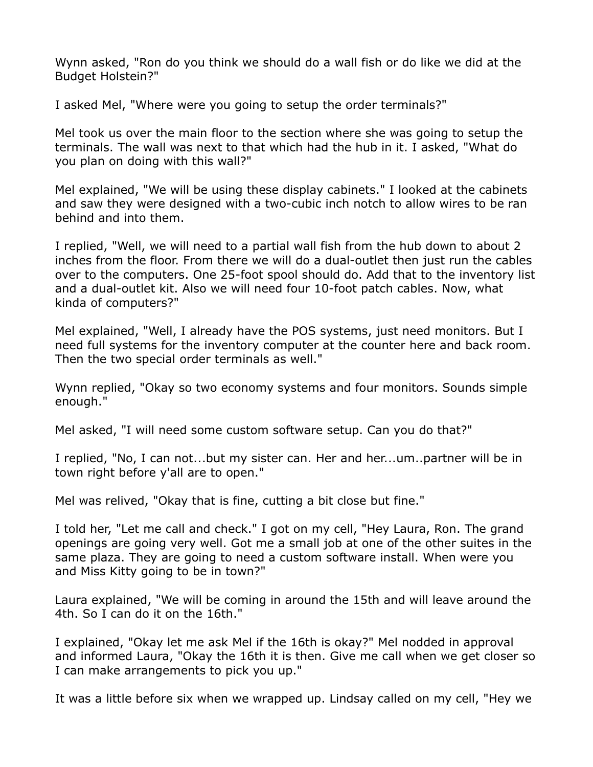Wynn asked, "Ron do you think we should do a wall fish or do like we did at the Budget Holstein?"

I asked Mel, "Where were you going to setup the order terminals?"

Mel took us over the main floor to the section where she was going to setup the terminals. The wall was next to that which had the hub in it. I asked, "What do you plan on doing with this wall?"

Mel explained, "We will be using these display cabinets." I looked at the cabinets and saw they were designed with a two-cubic inch notch to allow wires to be ran behind and into them.

I replied, "Well, we will need to a partial wall fish from the hub down to about 2 inches from the floor. From there we will do a dual-outlet then just run the cables over to the computers. One 25-foot spool should do. Add that to the inventory list and a dual-outlet kit. Also we will need four 10-foot patch cables. Now, what kinda of computers?"

Mel explained, "Well, I already have the POS systems, just need monitors. But I need full systems for the inventory computer at the counter here and back room. Then the two special order terminals as well."

Wynn replied, "Okay so two economy systems and four monitors. Sounds simple enough."

Mel asked, "I will need some custom software setup. Can you do that?"

I replied, "No, I can not...but my sister can. Her and her...um..partner will be in town right before y'all are to open."

Mel was relived, "Okay that is fine, cutting a bit close but fine."

I told her, "Let me call and check." I got on my cell, "Hey Laura, Ron. The grand openings are going very well. Got me a small job at one of the other suites in the same plaza. They are going to need a custom software install. When were you and Miss Kitty going to be in town?"

Laura explained, "We will be coming in around the 15th and will leave around the 4th. So I can do it on the 16th."

I explained, "Okay let me ask Mel if the 16th is okay?" Mel nodded in approval and informed Laura, "Okay the 16th it is then. Give me call when we get closer so I can make arrangements to pick you up."

It was a little before six when we wrapped up. Lindsay called on my cell, "Hey we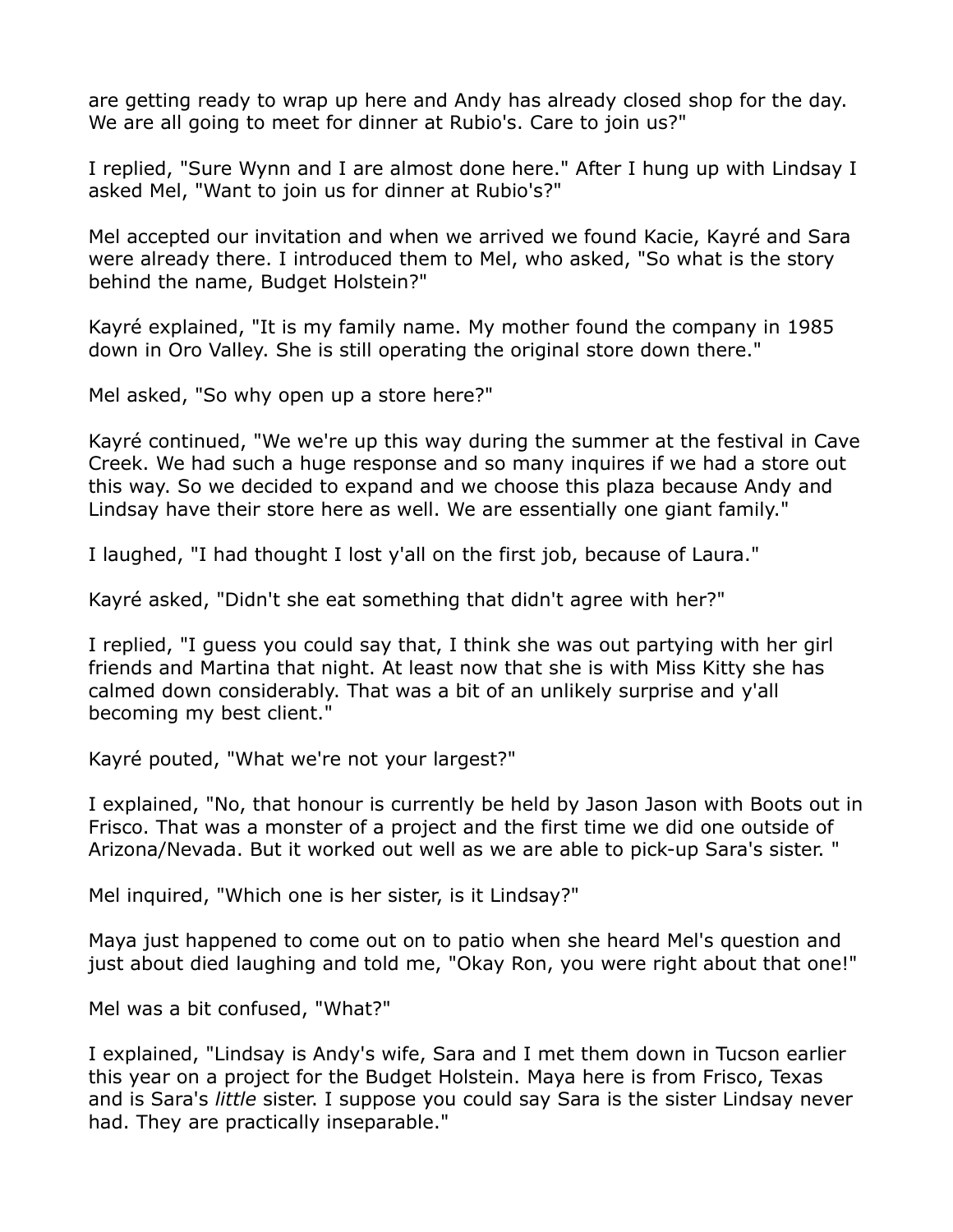are getting ready to wrap up here and Andy has already closed shop for the day. We are all going to meet for dinner at Rubio's. Care to join us?"

I replied, "Sure Wynn and I are almost done here." After I hung up with Lindsay I asked Mel, "Want to join us for dinner at Rubio's?"

Mel accepted our invitation and when we arrived we found Kacie, Kayré and Sara were already there. I introduced them to Mel, who asked, "So what is the story behind the name, Budget Holstein?"

Kayré explained, "It is my family name. My mother found the company in 1985 down in Oro Valley. She is still operating the original store down there."

Mel asked, "So why open up a store here?"

Kayré continued, "We we're up this way during the summer at the festival in Cave Creek. We had such a huge response and so many inquires if we had a store out this way. So we decided to expand and we choose this plaza because Andy and Lindsay have their store here as well. We are essentially one giant family."

I laughed, "I had thought I lost y'all on the first job, because of Laura."

Kayré asked, "Didn't she eat something that didn't agree with her?"

I replied, "I guess you could say that, I think she was out partying with her girl friends and Martina that night. At least now that she is with Miss Kitty she has calmed down considerably. That was a bit of an unlikely surprise and y'all becoming my best client."

Kayré pouted, "What we're not your largest?"

I explained, "No, that honour is currently be held by Jason Jason with Boots out in Frisco. That was a monster of a project and the first time we did one outside of Arizona/Nevada. But it worked out well as we are able to pick-up Sara's sister. "

Mel inquired, "Which one is her sister, is it Lindsay?"

Maya just happened to come out on to patio when she heard Mel's question and just about died laughing and told me, "Okay Ron, you were right about that one!"

Mel was a bit confused, "What?"

I explained, "Lindsay is Andy's wife, Sara and I met them down in Tucson earlier this year on a project for the Budget Holstein. Maya here is from Frisco, Texas and is Sara's *little* sister. I suppose you could say Sara is the sister Lindsay never had. They are practically inseparable."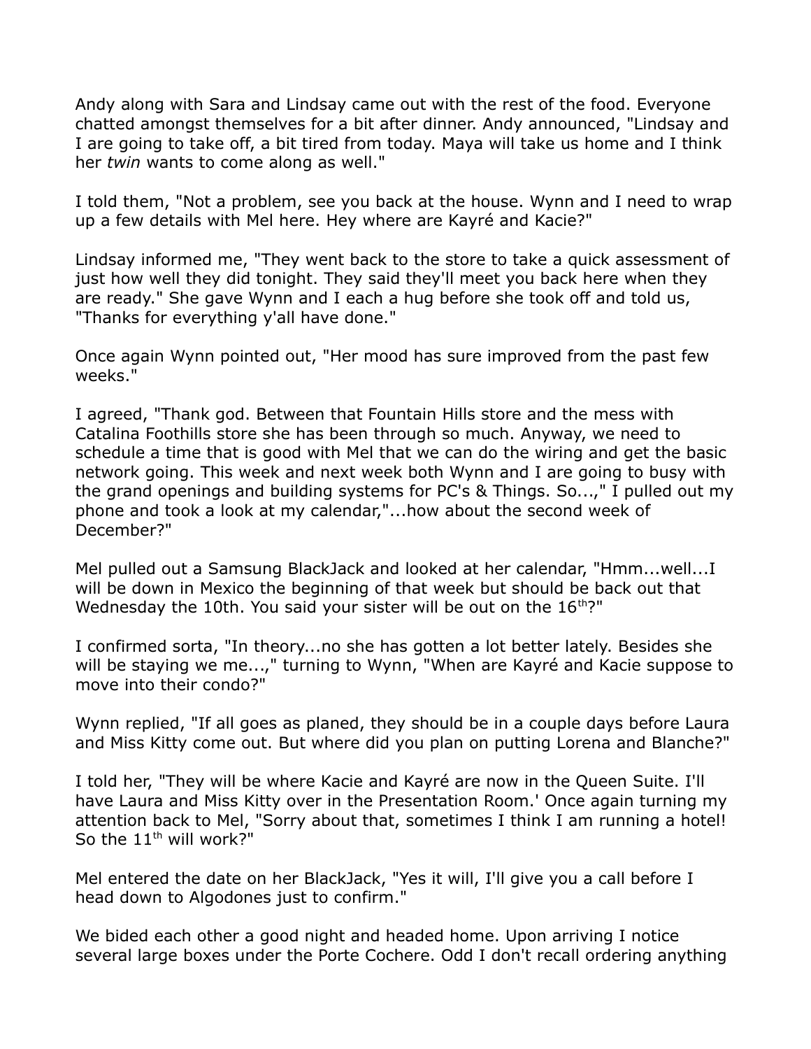Andy along with Sara and Lindsay came out with the rest of the food. Everyone chatted amongst themselves for a bit after dinner. Andy announced, "Lindsay and I are going to take off, a bit tired from today. Maya will take us home and I think her *twin* wants to come along as well."

I told them, "Not a problem, see you back at the house. Wynn and I need to wrap up a few details with Mel here. Hey where are Kayré and Kacie?"

Lindsay informed me, "They went back to the store to take a quick assessment of just how well they did tonight. They said they'll meet you back here when they are ready." She gave Wynn and I each a hug before she took off and told us, "Thanks for everything y'all have done."

Once again Wynn pointed out, "Her mood has sure improved from the past few weeks."

I agreed, "Thank god. Between that Fountain Hills store and the mess with Catalina Foothills store she has been through so much. Anyway, we need to schedule a time that is good with Mel that we can do the wiring and get the basic network going. This week and next week both Wynn and I are going to busy with the grand openings and building systems for PC's & Things. So...," I pulled out my phone and took a look at my calendar,"...how about the second week of December?"

Mel pulled out a Samsung BlackJack and looked at her calendar, "Hmm...well...I will be down in Mexico the beginning of that week but should be back out that Wednesday the 10th. You said your sister will be out on the 16th?"

I confirmed sorta, "In theory...no she has gotten a lot better lately. Besides she will be staying we me...," turning to Wynn, "When are Kayré and Kacie suppose to move into their condo?"

Wynn replied, "If all goes as planed, they should be in a couple days before Laura and Miss Kitty come out. But where did you plan on putting Lorena and Blanche?"

I told her, "They will be where Kacie and Kayré are now in the Queen Suite. I'll have Laura and Miss Kitty over in the Presentation Room.' Once again turning my attention back to Mel, "Sorry about that, sometimes I think I am running a hotel! So the 11th will work?"

Mel entered the date on her BlackJack, "Yes it will, I'll give you a call before I head down to Algodones just to confirm."

We bided each other a good night and headed home. Upon arriving I notice several large boxes under the Porte Cochere. Odd I don't recall ordering anything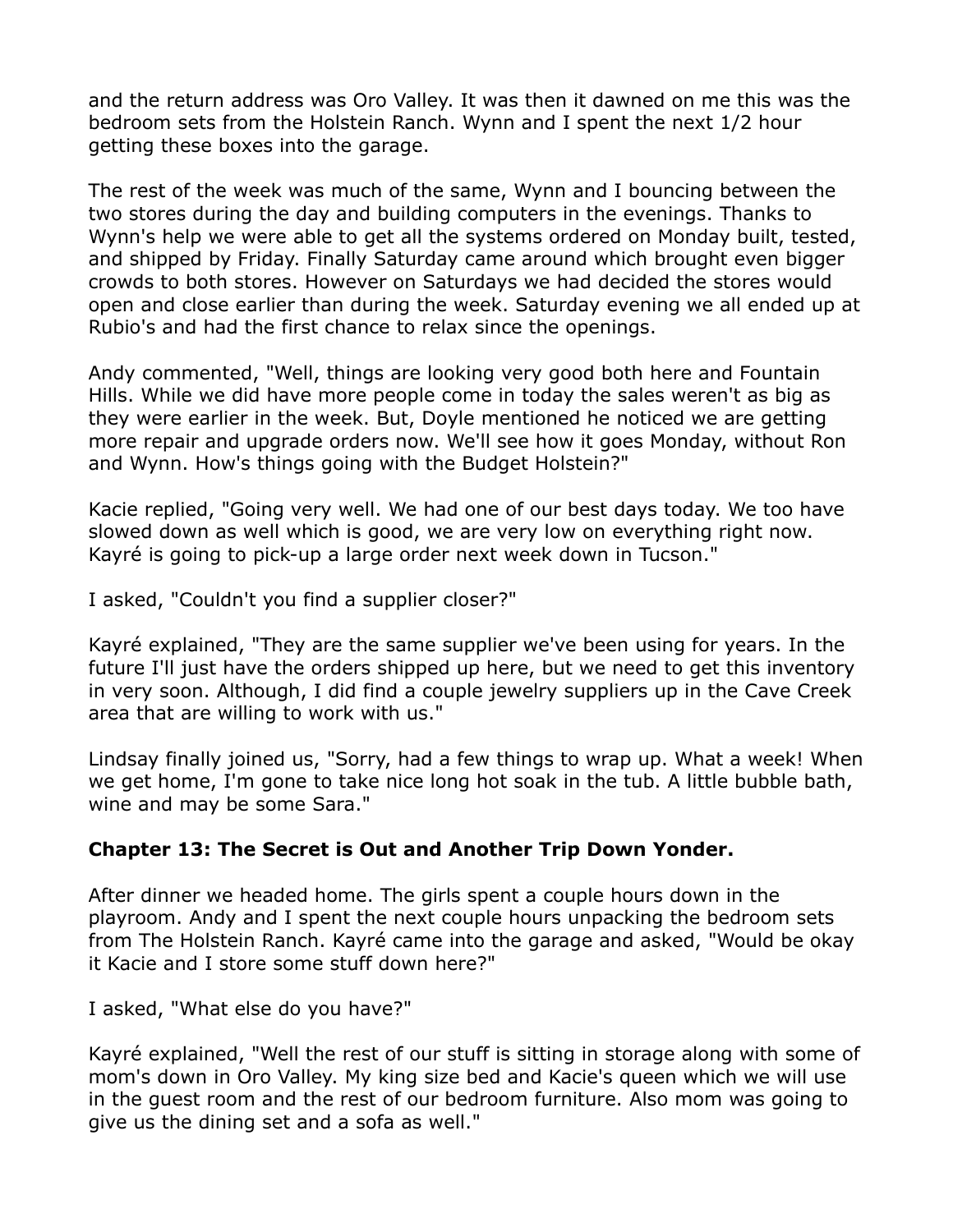and the return address was Oro Valley. It was then it dawned on me this was the bedroom sets from the Holstein Ranch. Wynn and I spent the next 1/2 hour getting these boxes into the garage.

The rest of the week was much of the same, Wynn and I bouncing between the two stores during the day and building computers in the evenings. Thanks to Wynn's help we were able to get all the systems ordered on Monday built, tested, and shipped by Friday. Finally Saturday came around which brought even bigger crowds to both stores. However on Saturdays we had decided the stores would open and close earlier than during the week. Saturday evening we all ended up at Rubio's and had the first chance to relax since the openings.

Andy commented, "Well, things are looking very good both here and Fountain Hills. While we did have more people come in today the sales weren't as big as they were earlier in the week. But, Doyle mentioned he noticed we are getting more repair and upgrade orders now. We'll see how it goes Monday, without Ron and Wynn. How's things going with the Budget Holstein?"

Kacie replied, "Going very well. We had one of our best days today. We too have slowed down as well which is good, we are very low on everything right now. Kayré is going to pick-up a large order next week down in Tucson."

I asked, "Couldn't you find a supplier closer?"

Kayré explained, "They are the same supplier we've been using for years. In the future I'll just have the orders shipped up here, but we need to get this inventory in very soon. Although, I did find a couple jewelry suppliers up in the Cave Creek area that are willing to work with us."

Lindsay finally joined us, "Sorry, had a few things to wrap up. What a week! When we get home, I'm gone to take nice long hot soak in the tub. A little bubble bath, wine and may be some Sara."

**Chapter 13: The Secret is Out and Another Trip Down Yonder.**

After dinner we headed home. The girls spent a couple hours down in the playroom. Andy and I spent the next couple hours unpacking the bedroom sets from The Holstein Ranch. Kayré came into the garage and asked, "Would be okay it Kacie and I store some stuff down here?"

I asked, "What else do you have?"

Kayré explained, "Well the rest of our stuff is sitting in storage along with some of mom's down in Oro Valley. My king size bed and Kacie's queen which we will use in the guest room and the rest of our bedroom furniture. Also mom was going to give us the dining set and a sofa as well."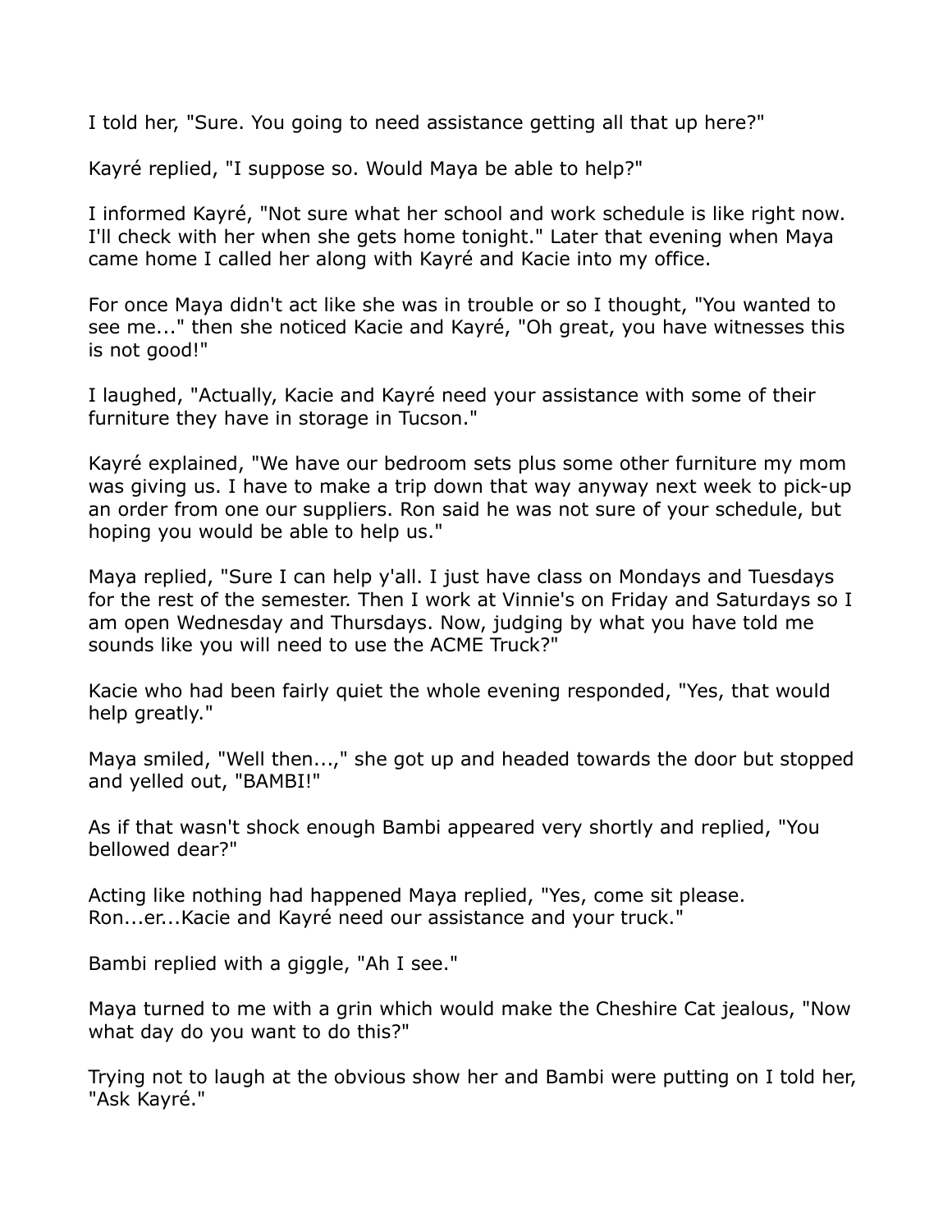I told her, "Sure. You going to need assistance getting all that up here?"

Kayré replied, "I suppose so. Would Maya be able to help?"

I informed Kayré, "Not sure what her school and work schedule is like right now. I'll check with her when she gets home tonight." Later that evening when Maya came home I called her along with Kayré and Kacie into my office.

For once Maya didn't act like she was in trouble or so I thought, "You wanted to see me..." then she noticed Kacie and Kayré, "Oh great, you have witnesses this is not good!"

I laughed, "Actually, Kacie and Kayré need your assistance with some of their furniture they have in storage in Tucson."

Kayré explained, "We have our bedroom sets plus some other furniture my mom was giving us. I have to make a trip down that way anyway next week to pick-up an order from one our suppliers. Ron said he was not sure of your schedule, but hoping you would be able to help us."

Maya replied, "Sure I can help y'all. I just have class on Mondays and Tuesdays for the rest of the semester. Then I work at Vinnie's on Friday and Saturdays so I am open Wednesday and Thursdays. Now, judging by what you have told me sounds like you will need to use the ACME Truck?"

Kacie who had been fairly quiet the whole evening responded, "Yes, that would help greatly."

Maya smiled, "Well then...," she got up and headed towards the door but stopped and yelled out, "BAMBI!"

As if that wasn't shock enough Bambi appeared very shortly and replied, "You bellowed dear?"

Acting like nothing had happened Maya replied, "Yes, come sit please. Ron...er...Kacie and Kayré need our assistance and your truck."

Bambi replied with a giggle, "Ah I see."

Maya turned to me with a grin which would make the Cheshire Cat jealous, "Now what day do you want to do this?"

Trying not to laugh at the obvious show her and Bambi were putting on I told her, "Ask Kayré."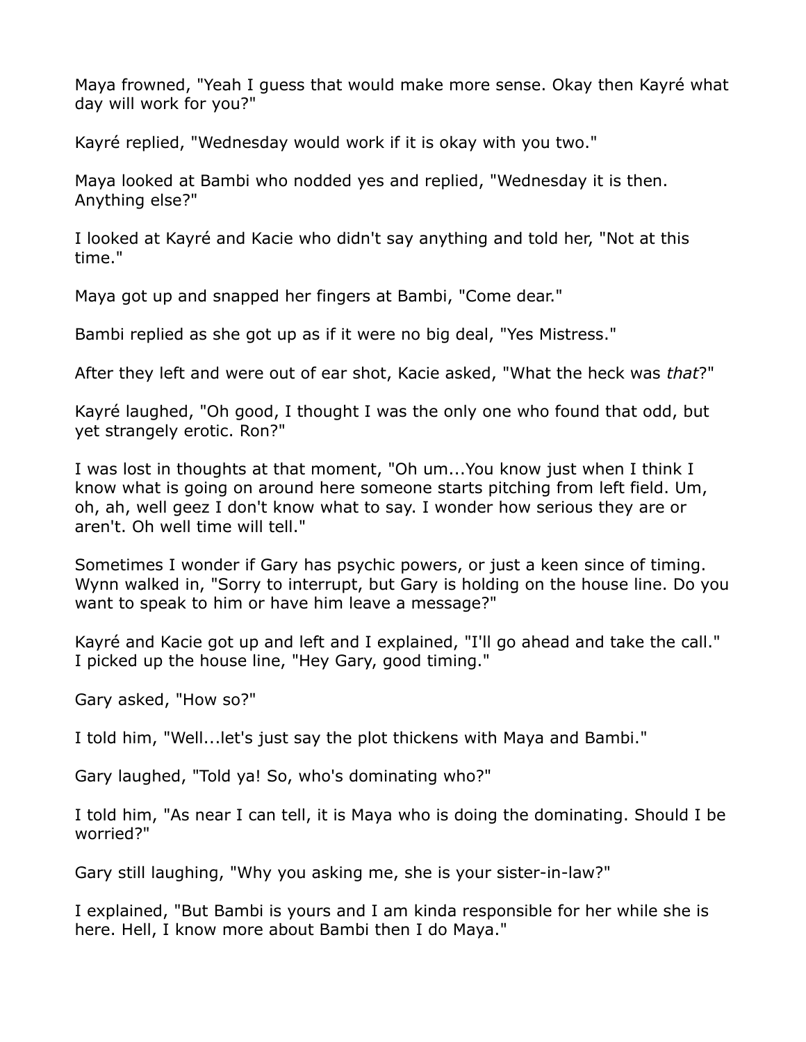Maya frowned, "Yeah I guess that would make more sense. Okay then Kayré what day will work for you?"

Kayré replied, "Wednesday would work if it is okay with you two."

Maya looked at Bambi who nodded yes and replied, "Wednesday it is then. Anything else?"

I looked at Kayré and Kacie who didn't say anything and told her, "Not at this time."

Maya got up and snapped her fingers at Bambi, "Come dear."

Bambi replied as she got up as if it were no big deal, "Yes Mistress."

After they left and were out of ear shot, Kacie asked, "What the heck was *that*?"

Kayré laughed, "Oh good, I thought I was the only one who found that odd, but yet strangely erotic. Ron?"

I was lost in thoughts at that moment, "Oh um...You know just when I think I know what is going on around here someone starts pitching from left field. Um, oh, ah, well geez I don't know what to say. I wonder how serious they are or aren't. Oh well time will tell."

Sometimes I wonder if Gary has psychic powers, or just a keen since of timing. Wynn walked in, "Sorry to interrupt, but Gary is holding on the house line. Do you want to speak to him or have him leave a message?"

Kayré and Kacie got up and left and I explained, "I'll go ahead and take the call." I picked up the house line, "Hey Gary, good timing."

Gary asked, "How so?"

I told him, "Well...let's just say the plot thickens with Maya and Bambi."

Gary laughed, "Told ya! So, who's dominating who?"

I told him, "As near I can tell, it is Maya who is doing the dominating. Should I be worried?"

Gary still laughing, "Why you asking me, she is your sister-in-law?"

I explained, "But Bambi is yours and I am kinda responsible for her while she is here. Hell, I know more about Bambi then I do Maya."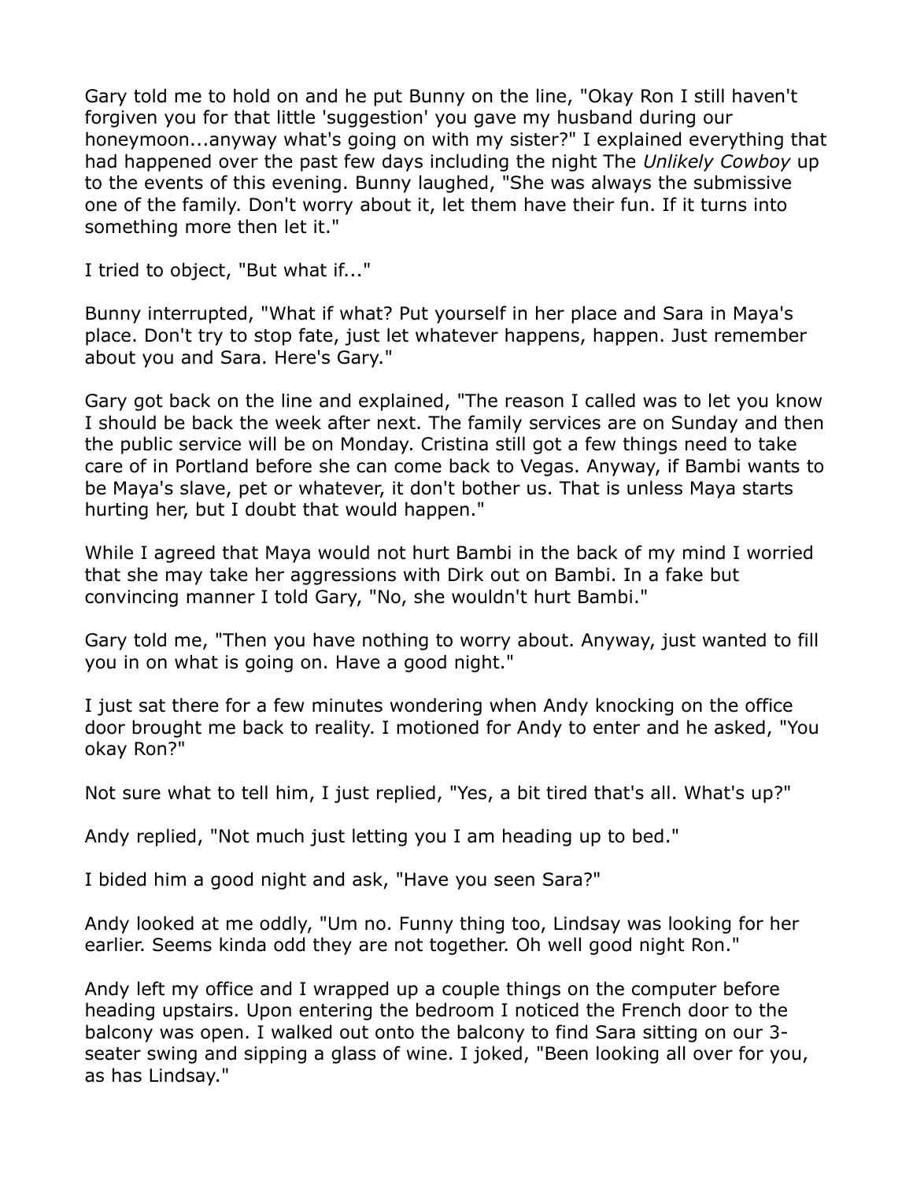Gary told me to hold on and he put Bunny on the line, "Okay Ron I still haven't forgiven you for that little 'suggestion' you gave my husband during our honeymoon...anyway what's going on with my sister?" I explained everything that had happened over the past few days including the night The *Unlikely Cowboy* up to the events of this evening. Bunny laughed, "She was always the submissive one of the family. Don't worry about it, let them have their fun. If it turns into something more then let it."

I tried to object, "But what if..."

Bunny interrupted, "What if what? Put yourself in her place and Sara in Maya's place. Don't try to stop fate, just let whatever happens, happen. Just remember about you and Sara. Here's Gary."

Gary got back on the line and explained, "The reason I called was to let you know I should be back the week after next. The family services are on Sunday and then the public service will be on Monday. Cristina still got a few things need to take care of in Portland before she can come back to Vegas. Anyway, if Bambi wants to be Maya's slave, pet or whatever, it don't bother us. That is unless Maya starts hurting her, but I doubt that would happen."

While I agreed that Maya would not hurt Bambi in the back of my mind I worried that she may take her aggressions with Dirk out on Bambi. In a fake but convincing manner I told Gary, "No, she wouldn't hurt Bambi."

Gary told me, "Then you have nothing to worry about. Anyway, just wanted to fill you in on what is going on. Have a good night."

I just sat there for a few minutes wondering when Andy knocking on the office door brought me back to reality. I motioned for Andy to enter and he asked, "You okay Ron?"

Not sure what to tell him, I just replied, "Yes, a bit tired that's all. What's up?"

Andy replied, "Not much just letting you I am heading up to bed."

I bided him a good night and ask, "Have you seen Sara?"

Andy looked at me oddly, "Um no. Funny thing too, Lindsay was looking for her earlier. Seems kinda odd they are not together. Oh well good night Ron."

Andy left my office and I wrapped up a couple things on the computer before heading upstairs. Upon entering the bedroom I noticed the French door to the balcony was open. I walked out onto the balcony to find Sara sitting on our 3-seater swing and sipping a glass of wine. I joked, "Been looking all over for you, as has Lindsay."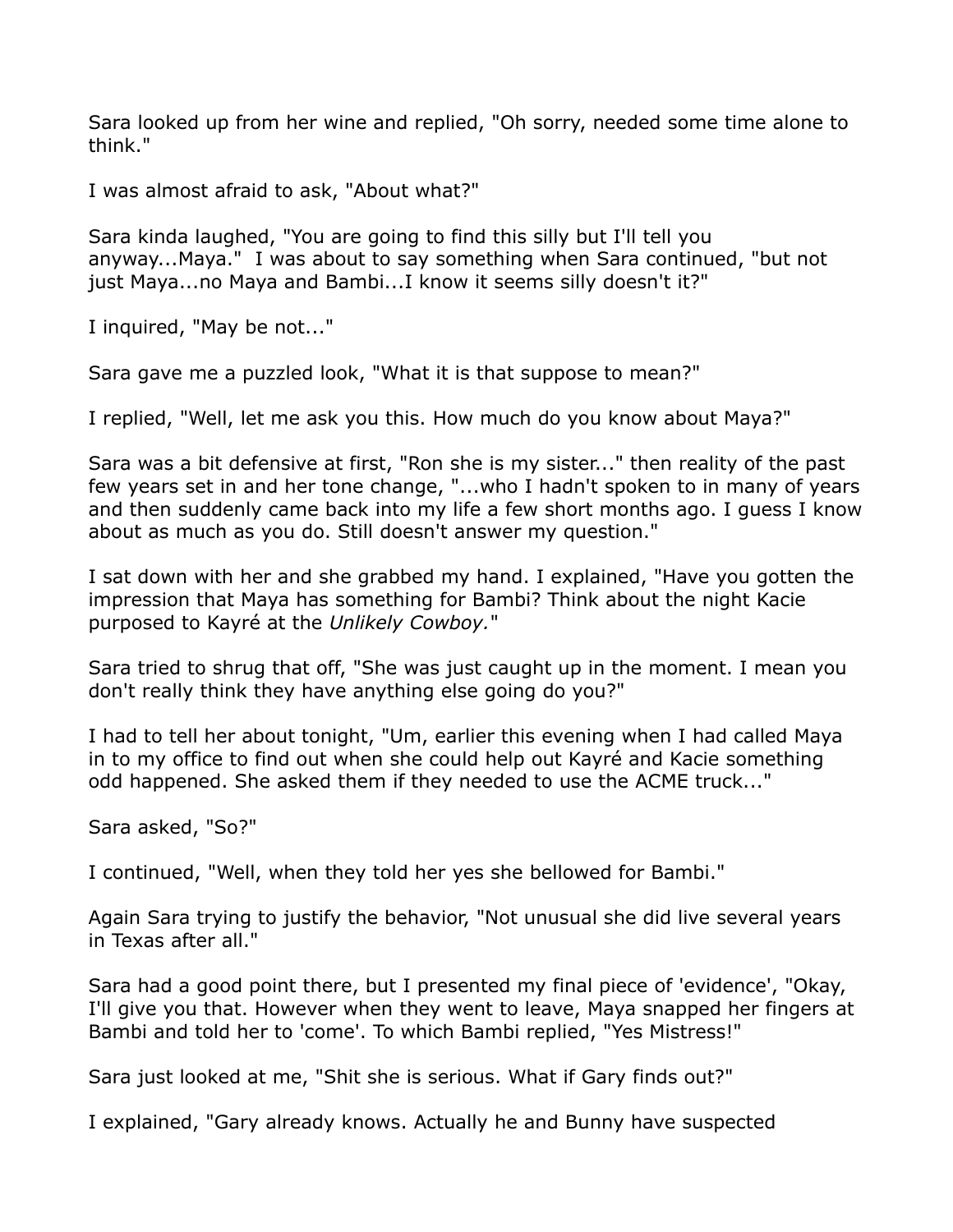Sara looked up from her wine and replied, "Oh sorry, needed some time alone to think."

I was almost afraid to ask, "About what?"

Sara kinda laughed, "You are going to find this silly but I'll tell you anyway...Maya."  I was about to say something when Sara continued, "but not just Maya...no Maya and Bambi...I know it seems silly doesn't it?"

I inquired, "May be not..."

Sara gave me a puzzled look, "What it is that suppose to mean?"

I replied, "Well, let me ask you this. How much do you know about Maya?"

Sara was a bit defensive at first, "Ron she is my sister..." then reality of the past few years set in and her tone change, "...who I hadn't spoken to in many of years and then suddenly came back into my life a few short months ago. I guess I know about as much as you do. Still doesn't answer my question."

I sat down with her and she grabbed my hand. I explained, "Have you gotten the impression that Maya has something for Bambi? Think about the night Kacie purposed to Kayré at the *Unlikely Cowboy.*"

Sara tried to shrug that off, "She was just caught up in the moment. I mean you don't really think they have anything else going do you?"

I had to tell her about tonight, "Um, earlier this evening when I had called Maya in to my office to find out when she could help out Kayré and Kacie something odd happened. She asked them if they needed to use the ACME truck..."

Sara asked, "So?"

I continued, "Well, when they told her yes she bellowed for Bambi."

Again Sara trying to justify the behavior, "Not unusual she did live several years in Texas after all."

Sara had a good point there, but I presented my final piece of 'evidence', "Okay, I'll give you that. However when they went to leave, Maya snapped her fingers at Bambi and told her to 'come'. To which Bambi replied, "Yes Mistress!"

Sara just looked at me, "Shit she is serious. What if Gary finds out?"

I explained, "Gary already knows. Actually he and Bunny have suspected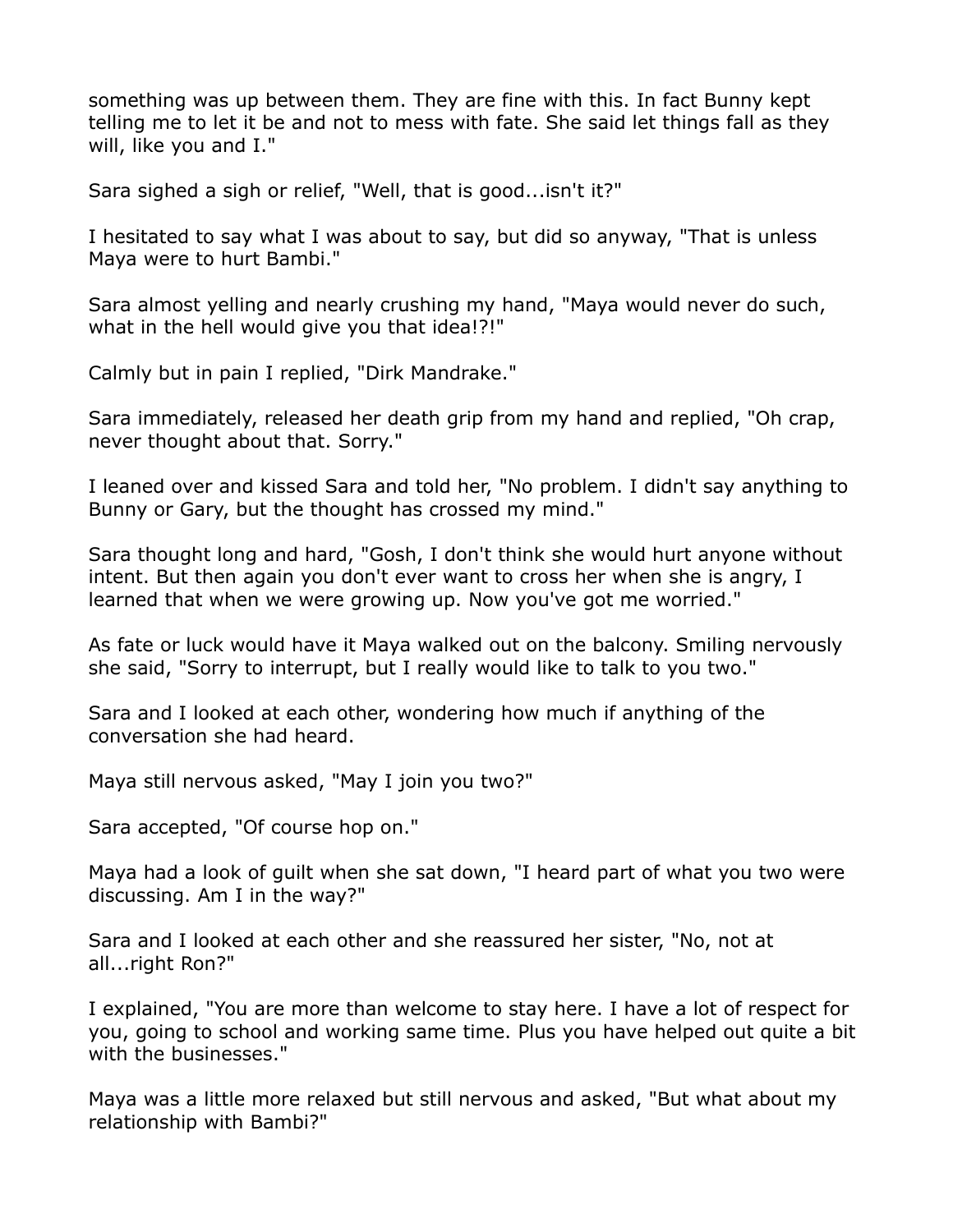something was up between them. They are fine with this. In fact Bunny kept telling me to let it be and not to mess with fate. She said let things fall as they will, like you and I."

Sara sighed a sigh or relief, "Well, that is good...isn't it?"

I hesitated to say what I was about to say, but did so anyway, "That is unless Maya were to hurt Bambi."

Sara almost yelling and nearly crushing my hand, "Maya would never do such, what in the hell would give you that idea!?!"

Calmly but in pain I replied, "Dirk Mandrake."

Sara immediately, released her death grip from my hand and replied, "Oh crap, never thought about that. Sorry."

I leaned over and kissed Sara and told her, "No problem. I didn't say anything to Bunny or Gary, but the thought has crossed my mind."

Sara thought long and hard, "Gosh, I don't think she would hurt anyone without intent. But then again you don't ever want to cross her when she is angry, I learned that when we were growing up. Now you've got me worried."

As fate or luck would have it Maya walked out on the balcony. Smiling nervously she said, "Sorry to interrupt, but I really would like to talk to you two."

Sara and I looked at each other, wondering how much if anything of the conversation she had heard.

Maya still nervous asked, "May I join you two?"

Sara accepted, "Of course hop on."

Maya had a look of guilt when she sat down, "I heard part of what you two were discussing. Am I in the way?"

Sara and I looked at each other and she reassured her sister, "No, not at all...right Ron?"

I explained, "You are more than welcome to stay here. I have a lot of respect for you, going to school and working same time. Plus you have helped out quite a bit with the businesses."

Maya was a little more relaxed but still nervous and asked, "But what about my relationship with Bambi?"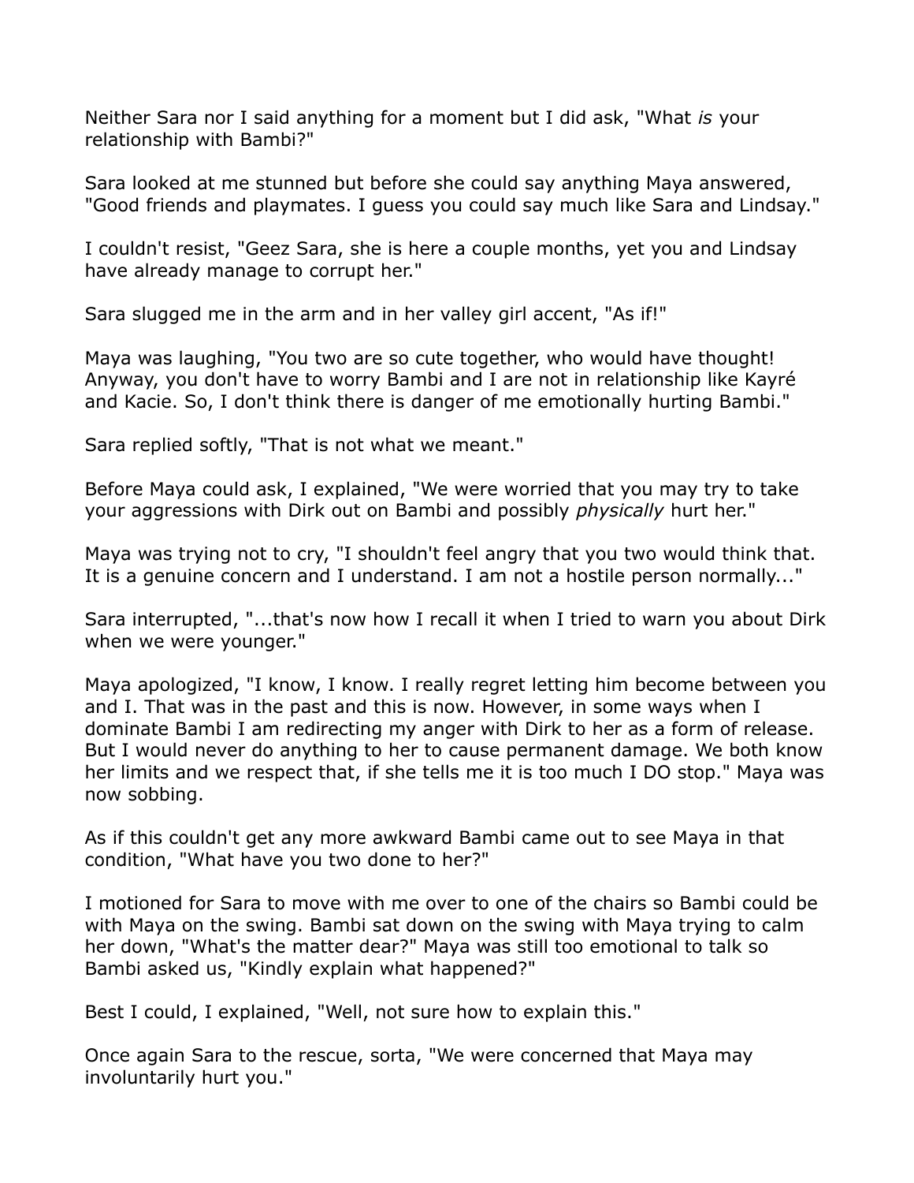Neither Sara nor I said anything for a moment but I did ask, "What *is* your relationship with Bambi?"

Sara looked at me stunned but before she could say anything Maya answered, "Good friends and playmates. I guess you could say much like Sara and Lindsay."

I couldn't resist, "Geez Sara, she is here a couple months, yet you and Lindsay have already manage to corrupt her."

Sara slugged me in the arm and in her valley girl accent, "As if!"

Maya was laughing, "You two are so cute together, who would have thought! Anyway, you don't have to worry Bambi and I are not in relationship like Kayré and Kacie. So, I don't think there is danger of me emotionally hurting Bambi."

Sara replied softly, "That is not what we meant."

Before Maya could ask, I explained, "We were worried that you may try to take your aggressions with Dirk out on Bambi and possibly *physically* hurt her."

Maya was trying not to cry, "I shouldn't feel angry that you two would think that. It is a genuine concern and I understand. I am not a hostile person normally..."

Sara interrupted, "...that's now how I recall it when I tried to warn you about Dirk when we were younger."

Maya apologized, "I know, I know. I really regret letting him become between you and I. That was in the past and this is now. However, in some ways when I dominate Bambi I am redirecting my anger with Dirk to her as a form of release. But I would never do anything to her to cause permanent damage. We both know her limits and we respect that, if she tells me it is too much I DO stop." Maya was now sobbing.

As if this couldn't get any more awkward Bambi came out to see Maya in that condition, "What have you two done to her?"

I motioned for Sara to move with me over to one of the chairs so Bambi could be with Maya on the swing. Bambi sat down on the swing with Maya trying to calm her down, "What's the matter dear?" Maya was still too emotional to talk so Bambi asked us, "Kindly explain what happened?"

Best I could, I explained, "Well, not sure how to explain this."

Once again Sara to the rescue, sorta, "We were concerned that Maya may involuntarily hurt you."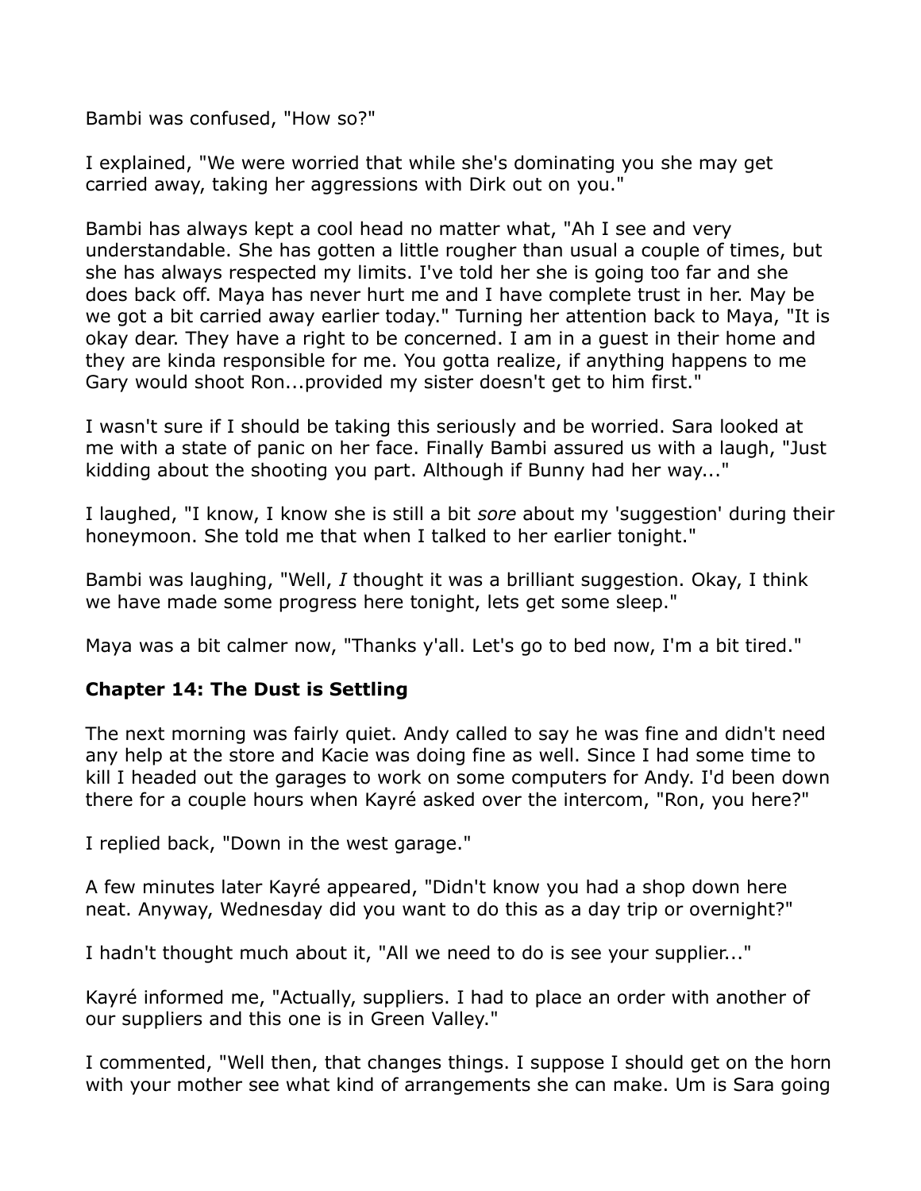Bambi was confused, "How so?"

I explained, "We were worried that while she's dominating you she may get carried away, taking her aggressions with Dirk out on you."

Bambi has always kept a cool head no matter what, "Ah I see and very understandable. She has gotten a little rougher than usual a couple of times, but she has always respected my limits. I've told her she is going too far and she does back off. Maya has never hurt me and I have complete trust in her. May be we got a bit carried away earlier today." Turning her attention back to Maya, "It is okay dear. They have a right to be concerned. I am in a guest in their home and they are kinda responsible for me. You gotta realize, if anything happens to me Gary would shoot Ron...provided my sister doesn't get to him first."

I wasn't sure if I should be taking this seriously and be worried. Sara looked at me with a state of panic on her face. Finally Bambi assured us with a laugh, "Just kidding about the shooting you part. Although if Bunny had her way..."

I laughed, "I know, I know she is still a bit *sore* about my 'suggestion' during their honeymoon. She told me that when I talked to her earlier tonight."

Bambi was laughing, "Well, *I* thought it was a brilliant suggestion. Okay, I think we have made some progress here tonight, lets get some sleep."

Maya was a bit calmer now, "Thanks y'all. Let's go to bed now, I'm a bit tired."

### Chapter 14: The Dust is Settling

The next morning was fairly quiet. Andy called to say he was fine and didn't need any help at the store and Kacie was doing fine as well. Since I had some time to kill I headed out the garages to work on some computers for Andy. I'd been down there for a couple hours when Kayré asked over the intercom, "Ron, you here?"

I replied back, "Down in the west garage."

A few minutes later Kayré appeared, "Didn't know you had a shop down here neat. Anyway, Wednesday did you want to do this as a day trip or overnight?"

I hadn't thought much about it, "All we need to do is see your supplier..."

Kayré informed me, "Actually, suppliers. I had to place an order with another of our suppliers and this one is in Green Valley."

I commented, "Well then, that changes things. I suppose I should get on the horn with your mother see what kind of arrangements she can make. Um is Sara going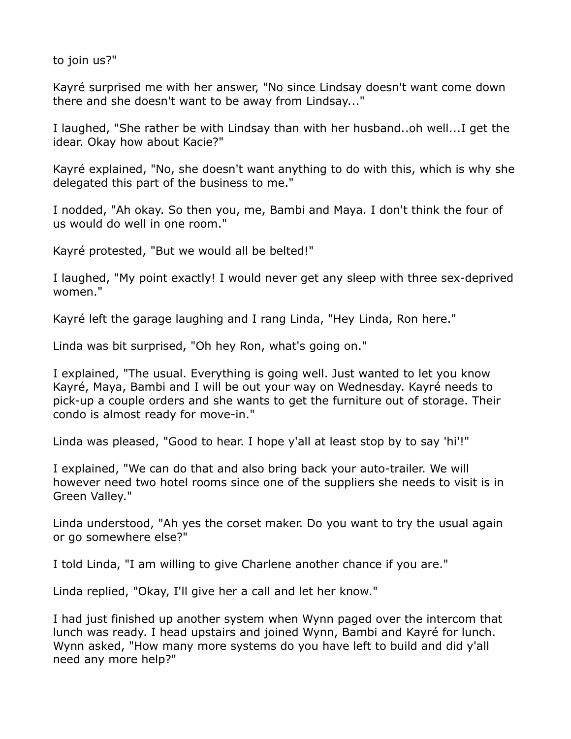to join us?"

Kayré surprised me with her answer, "No since Lindsay doesn't want come down there and she doesn't want to be away from Lindsay..."

I laughed, "She rather be with Lindsay than with her husband..oh well...I get the idear. Okay how about Kacie?"

Kayré explained, "No, she doesn't want anything to do with this, which is why she delegated this part of the business to me."

I nodded, "Ah okay. So then you, me, Bambi and Maya. I don't think the four of us would do well in one room."

Kayré protested, "But we would all be belted!"

I laughed, "My point exactly! I would never get any sleep with three sex-deprived women."

Kayré left the garage laughing and I rang Linda, "Hey Linda, Ron here."

Linda was bit surprised, "Oh hey Ron, what's going on."

I explained, "The usual. Everything is going well. Just wanted to let you know Kayré, Maya, Bambi and I will be out your way on Wednesday. Kayré needs to pick-up a couple orders and she wants to get the furniture out of storage. Their condo is almost ready for move-in."

Linda was pleased, "Good to hear. I hope y'all at least stop by to say 'hi'!"

I explained, "We can do that and also bring back your auto-trailer. We will however need two hotel rooms since one of the suppliers she needs to visit is in Green Valley."

Linda understood, "Ah yes the corset maker. Do you want to try the usual again or go somewhere else?"

I told Linda, "I am willing to give Charlene another chance if you are."

Linda replied, "Okay, I'll give her a call and let her know."

I had just finished up another system when Wynn paged over the intercom that lunch was ready. I head upstairs and joined Wynn, Bambi and Kayré for lunch. Wynn asked, "How many more systems do you have left to build and did y'all need any more help?"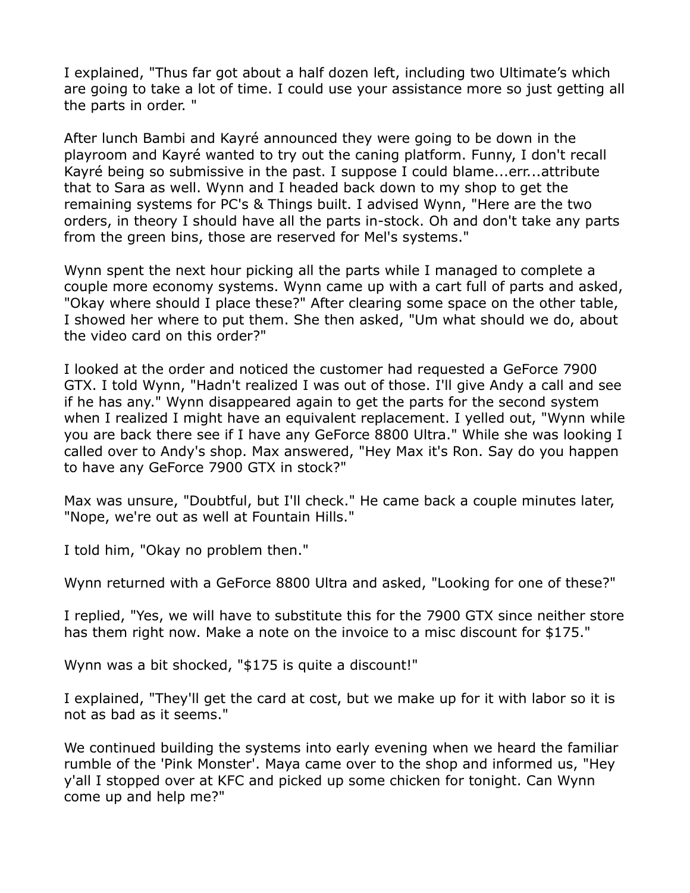I explained, "Thus far got about a half dozen left, including two Ultimate's which are going to take a lot of time. I could use your assistance more so just getting all the parts in order. "

After lunch Bambi and Kayré announced they were going to be down in the playroom and Kayré wanted to try out the caning platform. Funny, I don't recall Kayré being so submissive in the past. I suppose I could blame...err...attribute that to Sara as well. Wynn and I headed back down to my shop to get the remaining systems for PC's & Things built. I advised Wynn, "Here are the two orders, in theory I should have all the parts in-stock. Oh and don't take any parts from the green bins, those are reserved for Mel's systems."

Wynn spent the next hour picking all the parts while I managed to complete a couple more economy systems. Wynn came up with a cart full of parts and asked, "Okay where should I place these?" After clearing some space on the other table, I showed her where to put them. She then asked, "Um what should we do, about the video card on this order?"

I looked at the order and noticed the customer had requested a GeForce 7900 GTX. I told Wynn, "Hadn't realized I was out of those. I'll give Andy a call and see if he has any." Wynn disappeared again to get the parts for the second system when I realized I might have an equivalent replacement. I yelled out, "Wynn while you are back there see if I have any GeForce 8800 Ultra." While she was looking I called over to Andy's shop. Max answered, "Hey Max it's Ron. Say do you happen to have any GeForce 7900 GTX in stock?"

Max was unsure, "Doubtful, but I'll check." He came back a couple minutes later, "Nope, we're out as well at Fountain Hills."

I told him, "Okay no problem then."

Wynn returned with a GeForce 8800 Ultra and asked, "Looking for one of these?"

I replied, "Yes, we will have to substitute this for the 7900 GTX since neither store has them right now. Make a note on the invoice to a misc discount for $175."

Wynn was a bit shocked, "$175 is quite a discount!"

I explained, "They'll get the card at cost, but we make up for it with labor so it is not as bad as it seems."

We continued building the systems into early evening when we heard the familiar rumble of the 'Pink Monster'. Maya came over to the shop and informed us, "Hey y'all I stopped over at KFC and picked up some chicken for tonight. Can Wynn come up and help me?"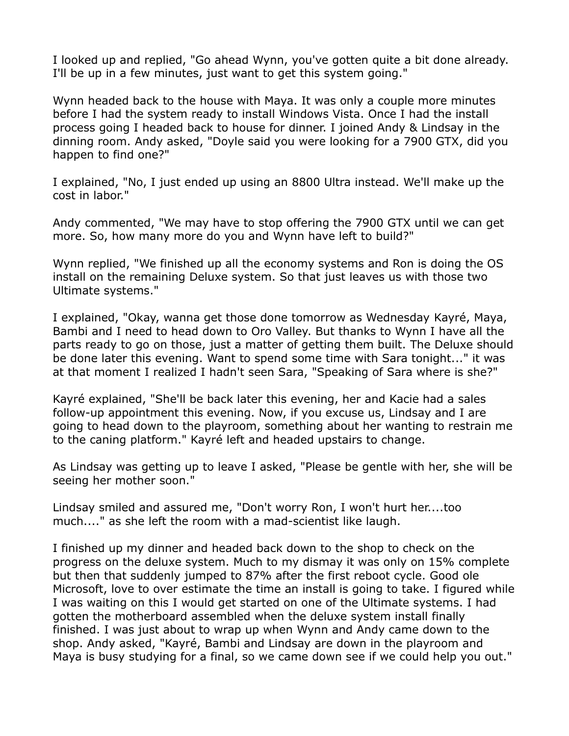I looked up and replied, "Go ahead Wynn, you've gotten quite a bit done already. I'll be up in a few minutes, just want to get this system going."

Wynn headed back to the house with Maya. It was only a couple more minutes before I had the system ready to install Windows Vista. Once I had the install process going I headed back to house for dinner. I joined Andy & Lindsay in the dinning room. Andy asked, "Doyle said you were looking for a 7900 GTX, did you happen to find one?"

I explained, "No, I just ended up using an 8800 Ultra instead. We'll make up the cost in labor."

Andy commented, "We may have to stop offering the 7900 GTX until we can get more. So, how many more do you and Wynn have left to build?"

Wynn replied, "We finished up all the economy systems and Ron is doing the OS install on the remaining Deluxe system. So that just leaves us with those two Ultimate systems."

I explained, "Okay, wanna get those done tomorrow as Wednesday Kayré, Maya, Bambi and I need to head down to Oro Valley. But thanks to Wynn I have all the parts ready to go on those, just a matter of getting them built. The Deluxe should be done later this evening. Want to spend some time with Sara tonight..." it was at that moment I realized I hadn't seen Sara, "Speaking of Sara where is she?"

Kayré explained, "She'll be back later this evening, her and Kacie had a sales follow-up appointment this evening. Now, if you excuse us, Lindsay and I are going to head down to the playroom, something about her wanting to restrain me to the caning platform." Kayré left and headed upstairs to change.

As Lindsay was getting up to leave I asked, "Please be gentle with her, she will be seeing her mother soon."

Lindsay smiled and assured me, "Don't worry Ron, I won't hurt her....too much...." as she left the room with a mad-scientist like laugh.

I finished up my dinner and headed back down to the shop to check on the progress on the deluxe system. Much to my dismay it was only on 15% complete but then that suddenly jumped to 87% after the first reboot cycle. Good ole Microsoft, love to over estimate the time an install is going to take. I figured while I was waiting on this I would get started on one of the Ultimate systems. I had gotten the motherboard assembled when the deluxe system install finally finished. I was just about to wrap up when Wynn and Andy came down to the shop. Andy asked, "Kayré, Bambi and Lindsay are down in the playroom and Maya is busy studying for a final, so we came down see if we could help you out."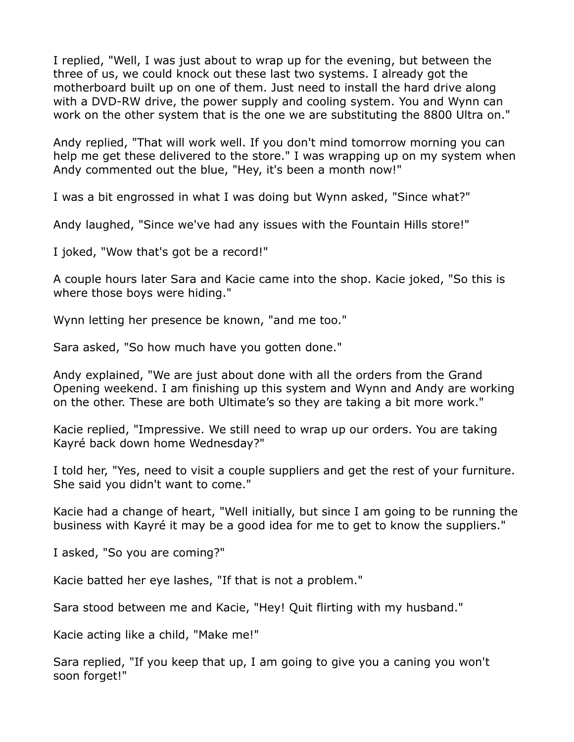I replied, "Well, I was just about to wrap up for the evening, but between the three of us, we could knock out these last two systems. I already got the motherboard built up on one of them. Just need to install the hard drive along with a DVD-RW drive, the power supply and cooling system. You and Wynn can work on the other system that is the one we are substituting the 8800 Ultra on."

Andy replied, "That will work well. If you don't mind tomorrow morning you can help me get these delivered to the store." I was wrapping up on my system when Andy commented out the blue, "Hey, it's been a month now!"

I was a bit engrossed in what I was doing but Wynn asked, "Since what?"

Andy laughed, "Since we've had any issues with the Fountain Hills store!"

I joked, "Wow that's got be a record!"

A couple hours later Sara and Kacie came into the shop. Kacie joked, "So this is where those boys were hiding."

Wynn letting her presence be known, "and me too."

Sara asked, "So how much have you gotten done."

Andy explained, "We are just about done with all the orders from the Grand Opening weekend. I am finishing up this system and Wynn and Andy are working on the other. These are both Ultimate's so they are taking a bit more work."

Kacie replied, "Impressive. We still need to wrap up our orders. You are taking Kayré back down home Wednesday?"

I told her, "Yes, need to visit a couple suppliers and get the rest of your furniture. She said you didn't want to come."

Kacie had a change of heart, "Well initially, but since I am going to be running the business with Kayré it may be a good idea for me to get to know the suppliers."

I asked, "So you are coming?"

Kacie batted her eye lashes, "If that is not a problem."

Sara stood between me and Kacie, "Hey! Quit flirting with my husband."

Kacie acting like a child, "Make me!"

Sara replied, "If you keep that up, I am going to give you a caning you won't soon forget!"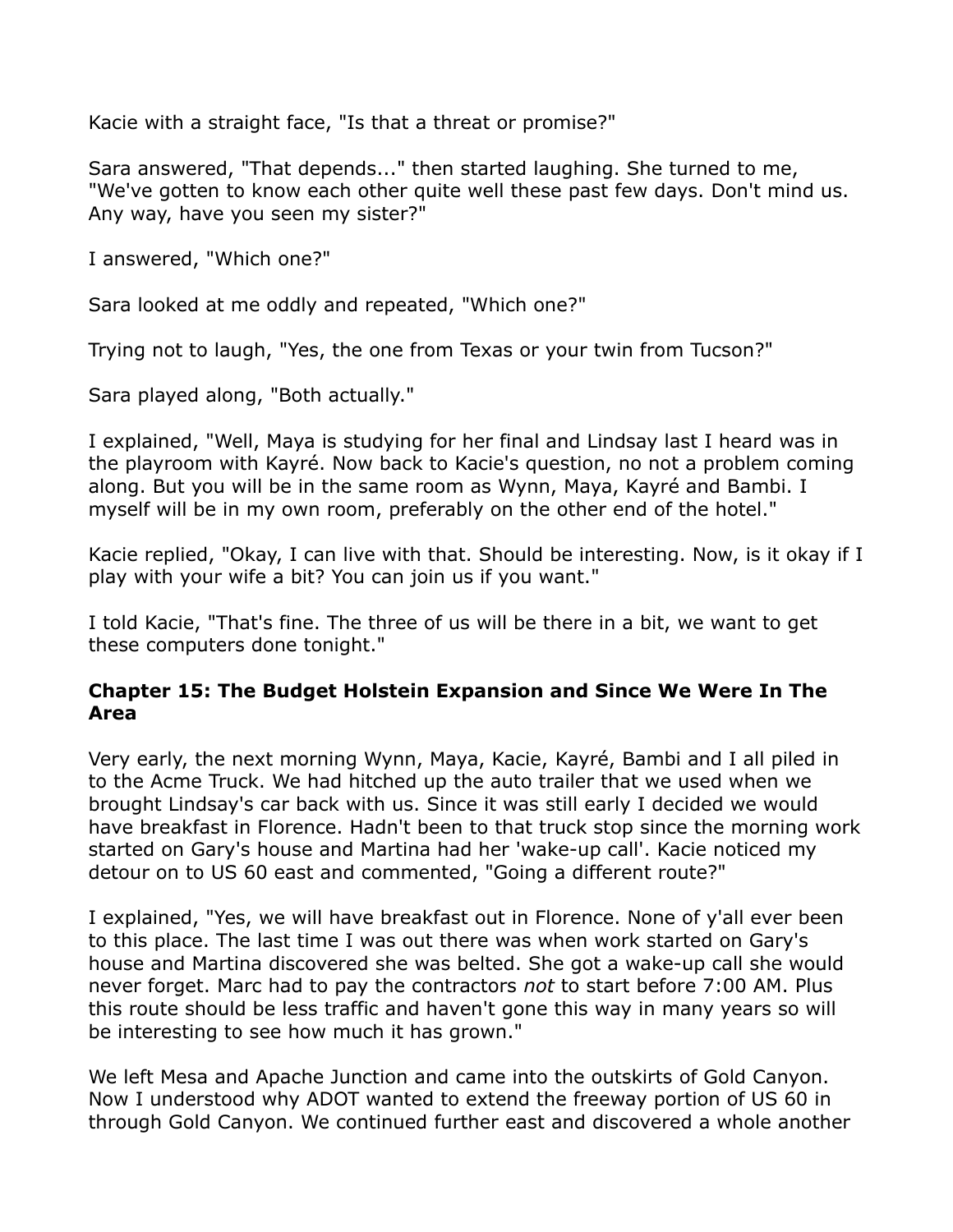Kacie with a straight face, "Is that a threat or promise?"

Sara answered, "That depends..." then started laughing. She turned to me, "We've gotten to know each other quite well these past few days. Don't mind us. Any way, have you seen my sister?"

I answered, "Which one?"

Sara looked at me oddly and repeated, "Which one?"

Trying not to laugh, "Yes, the one from Texas or your twin from Tucson?"

Sara played along, "Both actually."

I explained, "Well, Maya is studying for her final and Lindsay last I heard was in the playroom with Kayré. Now back to Kacie's question, no not a problem coming along. But you will be in the same room as Wynn, Maya, Kayré and Bambi. I myself will be in my own room, preferably on the other end of the hotel."

Kacie replied, "Okay, I can live with that. Should be interesting. Now, is it okay if I play with your wife a bit? You can join us if you want."

I told Kacie, "That's fine. The three of us will be there in a bit, we want to get these computers done tonight."

### Chapter 15: The Budget Holstein Expansion and Since We Were In The Area

Very early, the next morning Wynn, Maya, Kacie, Kayré, Bambi and I all piled in to the Acme Truck. We had hitched up the auto trailer that we used when we brought Lindsay's car back with us. Since it was still early I decided we would have breakfast in Florence. Hadn't been to that truck stop since the morning work started on Gary's house and Martina had her 'wake-up call'. Kacie noticed my detour on to US 60 east and commented, "Going a different route?"

I explained, "Yes, we will have breakfast out in Florence. None of y'all ever been to this place. The last time I was out there was when work started on Gary's house and Martina discovered she was belted. She got a wake-up call she would never forget. Marc had to pay the contractors *not* to start before 7:00 AM. Plus this route should be less traffic and haven't gone this way in many years so will be interesting to see how much it has grown."

We left Mesa and Apache Junction and came into the outskirts of Gold Canyon. Now I understood why ADOT wanted to extend the freeway portion of US 60 in through Gold Canyon. We continued further east and discovered a whole another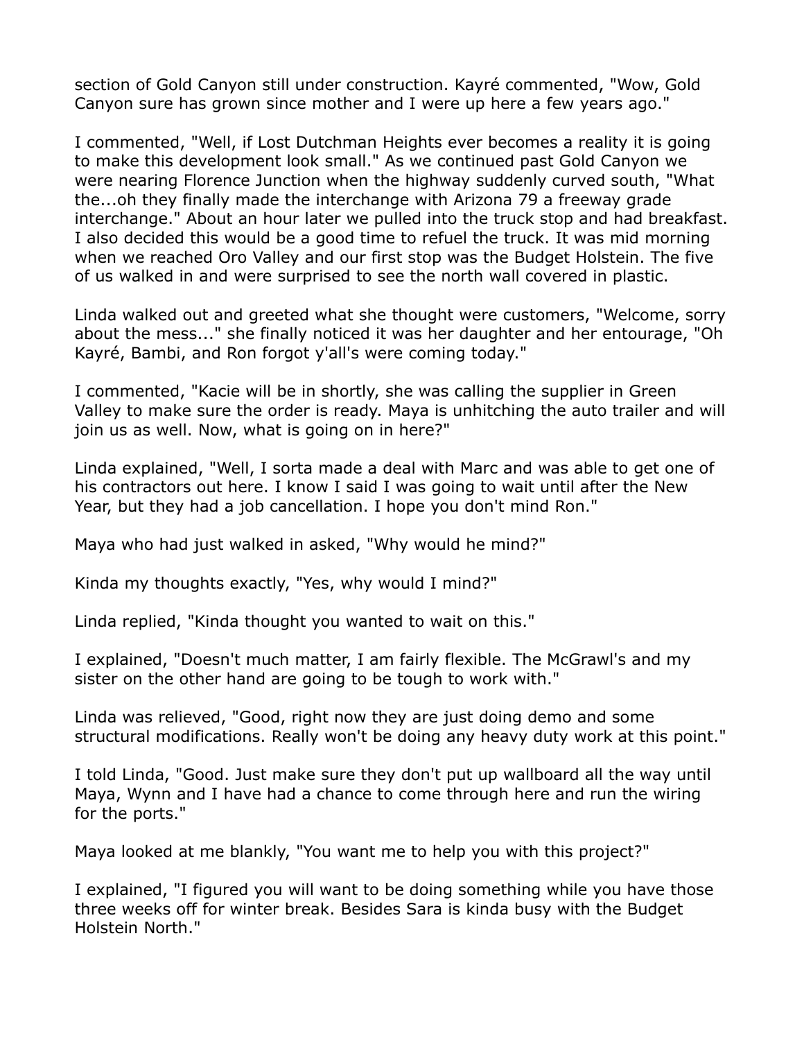section of Gold Canyon still under construction. Kayré commented, "Wow, Gold Canyon sure has grown since mother and I were up here a few years ago."

I commented, "Well, if Lost Dutchman Heights ever becomes a reality it is going to make this development look small." As we continued past Gold Canyon we were nearing Florence Junction when the highway suddenly curved south, "What the...oh they finally made the interchange with Arizona 79 a freeway grade interchange." About an hour later we pulled into the truck stop and had breakfast. I also decided this would be a good time to refuel the truck. It was mid morning when we reached Oro Valley and our first stop was the Budget Holstein. The five of us walked in and were surprised to see the north wall covered in plastic.

Linda walked out and greeted what she thought were customers, "Welcome, sorry about the mess..." she finally noticed it was her daughter and her entourage, "Oh Kayré, Bambi, and Ron forgot y'all's were coming today."

I commented, "Kacie will be in shortly, she was calling the supplier in Green Valley to make sure the order is ready. Maya is unhitching the auto trailer and will join us as well. Now, what is going on in here?"

Linda explained, "Well, I sorta made a deal with Marc and was able to get one of his contractors out here. I know I said I was going to wait until after the New Year, but they had a job cancellation. I hope you don't mind Ron."

Maya who had just walked in asked, "Why would he mind?"

Kinda my thoughts exactly, "Yes, why would I mind?"

Linda replied, "Kinda thought you wanted to wait on this."

I explained, "Doesn't much matter, I am fairly flexible. The McGrawl's and my sister on the other hand are going to be tough to work with."

Linda was relieved, "Good, right now they are just doing demo and some structural modifications. Really won't be doing any heavy duty work at this point."

I told Linda, "Good. Just make sure they don't put up wallboard all the way until Maya, Wynn and I have had a chance to come through here and run the wiring for the ports."

Maya looked at me blankly, "You want me to help you with this project?"

I explained, "I figured you will want to be doing something while you have those three weeks off for winter break. Besides Sara is kinda busy with the Budget Holstein North."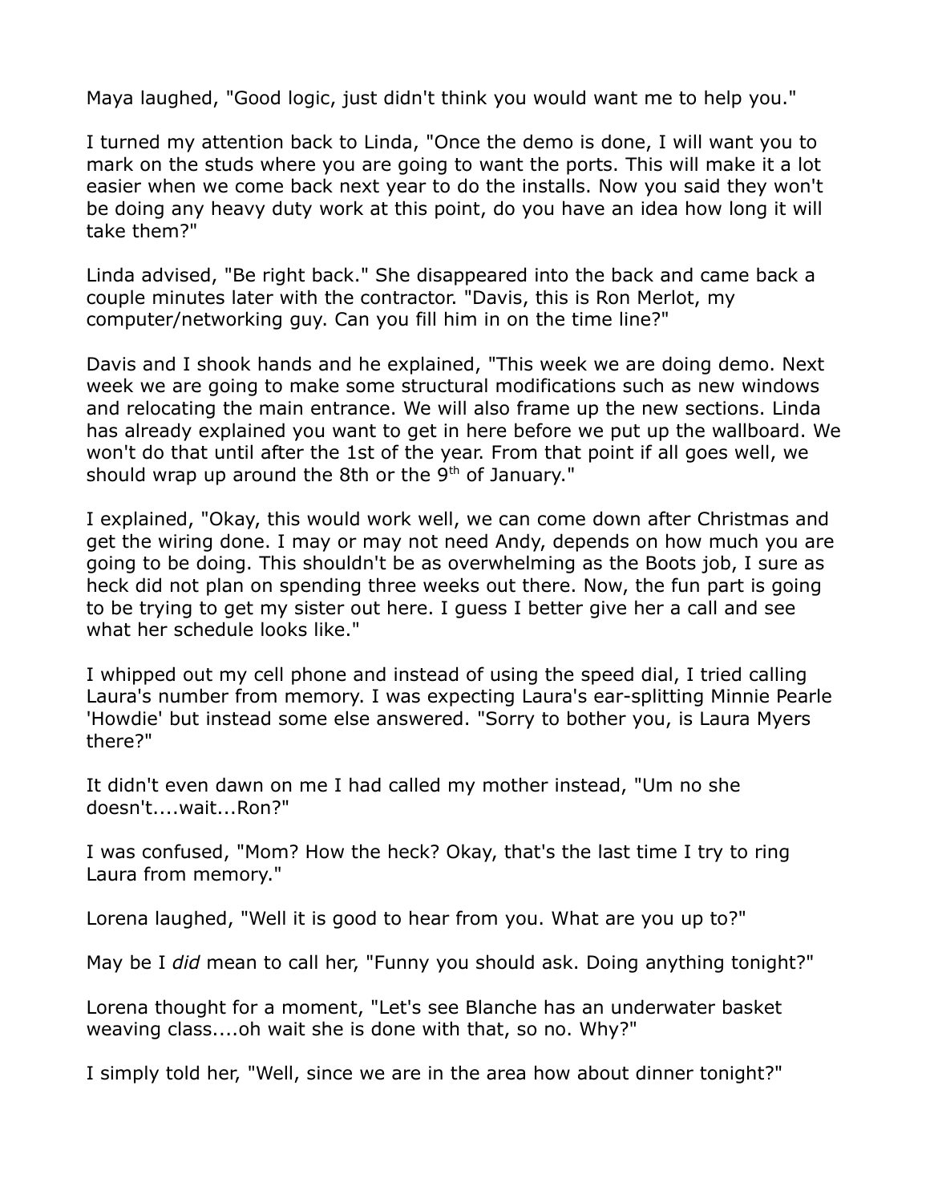Maya laughed, "Good logic, just didn't think you would want me to help you."

I turned my attention back to Linda, "Once the demo is done, I will want you to mark on the studs where you are going to want the ports. This will make it a lot easier when we come back next year to do the installs. Now you said they won't be doing any heavy duty work at this point, do you have an idea how long it will take them?"

Linda advised, "Be right back." She disappeared into the back and came back a couple minutes later with the contractor. "Davis, this is Ron Merlot, my computer/networking guy. Can you fill him in on the time line?"

Davis and I shook hands and he explained, "This week we are doing demo. Next week we are going to make some structural modifications such as new windows and relocating the main entrance. We will also frame up the new sections. Linda has already explained you want to get in here before we put up the wallboard. We won't do that until after the 1st of the year. From that point if all goes well, we should wrap up around the 8th or the 9th of January."

I explained, "Okay, this would work well, we can come down after Christmas and get the wiring done. I may or may not need Andy, depends on how much you are going to be doing. This shouldn't be as overwhelming as the Boots job, I sure as heck did not plan on spending three weeks out there. Now, the fun part is going to be trying to get my sister out here. I guess I better give her a call and see what her schedule looks like."

I whipped out my cell phone and instead of using the speed dial, I tried calling Laura's number from memory. I was expecting Laura's ear-splitting Minnie Pearle 'Howdie' but instead some else answered. "Sorry to bother you, is Laura Myers there?"

It didn't even dawn on me I had called my mother instead, "Um no she doesn't....wait...Ron?"

I was confused, "Mom? How the heck? Okay, that's the last time I try to ring Laura from memory."

Lorena laughed, "Well it is good to hear from you. What are you up to?"

May be I *did* mean to call her, "Funny you should ask. Doing anything tonight?"

Lorena thought for a moment, "Let's see Blanche has an underwater basket weaving class....oh wait she is done with that, so no. Why?"

I simply told her, "Well, since we are in the area how about dinner tonight?"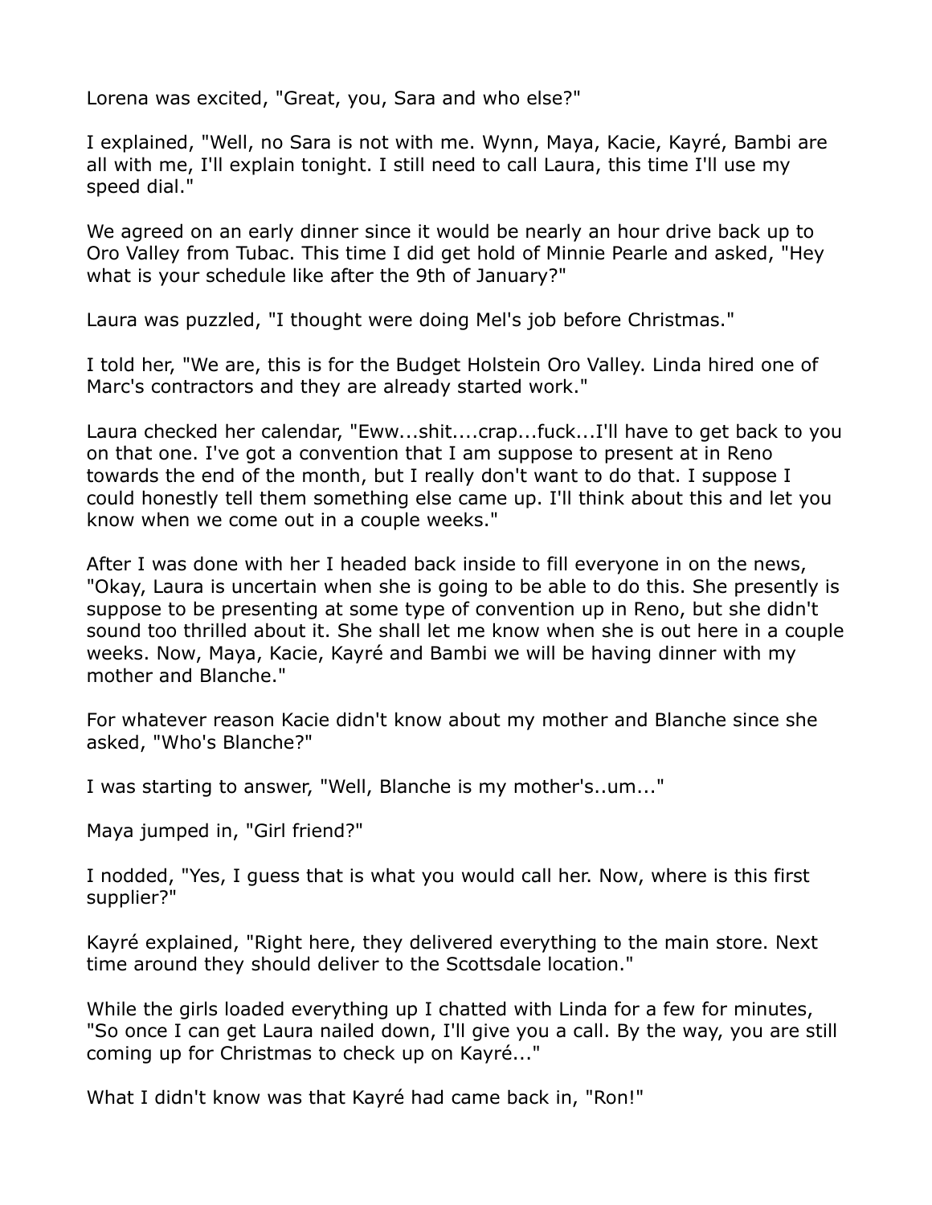Lorena was excited, "Great, you, Sara and who else?"

I explained, "Well, no Sara is not with me. Wynn, Maya, Kacie, Kayré, Bambi are all with me, I'll explain tonight. I still need to call Laura, this time I'll use my speed dial."

We agreed on an early dinner since it would be nearly an hour drive back up to Oro Valley from Tubac. This time I did get hold of Minnie Pearle and asked, "Hey what is your schedule like after the 9th of January?"

Laura was puzzled, "I thought were doing Mel's job before Christmas."

I told her, "We are, this is for the Budget Holstein Oro Valley. Linda hired one of Marc's contractors and they are already started work."

Laura checked her calendar, "Eww...shit....crap...fuck...I'll have to get back to you on that one. I've got a convention that I am suppose to present at in Reno towards the end of the month, but I really don't want to do that. I suppose I could honestly tell them something else came up. I'll think about this and let you know when we come out in a couple weeks."

After I was done with her I headed back inside to fill everyone in on the news, "Okay, Laura is uncertain when she is going to be able to do this. She presently is suppose to be presenting at some type of convention up in Reno, but she didn't sound too thrilled about it. She shall let me know when she is out here in a couple weeks. Now, Maya, Kacie, Kayré and Bambi we will be having dinner with my mother and Blanche."

For whatever reason Kacie didn't know about my mother and Blanche since she asked, "Who's Blanche?"

I was starting to answer, "Well, Blanche is my mother's..um..."

Maya jumped in, "Girl friend?"

I nodded, "Yes, I guess that is what you would call her. Now, where is this first supplier?"

Kayré explained, "Right here, they delivered everything to the main store. Next time around they should deliver to the Scottsdale location."

While the girls loaded everything up I chatted with Linda for a few for minutes, "So once I can get Laura nailed down, I'll give you a call. By the way, you are still coming up for Christmas to check up on Kayré..."

What I didn't know was that Kayré had came back in, "Ron!"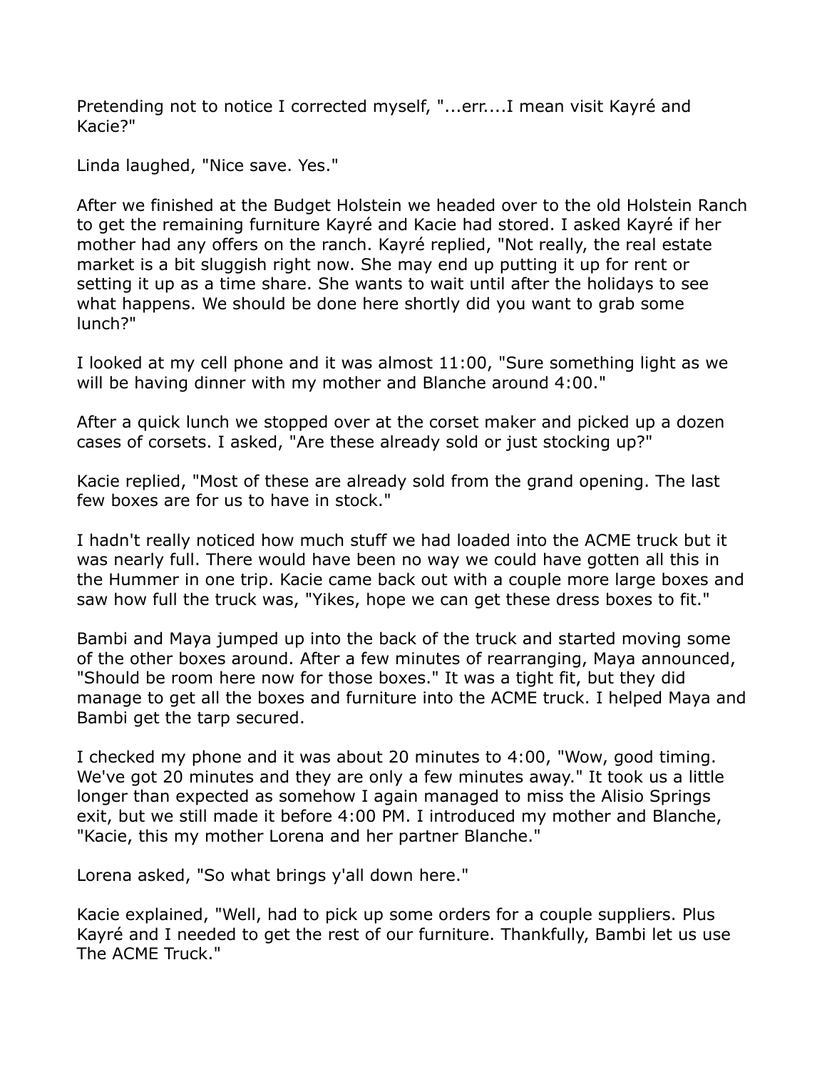Pretending not to notice I corrected myself, "...err....I mean visit Kayré and Kacie?"

Linda laughed, "Nice save. Yes."

After we finished at the Budget Holstein we headed over to the old Holstein Ranch to get the remaining furniture Kayré and Kacie had stored. I asked Kayré if her mother had any offers on the ranch. Kayré replied, "Not really, the real estate market is a bit sluggish right now. She may end up putting it up for rent or setting it up as a time share. She wants to wait until after the holidays to see what happens. We should be done here shortly did you want to grab some lunch?"

I looked at my cell phone and it was almost 11:00, "Sure something light as we will be having dinner with my mother and Blanche around 4:00."

After a quick lunch we stopped over at the corset maker and picked up a dozen cases of corsets. I asked, "Are these already sold or just stocking up?"

Kacie replied, "Most of these are already sold from the grand opening. The last few boxes are for us to have in stock."

I hadn't really noticed how much stuff we had loaded into the ACME truck but it was nearly full. There would have been no way we could have gotten all this in the Hummer in one trip. Kacie came back out with a couple more large boxes and saw how full the truck was, "Yikes, hope we can get these dress boxes to fit."

Bambi and Maya jumped up into the back of the truck and started moving some of the other boxes around. After a few minutes of rearranging, Maya announced, "Should be room here now for those boxes." It was a tight fit, but they did manage to get all the boxes and furniture into the ACME truck. I helped Maya and Bambi get the tarp secured.

I checked my phone and it was about 20 minutes to 4:00, "Wow, good timing. We've got 20 minutes and they are only a few minutes away." It took us a little longer than expected as somehow I again managed to miss the Alisio Springs exit, but we still made it before 4:00 PM. I introduced my mother and Blanche, "Kacie, this my mother Lorena and her partner Blanche."

Lorena asked, "So what brings y'all down here."

Kacie explained, "Well, had to pick up some orders for a couple suppliers. Plus Kayré and I needed to get the rest of our furniture. Thankfully, Bambi let us use The ACME Truck."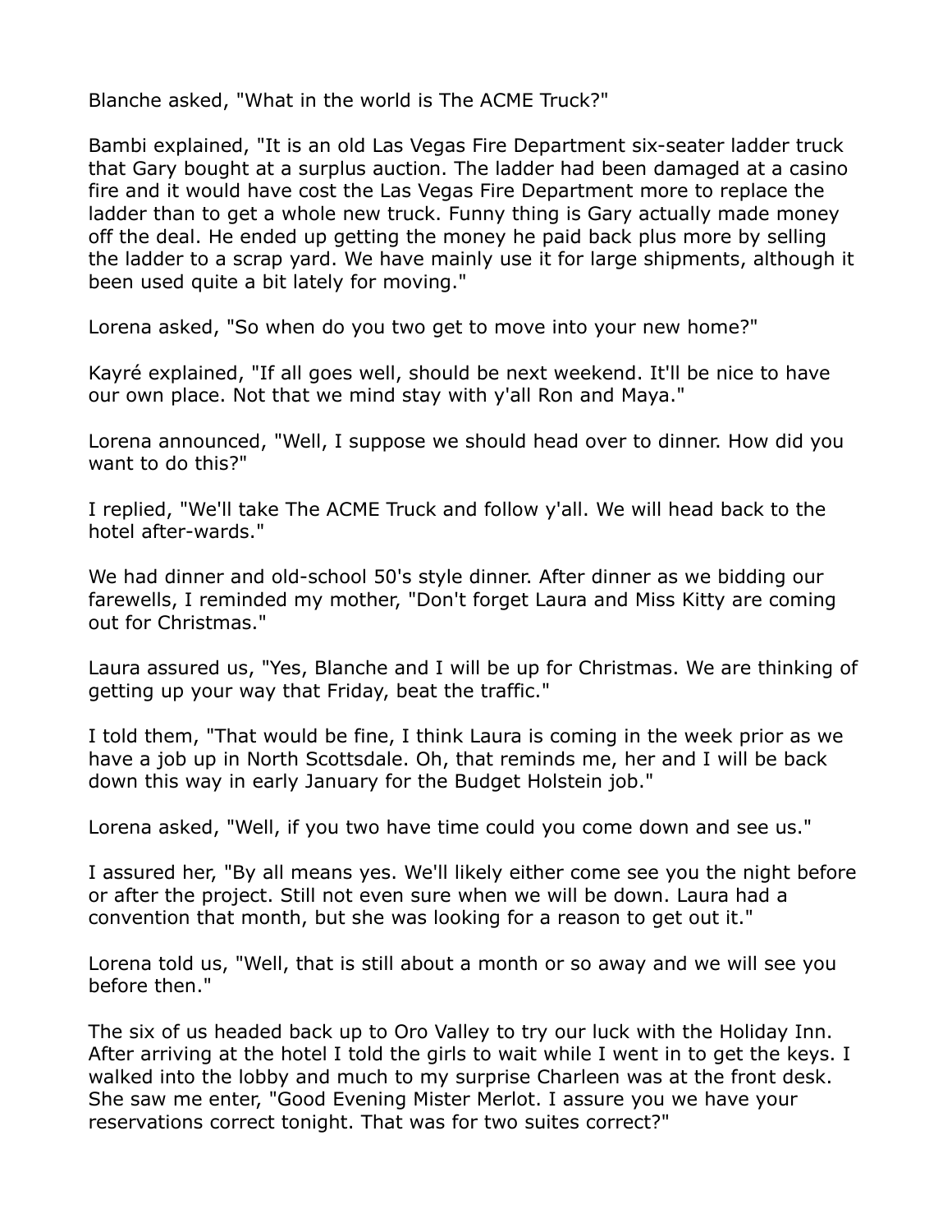Blanche asked, "What in the world is The ACME Truck?"

Bambi explained, "It is an old Las Vegas Fire Department six-seater ladder truck that Gary bought at a surplus auction. The ladder had been damaged at a casino fire and it would have cost the Las Vegas Fire Department more to replace the ladder than to get a whole new truck. Funny thing is Gary actually made money off the deal. He ended up getting the money he paid back plus more by selling the ladder to a scrap yard. We have mainly use it for large shipments, although it been used quite a bit lately for moving."

Lorena asked, "So when do you two get to move into your new home?"

Kayré explained, "If all goes well, should be next weekend. It'll be nice to have our own place. Not that we mind stay with y'all Ron and Maya."

Lorena announced, "Well, I suppose we should head over to dinner. How did you want to do this?"

I replied, "We'll take The ACME Truck and follow y'all. We will head back to the hotel after-wards."

We had dinner and old-school 50's style dinner. After dinner as we bidding our farewells, I reminded my mother, "Don't forget Laura and Miss Kitty are coming out for Christmas."

Laura assured us, "Yes, Blanche and I will be up for Christmas. We are thinking of getting up your way that Friday, beat the traffic."

I told them, "That would be fine, I think Laura is coming in the week prior as we have a job up in North Scottsdale. Oh, that reminds me, her and I will be back down this way in early January for the Budget Holstein job."

Lorena asked, "Well, if you two have time could you come down and see us."

I assured her, "By all means yes. We'll likely either come see you the night before or after the project. Still not even sure when we will be down. Laura had a convention that month, but she was looking for a reason to get out it."

Lorena told us, "Well, that is still about a month or so away and we will see you before then."

The six of us headed back up to Oro Valley to try our luck with the Holiday Inn. After arriving at the hotel I told the girls to wait while I went in to get the keys. I walked into the lobby and much to my surprise Charleen was at the front desk. She saw me enter, "Good Evening Mister Merlot. I assure you we have your reservations correct tonight. That was for two suites correct?"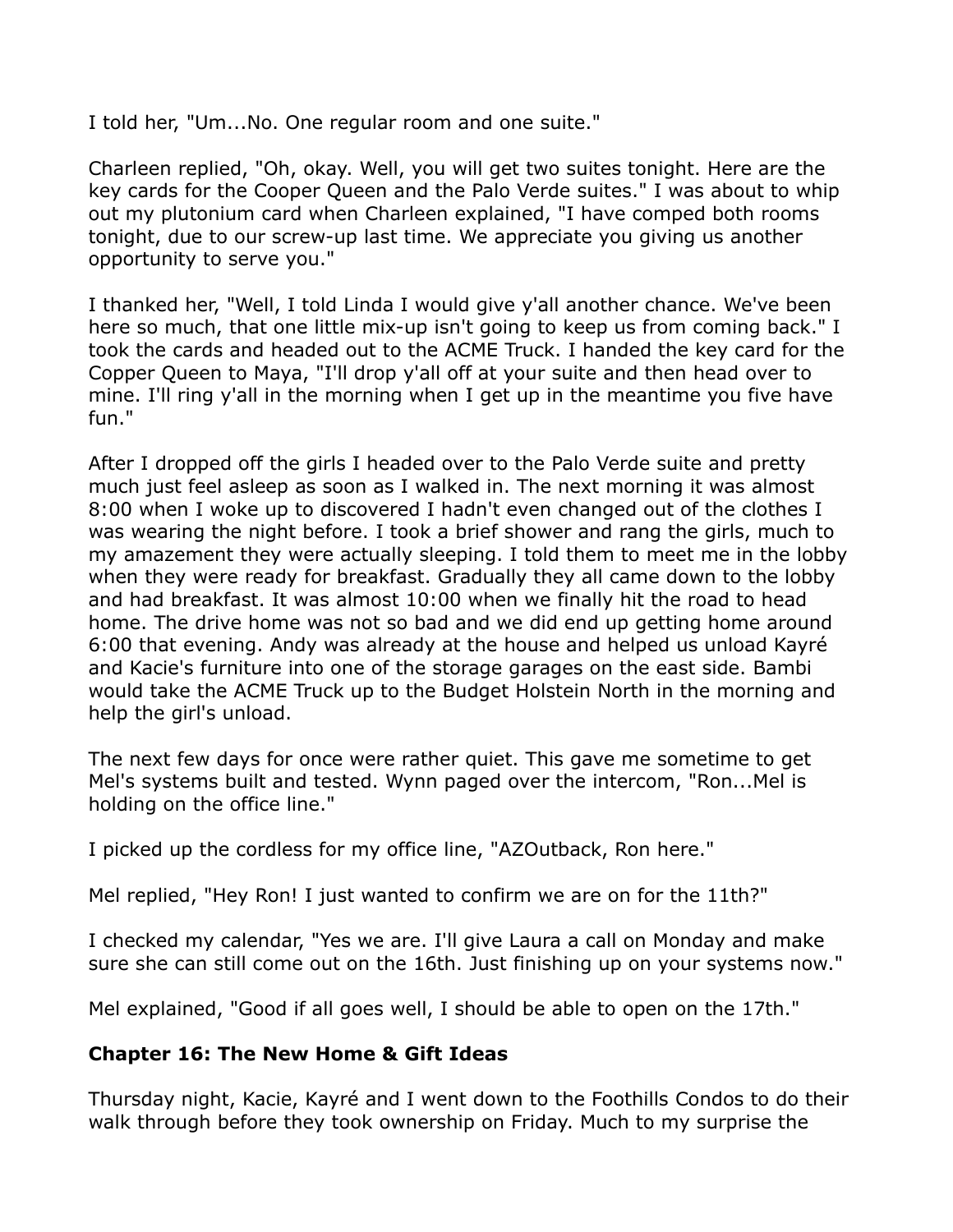I told her, "Um...No. One regular room and one suite."

Charleen replied, "Oh, okay. Well, you will get two suites tonight. Here are the key cards for the Cooper Queen and the Palo Verde suites." I was about to whip out my plutonium card when Charleen explained, "I have comped both rooms tonight, due to our screw-up last time. We appreciate you giving us another opportunity to serve you."

I thanked her, "Well, I told Linda I would give y'all another chance. We've been here so much, that one little mix-up isn't going to keep us from coming back." I took the cards and headed out to the ACME Truck. I handed the key card for the Copper Queen to Maya, "I'll drop y'all off at your suite and then head over to mine. I'll ring y'all in the morning when I get up in the meantime you five have fun."

After I dropped off the girls I headed over to the Palo Verde suite and pretty much just feel asleep as soon as I walked in. The next morning it was almost 8:00 when I woke up to discovered I hadn't even changed out of the clothes I was wearing the night before. I took a brief shower and rang the girls, much to my amazement they were actually sleeping. I told them to meet me in the lobby when they were ready for breakfast. Gradually they all came down to the lobby and had breakfast. It was almost 10:00 when we finally hit the road to head home. The drive home was not so bad and we did end up getting home around 6:00 that evening. Andy was already at the house and helped us unload Kayré and Kacie's furniture into one of the storage garages on the east side. Bambi would take the ACME Truck up to the Budget Holstein North in the morning and help the girl's unload.

The next few days for once were rather quiet. This gave me sometime to get Mel's systems built and tested. Wynn paged over the intercom, "Ron...Mel is holding on the office line."

I picked up the cordless for my office line, "AZOutback, Ron here."

Mel replied, "Hey Ron! I just wanted to confirm we are on for the 11th?"

I checked my calendar, "Yes we are. I'll give Laura a call on Monday and make sure she can still come out on the 16th. Just finishing up on your systems now."

Mel explained, "Good if all goes well, I should be able to open on the 17th."

## Chapter 16: The New Home & Gift Ideas

Thursday night, Kacie, Kayré and I went down to the Foothills Condos to do their walk through before they took ownership on Friday. Much to my surprise the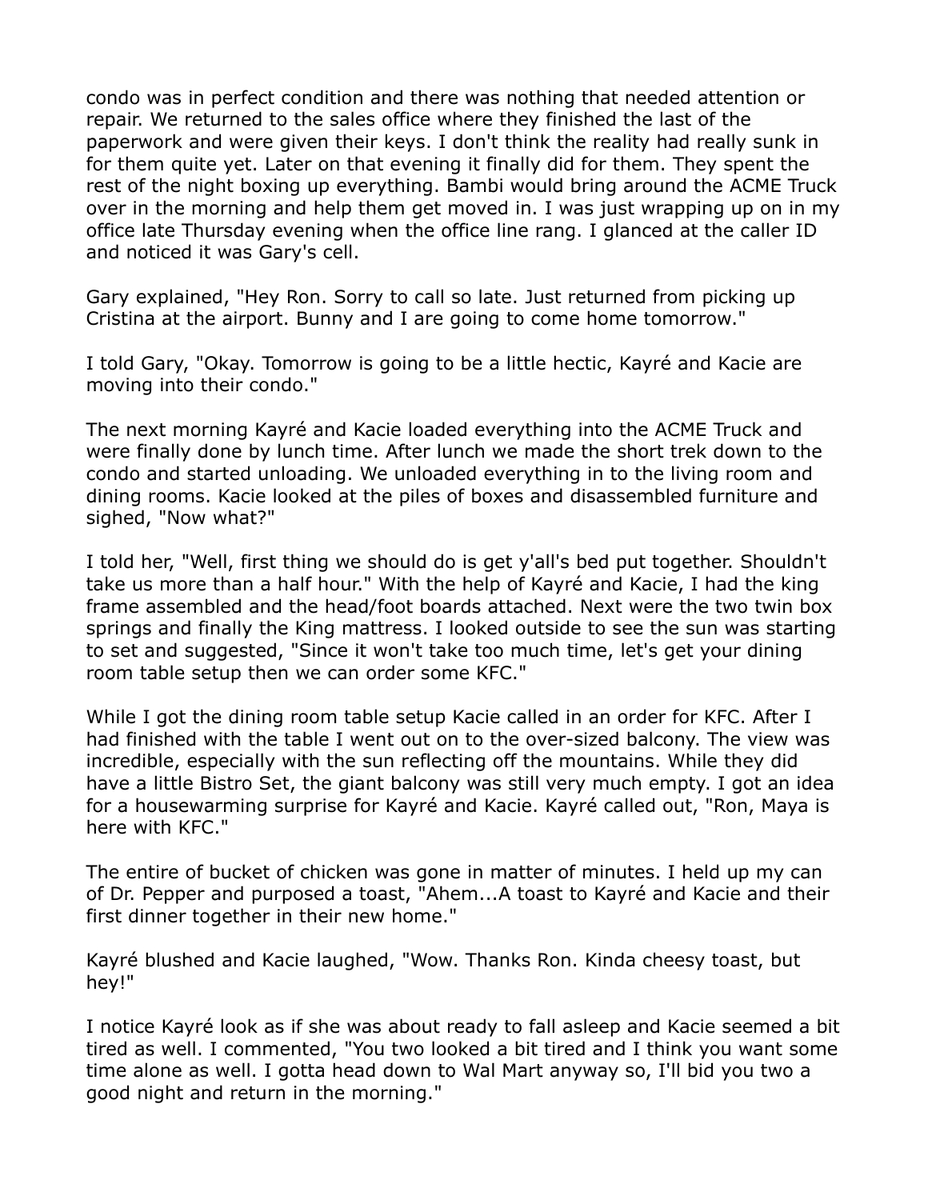condo was in perfect condition and there was nothing that needed attention or repair. We returned to the sales office where they finished the last of the paperwork and were given their keys. I don't think the reality had really sunk in for them quite yet. Later on that evening it finally did for them. They spent the rest of the night boxing up everything. Bambi would bring around the ACME Truck over in the morning and help them get moved in. I was just wrapping up on in my office late Thursday evening when the office line rang. I glanced at the caller ID and noticed it was Gary's cell.

Gary explained, "Hey Ron. Sorry to call so late. Just returned from picking up Cristina at the airport. Bunny and I are going to come home tomorrow."

I told Gary, "Okay. Tomorrow is going to be a little hectic, Kayré and Kacie are moving into their condo."

The next morning Kayré and Kacie loaded everything into the ACME Truck and were finally done by lunch time. After lunch we made the short trek down to the condo and started unloading. We unloaded everything in to the living room and dining rooms. Kacie looked at the piles of boxes and disassembled furniture and sighed, "Now what?"

I told her, "Well, first thing we should do is get y'all's bed put together. Shouldn't take us more than a half hour." With the help of Kayré and Kacie, I had the king frame assembled and the head/foot boards attached. Next were the two twin box springs and finally the King mattress. I looked outside to see the sun was starting to set and suggested, "Since it won't take too much time, let's get your dining room table setup then we can order some KFC."

While I got the dining room table setup Kacie called in an order for KFC. After I had finished with the table I went out on to the over-sized balcony. The view was incredible, especially with the sun reflecting off the mountains. While they did have a little Bistro Set, the giant balcony was still very much empty. I got an idea for a housewarming surprise for Kayré and Kacie. Kayré called out, "Ron, Maya is here with KFC."

The entire of bucket of chicken was gone in matter of minutes. I held up my can of Dr. Pepper and purposed a toast, "Ahem...A toast to Kayré and Kacie and their first dinner together in their new home."

Kayré blushed and Kacie laughed, "Wow. Thanks Ron. Kinda cheesy toast, but hey!"

I notice Kayré look as if she was about ready to fall asleep and Kacie seemed a bit tired as well. I commented, "You two looked a bit tired and I think you want some time alone as well. I gotta head down to Wal Mart anyway so, I'll bid you two a good night and return in the morning."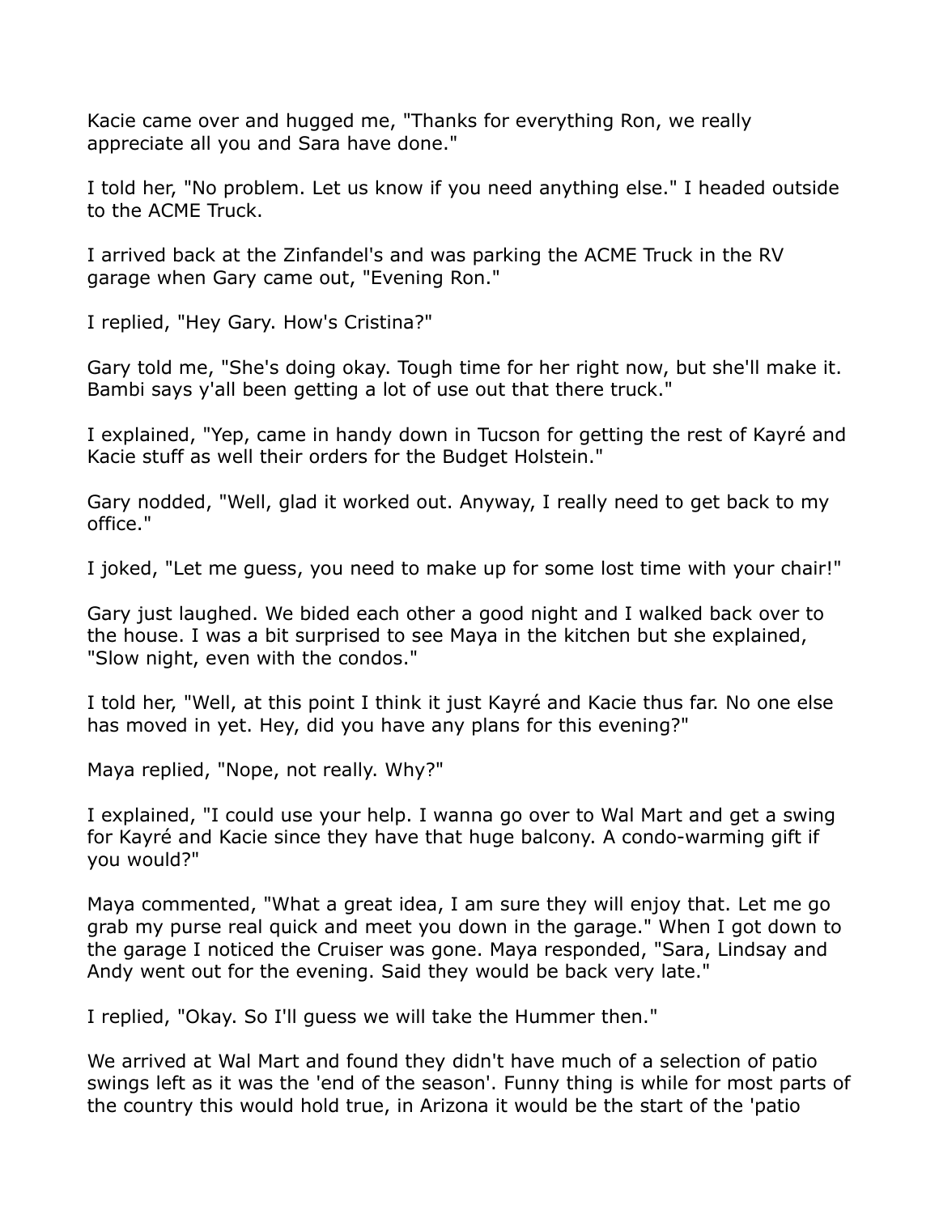Kacie came over and hugged me, "Thanks for everything Ron, we really appreciate all you and Sara have done."

I told her, "No problem. Let us know if you need anything else." I headed outside to the ACME Truck.

I arrived back at the Zinfandel's and was parking the ACME Truck in the RV garage when Gary came out, "Evening Ron."

I replied, "Hey Gary. How's Cristina?"

Gary told me, "She's doing okay. Tough time for her right now, but she'll make it. Bambi says y'all been getting a lot of use out that there truck."

I explained, "Yep, came in handy down in Tucson for getting the rest of Kayré and Kacie stuff as well their orders for the Budget Holstein."

Gary nodded, "Well, glad it worked out. Anyway, I really need to get back to my office."

I joked, "Let me guess, you need to make up for some lost time with your chair!"

Gary just laughed. We bided each other a good night and I walked back over to the house. I was a bit surprised to see Maya in the kitchen but she explained, "Slow night, even with the condos."

I told her, "Well, at this point I think it just Kayré and Kacie thus far. No one else has moved in yet. Hey, did you have any plans for this evening?"

Maya replied, "Nope, not really. Why?"

I explained, "I could use your help. I wanna go over to Wal Mart and get a swing for Kayré and Kacie since they have that huge balcony. A condo-warming gift if you would?"

Maya commented, "What a great idea, I am sure they will enjoy that. Let me go grab my purse real quick and meet you down in the garage." When I got down to the garage I noticed the Cruiser was gone. Maya responded, "Sara, Lindsay and Andy went out for the evening. Said they would be back very late."

I replied, "Okay. So I'll guess we will take the Hummer then."

We arrived at Wal Mart and found they didn't have much of a selection of patio swings left as it was the 'end of the season'. Funny thing is while for most parts of the country this would hold true, in Arizona it would be the start of the 'patio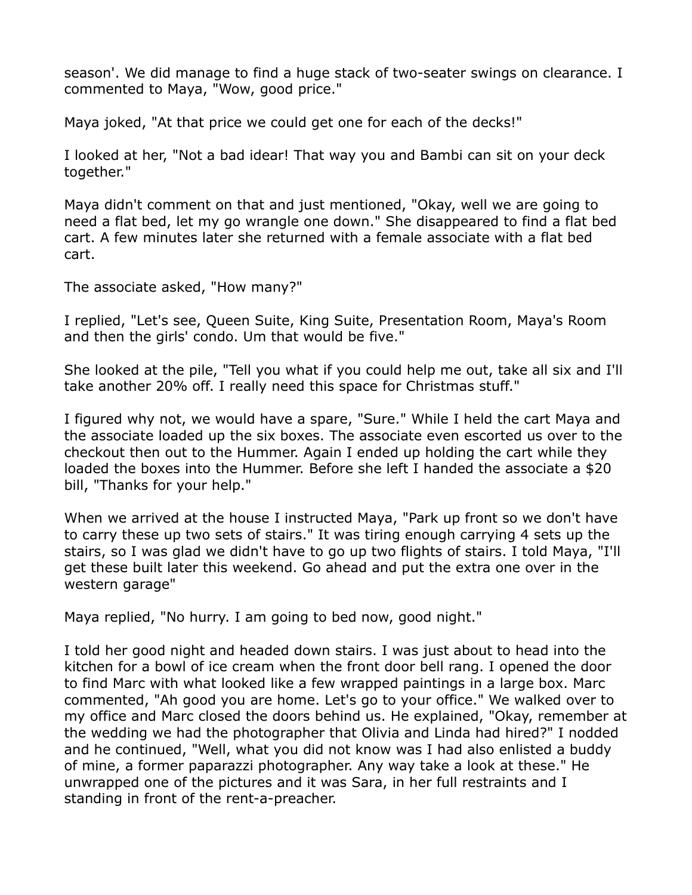season'. We did manage to find a huge stack of two-seater swings on clearance. I commented to Maya, "Wow, good price."

Maya joked, "At that price we could get one for each of the decks!"

I looked at her, "Not a bad idear! That way you and Bambi can sit on your deck together."

Maya didn't comment on that and just mentioned, "Okay, well we are going to need a flat bed, let my go wrangle one down." She disappeared to find a flat bed cart. A few minutes later she returned with a female associate with a flat bed cart.

The associate asked, "How many?"

I replied, "Let's see, Queen Suite, King Suite, Presentation Room, Maya's Room and then the girls' condo. Um that would be five."

She looked at the pile, "Tell you what if you could help me out, take all six and I'll take another 20% off. I really need this space for Christmas stuff."

I figured why not, we would have a spare, "Sure." While I held the cart Maya and the associate loaded up the six boxes. The associate even escorted us over to the checkout then out to the Hummer. Again I ended up holding the cart while they loaded the boxes into the Hummer. Before she left I handed the associate a $20 bill, "Thanks for your help."

When we arrived at the house I instructed Maya, "Park up front so we don't have to carry these up two sets of stairs." It was tiring enough carrying 4 sets up the stairs, so I was glad we didn't have to go up two flights of stairs. I told Maya, "I'll get these built later this weekend. Go ahead and put the extra one over in the western garage"

Maya replied, "No hurry. I am going to bed now, good night."

I told her good night and headed down stairs. I was just about to head into the kitchen for a bowl of ice cream when the front door bell rang. I opened the door to find Marc with what looked like a few wrapped paintings in a large box. Marc commented, "Ah good you are home. Let's go to your office." We walked over to my office and Marc closed the doors behind us. He explained, "Okay, remember at the wedding we had the photographer that Olivia and Linda had hired?" I nodded and he continued, "Well, what you did not know was I had also enlisted a buddy of mine, a former paparazzi photographer. Any way take a look at these." He unwrapped one of the pictures and it was Sara, in her full restraints and I standing in front of the rent-a-preacher.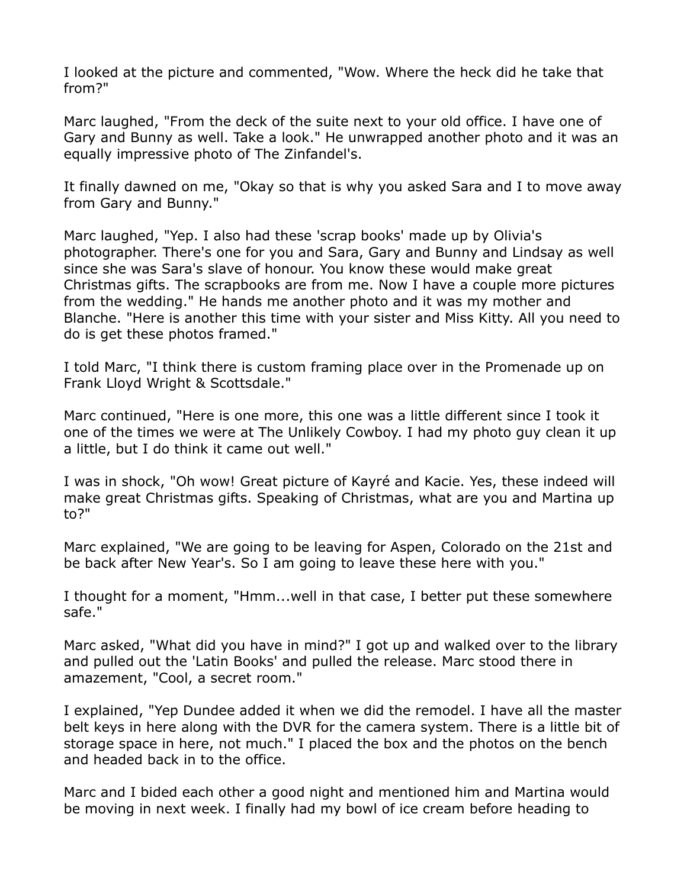I looked at the picture and commented, "Wow. Where the heck did he take that from?"

Marc laughed, "From the deck of the suite next to your old office. I have one of Gary and Bunny as well. Take a look." He unwrapped another photo and it was an equally impressive photo of The Zinfandel's.

It finally dawned on me, "Okay so that is why you asked Sara and I to move away from Gary and Bunny."

Marc laughed, "Yep. I also had these 'scrap books' made up by Olivia's photographer. There's one for you and Sara, Gary and Bunny and Lindsay as well since she was Sara's slave of honour. You know these would make great Christmas gifts. The scrapbooks are from me. Now I have a couple more pictures from the wedding." He hands me another photo and it was my mother and Blanche. "Here is another this time with your sister and Miss Kitty. All you need to do is get these photos framed."

I told Marc, "I think there is custom framing place over in the Promenade up on Frank Lloyd Wright & Scottsdale."

Marc continued, "Here is one more, this one was a little different since I took it one of the times we were at The Unlikely Cowboy. I had my photo guy clean it up a little, but I do think it came out well."

I was in shock, "Oh wow! Great picture of Kayré and Kacie. Yes, these indeed will make great Christmas gifts. Speaking of Christmas, what are you and Martina up to?"

Marc explained, "We are going to be leaving for Aspen, Colorado on the 21st and be back after New Year's. So I am going to leave these here with you."

I thought for a moment, "Hmm...well in that case, I better put these somewhere safe."

Marc asked, "What did you have in mind?" I got up and walked over to the library and pulled out the 'Latin Books' and pulled the release. Marc stood there in amazement, "Cool, a secret room."

I explained, "Yep Dundee added it when we did the remodel. I have all the master belt keys in here along with the DVR for the camera system. There is a little bit of storage space in here, not much." I placed the box and the photos on the bench and headed back in to the office.

Marc and I bided each other a good night and mentioned him and Martina would be moving in next week. I finally had my bowl of ice cream before heading to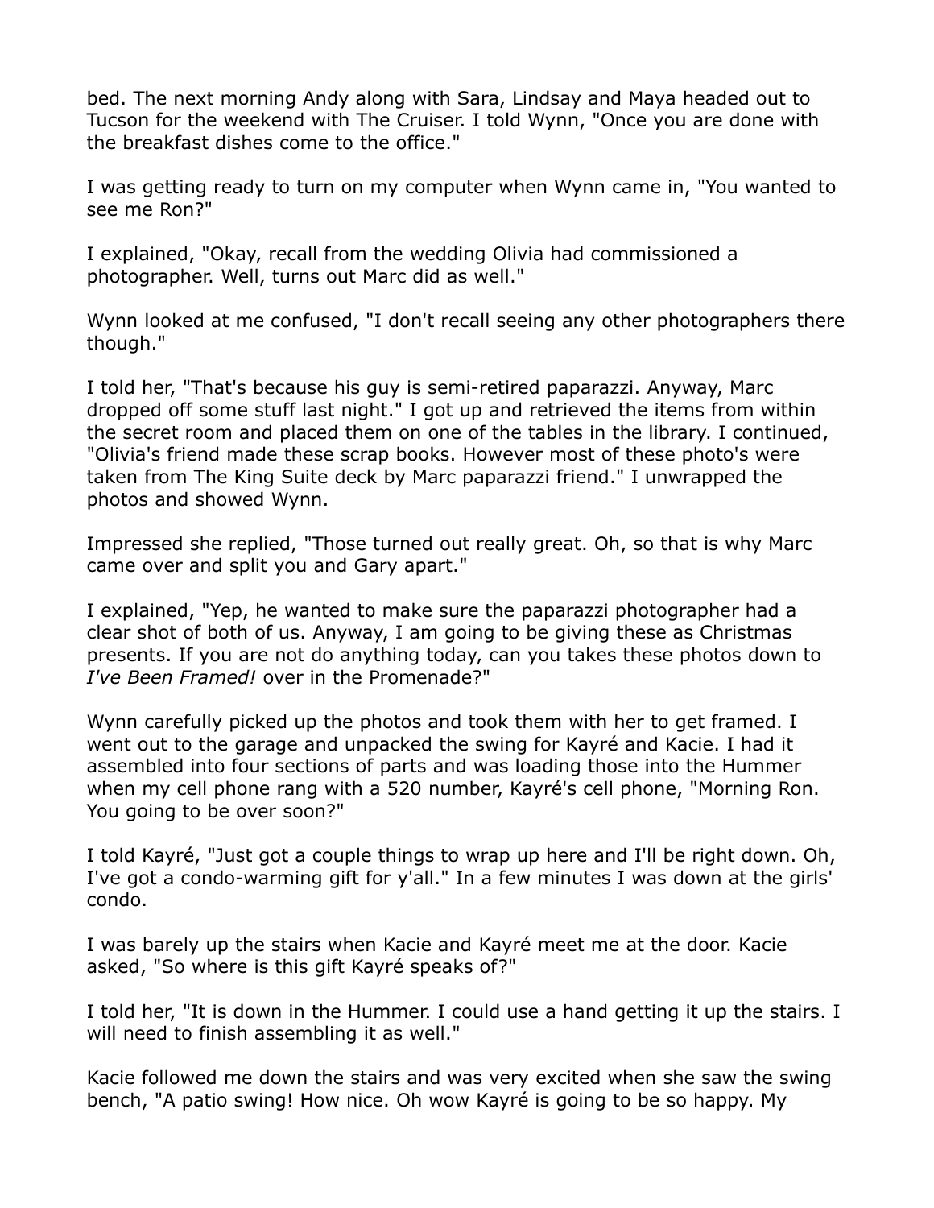bed. The next morning Andy along with Sara, Lindsay and Maya headed out to Tucson for the weekend with The Cruiser. I told Wynn, "Once you are done with the breakfast dishes come to the office."

I was getting ready to turn on my computer when Wynn came in, "You wanted to see me Ron?"

I explained, "Okay, recall from the wedding Olivia had commissioned a photographer. Well, turns out Marc did as well."

Wynn looked at me confused, "I don't recall seeing any other photographers there though."

I told her, "That's because his guy is semi-retired paparazzi. Anyway, Marc dropped off some stuff last night." I got up and retrieved the items from within the secret room and placed them on one of the tables in the library. I continued, "Olivia's friend made these scrap books. However most of these photo's were taken from The King Suite deck by Marc paparazzi friend." I unwrapped the photos and showed Wynn.

Impressed she replied, "Those turned out really great. Oh, so that is why Marc came over and split you and Gary apart."

I explained, "Yep, he wanted to make sure the paparazzi photographer had a clear shot of both of us. Anyway, I am going to be giving these as Christmas presents. If you are not do anything today, can you takes these photos down to *I've Been Framed!* over in the Promenade?"

Wynn carefully picked up the photos and took them with her to get framed. I went out to the garage and unpacked the swing for Kayré and Kacie. I had it assembled into four sections of parts and was loading those into the Hummer when my cell phone rang with a 520 number, Kayré's cell phone, "Morning Ron. You going to be over soon?"

I told Kayré, "Just got a couple things to wrap up here and I'll be right down. Oh, I've got a condo-warming gift for y'all." In a few minutes I was down at the girls' condo.

I was barely up the stairs when Kacie and Kayré meet me at the door. Kacie asked, "So where is this gift Kayré speaks of?"

I told her, "It is down in the Hummer. I could use a hand getting it up the stairs. I will need to finish assembling it as well."

Kacie followed me down the stairs and was very excited when she saw the swing bench, "A patio swing! How nice. Oh wow Kayré is going to be so happy. My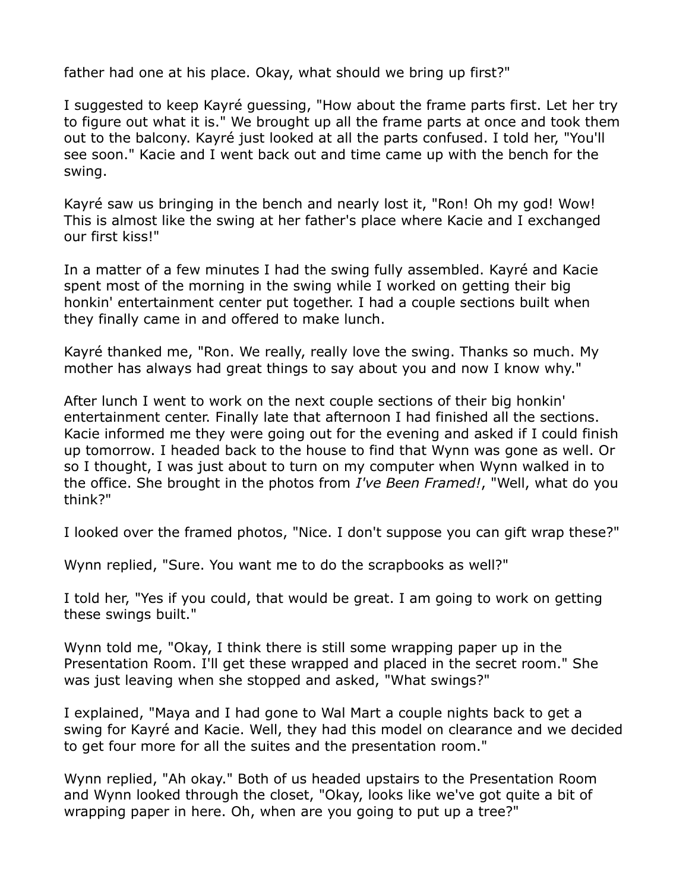father had one at his place. Okay, what should we bring up first?"

I suggested to keep Kayré guessing, "How about the frame parts first. Let her try to figure out what it is." We brought up all the frame parts at once and took them out to the balcony. Kayré just looked at all the parts confused. I told her, "You'll see soon." Kacie and I went back out and time came up with the bench for the swing.

Kayré saw us bringing in the bench and nearly lost it, "Ron! Oh my god! Wow! This is almost like the swing at her father's place where Kacie and I exchanged our first kiss!"

In a matter of a few minutes I had the swing fully assembled. Kayré and Kacie spent most of the morning in the swing while I worked on getting their big honkin' entertainment center put together. I had a couple sections built when they finally came in and offered to make lunch.

Kayré thanked me, "Ron. We really, really love the swing. Thanks so much. My mother has always had great things to say about you and now I know why."

After lunch I went to work on the next couple sections of their big honkin' entertainment center. Finally late that afternoon I had finished all the sections. Kacie informed me they were going out for the evening and asked if I could finish up tomorrow. I headed back to the house to find that Wynn was gone as well. Or so I thought, I was just about to turn on my computer when Wynn walked in to the office. She brought in the photos from *I've Been Framed!*, "Well, what do you think?"

I looked over the framed photos, "Nice. I don't suppose you can gift wrap these?"

Wynn replied, "Sure. You want me to do the scrapbooks as well?"

I told her, "Yes if you could, that would be great. I am going to work on getting these swings built."

Wynn told me, "Okay, I think there is still some wrapping paper up in the Presentation Room. I'll get these wrapped and placed in the secret room." She was just leaving when she stopped and asked, "What swings?"

I explained, "Maya and I had gone to Wal Mart a couple nights back to get a swing for Kayré and Kacie. Well, they had this model on clearance and we decided to get four more for all the suites and the presentation room."

Wynn replied, "Ah okay." Both of us headed upstairs to the Presentation Room and Wynn looked through the closet, "Okay, looks like we've got quite a bit of wrapping paper in here. Oh, when are you going to put up a tree?"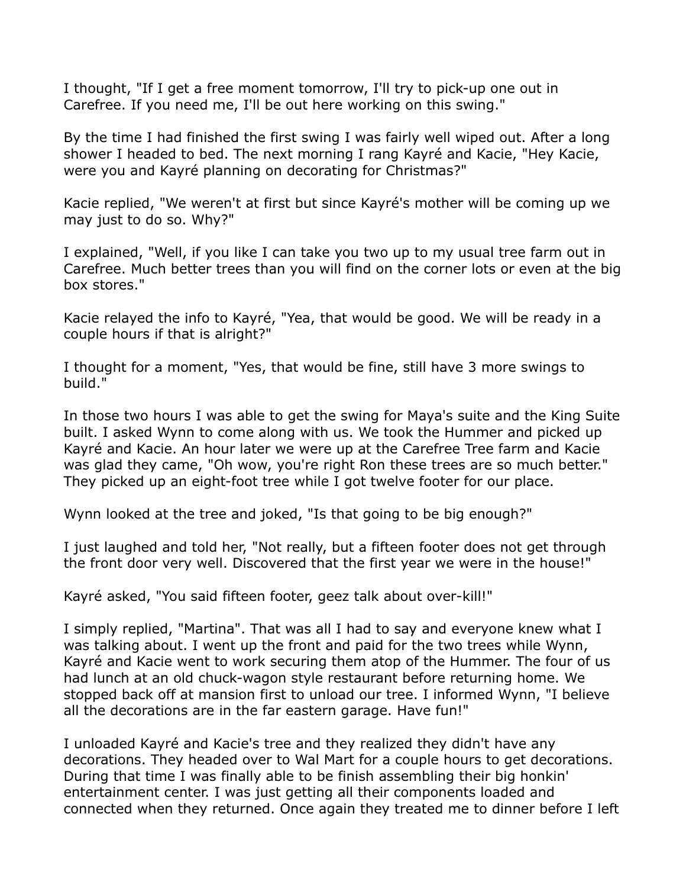I thought, "If I get a free moment tomorrow, I'll try to pick-up one out in Carefree. If you need me, I'll be out here working on this swing."

By the time I had finished the first swing I was fairly well wiped out. After a long shower I headed to bed. The next morning I rang Kayré and Kacie, "Hey Kacie, were you and Kayré planning on decorating for Christmas?"

Kacie replied, "We weren't at first but since Kayré's mother will be coming up we may just to do so. Why?"

I explained, "Well, if you like I can take you two up to my usual tree farm out in Carefree. Much better trees than you will find on the corner lots or even at the big box stores."

Kacie relayed the info to Kayré, "Yea, that would be good. We will be ready in a couple hours if that is alright?"

I thought for a moment, "Yes, that would be fine, still have 3 more swings to build."

In those two hours I was able to get the swing for Maya's suite and the King Suite built. I asked Wynn to come along with us. We took the Hummer and picked up Kayré and Kacie. An hour later we were up at the Carefree Tree farm and Kacie was glad they came, "Oh wow, you're right Ron these trees are so much better." They picked up an eight-foot tree while I got twelve footer for our place.

Wynn looked at the tree and joked, "Is that going to be big enough?"

I just laughed and told her, "Not really, but a fifteen footer does not get through the front door very well. Discovered that the first year we were in the house!"

Kayré asked, "You said fifteen footer, geez talk about over-kill!"

I simply replied, "Martina". That was all I had to say and everyone knew what I was talking about. I went up the front and paid for the two trees while Wynn, Kayré and Kacie went to work securing them atop of the Hummer. The four of us had lunch at an old chuck-wagon style restaurant before returning home. We stopped back off at mansion first to unload our tree. I informed Wynn, "I believe all the decorations are in the far eastern garage. Have fun!"

I unloaded Kayré and Kacie's tree and they realized they didn't have any decorations. They headed over to Wal Mart for a couple hours to get decorations. During that time I was finally able to be finish assembling their big honkin' entertainment center. I was just getting all their components loaded and connected when they returned. Once again they treated me to dinner before I left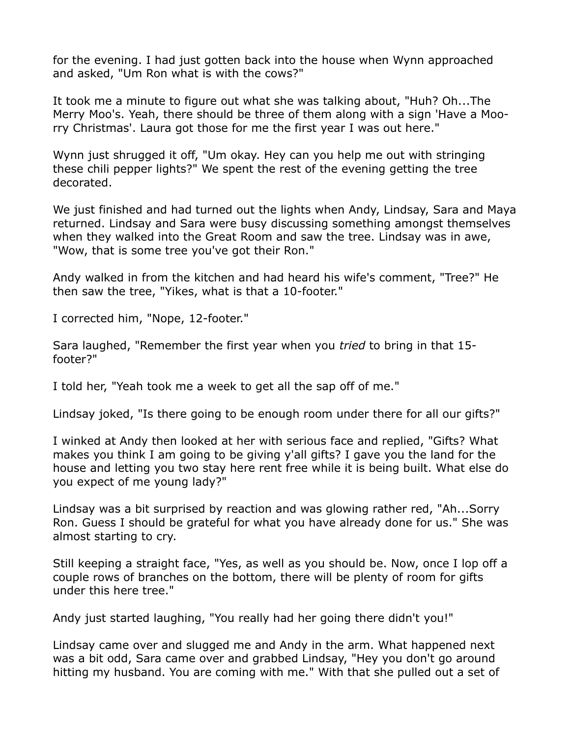for the evening. I had just gotten back into the house when Wynn approached and asked, "Um Ron what is with the cows?"

It took me a minute to figure out what she was talking about, "Huh? Oh...The Merry Moo's. Yeah, there should be three of them along with a sign 'Have a Moo-rry Christmas'. Laura got those for me the first year I was out here."

Wynn just shrugged it off, "Um okay. Hey can you help me out with stringing these chili pepper lights?" We spent the rest of the evening getting the tree decorated.

We just finished and had turned out the lights when Andy, Lindsay, Sara and Maya returned. Lindsay and Sara were busy discussing something amongst themselves when they walked into the Great Room and saw the tree. Lindsay was in awe, "Wow, that is some tree you've got their Ron."

Andy walked in from the kitchen and had heard his wife's comment, "Tree?" He then saw the tree, "Yikes, what is that a 10-footer."

I corrected him, "Nope, 12-footer."

Sara laughed, "Remember the first year when you *tried* to bring in that 15-footer?"

I told her, "Yeah took me a week to get all the sap off of me."

Lindsay joked, "Is there going to be enough room under there for all our gifts?"

I winked at Andy then looked at her with serious face and replied, "Gifts? What makes you think I am going to be giving y'all gifts? I gave you the land for the house and letting you two stay here rent free while it is being built. What else do you expect of me young lady?"

Lindsay was a bit surprised by reaction and was glowing rather red, "Ah...Sorry Ron. Guess I should be grateful for what you have already done for us." She was almost starting to cry.

Still keeping a straight face, "Yes, as well as you should be. Now, once I lop off a couple rows of branches on the bottom, there will be plenty of room for gifts under this here tree."

Andy just started laughing, "You really had her going there didn't you!"

Lindsay came over and slugged me and Andy in the arm. What happened next was a bit odd, Sara came over and grabbed Lindsay, "Hey you don't go around hitting my husband. You are coming with me." With that she pulled out a set of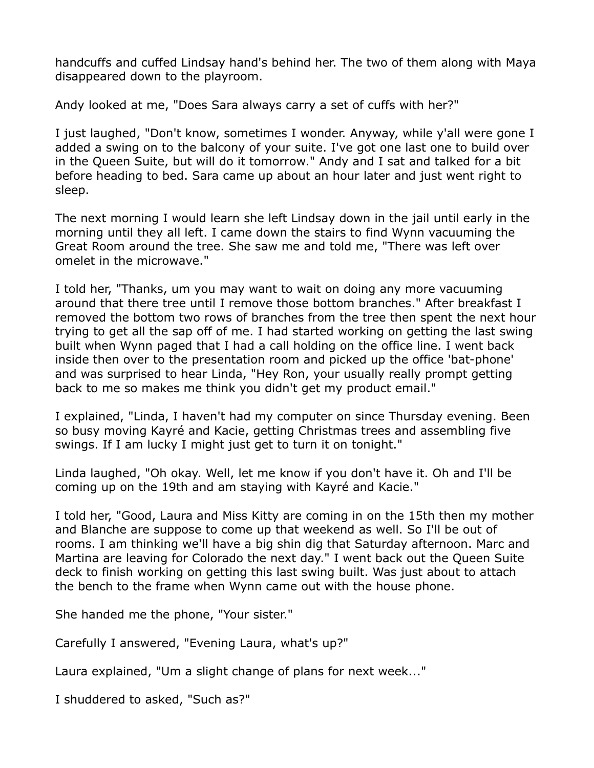handcuffs and cuffed Lindsay hand's behind her. The two of them along with Maya disappeared down to the playroom.

Andy looked at me, "Does Sara always carry a set of cuffs with her?"

I just laughed, "Don't know, sometimes I wonder. Anyway, while y'all were gone I added a swing on to the balcony of your suite. I've got one last one to build over in the Queen Suite, but will do it tomorrow." Andy and I sat and talked for a bit before heading to bed. Sara came up about an hour later and just went right to sleep.

The next morning I would learn she left Lindsay down in the jail until early in the morning until they all left. I came down the stairs to find Wynn vacuuming the Great Room around the tree. She saw me and told me, "There was left over omelet in the microwave."

I told her, "Thanks, um you may want to wait on doing any more vacuuming around that there tree until I remove those bottom branches." After breakfast I removed the bottom two rows of branches from the tree then spent the next hour trying to get all the sap off of me. I had started working on getting the last swing built when Wynn paged that I had a call holding on the office line. I went back inside then over to the presentation room and picked up the office 'bat-phone' and was surprised to hear Linda, "Hey Ron, your usually really prompt getting back to me so makes me think you didn't get my product email."

I explained, "Linda, I haven't had my computer on since Thursday evening. Been so busy moving Kayré and Kacie, getting Christmas trees and assembling five swings. If I am lucky I might just get to turn it on tonight."

Linda laughed, "Oh okay. Well, let me know if you don't have it. Oh and I'll be coming up on the 19th and am staying with Kayré and Kacie."

I told her, "Good, Laura and Miss Kitty are coming in on the 15th then my mother and Blanche are suppose to come up that weekend as well. So I'll be out of rooms. I am thinking we'll have a big shin dig that Saturday afternoon. Marc and Martina are leaving for Colorado the next day." I went back out the Queen Suite deck to finish working on getting this last swing built. Was just about to attach the bench to the frame when Wynn came out with the house phone.

She handed me the phone, "Your sister."

Carefully I answered, "Evening Laura, what's up?"

Laura explained, "Um a slight change of plans for next week..."

I shuddered to asked, "Such as?"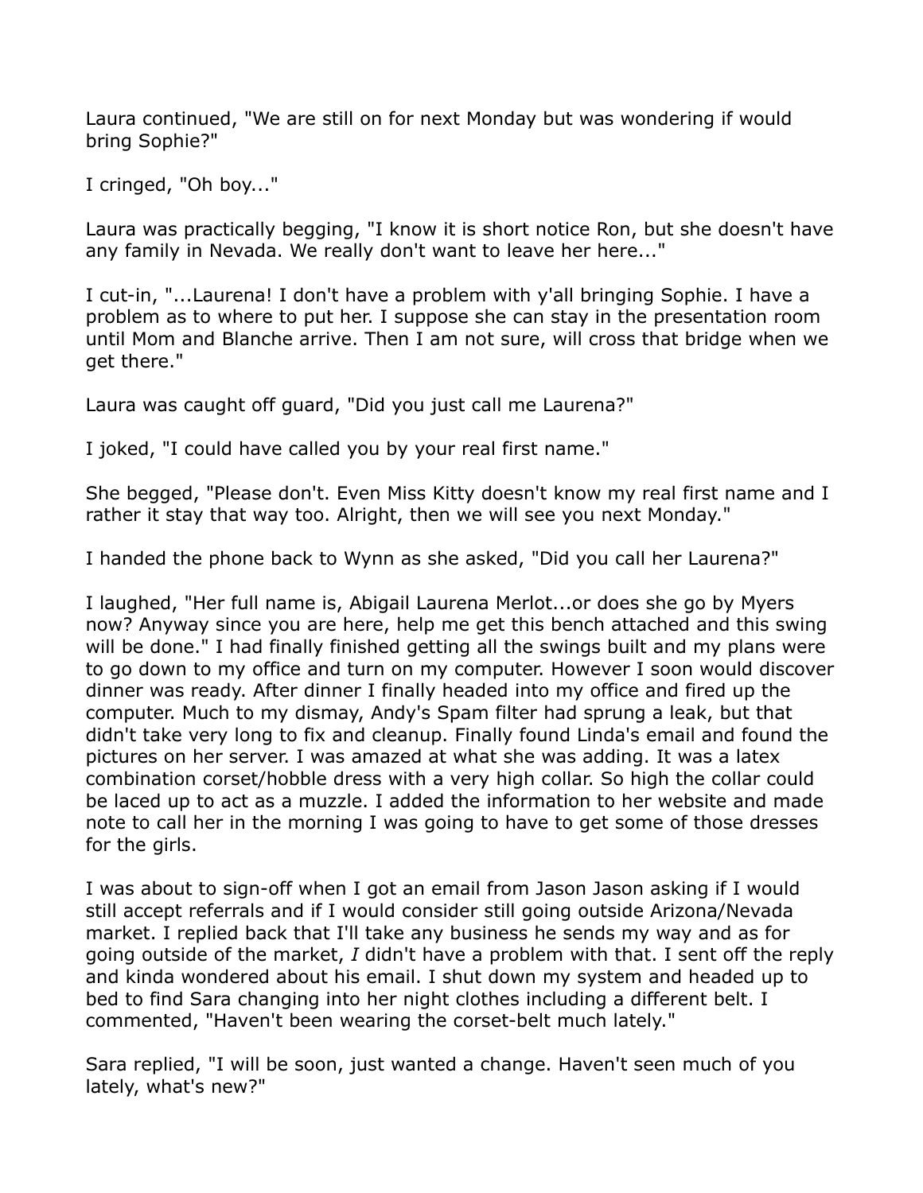Laura continued, "We are still on for next Monday but was wondering if would bring Sophie?"

I cringed, "Oh boy..."

Laura was practically begging, "I know it is short notice Ron, but she doesn't have any family in Nevada. We really don't want to leave her here..."

I cut-in, "...Laurena! I don't have a problem with y'all bringing Sophie. I have a problem as to where to put her. I suppose she can stay in the presentation room until Mom and Blanche arrive. Then I am not sure, will cross that bridge when we get there."

Laura was caught off guard, "Did you just call me Laurena?"

I joked, "I could have called you by your real first name."

She begged, "Please don't. Even Miss Kitty doesn't know my real first name and I rather it stay that way too. Alright, then we will see you next Monday."

I handed the phone back to Wynn as she asked, "Did you call her Laurena?"

I laughed, "Her full name is, Abigail Laurena Merlot...or does she go by Myers now? Anyway since you are here, help me get this bench attached and this swing will be done." I had finally finished getting all the swings built and my plans were to go down to my office and turn on my computer. However I soon would discover dinner was ready. After dinner I finally headed into my office and fired up the computer. Much to my dismay, Andy's Spam filter had sprung a leak, but that didn't take very long to fix and cleanup. Finally found Linda's email and found the pictures on her server. I was amazed at what she was adding. It was a latex combination corset/hobble dress with a very high collar. So high the collar could be laced up to act as a muzzle. I added the information to her website and made note to call her in the morning I was going to have to get some of those dresses for the girls.

I was about to sign-off when I got an email from Jason Jason asking if I would still accept referrals and if I would consider still going outside Arizona/Nevada market. I replied back that I'll take any business he sends my way and as for going outside of the market, *I* didn't have a problem with that. I sent off the reply and kinda wondered about his email. I shut down my system and headed up to bed to find Sara changing into her night clothes including a different belt. I commented, "Haven't been wearing the corset-belt much lately."

Sara replied, "I will be soon, just wanted a change. Haven't seen much of you lately, what's new?"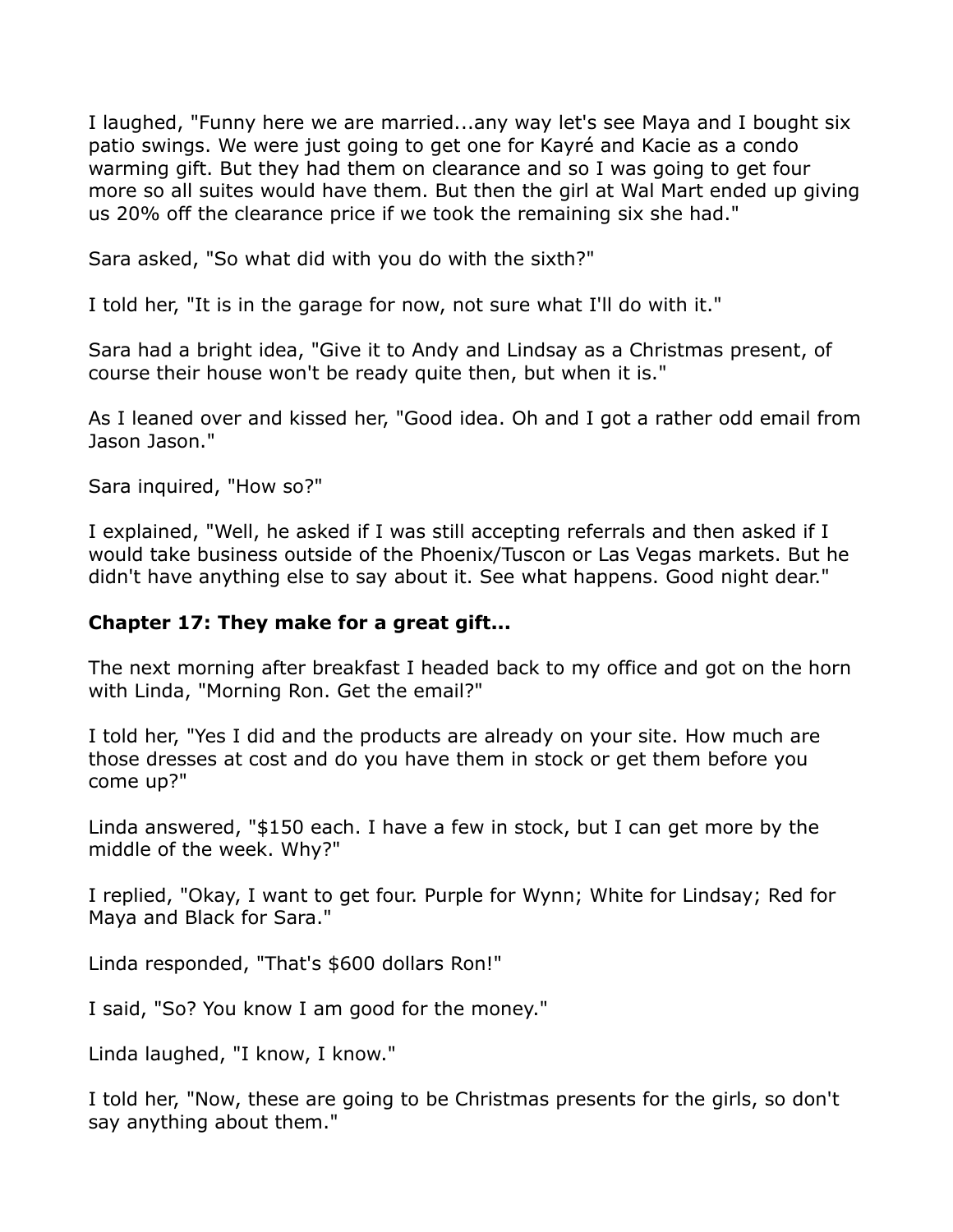I laughed, "Funny here we are married...any way let's see Maya and I bought six patio swings. We were just going to get one for Kayré and Kacie as a condo warming gift. But they had them on clearance and so I was going to get four more so all suites would have them. But then the girl at Wal Mart ended up giving us 20% off the clearance price if we took the remaining six she had."

Sara asked, "So what did with you do with the sixth?"

I told her, "It is in the garage for now, not sure what I'll do with it."

Sara had a bright idea, "Give it to Andy and Lindsay as a Christmas present, of course their house won't be ready quite then, but when it is."

As I leaned over and kissed her, "Good idea. Oh and I got a rather odd email from Jason Jason."

Sara inquired, "How so?"

I explained, "Well, he asked if I was still accepting referrals and then asked if I would take business outside of the Phoenix/Tuscon or Las Vegas markets. But he didn't have anything else to say about it. See what happens. Good night dear."

**Chapter 17: They make for a great gift...**

The next morning after breakfast I headed back to my office and got on the horn with Linda, "Morning Ron. Get the email?"

I told her, "Yes I did and the products are already on your site. How much are those dresses at cost and do you have them in stock or get them before you come up?"

Linda answered, "$150 each. I have a few in stock, but I can get more by the middle of the week. Why?"

I replied, "Okay, I want to get four. Purple for Wynn; White for Lindsay; Red for Maya and Black for Sara."

Linda responded, "That's $600 dollars Ron!"

I said, "So? You know I am good for the money."

Linda laughed, "I know, I know."

I told her, "Now, these are going to be Christmas presents for the girls, so don't say anything about them."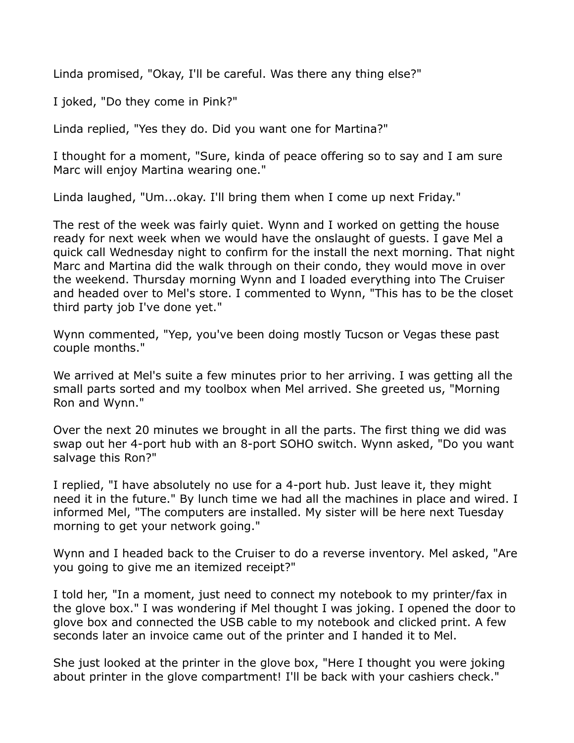Linda promised, "Okay, I'll be careful. Was there any thing else?"

I joked, "Do they come in Pink?"

Linda replied, "Yes they do. Did you want one for Martina?"

I thought for a moment, "Sure, kinda of peace offering so to say and I am sure Marc will enjoy Martina wearing one."

Linda laughed, "Um...okay. I'll bring them when I come up next Friday."

The rest of the week was fairly quiet. Wynn and I worked on getting the house ready for next week when we would have the onslaught of guests. I gave Mel a quick call Wednesday night to confirm for the install the next morning. That night Marc and Martina did the walk through on their condo, they would move in over the weekend. Thursday morning Wynn and I loaded everything into The Cruiser and headed over to Mel's store. I commented to Wynn, "This has to be the closet third party job I've done yet."

Wynn commented, "Yep, you've been doing mostly Tucson or Vegas these past couple months."

We arrived at Mel's suite a few minutes prior to her arriving. I was getting all the small parts sorted and my toolbox when Mel arrived. She greeted us, "Morning Ron and Wynn."

Over the next 20 minutes we brought in all the parts. The first thing we did was swap out her 4-port hub with an 8-port SOHO switch. Wynn asked, "Do you want salvage this Ron?"

I replied, "I have absolutely no use for a 4-port hub. Just leave it, they might need it in the future." By lunch time we had all the machines in place and wired. I informed Mel, "The computers are installed. My sister will be here next Tuesday morning to get your network going."

Wynn and I headed back to the Cruiser to do a reverse inventory. Mel asked, "Are you going to give me an itemized receipt?"

I told her, "In a moment, just need to connect my notebook to my printer/fax in the glove box." I was wondering if Mel thought I was joking. I opened the door to glove box and connected the USB cable to my notebook and clicked print. A few seconds later an invoice came out of the printer and I handed it to Mel.

She just looked at the printer in the glove box, "Here I thought you were joking about printer in the glove compartment! I'll be back with your cashiers check."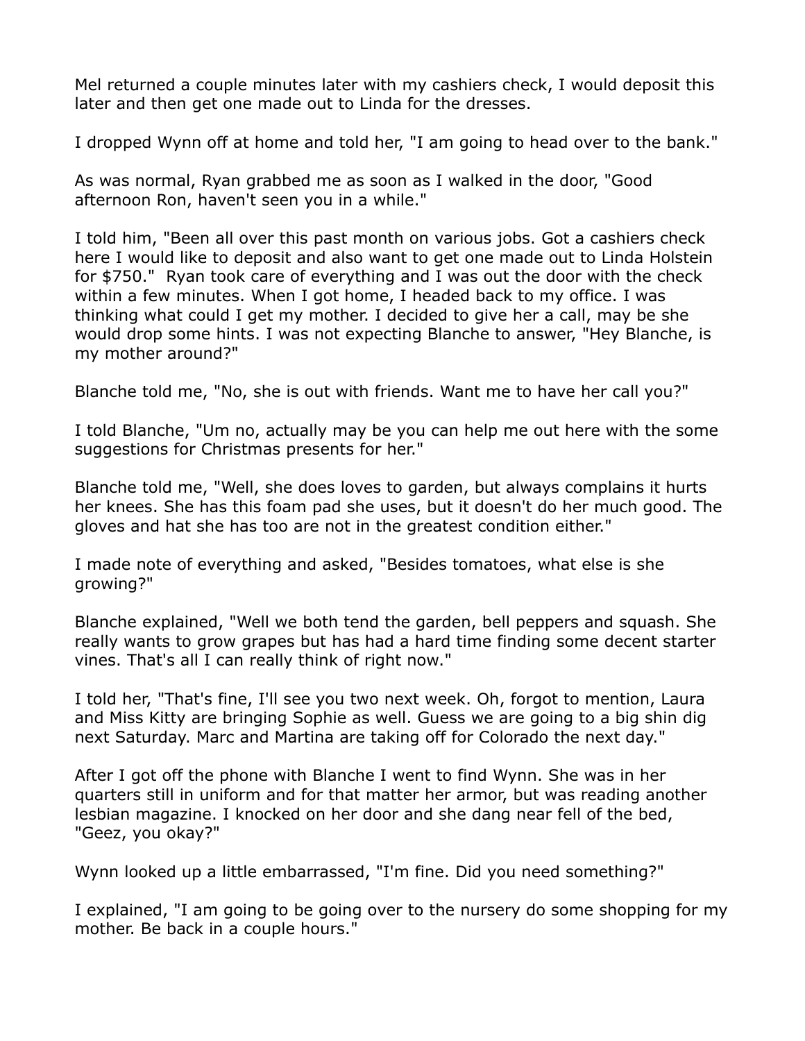Mel returned a couple minutes later with my cashiers check, I would deposit this later and then get one made out to Linda for the dresses.

I dropped Wynn off at home and told her, "I am going to head over to the bank."

As was normal, Ryan grabbed me as soon as I walked in the door, "Good afternoon Ron, haven't seen you in a while."

I told him, "Been all over this past month on various jobs. Got a cashiers check here I would like to deposit and also want to get one made out to Linda Holstein for $750."  Ryan took care of everything and I was out the door with the check within a few minutes. When I got home, I headed back to my office. I was thinking what could I get my mother. I decided to give her a call, may be she would drop some hints. I was not expecting Blanche to answer, "Hey Blanche, is my mother around?"

Blanche told me, "No, she is out with friends. Want me to have her call you?"

I told Blanche, "Um no, actually may be you can help me out here with the some suggestions for Christmas presents for her."

Blanche told me, "Well, she does loves to garden, but always complains it hurts her knees. She has this foam pad she uses, but it doesn't do her much good. The gloves and hat she has too are not in the greatest condition either."

I made note of everything and asked, "Besides tomatoes, what else is she growing?"

Blanche explained, "Well we both tend the garden, bell peppers and squash. She really wants to grow grapes but has had a hard time finding some decent starter vines. That's all I can really think of right now."

I told her, "That's fine, I'll see you two next week. Oh, forgot to mention, Laura and Miss Kitty are bringing Sophie as well. Guess we are going to a big shin dig next Saturday. Marc and Martina are taking off for Colorado the next day."

After I got off the phone with Blanche I went to find Wynn. She was in her quarters still in uniform and for that matter her armor, but was reading another lesbian magazine. I knocked on her door and she dang near fell of the bed, "Geez, you okay?"

Wynn looked up a little embarrassed, "I'm fine. Did you need something?"

I explained, "I am going to be going over to the nursery do some shopping for my mother. Be back in a couple hours."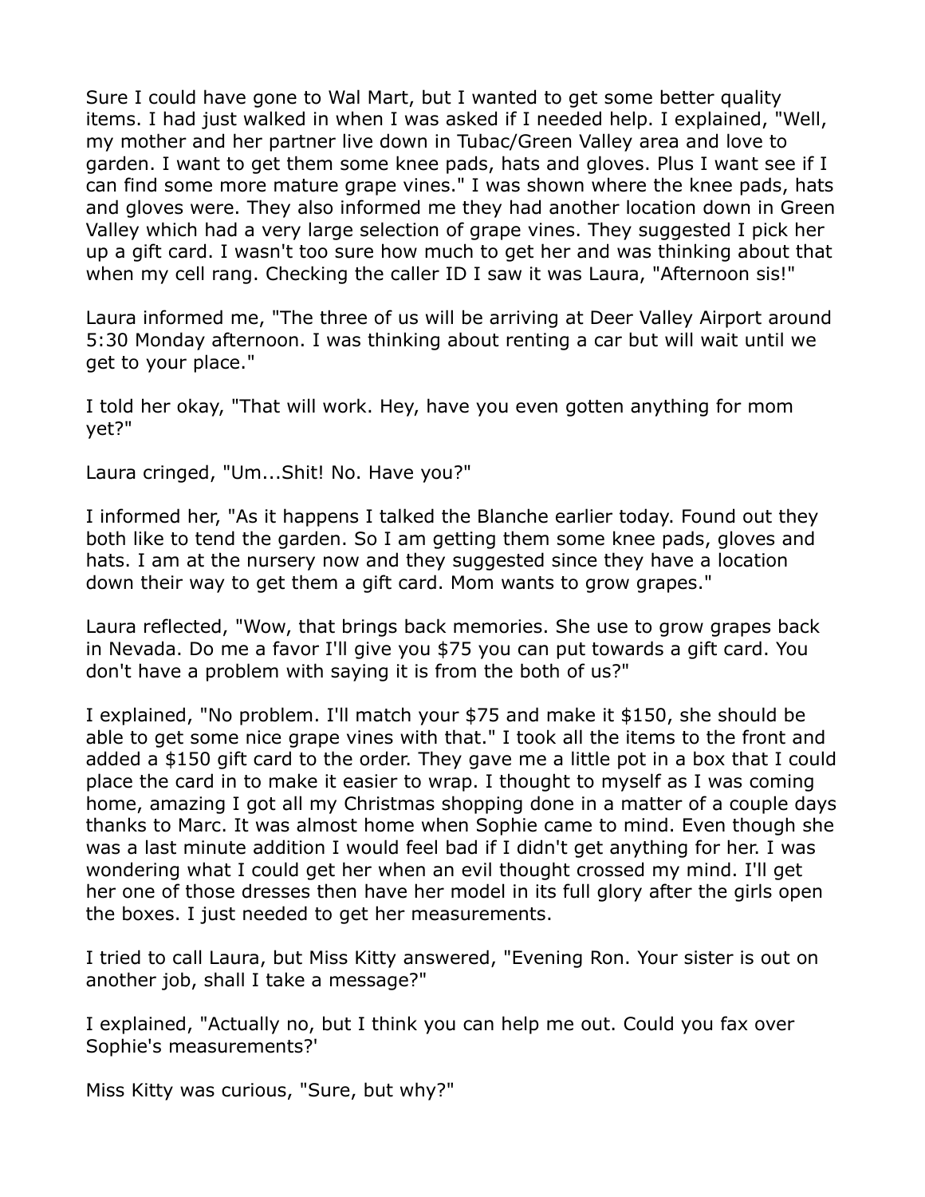Sure I could have gone to Wal Mart, but I wanted to get some better quality items. I had just walked in when I was asked if I needed help. I explained, "Well, my mother and her partner live down in Tubac/Green Valley area and love to garden. I want to get them some knee pads, hats and gloves. Plus I want see if I can find some more mature grape vines." I was shown where the knee pads, hats and gloves were. They also informed me they had another location down in Green Valley which had a very large selection of grape vines. They suggested I pick her up a gift card. I wasn't too sure how much to get her and was thinking about that when my cell rang. Checking the caller ID I saw it was Laura, "Afternoon sis!"

Laura informed me, "The three of us will be arriving at Deer Valley Airport around 5:30 Monday afternoon. I was thinking about renting a car but will wait until we get to your place."

I told her okay, "That will work. Hey, have you even gotten anything for mom yet?"

Laura cringed, "Um...Shit! No. Have you?"

I informed her, "As it happens I talked the Blanche earlier today. Found out they both like to tend the garden. So I am getting them some knee pads, gloves and hats. I am at the nursery now and they suggested since they have a location down their way to get them a gift card. Mom wants to grow grapes."

Laura reflected, "Wow, that brings back memories. She use to grow grapes back in Nevada. Do me a favor I'll give you $75 you can put towards a gift card. You don't have a problem with saying it is from the both of us?"

I explained, "No problem. I'll match your $75 and make it $150, she should be able to get some nice grape vines with that." I took all the items to the front and added a $150 gift card to the order. They gave me a little pot in a box that I could place the card in to make it easier to wrap. I thought to myself as I was coming home, amazing I got all my Christmas shopping done in a matter of a couple days thanks to Marc. It was almost home when Sophie came to mind. Even though she was a last minute addition I would feel bad if I didn't get anything for her. I was wondering what I could get her when an evil thought crossed my mind. I'll get her one of those dresses then have her model in its full glory after the girls open the boxes. I just needed to get her measurements.

I tried to call Laura, but Miss Kitty answered, "Evening Ron. Your sister is out on another job, shall I take a message?"

I explained, "Actually no, but I think you can help me out. Could you fax over Sophie's measurements?'

Miss Kitty was curious, "Sure, but why?"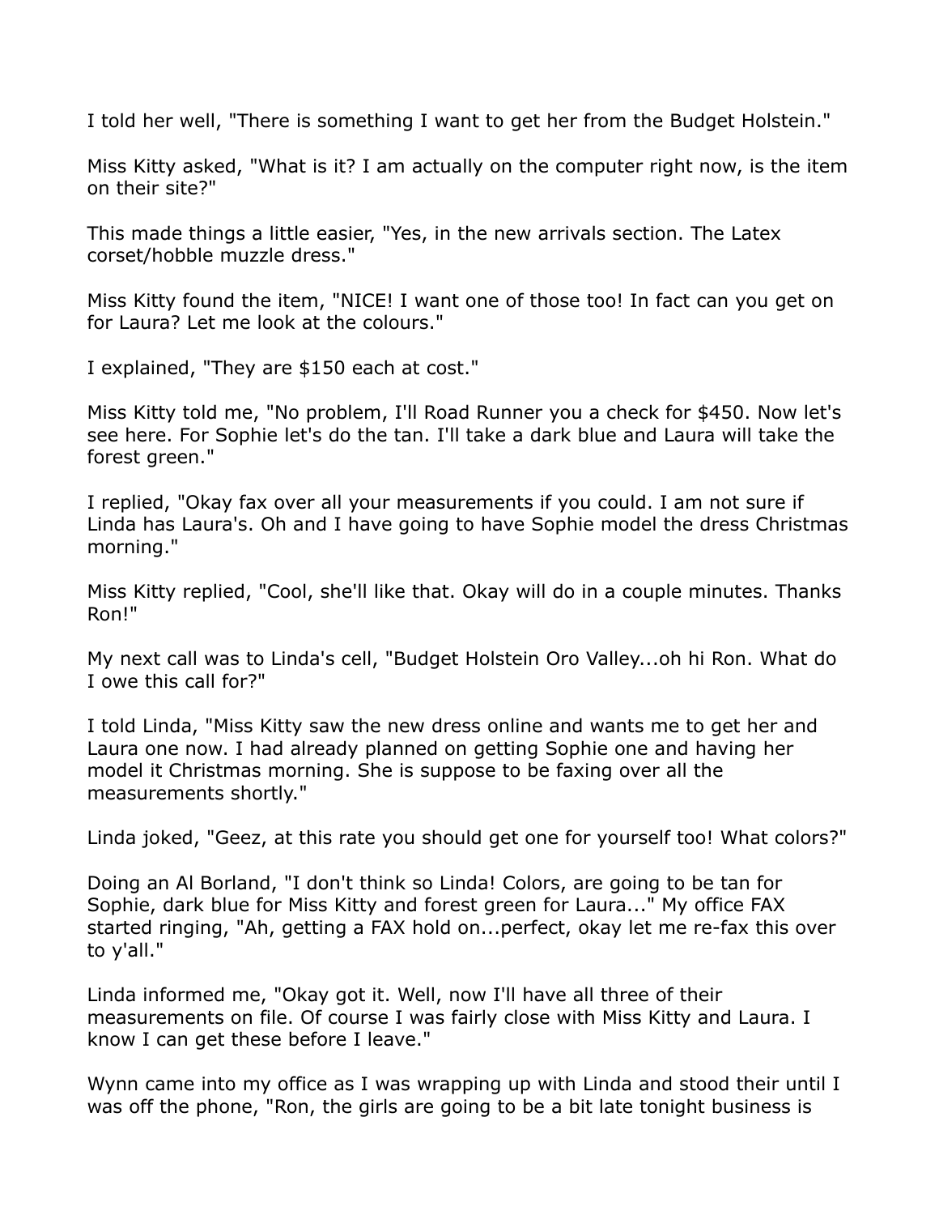I told her well, "There is something I want to get her from the Budget Holstein."

Miss Kitty asked, "What is it? I am actually on the computer right now, is the item on their site?"

This made things a little easier, "Yes, in the new arrivals section. The Latex corset/hobble muzzle dress."

Miss Kitty found the item, "NICE! I want one of those too! In fact can you get on for Laura? Let me look at the colours."

I explained, "They are $150 each at cost."

Miss Kitty told me, "No problem, I'll Road Runner you a check for $450. Now let's see here. For Sophie let's do the tan. I'll take a dark blue and Laura will take the forest green."

I replied, "Okay fax over all your measurements if you could. I am not sure if Linda has Laura's. Oh and I have going to have Sophie model the dress Christmas morning."

Miss Kitty replied, "Cool, she'll like that. Okay will do in a couple minutes. Thanks Ron!"

My next call was to Linda's cell, "Budget Holstein Oro Valley...oh hi Ron. What do I owe this call for?"

I told Linda, "Miss Kitty saw the new dress online and wants me to get her and Laura one now. I had already planned on getting Sophie one and having her model it Christmas morning. She is suppose to be faxing over all the measurements shortly."

Linda joked, "Geez, at this rate you should get one for yourself too! What colors?"

Doing an Al Borland, "I don't think so Linda! Colors, are going to be tan for Sophie, dark blue for Miss Kitty and forest green for Laura..." My office FAX started ringing, "Ah, getting a FAX hold on...perfect, okay let me re-fax this over to y'all."

Linda informed me, "Okay got it. Well, now I'll have all three of their measurements on file. Of course I was fairly close with Miss Kitty and Laura. I know I can get these before I leave."

Wynn came into my office as I was wrapping up with Linda and stood their until I was off the phone, "Ron, the girls are going to be a bit late tonight business is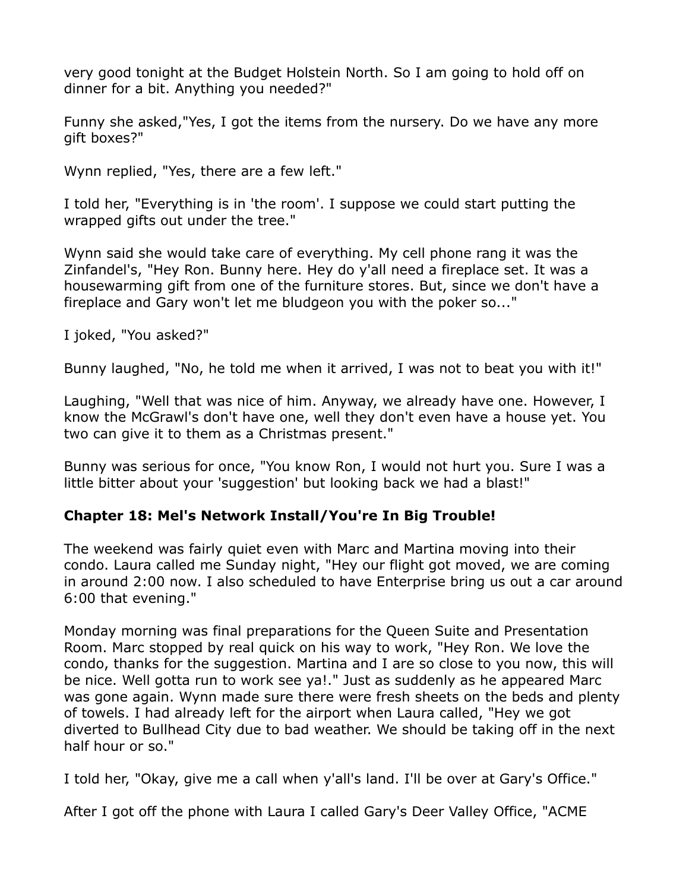very good tonight at the Budget Holstein North. So I am going to hold off on dinner for a bit. Anything you needed?"

Funny she asked,"Yes, I got the items from the nursery. Do we have any more gift boxes?"

Wynn replied, "Yes, there are a few left."

I told her, "Everything is in 'the room'. I suppose we could start putting the wrapped gifts out under the tree."

Wynn said she would take care of everything. My cell phone rang it was the Zinfandel's, "Hey Ron. Bunny here. Hey do y'all need a fireplace set. It was a housewarming gift from one of the furniture stores. But, since we don't have a fireplace and Gary won't let me bludgeon you with the poker so..."

I joked, "You asked?"

Bunny laughed, "No, he told me when it arrived, I was not to beat you with it!"

Laughing, "Well that was nice of him. Anyway, we already have one. However, I know the McGrawl's don't have one, well they don't even have a house yet. You two can give it to them as a Christmas present."

Bunny was serious for once, "You know Ron, I would not hurt you. Sure I was a little bitter about your 'suggestion' but looking back we had a blast!"

### Chapter 18: Mel's Network Install/You're In Big Trouble!

The weekend was fairly quiet even with Marc and Martina moving into their condo. Laura called me Sunday night, "Hey our flight got moved, we are coming in around 2:00 now. I also scheduled to have Enterprise bring us out a car around 6:00 that evening."

Monday morning was final preparations for the Queen Suite and Presentation Room. Marc stopped by real quick on his way to work, "Hey Ron. We love the condo, thanks for the suggestion. Martina and I are so close to you now, this will be nice. Well gotta run to work see ya!." Just as suddenly as he appeared Marc was gone again. Wynn made sure there were fresh sheets on the beds and plenty of towels. I had already left for the airport when Laura called, "Hey we got diverted to Bullhead City due to bad weather. We should be taking off in the next half hour or so."

I told her, "Okay, give me a call when y'all's land. I'll be over at Gary's Office."

After I got off the phone with Laura I called Gary's Deer Valley Office, "ACME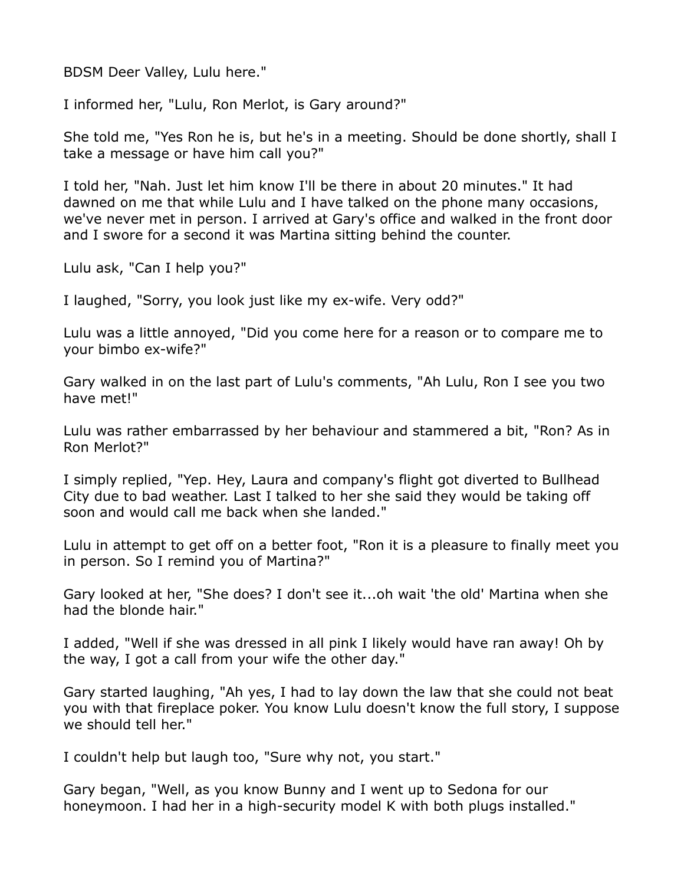BDSM Deer Valley, Lulu here."

I informed her, "Lulu, Ron Merlot, is Gary around?"

She told me, "Yes Ron he is, but he's in a meeting. Should be done shortly, shall I take a message or have him call you?"

I told her, "Nah. Just let him know I'll be there in about 20 minutes." It had dawned on me that while Lulu and I have talked on the phone many occasions, we've never met in person. I arrived at Gary's office and walked in the front door and I swore for a second it was Martina sitting behind the counter.

Lulu ask, "Can I help you?"

I laughed, "Sorry, you look just like my ex-wife. Very odd?"

Lulu was a little annoyed, "Did you come here for a reason or to compare me to your bimbo ex-wife?"

Gary walked in on the last part of Lulu's comments, "Ah Lulu, Ron I see you two have met!"

Lulu was rather embarrassed by her behaviour and stammered a bit, "Ron? As in Ron Merlot?"

I simply replied, "Yep. Hey, Laura and company's flight got diverted to Bullhead City due to bad weather. Last I talked to her she said they would be taking off soon and would call me back when she landed."

Lulu in attempt to get off on a better foot, "Ron it is a pleasure to finally meet you in person. So I remind you of Martina?"

Gary looked at her, "She does? I don't see it...oh wait 'the old' Martina when she had the blonde hair."

I added, "Well if she was dressed in all pink I likely would have ran away! Oh by the way, I got a call from your wife the other day."

Gary started laughing, "Ah yes, I had to lay down the law that she could not beat you with that fireplace poker. You know Lulu doesn't know the full story, I suppose we should tell her."

I couldn't help but laugh too, "Sure why not, you start."

Gary began, "Well, as you know Bunny and I went up to Sedona for our honeymoon. I had her in a high-security model K with both plugs installed."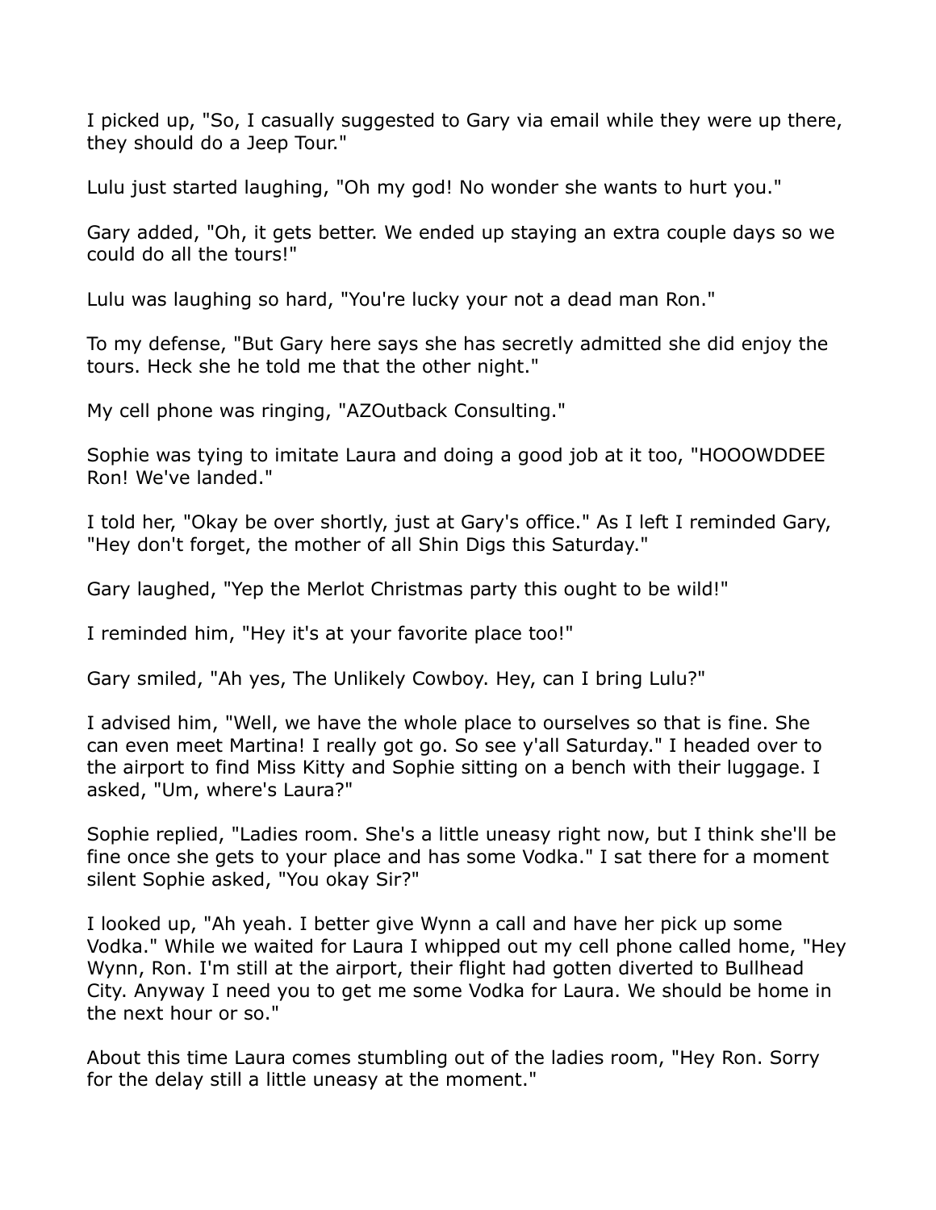I picked up, "So, I casually suggested to Gary via email while they were up there, they should do a Jeep Tour."

Lulu just started laughing, "Oh my god! No wonder she wants to hurt you."

Gary added, "Oh, it gets better. We ended up staying an extra couple days so we could do all the tours!"

Lulu was laughing so hard, "You're lucky your not a dead man Ron."

To my defense, "But Gary here says she has secretly admitted she did enjoy the tours. Heck she he told me that the other night."

My cell phone was ringing, "AZOutback Consulting."

Sophie was tying to imitate Laura and doing a good job at it too, "HOOOWDDEE Ron! We've landed."

I told her, "Okay be over shortly, just at Gary's office." As I left I reminded Gary, "Hey don't forget, the mother of all Shin Digs this Saturday."

Gary laughed, "Yep the Merlot Christmas party this ought to be wild!"

I reminded him, "Hey it's at your favorite place too!"

Gary smiled, "Ah yes, The Unlikely Cowboy. Hey, can I bring Lulu?"

I advised him, "Well, we have the whole place to ourselves so that is fine. She can even meet Martina! I really got go. So see y'all Saturday." I headed over to the airport to find Miss Kitty and Sophie sitting on a bench with their luggage. I asked, "Um, where's Laura?"

Sophie replied, "Ladies room. She's a little uneasy right now, but I think she'll be fine once she gets to your place and has some Vodka." I sat there for a moment silent Sophie asked, "You okay Sir?"

I looked up, "Ah yeah. I better give Wynn a call and have her pick up some Vodka." While we waited for Laura I whipped out my cell phone called home, "Hey Wynn, Ron. I'm still at the airport, their flight had gotten diverted to Bullhead City. Anyway I need you to get me some Vodka for Laura. We should be home in the next hour or so."

About this time Laura comes stumbling out of the ladies room, "Hey Ron. Sorry for the delay still a little uneasy at the moment."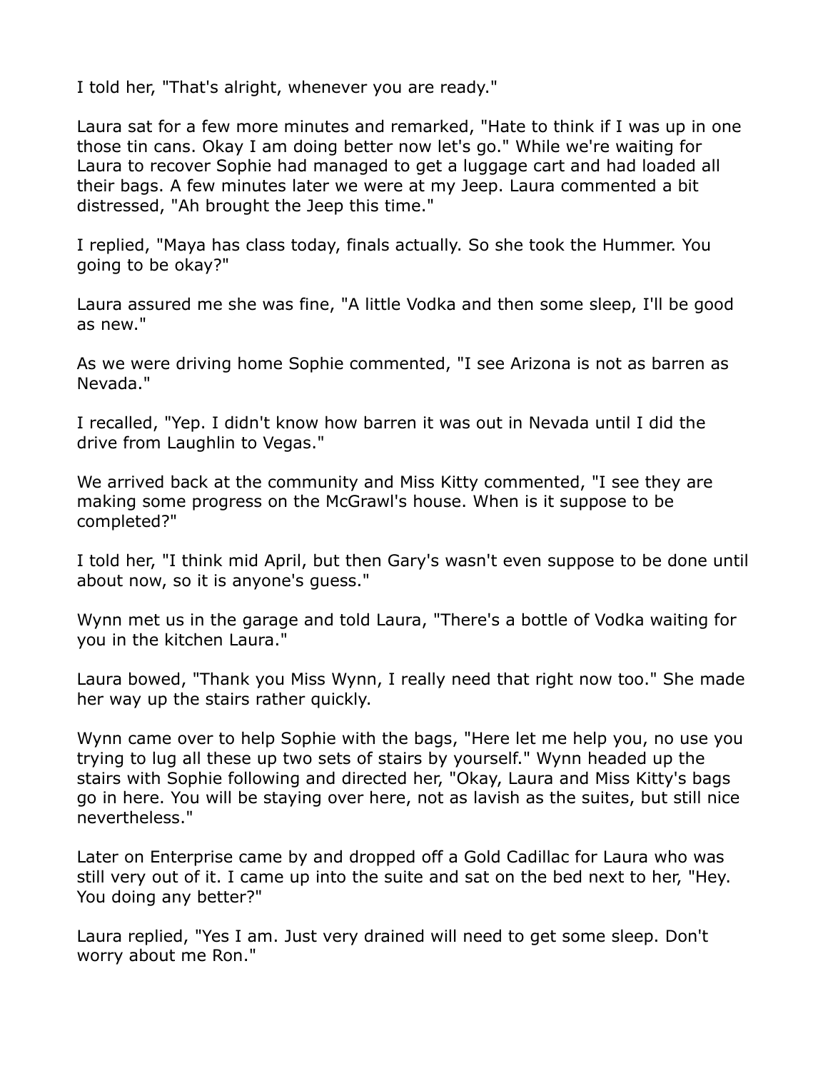I told her, "That's alright, whenever you are ready."

Laura sat for a few more minutes and remarked, "Hate to think if I was up in one those tin cans. Okay I am doing better now let's go." While we're waiting for Laura to recover Sophie had managed to get a luggage cart and had loaded all their bags. A few minutes later we were at my Jeep. Laura commented a bit distressed, "Ah brought the Jeep this time."

I replied, "Maya has class today, finals actually. So she took the Hummer. You going to be okay?"

Laura assured me she was fine, "A little Vodka and then some sleep, I'll be good as new."

As we were driving home Sophie commented, "I see Arizona is not as barren as Nevada."

I recalled, "Yep. I didn't know how barren it was out in Nevada until I did the drive from Laughlin to Vegas."

We arrived back at the community and Miss Kitty commented, "I see they are making some progress on the McGrawl's house. When is it suppose to be completed?"

I told her, "I think mid April, but then Gary's wasn't even suppose to be done until about now, so it is anyone's guess."

Wynn met us in the garage and told Laura, "There's a bottle of Vodka waiting for you in the kitchen Laura."

Laura bowed, "Thank you Miss Wynn, I really need that right now too." She made her way up the stairs rather quickly.

Wynn came over to help Sophie with the bags, "Here let me help you, no use you trying to lug all these up two sets of stairs by yourself." Wynn headed up the stairs with Sophie following and directed her, "Okay, Laura and Miss Kitty's bags go in here. You will be staying over here, not as lavish as the suites, but still nice nevertheless."

Later on Enterprise came by and dropped off a Gold Cadillac for Laura who was still very out of it. I came up into the suite and sat on the bed next to her, "Hey. You doing any better?"

Laura replied, "Yes I am. Just very drained will need to get some sleep. Don't worry about me Ron."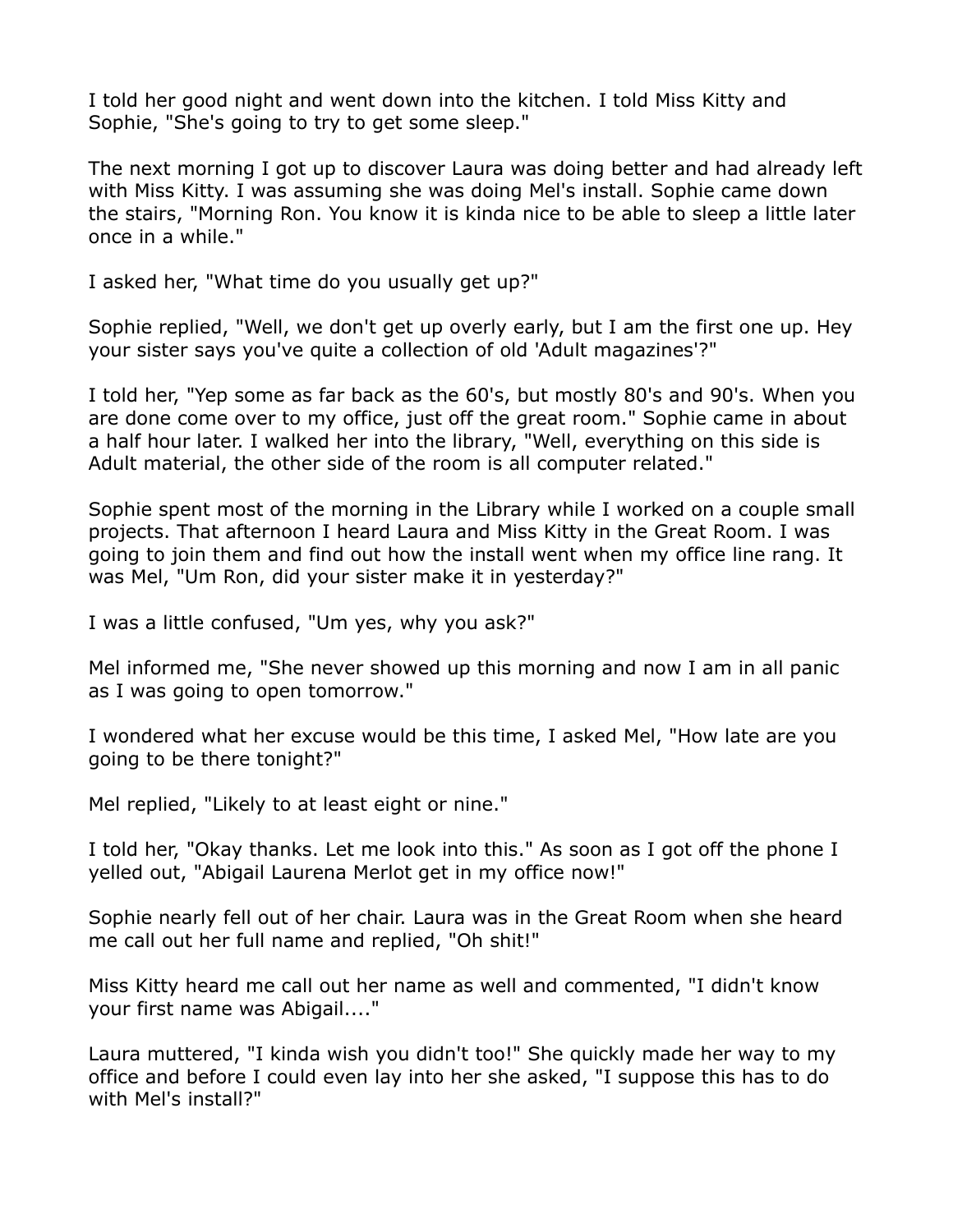I told her good night and went down into the kitchen. I told Miss Kitty and Sophie, "She's going to try to get some sleep."

The next morning I got up to discover Laura was doing better and had already left with Miss Kitty. I was assuming she was doing Mel's install. Sophie came down the stairs, "Morning Ron. You know it is kinda nice to be able to sleep a little later once in a while."

I asked her, "What time do you usually get up?"

Sophie replied, "Well, we don't get up overly early, but I am the first one up. Hey your sister says you've quite a collection of old 'Adult magazines'?"

I told her, "Yep some as far back as the 60's, but mostly 80's and 90's. When you are done come over to my office, just off the great room." Sophie came in about a half hour later. I walked her into the library, "Well, everything on this side is Adult material, the other side of the room is all computer related."

Sophie spent most of the morning in the Library while I worked on a couple small projects. That afternoon I heard Laura and Miss Kitty in the Great Room. I was going to join them and find out how the install went when my office line rang. It was Mel, "Um Ron, did your sister make it in yesterday?"

I was a little confused, "Um yes, why you ask?"

Mel informed me, "She never showed up this morning and now I am in all panic as I was going to open tomorrow."

I wondered what her excuse would be this time, I asked Mel, "How late are you going to be there tonight?"

Mel replied, "Likely to at least eight or nine."

I told her, "Okay thanks. Let me look into this." As soon as I got off the phone I yelled out, "Abigail Laurena Merlot get in my office now!"

Sophie nearly fell out of her chair. Laura was in the Great Room when she heard me call out her full name and replied, "Oh shit!"

Miss Kitty heard me call out her name as well and commented, "I didn't know your first name was Abigail...."

Laura muttered, "I kinda wish you didn't too!" She quickly made her way to my office and before I could even lay into her she asked, "I suppose this has to do with Mel's install?"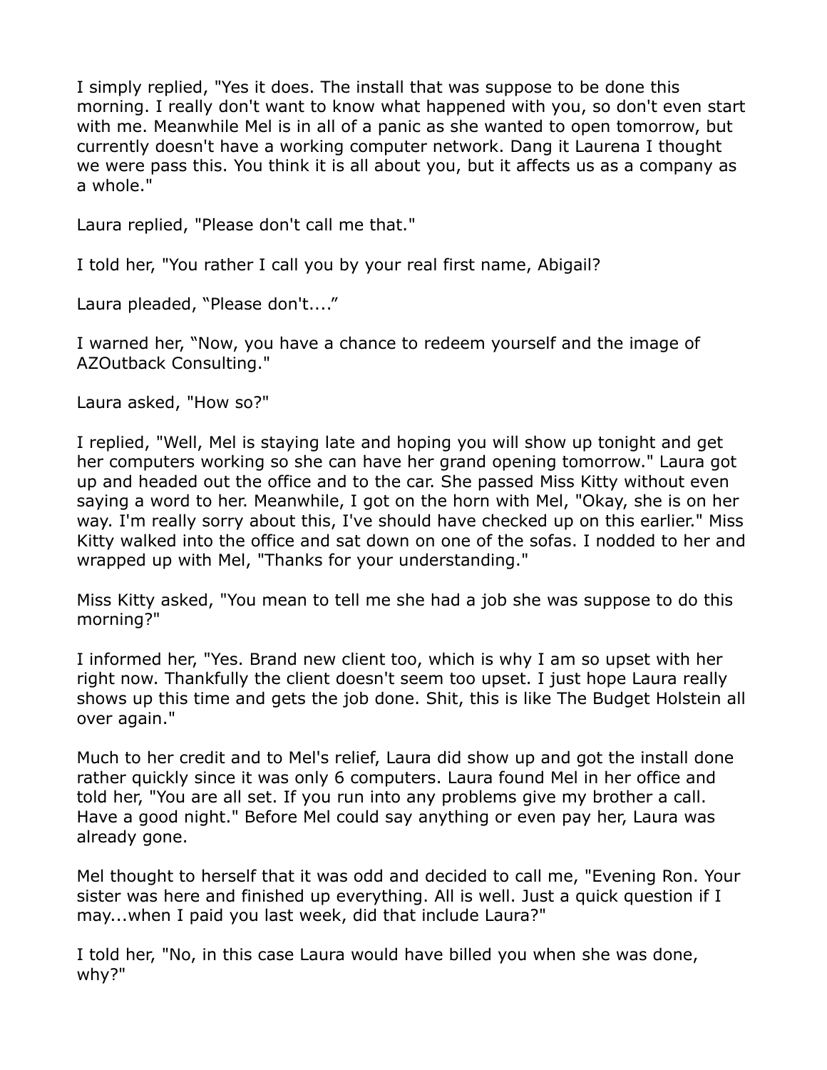I simply replied, "Yes it does. The install that was suppose to be done this morning. I really don't want to know what happened with you, so don't even start with me. Meanwhile Mel is in all of a panic as she wanted to open tomorrow, but currently doesn't have a working computer network. Dang it Laurena I thought we were pass this. You think it is all about you, but it affects us as a company as a whole."

Laura replied, "Please don't call me that."

I told her, "You rather I call you by your real first name, Abigail?

Laura pleaded, “Please don't....”

I warned her, “Now, you have a chance to redeem yourself and the image of AZOutback Consulting."

Laura asked, "How so?"

I replied, "Well, Mel is staying late and hoping you will show up tonight and get her computers working so she can have her grand opening tomorrow." Laura got up and headed out the office and to the car. She passed Miss Kitty without even saying a word to her. Meanwhile, I got on the horn with Mel, "Okay, she is on her way. I'm really sorry about this, I've should have checked up on this earlier." Miss Kitty walked into the office and sat down on one of the sofas. I nodded to her and wrapped up with Mel, "Thanks for your understanding."

Miss Kitty asked, "You mean to tell me she had a job she was suppose to do this morning?"

I informed her, "Yes. Brand new client too, which is why I am so upset with her right now. Thankfully the client doesn't seem too upset. I just hope Laura really shows up this time and gets the job done. Shit, this is like The Budget Holstein all over again."

Much to her credit and to Mel's relief, Laura did show up and got the install done rather quickly since it was only 6 computers. Laura found Mel in her office and told her, "You are all set. If you run into any problems give my brother a call. Have a good night." Before Mel could say anything or even pay her, Laura was already gone.

Mel thought to herself that it was odd and decided to call me, "Evening Ron. Your sister was here and finished up everything. All is well. Just a quick question if I may...when I paid you last week, did that include Laura?"

I told her, "No, in this case Laura would have billed you when she was done, why?"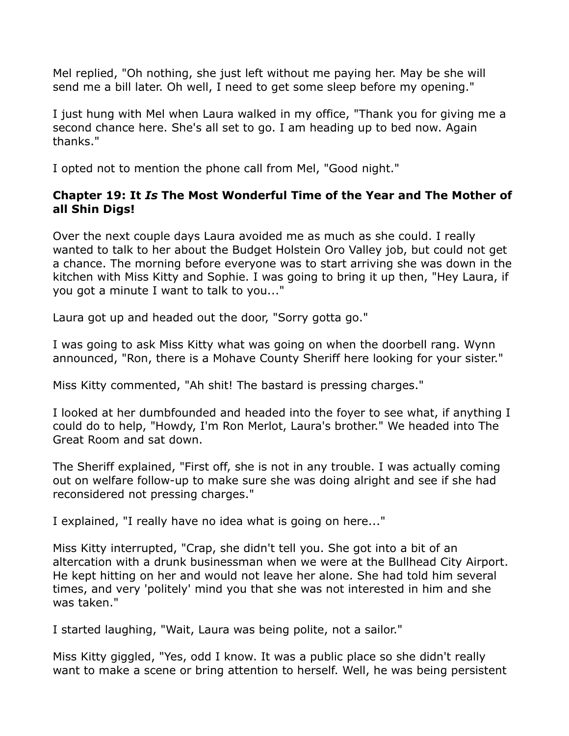Mel replied, "Oh nothing, she just left without me paying her. May be she will send me a bill later. Oh well, I need to get some sleep before my opening."

I just hung with Mel when Laura walked in my office, "Thank you for giving me a second chance here. She's all set to go. I am heading up to bed now. Again thanks."

I opted not to mention the phone call from Mel, "Good night."

### Chapter 19: It *Is* The Most Wonderful Time of the Year and The Mother of all Shin Digs!

Over the next couple days Laura avoided me as much as she could. I really wanted to talk to her about the Budget Holstein Oro Valley job, but could not get a chance. The morning before everyone was to start arriving she was down in the kitchen with Miss Kitty and Sophie. I was going to bring it up then, "Hey Laura, if you got a minute I want to talk to you..."

Laura got up and headed out the door, "Sorry gotta go."

I was going to ask Miss Kitty what was going on when the doorbell rang. Wynn announced, "Ron, there is a Mohave County Sheriff here looking for your sister."

Miss Kitty commented, "Ah shit! The bastard is pressing charges."

I looked at her dumbfounded and headed into the foyer to see what, if anything I could do to help, "Howdy, I'm Ron Merlot, Laura's brother." We headed into The Great Room and sat down.

The Sheriff explained, "First off, she is not in any trouble. I was actually coming out on welfare follow-up to make sure she was doing alright and see if she had reconsidered not pressing charges."

I explained, "I really have no idea what is going on here..."

Miss Kitty interrupted, "Crap, she didn't tell you. She got into a bit of an altercation with a drunk businessman when we were at the Bullhead City Airport. He kept hitting on her and would not leave her alone. She had told him several times, and very 'politely' mind you that she was not interested in him and she was taken."

I started laughing, "Wait, Laura was being polite, not a sailor."

Miss Kitty giggled, "Yes, odd I know. It was a public place so she didn't really want to make a scene or bring attention to herself. Well, he was being persistent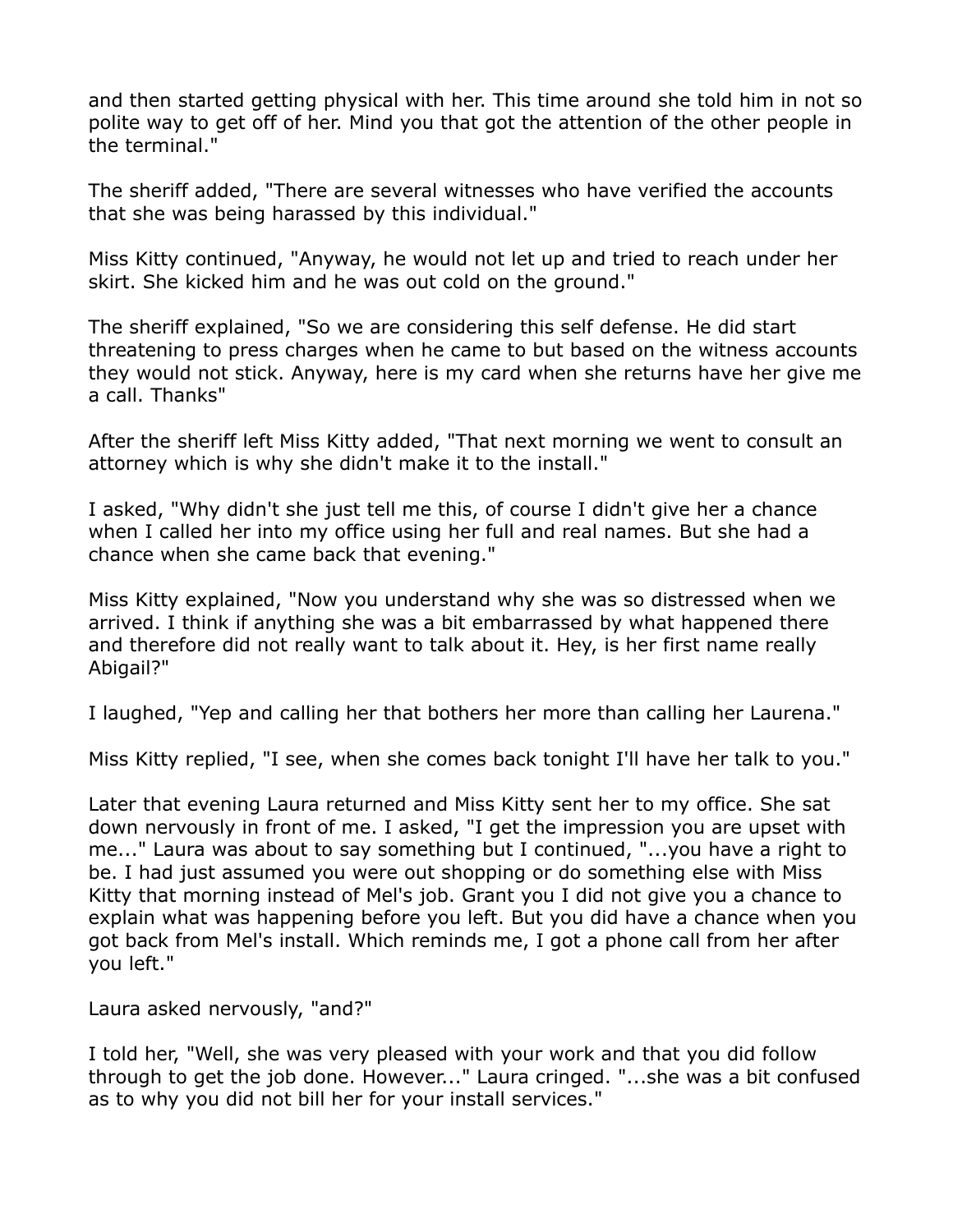and then started getting physical with her. This time around she told him in not so polite way to get off of her. Mind you that got the attention of the other people in the terminal."

The sheriff added, "There are several witnesses who have verified the accounts that she was being harassed by this individual."

Miss Kitty continued, "Anyway, he would not let up and tried to reach under her skirt. She kicked him and he was out cold on the ground."

The sheriff explained, "So we are considering this self defense. He did start threatening to press charges when he came to but based on the witness accounts they would not stick. Anyway, here is my card when she returns have her give me a call. Thanks"

After the sheriff left Miss Kitty added, "That next morning we went to consult an attorney which is why she didn't make it to the install."

I asked, "Why didn't she just tell me this, of course I didn't give her a chance when I called her into my office using her full and real names. But she had a chance when she came back that evening."

Miss Kitty explained, "Now you understand why she was so distressed when we arrived. I think if anything she was a bit embarrassed by what happened there and therefore did not really want to talk about it. Hey, is her first name really Abigail?"

I laughed, "Yep and calling her that bothers her more than calling her Laurena."

Miss Kitty replied, "I see, when she comes back tonight I'll have her talk to you."

Later that evening Laura returned and Miss Kitty sent her to my office. She sat down nervously in front of me. I asked, "I get the impression you are upset with me..." Laura was about to say something but I continued, "...you have a right to be. I had just assumed you were out shopping or do something else with Miss Kitty that morning instead of Mel's job. Grant you I did not give you a chance to explain what was happening before you left. But you did have a chance when you got back from Mel's install. Which reminds me, I got a phone call from her after you left."

Laura asked nervously, "and?"

I told her, "Well, she was very pleased with your work and that you did follow through to get the job done. However..." Laura cringed. "...she was a bit confused as to why you did not bill her for your install services."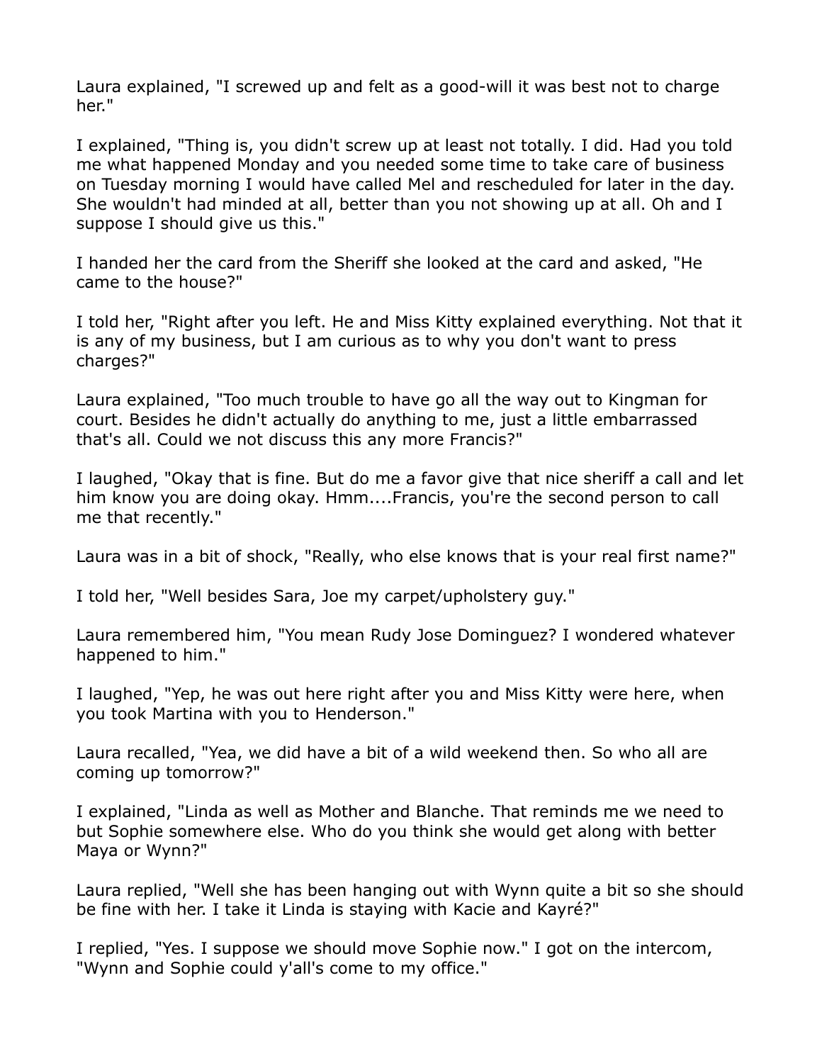Laura explained, "I screwed up and felt as a good-will it was best not to charge her."

I explained, "Thing is, you didn't screw up at least not totally. I did. Had you told me what happened Monday and you needed some time to take care of business on Tuesday morning I would have called Mel and rescheduled for later in the day. She wouldn't had minded at all, better than you not showing up at all. Oh and I suppose I should give us this."

I handed her the card from the Sheriff she looked at the card and asked, "He came to the house?"

I told her, "Right after you left. He and Miss Kitty explained everything. Not that it is any of my business, but I am curious as to why you don't want to press charges?"

Laura explained, "Too much trouble to have go all the way out to Kingman for court. Besides he didn't actually do anything to me, just a little embarrassed that's all. Could we not discuss this any more Francis?"

I laughed, "Okay that is fine. But do me a favor give that nice sheriff a call and let him know you are doing okay. Hmm....Francis, you're the second person to call me that recently."

Laura was in a bit of shock, "Really, who else knows that is your real first name?"

I told her, "Well besides Sara, Joe my carpet/upholstery guy."

Laura remembered him, "You mean Rudy Jose Dominguez? I wondered whatever happened to him."

I laughed, "Yep, he was out here right after you and Miss Kitty were here, when you took Martina with you to Henderson."

Laura recalled, "Yea, we did have a bit of a wild weekend then. So who all are coming up tomorrow?"

I explained, "Linda as well as Mother and Blanche. That reminds me we need to but Sophie somewhere else. Who do you think she would get along with better Maya or Wynn?"

Laura replied, "Well she has been hanging out with Wynn quite a bit so she should be fine with her. I take it Linda is staying with Kacie and Kayré?"

I replied, "Yes. I suppose we should move Sophie now." I got on the intercom, "Wynn and Sophie could y'all's come to my office."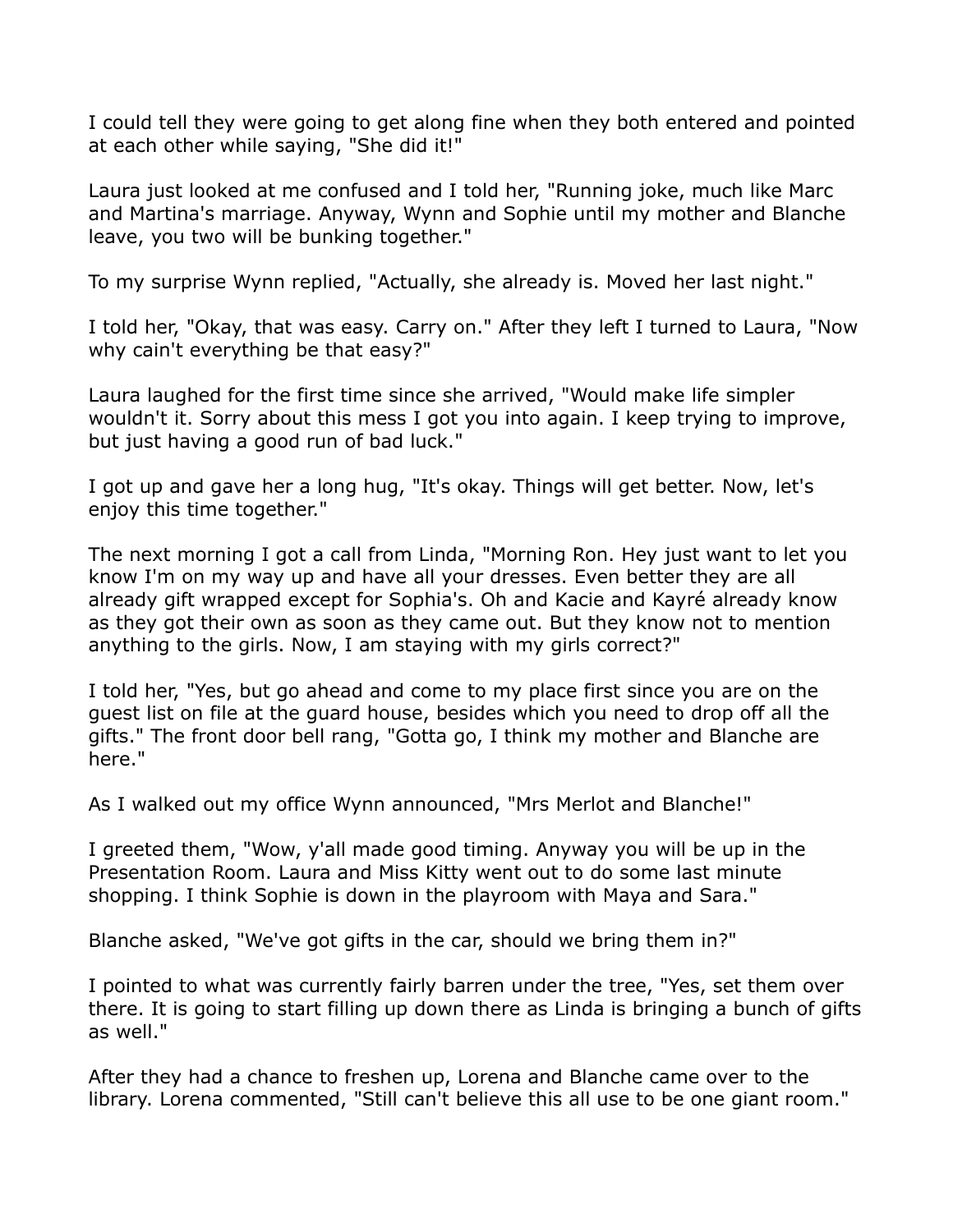I could tell they were going to get along fine when they both entered and pointed at each other while saying, "She did it!"

Laura just looked at me confused and I told her, "Running joke, much like Marc and Martina's marriage. Anyway, Wynn and Sophie until my mother and Blanche leave, you two will be bunking together."

To my surprise Wynn replied, "Actually, she already is. Moved her last night."

I told her, "Okay, that was easy. Carry on." After they left I turned to Laura, "Now why cain't everything be that easy?"

Laura laughed for the first time since she arrived, "Would make life simpler wouldn't it. Sorry about this mess I got you into again. I keep trying to improve, but just having a good run of bad luck."

I got up and gave her a long hug, "It's okay. Things will get better. Now, let's enjoy this time together."

The next morning I got a call from Linda, "Morning Ron. Hey just want to let you know I'm on my way up and have all your dresses. Even better they are all already gift wrapped except for Sophia's. Oh and Kacie and Kayré already know as they got their own as soon as they came out. But they know not to mention anything to the girls. Now, I am staying with my girls correct?"

I told her, "Yes, but go ahead and come to my place first since you are on the guest list on file at the guard house, besides which you need to drop off all the gifts." The front door bell rang, "Gotta go, I think my mother and Blanche are here."

As I walked out my office Wynn announced, "Mrs Merlot and Blanche!"

I greeted them, "Wow, y'all made good timing. Anyway you will be up in the Presentation Room. Laura and Miss Kitty went out to do some last minute shopping. I think Sophie is down in the playroom with Maya and Sara."

Blanche asked, "We've got gifts in the car, should we bring them in?"

I pointed to what was currently fairly barren under the tree, "Yes, set them over there. It is going to start filling up down there as Linda is bringing a bunch of gifts as well."

After they had a chance to freshen up, Lorena and Blanche came over to the library. Lorena commented, "Still can't believe this all use to be one giant room."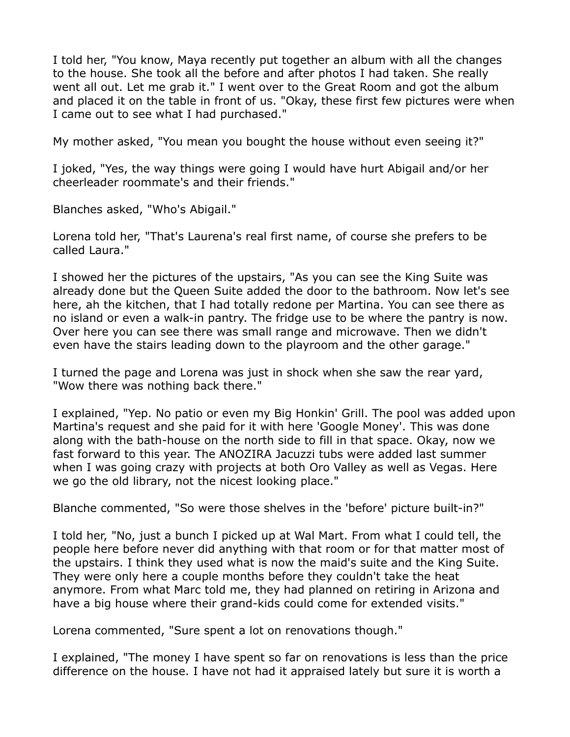I told her, "You know, Maya recently put together an album with all the changes to the house. She took all the before and after photos I had taken. She really went all out. Let me grab it." I went over to the Great Room and got the album and placed it on the table in front of us. "Okay, these first few pictures were when I came out to see what I had purchased."

My mother asked, "You mean you bought the house without even seeing it?"

I joked, "Yes, the way things were going I would have hurt Abigail and/or her cheerleader roommate's and their friends."

Blanches asked, "Who's Abigail."

Lorena told her, "That's Laurena's real first name, of course she prefers to be called Laura."

I showed her the pictures of the upstairs, "As you can see the King Suite was already done but the Queen Suite added the door to the bathroom. Now let's see here, ah the kitchen, that I had totally redone per Martina. You can see there as no island or even a walk-in pantry. The fridge use to be where the pantry is now. Over here you can see there was small range and microwave. Then we didn't even have the stairs leading down to the playroom and the other garage."

I turned the page and Lorena was just in shock when she saw the rear yard, "Wow there was nothing back there."

I explained, "Yep. No patio or even my Big Honkin' Grill. The pool was added upon Martina's request and she paid for it with here 'Google Money'. This was done along with the bath-house on the north side to fill in that space. Okay, now we fast forward to this year. The ANOZIRA Jacuzzi tubs were added last summer when I was going crazy with projects at both Oro Valley as well as Vegas. Here we go the old library, not the nicest looking place."

Blanche commented, "So were those shelves in the 'before' picture built-in?"

I told her, "No, just a bunch I picked up at Wal Mart. From what I could tell, the people here before never did anything with that room or for that matter most of the upstairs. I think they used what is now the maid's suite and the King Suite. They were only here a couple months before they couldn't take the heat anymore. From what Marc told me, they had planned on retiring in Arizona and have a big house where their grand-kids could come for extended visits."

Lorena commented, "Sure spent a lot on renovations though."

I explained, "The money I have spent so far on renovations is less than the price difference on the house. I have not had it appraised lately but sure it is worth a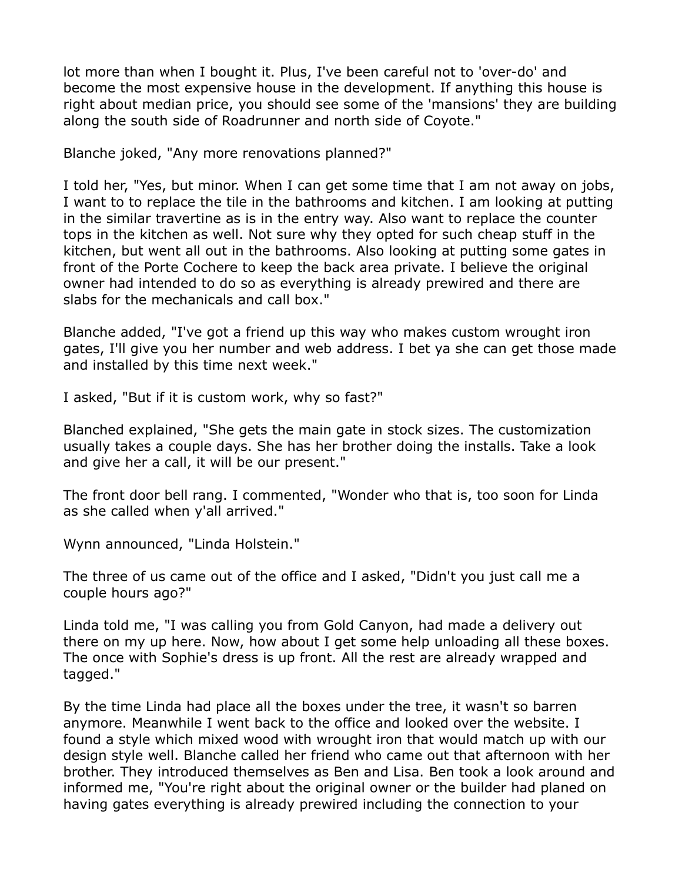lot more than when I bought it. Plus, I've been careful not to 'over-do' and become the most expensive house in the development. If anything this house is right about median price, you should see some of the 'mansions' they are building along the south side of Roadrunner and north side of Coyote."

Blanche joked, "Any more renovations planned?"

I told her, "Yes, but minor. When I can get some time that I am not away on jobs, I want to to replace the tile in the bathrooms and kitchen. I am looking at putting in the similar travertine as is in the entry way. Also want to replace the counter tops in the kitchen as well. Not sure why they opted for such cheap stuff in the kitchen, but went all out in the bathrooms. Also looking at putting some gates in front of the Porte Cochere to keep the back area private. I believe the original owner had intended to do so as everything is already prewired and there are slabs for the mechanicals and call box."

Blanche added, "I've got a friend up this way who makes custom wrought iron gates, I'll give you her number and web address. I bet ya she can get those made and installed by this time next week."

I asked, "But if it is custom work, why so fast?"

Blanched explained, "She gets the main gate in stock sizes. The customization usually takes a couple days. She has her brother doing the installs. Take a look and give her a call, it will be our present."

The front door bell rang. I commented, "Wonder who that is, too soon for Linda as she called when y'all arrived."

Wynn announced, "Linda Holstein."

The three of us came out of the office and I asked, "Didn't you just call me a couple hours ago?"

Linda told me, "I was calling you from Gold Canyon, had made a delivery out there on my up here. Now, how about I get some help unloading all these boxes. The once with Sophie's dress is up front. All the rest are already wrapped and tagged."

By the time Linda had place all the boxes under the tree, it wasn't so barren anymore. Meanwhile I went back to the office and looked over the website. I found a style which mixed wood with wrought iron that would match up with our design style well. Blanche called her friend who came out that afternoon with her brother. They introduced themselves as Ben and Lisa. Ben took a look around and informed me, "You're right about the original owner or the builder had planed on having gates everything is already prewired including the connection to your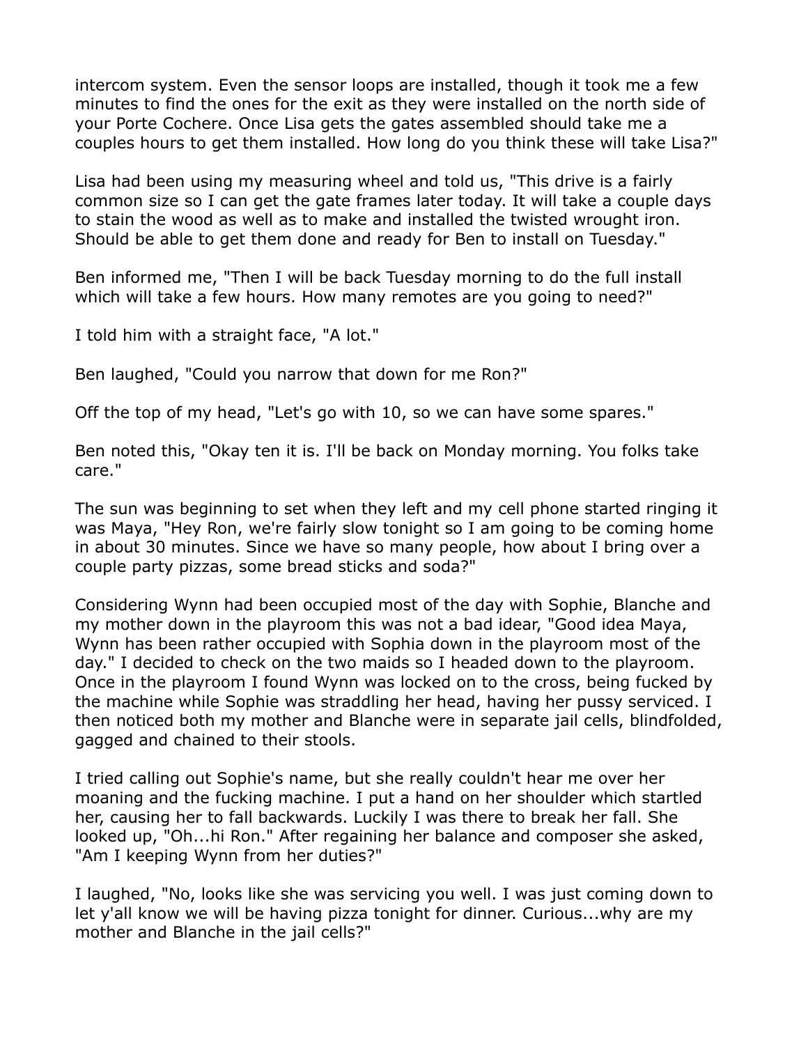intercom system. Even the sensor loops are installed, though it took me a few minutes to find the ones for the exit as they were installed on the north side of your Porte Cochere. Once Lisa gets the gates assembled should take me a couples hours to get them installed. How long do you think these will take Lisa?"

Lisa had been using my measuring wheel and told us, "This drive is a fairly common size so I can get the gate frames later today. It will take a couple days to stain the wood as well as to make and installed the twisted wrought iron. Should be able to get them done and ready for Ben to install on Tuesday."

Ben informed me, "Then I will be back Tuesday morning to do the full install which will take a few hours. How many remotes are you going to need?"

I told him with a straight face, "A lot."

Ben laughed, "Could you narrow that down for me Ron?"

Off the top of my head, "Let's go with 10, so we can have some spares."

Ben noted this, "Okay ten it is. I'll be back on Monday morning. You folks take care."

The sun was beginning to set when they left and my cell phone started ringing it was Maya, "Hey Ron, we're fairly slow tonight so I am going to be coming home in about 30 minutes. Since we have so many people, how about I bring over a couple party pizzas, some bread sticks and soda?"

Considering Wynn had been occupied most of the day with Sophie, Blanche and my mother down in the playroom this was not a bad idear, "Good idea Maya, Wynn has been rather occupied with Sophia down in the playroom most of the day." I decided to check on the two maids so I headed down to the playroom. Once in the playroom I found Wynn was locked on to the cross, being fucked by the machine while Sophie was straddling her head, having her pussy serviced. I then noticed both my mother and Blanche were in separate jail cells, blindfolded, gagged and chained to their stools.

I tried calling out Sophie's name, but she really couldn't hear me over her moaning and the fucking machine. I put a hand on her shoulder which startled her, causing her to fall backwards. Luckily I was there to break her fall. She looked up, "Oh...hi Ron." After regaining her balance and composer she asked, "Am I keeping Wynn from her duties?"

I laughed, "No, looks like she was servicing you well. I was just coming down to let y'all know we will be having pizza tonight for dinner. Curious...why are my mother and Blanche in the jail cells?"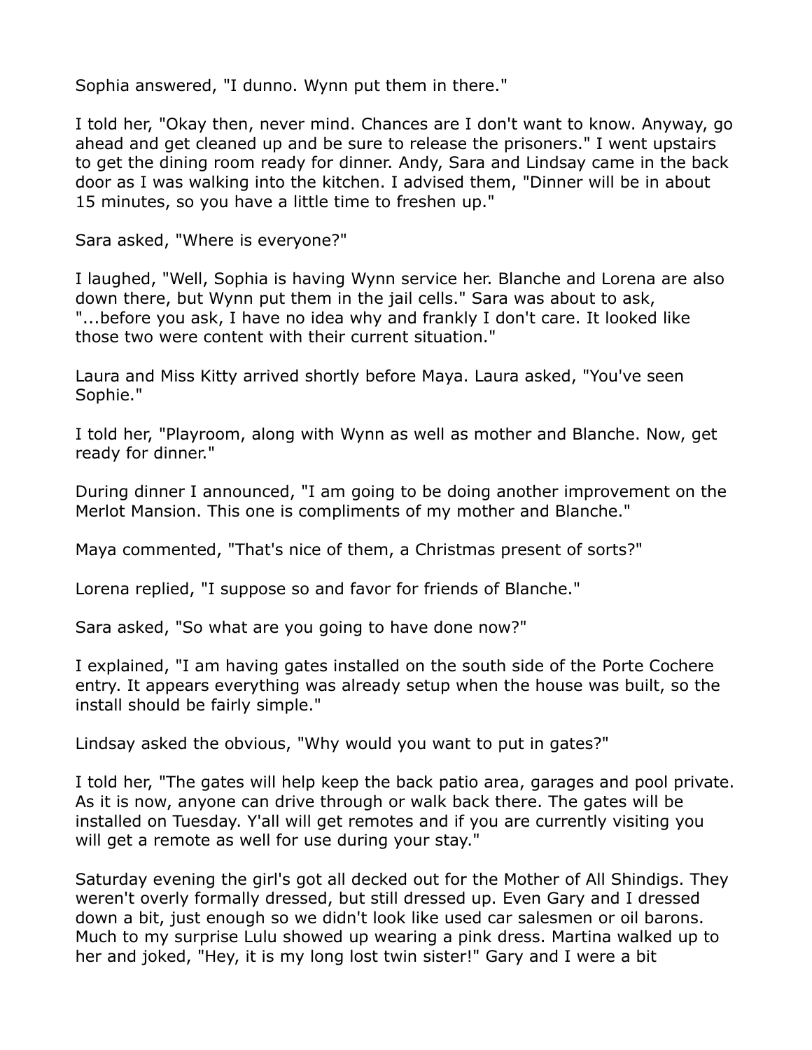Sophia answered, "I dunno. Wynn put them in there."

I told her, "Okay then, never mind. Chances are I don't want to know. Anyway, go ahead and get cleaned up and be sure to release the prisoners." I went upstairs to get the dining room ready for dinner. Andy, Sara and Lindsay came in the back door as I was walking into the kitchen. I advised them, "Dinner will be in about 15 minutes, so you have a little time to freshen up."

Sara asked, "Where is everyone?"

I laughed, "Well, Sophia is having Wynn service her. Blanche and Lorena are also down there, but Wynn put them in the jail cells." Sara was about to ask, "...before you ask, I have no idea why and frankly I don't care. It looked like those two were content with their current situation."

Laura and Miss Kitty arrived shortly before Maya. Laura asked, "You've seen Sophie."

I told her, "Playroom, along with Wynn as well as mother and Blanche. Now, get ready for dinner."

During dinner I announced, "I am going to be doing another improvement on the Merlot Mansion. This one is compliments of my mother and Blanche."

Maya commented, "That's nice of them, a Christmas present of sorts?"

Lorena replied, "I suppose so and favor for friends of Blanche."

Sara asked, "So what are you going to have done now?"

I explained, "I am having gates installed on the south side of the Porte Cochere entry. It appears everything was already setup when the house was built, so the install should be fairly simple."

Lindsay asked the obvious, "Why would you want to put in gates?"

I told her, "The gates will help keep the back patio area, garages and pool private. As it is now, anyone can drive through or walk back there. The gates will be installed on Tuesday. Y'all will get remotes and if you are currently visiting you will get a remote as well for use during your stay."

Saturday evening the girl's got all decked out for the Mother of All Shindigs. They weren't overly formally dressed, but still dressed up. Even Gary and I dressed down a bit, just enough so we didn't look like used car salesmen or oil barons. Much to my surprise Lulu showed up wearing a pink dress. Martina walked up to her and joked, "Hey, it is my long lost twin sister!" Gary and I were a bit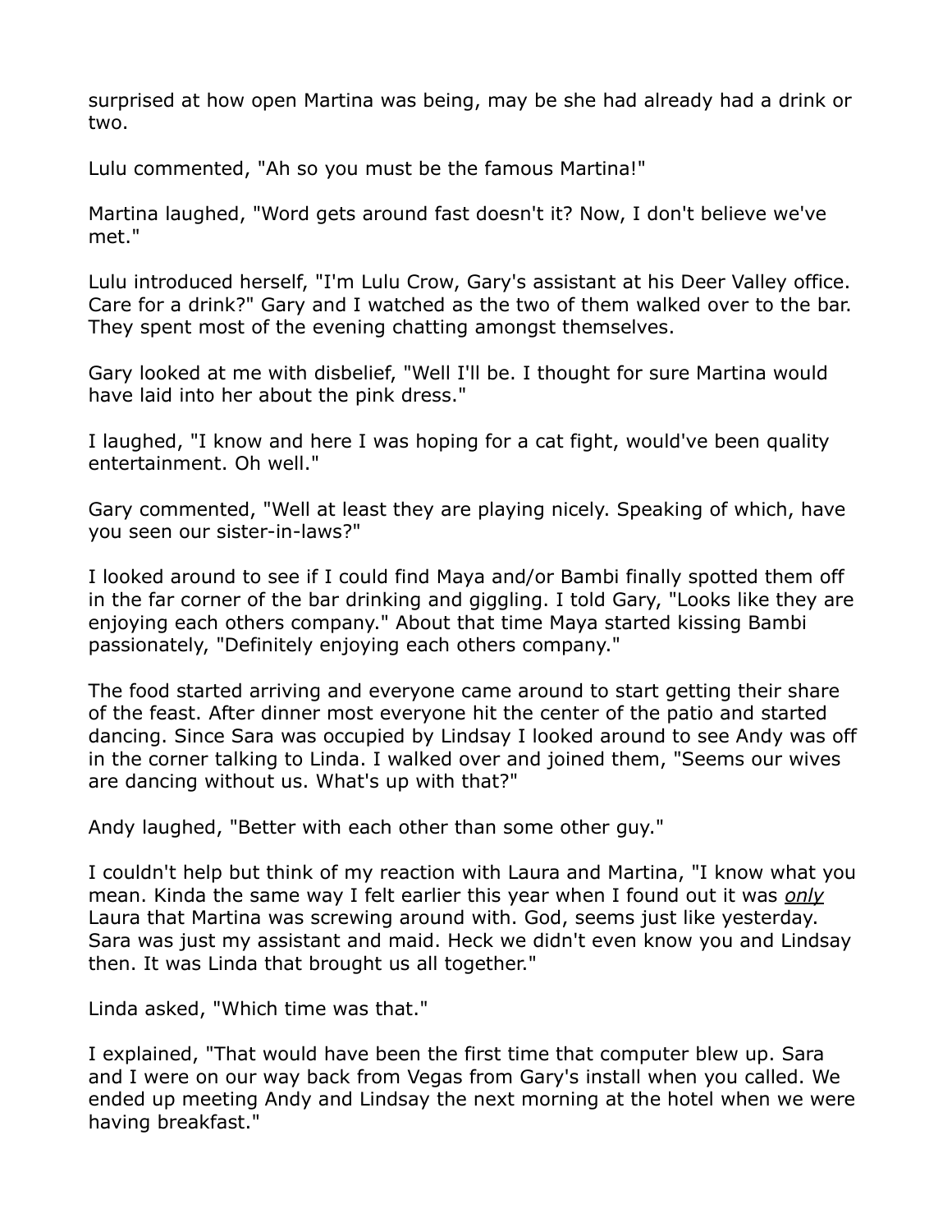surprised at how open Martina was being, may be she had already had a drink or two.

Lulu commented, "Ah so you must be the famous Martina!"

Martina laughed, "Word gets around fast doesn't it? Now, I don't believe we've met."

Lulu introduced herself, "I'm Lulu Crow, Gary's assistant at his Deer Valley office. Care for a drink?" Gary and I watched as the two of them walked over to the bar. They spent most of the evening chatting amongst themselves.

Gary looked at me with disbelief, "Well I'll be. I thought for sure Martina would have laid into her about the pink dress."

I laughed, "I know and here I was hoping for a cat fight, would've been quality entertainment. Oh well."

Gary commented, "Well at least they are playing nicely. Speaking of which, have you seen our sister-in-laws?"

I looked around to see if I could find Maya and/or Bambi finally spotted them off in the far corner of the bar drinking and giggling. I told Gary, "Looks like they are enjoying each others company." About that time Maya started kissing Bambi passionately, "Definitely enjoying each others company."

The food started arriving and everyone came around to start getting their share of the feast. After dinner most everyone hit the center of the patio and started dancing. Since Sara was occupied by Lindsay I looked around to see Andy was off in the corner talking to Linda. I walked over and joined them, "Seems our wives are dancing without us. What's up with that?"

Andy laughed, "Better with each other than some other guy."

I couldn't help but think of my reaction with Laura and Martina, "I know what you mean. Kinda the same way I felt earlier this year when I found out it was <u>*only*</u> Laura that Martina was screwing around with. God, seems just like yesterday. Sara was just my assistant and maid. Heck we didn't even know you and Lindsay then. It was Linda that brought us all together."

Linda asked, "Which time was that."

I explained, "That would have been the first time that computer blew up. Sara and I were on our way back from Vegas from Gary's install when you called. We ended up meeting Andy and Lindsay the next morning at the hotel when we were having breakfast."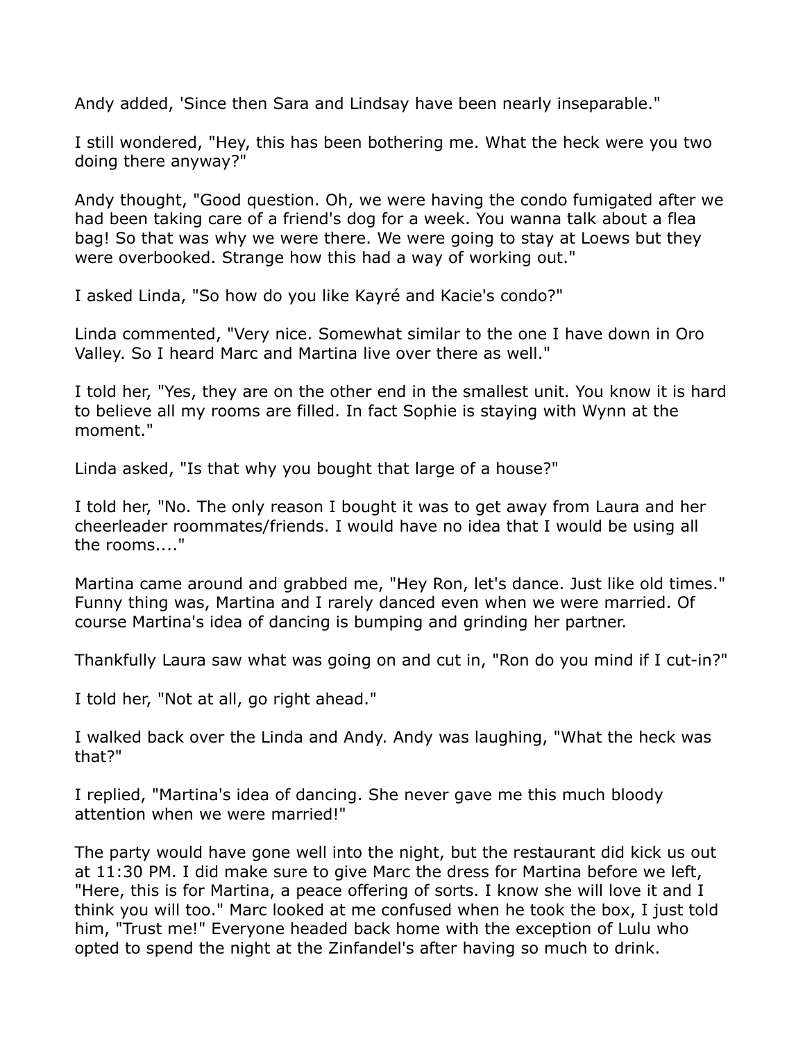Andy added, 'Since then Sara and Lindsay have been nearly inseparable."

I still wondered, "Hey, this has been bothering me. What the heck were you two doing there anyway?"

Andy thought, "Good question. Oh, we were having the condo fumigated after we had been taking care of a friend's dog for a week. You wanna talk about a flea bag! So that was why we were there. We were going to stay at Loews but they were overbooked. Strange how this had a way of working out."

I asked Linda, "So how do you like Kayré and Kacie's condo?"

Linda commented, "Very nice. Somewhat similar to the one I have down in Oro Valley. So I heard Marc and Martina live over there as well."

I told her, "Yes, they are on the other end in the smallest unit. You know it is hard to believe all my rooms are filled. In fact Sophie is staying with Wynn at the moment."

Linda asked, "Is that why you bought that large of a house?"

I told her, "No. The only reason I bought it was to get away from Laura and her cheerleader roommates/friends. I would have no idea that I would be using all the rooms...."

Martina came around and grabbed me, "Hey Ron, let's dance. Just like old times." Funny thing was, Martina and I rarely danced even when we were married. Of course Martina's idea of dancing is bumping and grinding her partner.

Thankfully Laura saw what was going on and cut in, "Ron do you mind if I cut-in?"

I told her, "Not at all, go right ahead."

I walked back over the Linda and Andy. Andy was laughing, "What the heck was that?"

I replied, "Martina's idea of dancing. She never gave me this much bloody attention when we were married!"

The party would have gone well into the night, but the restaurant did kick us out at 11:30 PM. I did make sure to give Marc the dress for Martina before we left, "Here, this is for Martina, a peace offering of sorts. I know she will love it and I think you will too." Marc looked at me confused when he took the box, I just told him, "Trust me!" Everyone headed back home with the exception of Lulu who opted to spend the night at the Zinfandel's after having so much to drink.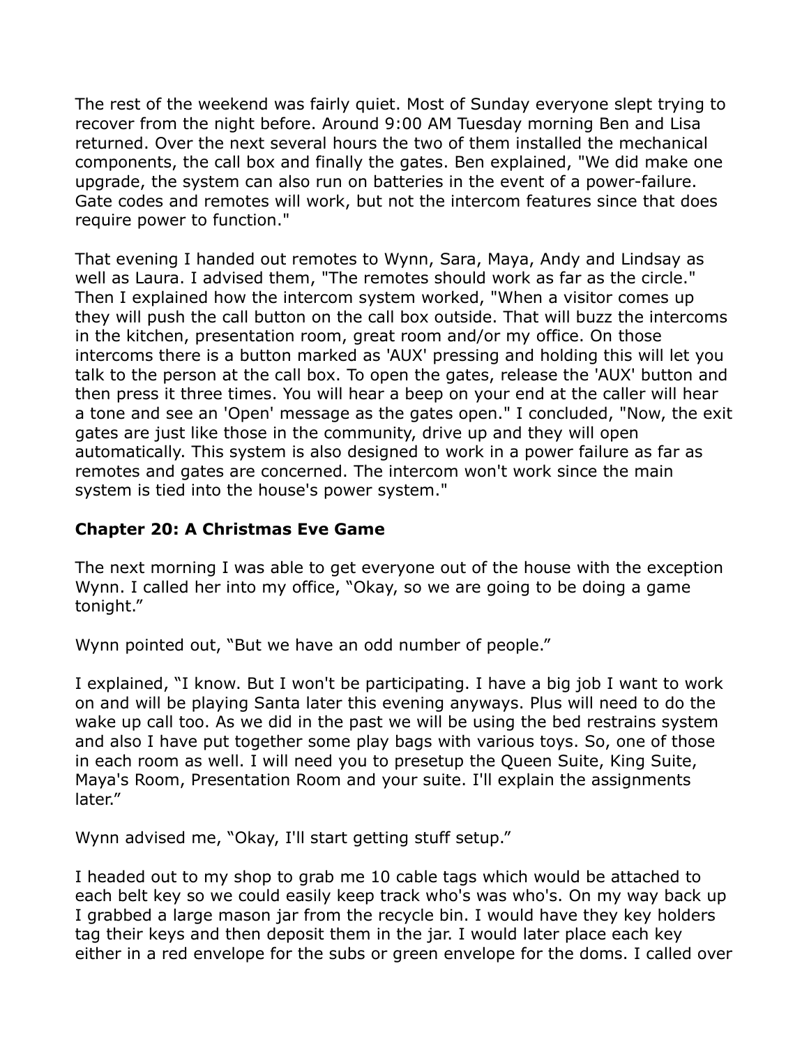The rest of the weekend was fairly quiet. Most of Sunday everyone slept trying to recover from the night before. Around 9:00 AM Tuesday morning Ben and Lisa returned. Over the next several hours the two of them installed the mechanical components, the call box and finally the gates. Ben explained, "We did make one upgrade, the system can also run on batteries in the event of a power-failure. Gate codes and remotes will work, but not the intercom features since that does require power to function."

That evening I handed out remotes to Wynn, Sara, Maya, Andy and Lindsay as well as Laura. I advised them, "The remotes should work as far as the circle." Then I explained how the intercom system worked, "When a visitor comes up they will push the call button on the call box outside. That will buzz the intercoms in the kitchen, presentation room, great room and/or my office. On those intercoms there is a button marked as 'AUX' pressing and holding this will let you talk to the person at the call box. To open the gates, release the 'AUX' button and then press it three times. You will hear a beep on your end at the caller will hear a tone and see an 'Open' message as the gates open." I concluded, "Now, the exit gates are just like those in the community, drive up and they will open automatically. This system is also designed to work in a power failure as far as remotes and gates are concerned. The intercom won't work since the main system is tied into the house's power system."

### Chapter 20: A Christmas Eve Game

The next morning I was able to get everyone out of the house with the exception Wynn. I called her into my office, "Okay, so we are going to be doing a game tonight."

Wynn pointed out, "But we have an odd number of people."

I explained, "I know. But I won't be participating. I have a big job I want to work on and will be playing Santa later this evening anyways. Plus will need to do the wake up call too. As we did in the past we will be using the bed restrains system and also I have put together some play bags with various toys. So, one of those in each room as well. I will need you to presetup the Queen Suite, King Suite, Maya's Room, Presentation Room and your suite. I'll explain the assignments later."

Wynn advised me, "Okay, I'll start getting stuff setup."

I headed out to my shop to grab me 10 cable tags which would be attached to each belt key so we could easily keep track who's was who's. On my way back up I grabbed a large mason jar from the recycle bin. I would have they key holders tag their keys and then deposit them in the jar. I would later place each key either in a red envelope for the subs or green envelope for the doms. I called over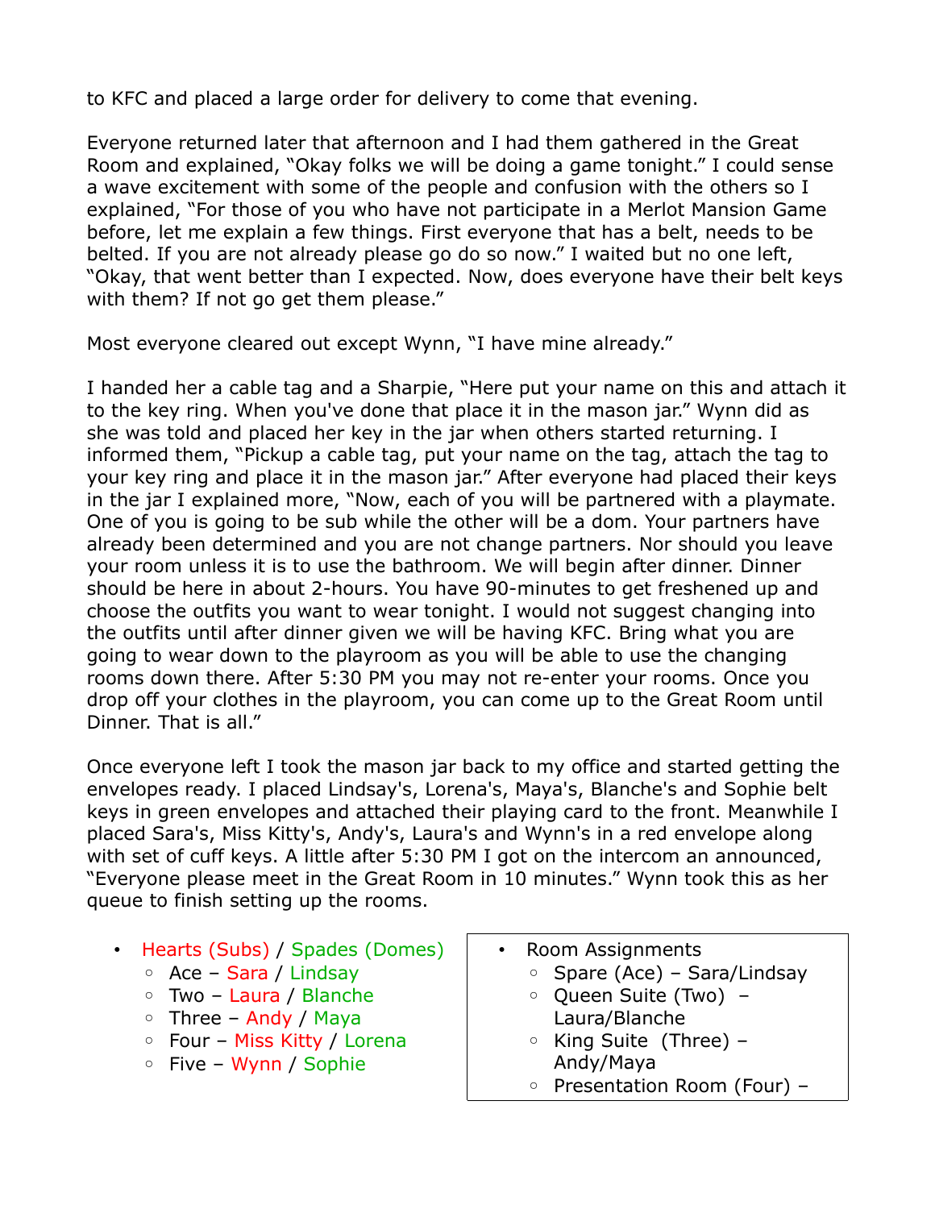to KFC and placed a large order for delivery to come that evening.

Everyone returned later that afternoon and I had them gathered in the Great Room and explained, "Okay folks we will be doing a game tonight." I could sense a wave excitement with some of the people and confusion with the others so I explained, "For those of you who have not participate in a Merlot Mansion Game before, let me explain a few things. First everyone that has a belt, needs to be belted. If you are not already please go do so now." I waited but no one left, "Okay, that went better than I expected. Now, does everyone have their belt keys with them? If not go get them please."

Most everyone cleared out except Wynn, "I have mine already."

I handed her a cable tag and a Sharpie, "Here put your name on this and attach it to the key ring. When you've done that place it in the mason jar." Wynn did as she was told and placed her key in the jar when others started returning. I informed them, "Pickup a cable tag, put your name on the tag, attach the tag to your key ring and place it in the mason jar." After everyone had placed their keys in the jar I explained more, "Now, each of you will be partnered with a playmate. One of you is going to be sub while the other will be a dom. Your partners have already been determined and you are not change partners. Nor should you leave your room unless it is to use the bathroom. We will begin after dinner. Dinner should be here in about 2-hours. You have 90-minutes to get freshened up and choose the outfits you want to wear tonight. I would not suggest changing into the outfits until after dinner given we will be having KFC. Bring what you are going to wear down to the playroom as you will be able to use the changing rooms down there. After 5:30 PM you may not re-enter your rooms. Once you drop off your clothes in the playroom, you can come up to the Great Room until Dinner. That is all."

Once everyone left I took the mason jar back to my office and started getting the envelopes ready. I placed Lindsay's, Lorena's, Maya's, Blanche's and Sophie belt keys in green envelopes and attached their playing card to the front. Meanwhile I placed Sara's, Miss Kitty's, Andy's, Laura's and Wynn's in a red envelope along with set of cuff keys. A little after 5:30 PM I got on the intercom an announced, "Everyone please meet in the Great Room in 10 minutes." Wynn took this as her queue to finish setting up the rooms.

- Hearts (Subs) / Spades (Domes)
  - Ace – Sara / Lindsay
  - Two – Laura / Blanche
  - Three – Andy / Maya
  - Four – Miss Kitty / Lorena
  - Five – Wynn / Sophie

- Room Assignments
  - Spare (Ace) – Sara/Lindsay
  - Queen Suite (Two) – Laura/Blanche
  - King Suite (Three) – Andy/Maya
  - Presentation Room (Four) –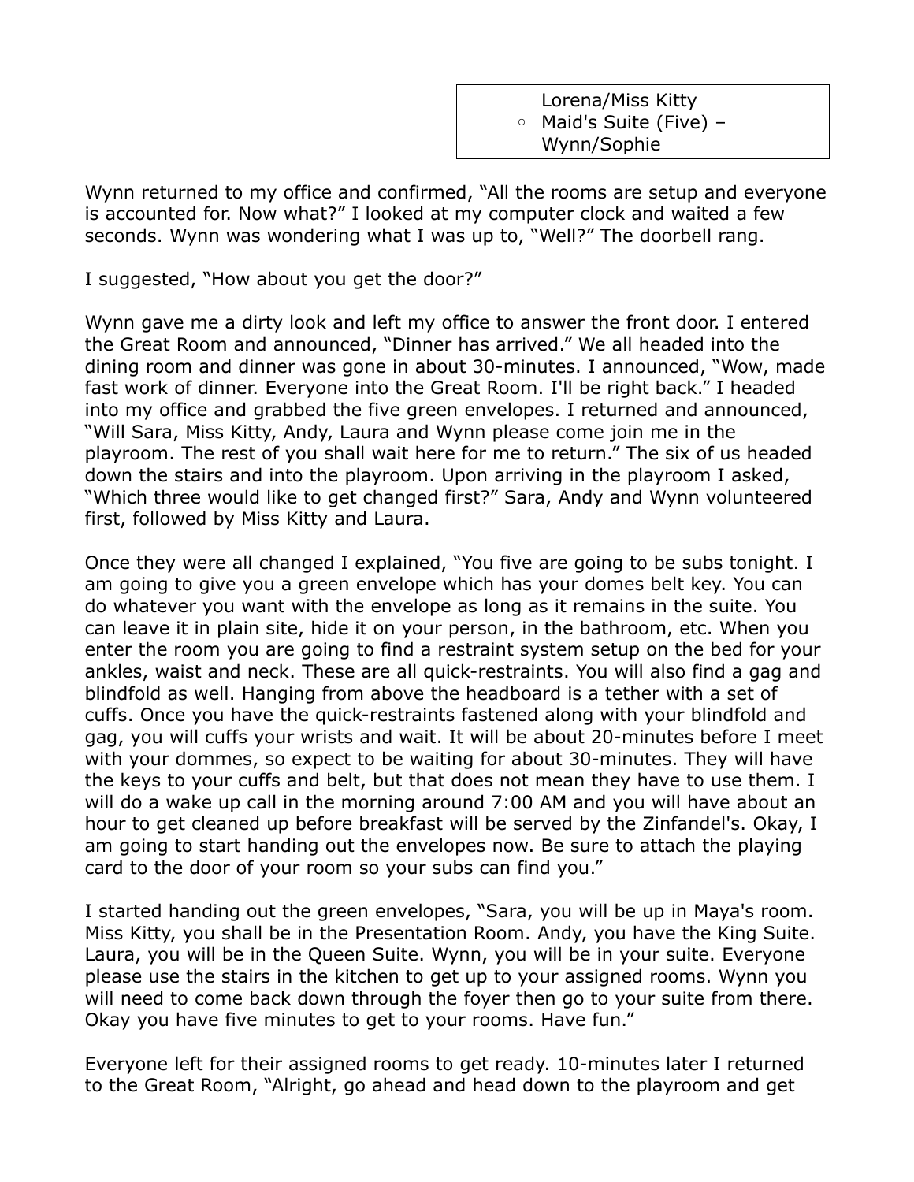Lorena/Miss Kitty

- Maid's Suite (Five) – Wynn/Sophie

Wynn returned to my office and confirmed, "All the rooms are setup and everyone is accounted for. Now what?" I looked at my computer clock and waited a few seconds. Wynn was wondering what I was up to, "Well?" The doorbell rang.

I suggested, "How about you get the door?"

Wynn gave me a dirty look and left my office to answer the front door. I entered the Great Room and announced, "Dinner has arrived." We all headed into the dining room and dinner was gone in about 30-minutes. I announced, "Wow, made fast work of dinner. Everyone into the Great Room. I'll be right back." I headed into my office and grabbed the five green envelopes. I returned and announced, "Will Sara, Miss Kitty, Andy, Laura and Wynn please come join me in the playroom. The rest of you shall wait here for me to return." The six of us headed down the stairs and into the playroom. Upon arriving in the playroom I asked, "Which three would like to get changed first?" Sara, Andy and Wynn volunteered first, followed by Miss Kitty and Laura.

Once they were all changed I explained, "You five are going to be subs tonight. I am going to give you a green envelope which has your domes belt key. You can do whatever you want with the envelope as long as it remains in the suite. You can leave it in plain site, hide it on your person, in the bathroom, etc. When you enter the room you are going to find a restraint system setup on the bed for your ankles, waist and neck. These are all quick-restraints. You will also find a gag and blindfold as well. Hanging from above the headboard is a tether with a set of cuffs. Once you have the quick-restraints fastened along with your blindfold and gag, you will cuffs your wrists and wait. It will be about 20-minutes before I meet with your dommes, so expect to be waiting for about 30-minutes. They will have the keys to your cuffs and belt, but that does not mean they have to use them. I will do a wake up call in the morning around 7:00 AM and you will have about an hour to get cleaned up before breakfast will be served by the Zinfandel's. Okay, I am going to start handing out the envelopes now. Be sure to attach the playing card to the door of your room so your subs can find you."

I started handing out the green envelopes, "Sara, you will be up in Maya's room. Miss Kitty, you shall be in the Presentation Room. Andy, you have the King Suite. Laura, you will be in the Queen Suite. Wynn, you will be in your suite. Everyone please use the stairs in the kitchen to get up to your assigned rooms. Wynn you will need to come back down through the foyer then go to your suite from there. Okay you have five minutes to get to your rooms. Have fun."

Everyone left for their assigned rooms to get ready. 10-minutes later I returned to the Great Room, "Alright, go ahead and head down to the playroom and get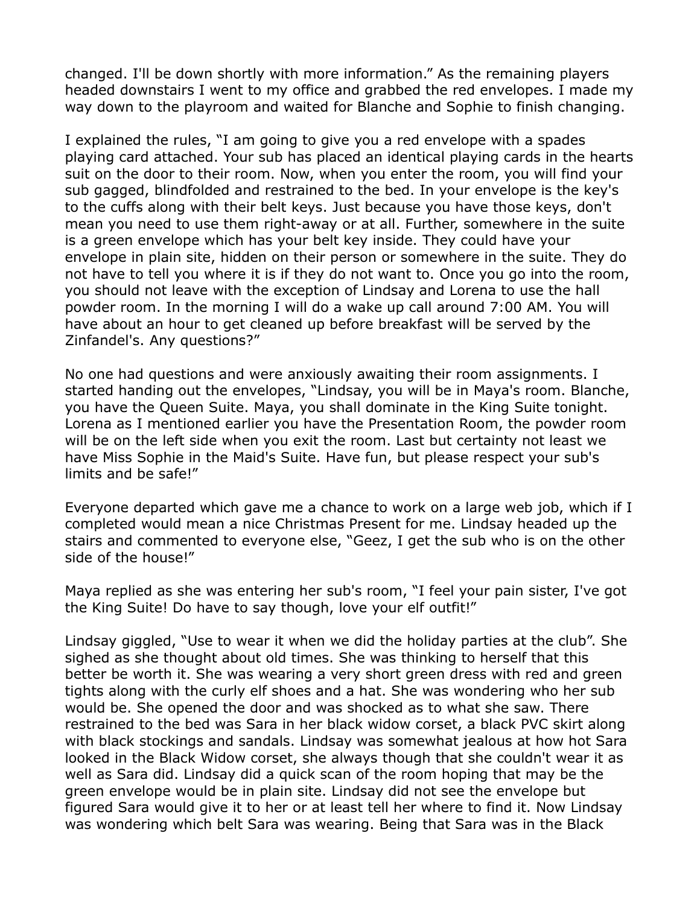changed. I'll be down shortly with more information." As the remaining players headed downstairs I went to my office and grabbed the red envelopes. I made my way down to the playroom and waited for Blanche and Sophie to finish changing.

I explained the rules, "I am going to give you a red envelope with a spades playing card attached. Your sub has placed an identical playing cards in the hearts suit on the door to their room. Now, when you enter the room, you will find your sub gagged, blindfolded and restrained to the bed. In your envelope is the key's to the cuffs along with their belt keys. Just because you have those keys, don't mean you need to use them right-away or at all. Further, somewhere in the suite is a green envelope which has your belt key inside. They could have your envelope in plain site, hidden on their person or somewhere in the suite. They do not have to tell you where it is if they do not want to. Once you go into the room, you should not leave with the exception of Lindsay and Lorena to use the hall powder room. In the morning I will do a wake up call around 7:00 AM. You will have about an hour to get cleaned up before breakfast will be served by the Zinfandel's. Any questions?"

No one had questions and were anxiously awaiting their room assignments. I started handing out the envelopes, "Lindsay, you will be in Maya's room. Blanche, you have the Queen Suite. Maya, you shall dominate in the King Suite tonight. Lorena as I mentioned earlier you have the Presentation Room, the powder room will be on the left side when you exit the room. Last but certainty not least we have Miss Sophie in the Maid's Suite. Have fun, but please respect your sub's limits and be safe!"

Everyone departed which gave me a chance to work on a large web job, which if I completed would mean a nice Christmas Present for me. Lindsay headed up the stairs and commented to everyone else, "Geez, I get the sub who is on the other side of the house!"

Maya replied as she was entering her sub's room, "I feel your pain sister, I've got the King Suite! Do have to say though, love your elf outfit!"

Lindsay giggled, "Use to wear it when we did the holiday parties at the club". She sighed as she thought about old times. She was thinking to herself that this better be worth it. She was wearing a very short green dress with red and green tights along with the curly elf shoes and a hat. She was wondering who her sub would be. She opened the door and was shocked as to what she saw. There restrained to the bed was Sara in her black widow corset, a black PVC skirt along with black stockings and sandals. Lindsay was somewhat jealous at how hot Sara looked in the Black Widow corset, she always though that she couldn't wear it as well as Sara did. Lindsay did a quick scan of the room hoping that may be the green envelope would be in plain site. Lindsay did not see the envelope but figured Sara would give it to her or at least tell her where to find it. Now Lindsay was wondering which belt Sara was wearing. Being that Sara was in the Black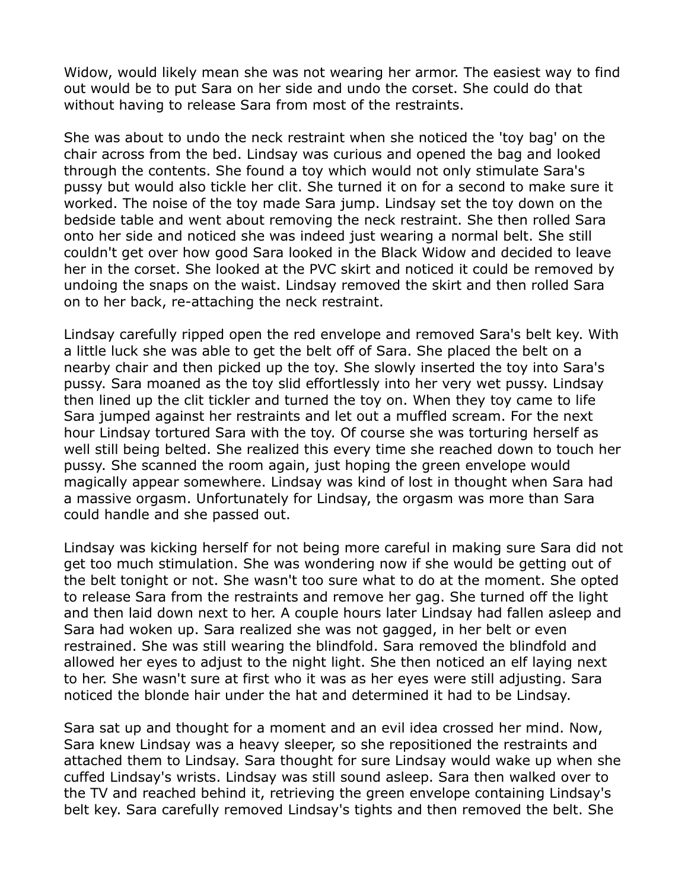Widow, would likely mean she was not wearing her armor. The easiest way to find out would be to put Sara on her side and undo the corset. She could do that without having to release Sara from most of the restraints.

She was about to undo the neck restraint when she noticed the 'toy bag' on the chair across from the bed. Lindsay was curious and opened the bag and looked through the contents. She found a toy which would not only stimulate Sara's pussy but would also tickle her clit. She turned it on for a second to make sure it worked. The noise of the toy made Sara jump. Lindsay set the toy down on the bedside table and went about removing the neck restraint. She then rolled Sara onto her side and noticed she was indeed just wearing a normal belt. She still couldn't get over how good Sara looked in the Black Widow and decided to leave her in the corset. She looked at the PVC skirt and noticed it could be removed by undoing the snaps on the waist. Lindsay removed the skirt and then rolled Sara on to her back, re-attaching the neck restraint.

Lindsay carefully ripped open the red envelope and removed Sara's belt key. With a little luck she was able to get the belt off of Sara. She placed the belt on a nearby chair and then picked up the toy. She slowly inserted the toy into Sara's pussy. Sara moaned as the toy slid effortlessly into her very wet pussy. Lindsay then lined up the clit tickler and turned the toy on. When they toy came to life Sara jumped against her restraints and let out a muffled scream. For the next hour Lindsay tortured Sara with the toy. Of course she was torturing herself as well still being belted. She realized this every time she reached down to touch her pussy. She scanned the room again, just hoping the green envelope would magically appear somewhere. Lindsay was kind of lost in thought when Sara had a massive orgasm. Unfortunately for Lindsay, the orgasm was more than Sara could handle and she passed out.

Lindsay was kicking herself for not being more careful in making sure Sara did not get too much stimulation. She was wondering now if she would be getting out of the belt tonight or not. She wasn't too sure what to do at the moment. She opted to release Sara from the restraints and remove her gag. She turned off the light and then laid down next to her. A couple hours later Lindsay had fallen asleep and Sara had woken up. Sara realized she was not gagged, in her belt or even restrained. She was still wearing the blindfold. Sara removed the blindfold and allowed her eyes to adjust to the night light. She then noticed an elf laying next to her. She wasn't sure at first who it was as her eyes were still adjusting. Sara noticed the blonde hair under the hat and determined it had to be Lindsay.

Sara sat up and thought for a moment and an evil idea crossed her mind. Now, Sara knew Lindsay was a heavy sleeper, so she repositioned the restraints and attached them to Lindsay. Sara thought for sure Lindsay would wake up when she cuffed Lindsay's wrists. Lindsay was still sound asleep. Sara then walked over to the TV and reached behind it, retrieving the green envelope containing Lindsay's belt key. Sara carefully removed Lindsay's tights and then removed the belt. She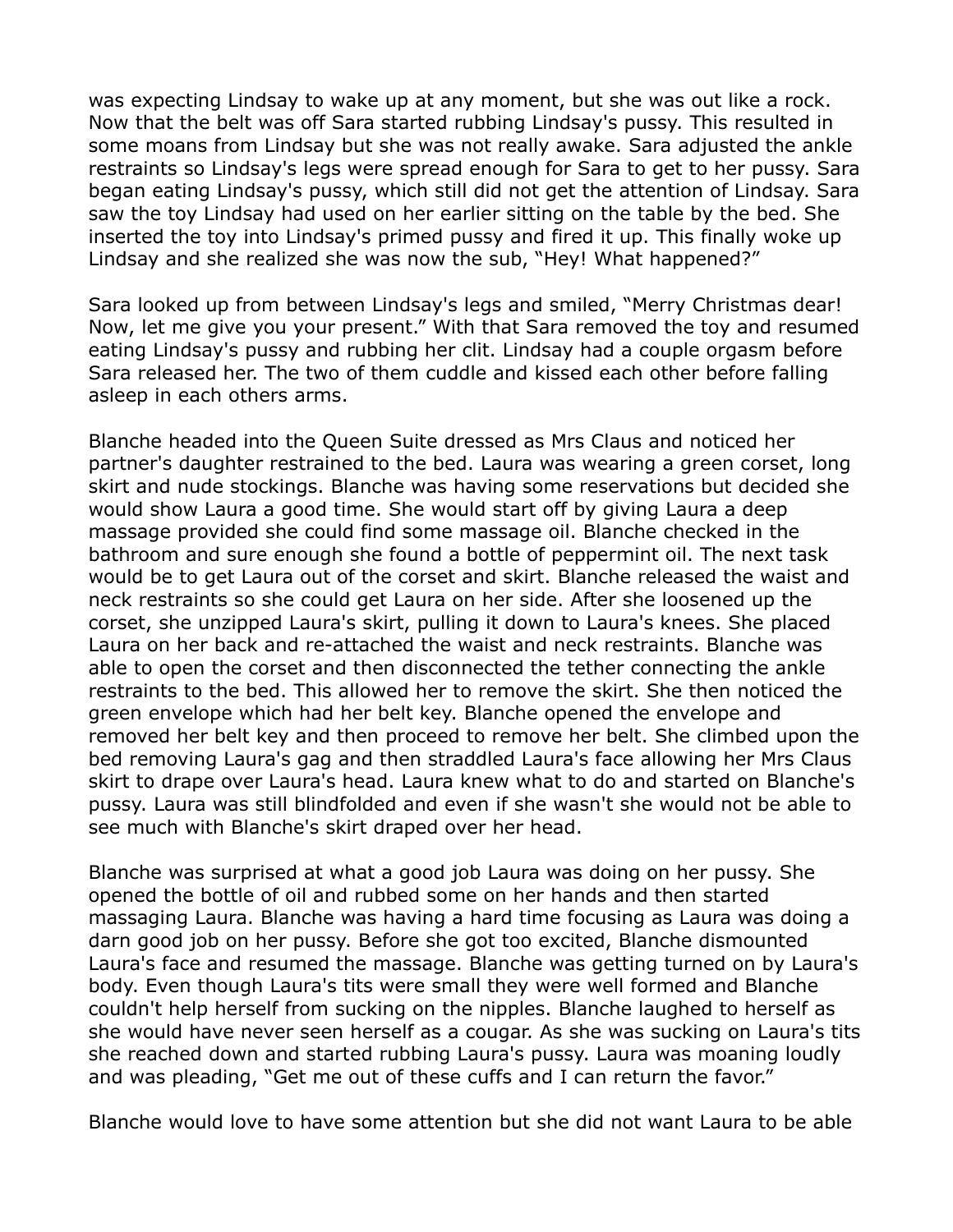was expecting Lindsay to wake up at any moment, but she was out like a rock. Now that the belt was off Sara started rubbing Lindsay's pussy. This resulted in some moans from Lindsay but she was not really awake. Sara adjusted the ankle restraints so Lindsay's legs were spread enough for Sara to get to her pussy. Sara began eating Lindsay's pussy, which still did not get the attention of Lindsay. Sara saw the toy Lindsay had used on her earlier sitting on the table by the bed. She inserted the toy into Lindsay's primed pussy and fired it up. This finally woke up Lindsay and she realized she was now the sub, "Hey! What happened?"

Sara looked up from between Lindsay's legs and smiled, "Merry Christmas dear! Now, let me give you your present." With that Sara removed the toy and resumed eating Lindsay's pussy and rubbing her clit. Lindsay had a couple orgasm before Sara released her. The two of them cuddle and kissed each other before falling asleep in each others arms.

Blanche headed into the Queen Suite dressed as Mrs Claus and noticed her partner's daughter restrained to the bed. Laura was wearing a green corset, long skirt and nude stockings. Blanche was having some reservations but decided she would show Laura a good time. She would start off by giving Laura a deep massage provided she could find some massage oil. Blanche checked in the bathroom and sure enough she found a bottle of peppermint oil. The next task would be to get Laura out of the corset and skirt. Blanche released the waist and neck restraints so she could get Laura on her side. After she loosened up the corset, she unzipped Laura's skirt, pulling it down to Laura's knees. She placed Laura on her back and re-attached the waist and neck restraints. Blanche was able to open the corset and then disconnected the tether connecting the ankle restraints to the bed. This allowed her to remove the skirt. She then noticed the green envelope which had her belt key. Blanche opened the envelope and removed her belt key and then proceed to remove her belt. She climbed upon the bed removing Laura's gag and then straddled Laura's face allowing her Mrs Claus skirt to drape over Laura's head. Laura knew what to do and started on Blanche's pussy. Laura was still blindfolded and even if she wasn't she would not be able to see much with Blanche's skirt draped over her head.

Blanche was surprised at what a good job Laura was doing on her pussy. She opened the bottle of oil and rubbed some on her hands and then started massaging Laura. Blanche was having a hard time focusing as Laura was doing a darn good job on her pussy. Before she got too excited, Blanche dismounted Laura's face and resumed the massage. Blanche was getting turned on by Laura's body. Even though Laura's tits were small they were well formed and Blanche couldn't help herself from sucking on the nipples. Blanche laughed to herself as she would have never seen herself as a cougar. As she was sucking on Laura's tits she reached down and started rubbing Laura's pussy. Laura was moaning loudly and was pleading, "Get me out of these cuffs and I can return the favor."

Blanche would love to have some attention but she did not want Laura to be able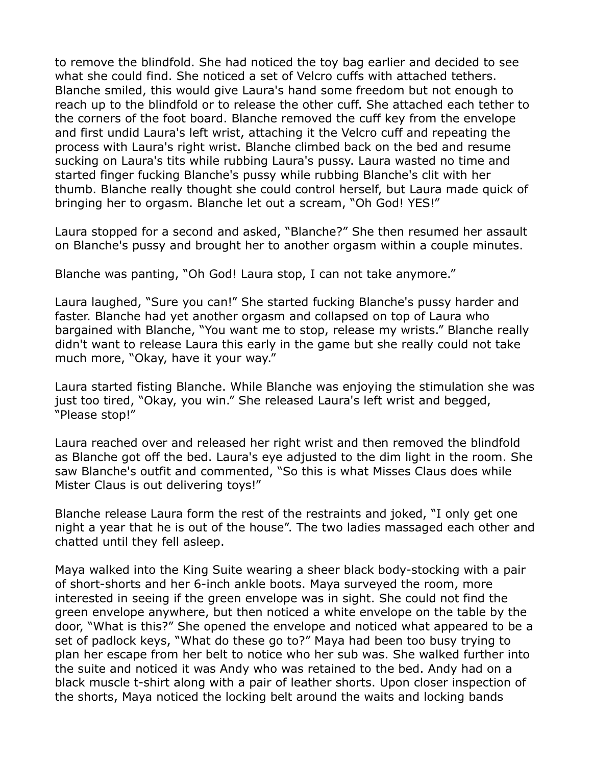to remove the blindfold. She had noticed the toy bag earlier and decided to see what she could find. She noticed a set of Velcro cuffs with attached tethers. Blanche smiled, this would give Laura's hand some freedom but not enough to reach up to the blindfold or to release the other cuff. She attached each tether to the corners of the foot board. Blanche removed the cuff key from the envelope and first undid Laura's left wrist, attaching it the Velcro cuff and repeating the process with Laura's right wrist. Blanche climbed back on the bed and resume sucking on Laura's tits while rubbing Laura's pussy. Laura wasted no time and started finger fucking Blanche's pussy while rubbing Blanche's clit with her thumb. Blanche really thought she could control herself, but Laura made quick of bringing her to orgasm. Blanche let out a scream, “Oh God! YES!”

Laura stopped for a second and asked, “Blanche?” She then resumed her assault on Blanche's pussy and brought her to another orgasm within a couple minutes.

Blanche was panting, “Oh God! Laura stop, I can not take anymore.”

Laura laughed, “Sure you can!” She started fucking Blanche's pussy harder and faster. Blanche had yet another orgasm and collapsed on top of Laura who bargained with Blanche, “You want me to stop, release my wrists.” Blanche really didn't want to release Laura this early in the game but she really could not take much more, “Okay, have it your way.”

Laura started fisting Blanche. While Blanche was enjoying the stimulation she was just too tired, “Okay, you win.” She released Laura's left wrist and begged, “Please stop!”

Laura reached over and released her right wrist and then removed the blindfold as Blanche got off the bed. Laura's eye adjusted to the dim light in the room. She saw Blanche's outfit and commented, “So this is what Misses Claus does while Mister Claus is out delivering toys!”

Blanche release Laura form the rest of the restraints and joked, “I only get one night a year that he is out of the house”. The two ladies massaged each other and chatted until they fell asleep.

Maya walked into the King Suite wearing a sheer black body-stocking with a pair of short-shorts and her 6-inch ankle boots. Maya surveyed the room, more interested in seeing if the green envelope was in sight. She could not find the green envelope anywhere, but then noticed a white envelope on the table by the door, “What is this?” She opened the envelope and noticed what appeared to be a set of padlock keys, “What do these go to?” Maya had been too busy trying to plan her escape from her belt to notice who her sub was. She walked further into the suite and noticed it was Andy who was retained to the bed. Andy had on a black muscle t-shirt along with a pair of leather shorts. Upon closer inspection of the shorts, Maya noticed the locking belt around the waits and locking bands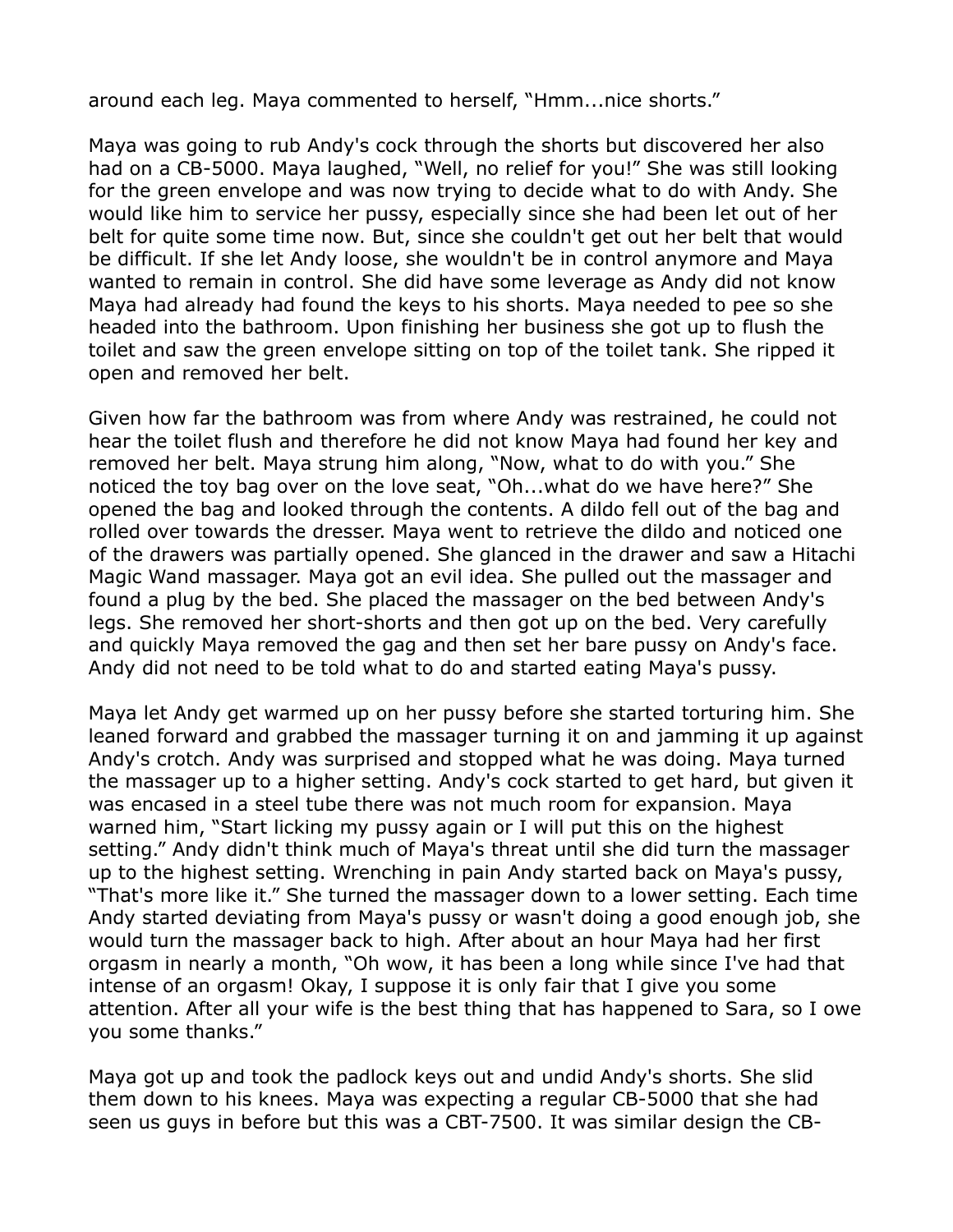around each leg. Maya commented to herself, “Hmm...nice shorts.”

Maya was going to rub Andy's cock through the shorts but discovered her also had on a CB-5000. Maya laughed, “Well, no relief for you!” She was still looking for the green envelope and was now trying to decide what to do with Andy. She would like him to service her pussy, especially since she had been let out of her belt for quite some time now. But, since she couldn't get out her belt that would be difficult. If she let Andy loose, she wouldn't be in control anymore and Maya wanted to remain in control. She did have some leverage as Andy did not know Maya had already had found the keys to his shorts. Maya needed to pee so she headed into the bathroom. Upon finishing her business she got up to flush the toilet and saw the green envelope sitting on top of the toilet tank. She ripped it open and removed her belt.

Given how far the bathroom was from where Andy was restrained, he could not hear the toilet flush and therefore he did not know Maya had found her key and removed her belt. Maya strung him along, “Now, what to do with you.” She noticed the toy bag over on the love seat, “Oh...what do we have here?” She opened the bag and looked through the contents. A dildo fell out of the bag and rolled over towards the dresser. Maya went to retrieve the dildo and noticed one of the drawers was partially opened. She glanced in the drawer and saw a Hitachi Magic Wand massager. Maya got an evil idea. She pulled out the massager and found a plug by the bed. She placed the massager on the bed between Andy's legs. She removed her short-shorts and then got up on the bed. Very carefully and quickly Maya removed the gag and then set her bare pussy on Andy's face. Andy did not need to be told what to do and started eating Maya's pussy.

Maya let Andy get warmed up on her pussy before she started torturing him. She leaned forward and grabbed the massager turning it on and jamming it up against Andy's crotch. Andy was surprised and stopped what he was doing. Maya turned the massager up to a higher setting. Andy's cock started to get hard, but given it was encased in a steel tube there was not much room for expansion. Maya warned him, “Start licking my pussy again or I will put this on the highest setting.” Andy didn't think much of Maya's threat until she did turn the massager up to the highest setting. Wrenching in pain Andy started back on Maya's pussy, “That's more like it.” She turned the massager down to a lower setting. Each time Andy started deviating from Maya's pussy or wasn't doing a good enough job, she would turn the massager back to high. After about an hour Maya had her first orgasm in nearly a month, “Oh wow, it has been a long while since I've had that intense of an orgasm! Okay, I suppose it is only fair that I give you some attention. After all your wife is the best thing that has happened to Sara, so I owe you some thanks.”

Maya got up and took the padlock keys out and undid Andy's shorts. She slid them down to his knees. Maya was expecting a regular CB-5000 that she had seen us guys in before but this was a CBT-7500. It was similar design the CB-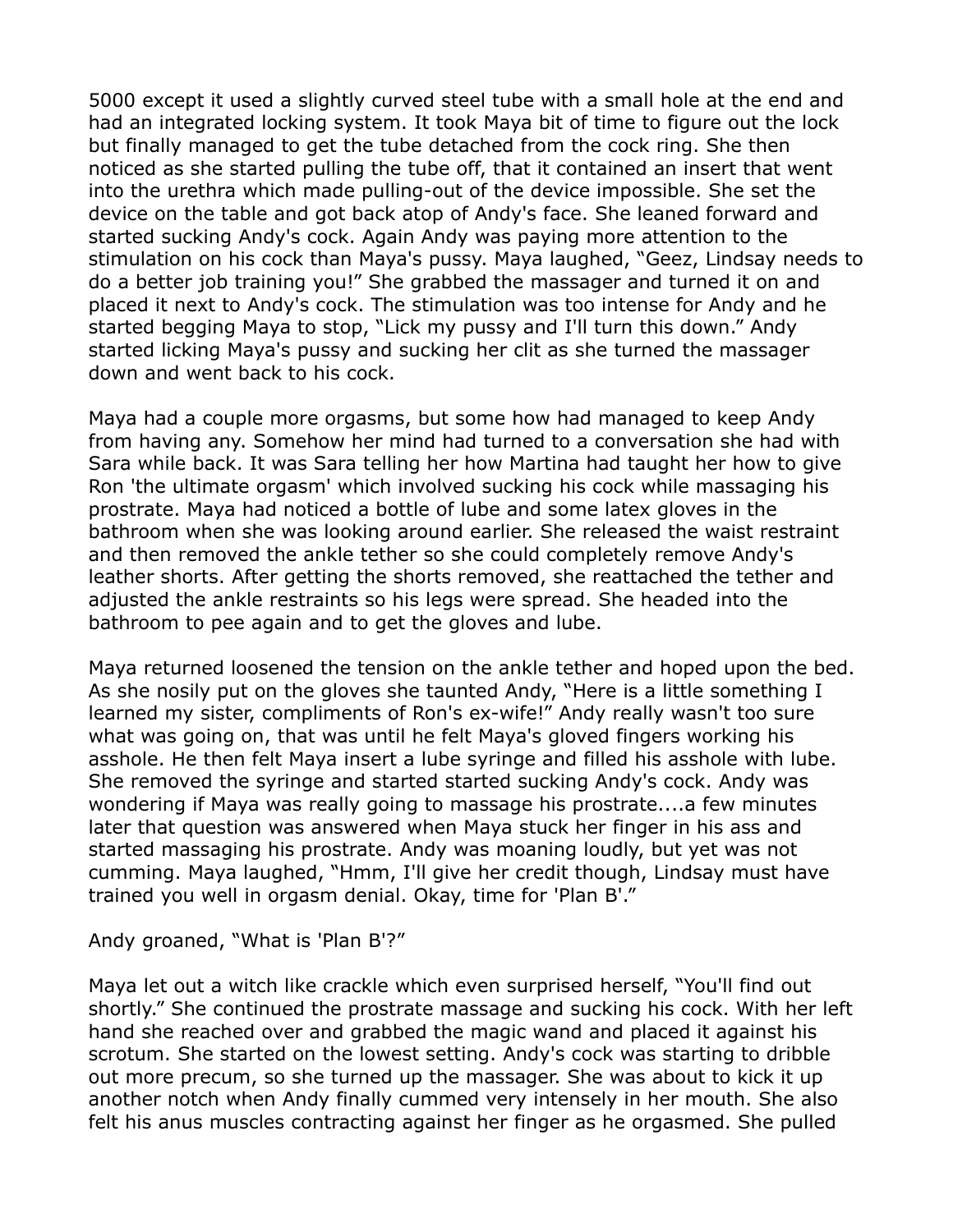5000 except it used a slightly curved steel tube with a small hole at the end and had an integrated locking system. It took Maya bit of time to figure out the lock but finally managed to get the tube detached from the cock ring. She then noticed as she started pulling the tube off, that it contained an insert that went into the urethra which made pulling-out of the device impossible. She set the device on the table and got back atop of Andy's face. She leaned forward and started sucking Andy's cock. Again Andy was paying more attention to the stimulation on his cock than Maya's pussy. Maya laughed, "Geez, Lindsay needs to do a better job training you!" She grabbed the massager and turned it on and placed it next to Andy's cock. The stimulation was too intense for Andy and he started begging Maya to stop, "Lick my pussy and I'll turn this down." Andy started licking Maya's pussy and sucking her clit as she turned the massager down and went back to his cock.

Maya had a couple more orgasms, but some how had managed to keep Andy from having any. Somehow her mind had turned to a conversation she had with Sara while back. It was Sara telling her how Martina had taught her how to give Ron 'the ultimate orgasm' which involved sucking his cock while massaging his prostrate. Maya had noticed a bottle of lube and some latex gloves in the bathroom when she was looking around earlier. She released the waist restraint and then removed the ankle tether so she could completely remove Andy's leather shorts. After getting the shorts removed, she reattached the tether and adjusted the ankle restraints so his legs were spread. She headed into the bathroom to pee again and to get the gloves and lube.

Maya returned loosened the tension on the ankle tether and hoped upon the bed. As she nosily put on the gloves she taunted Andy, "Here is a little something I learned my sister, compliments of Ron's ex-wife!" Andy really wasn't too sure what was going on, that was until he felt Maya's gloved fingers working his asshole. He then felt Maya insert a lube syringe and filled his asshole with lube. She removed the syringe and started started sucking Andy's cock. Andy was wondering if Maya was really going to massage his prostrate....a few minutes later that question was answered when Maya stuck her finger in his ass and started massaging his prostrate. Andy was moaning loudly, but yet was not cumming. Maya laughed, "Hmm, I'll give her credit though, Lindsay must have trained you well in orgasm denial. Okay, time for 'Plan B'."

Andy groaned, "What is 'Plan B'?"

Maya let out a witch like crackle which even surprised herself, "You'll find out shortly." She continued the prostrate massage and sucking his cock. With her left hand she reached over and grabbed the magic wand and placed it against his scrotum. She started on the lowest setting. Andy's cock was starting to dribble out more precum, so she turned up the massager. She was about to kick it up another notch when Andy finally cummed very intensely in her mouth. She also felt his anus muscles contracting against her finger as he orgasmed. She pulled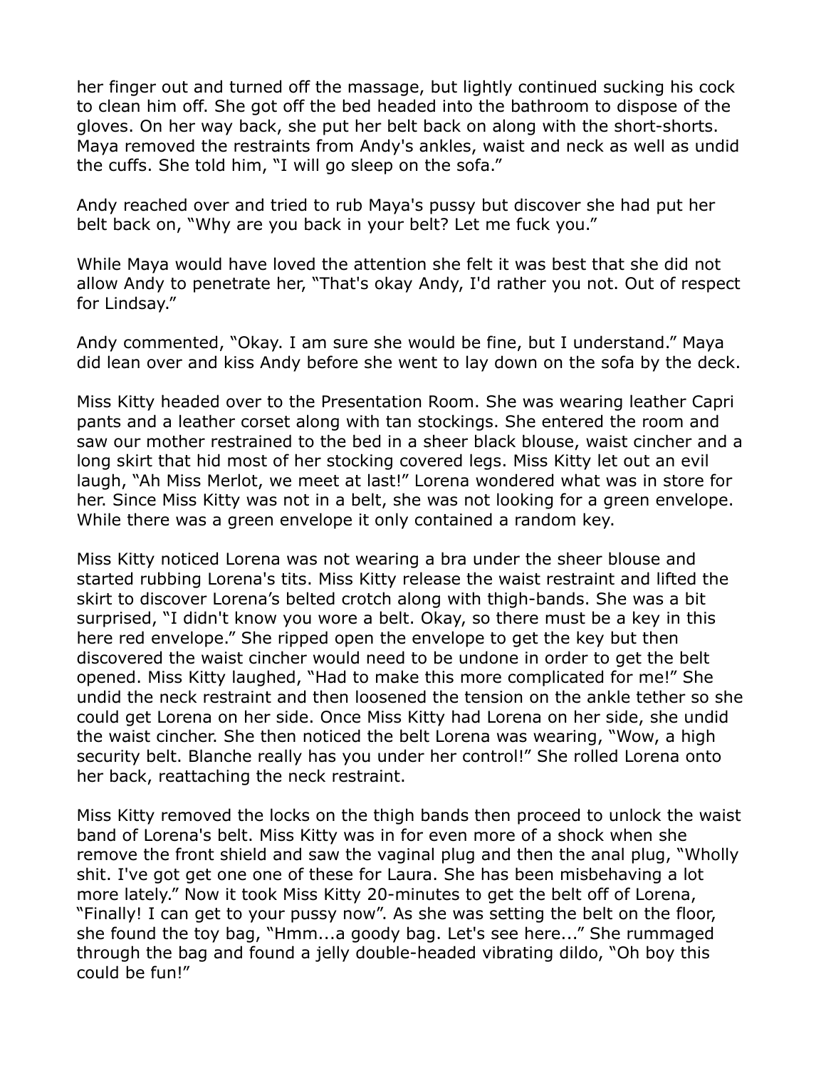her finger out and turned off the massage, but lightly continued sucking his cock to clean him off. She got off the bed headed into the bathroom to dispose of the gloves. On her way back, she put her belt back on along with the short-shorts. Maya removed the restraints from Andy's ankles, waist and neck as well as undid the cuffs. She told him, "I will go sleep on the sofa."

Andy reached over and tried to rub Maya's pussy but discover she had put her belt back on, "Why are you back in your belt? Let me fuck you."

While Maya would have loved the attention she felt it was best that she did not allow Andy to penetrate her, "That's okay Andy, I'd rather you not. Out of respect for Lindsay."

Andy commented, "Okay. I am sure she would be fine, but I understand." Maya did lean over and kiss Andy before she went to lay down on the sofa by the deck.

Miss Kitty headed over to the Presentation Room. She was wearing leather Capri pants and a leather corset along with tan stockings. She entered the room and saw our mother restrained to the bed in a sheer black blouse, waist cincher and a long skirt that hid most of her stocking covered legs. Miss Kitty let out an evil laugh, "Ah Miss Merlot, we meet at last!" Lorena wondered what was in store for her. Since Miss Kitty was not in a belt, she was not looking for a green envelope. While there was a green envelope it only contained a random key.

Miss Kitty noticed Lorena was not wearing a bra under the sheer blouse and started rubbing Lorena's tits. Miss Kitty release the waist restraint and lifted the skirt to discover Lorena's belted crotch along with thigh-bands. She was a bit surprised, "I didn't know you wore a belt. Okay, so there must be a key in this here red envelope." She ripped open the envelope to get the key but then discovered the waist cincher would need to be undone in order to get the belt opened. Miss Kitty laughed, "Had to make this more complicated for me!" She undid the neck restraint and then loosened the tension on the ankle tether so she could get Lorena on her side. Once Miss Kitty had Lorena on her side, she undid the waist cincher. She then noticed the belt Lorena was wearing, "Wow, a high security belt. Blanche really has you under her control!" She rolled Lorena onto her back, reattaching the neck restraint.

Miss Kitty removed the locks on the thigh bands then proceed to unlock the waist band of Lorena's belt. Miss Kitty was in for even more of a shock when she remove the front shield and saw the vaginal plug and then the anal plug, "Wholly shit. I've got get one one of these for Laura. She has been misbehaving a lot more lately." Now it took Miss Kitty 20-minutes to get the belt off of Lorena, "Finally! I can get to your pussy now". As she was setting the belt on the floor, she found the toy bag, "Hmm...a goody bag. Let's see here..." She rummaged through the bag and found a jelly double-headed vibrating dildo, "Oh boy this could be fun!"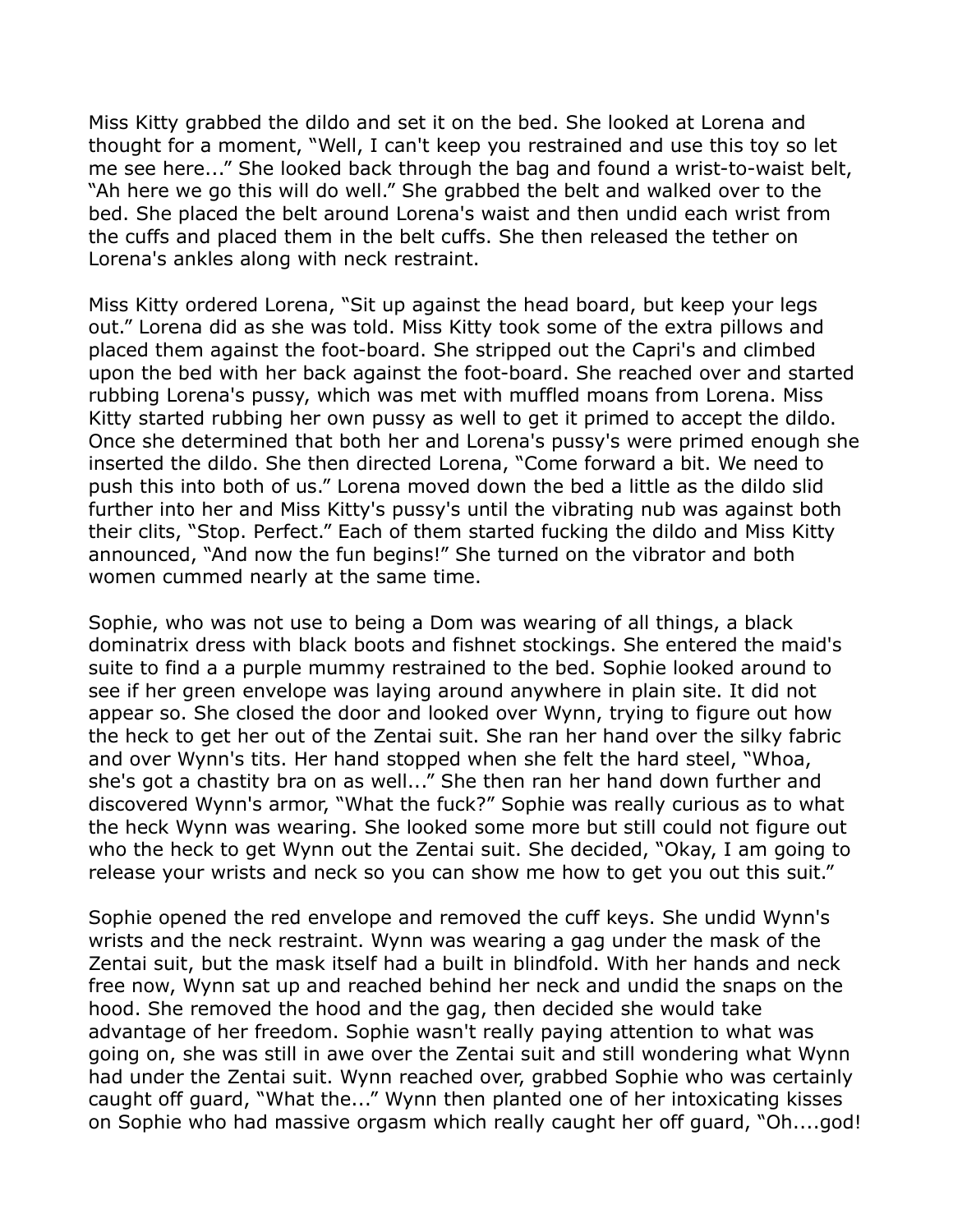Miss Kitty grabbed the dildo and set it on the bed. She looked at Lorena and thought for a moment, "Well, I can't keep you restrained and use this toy so let me see here..." She looked back through the bag and found a wrist-to-waist belt, "Ah here we go this will do well." She grabbed the belt and walked over to the bed. She placed the belt around Lorena's waist and then undid each wrist from the cuffs and placed them in the belt cuffs. She then released the tether on Lorena's ankles along with neck restraint.

Miss Kitty ordered Lorena, "Sit up against the head board, but keep your legs out." Lorena did as she was told. Miss Kitty took some of the extra pillows and placed them against the foot-board. She stripped out the Capri's and climbed upon the bed with her back against the foot-board. She reached over and started rubbing Lorena's pussy, which was met with muffled moans from Lorena. Miss Kitty started rubbing her own pussy as well to get it primed to accept the dildo. Once she determined that both her and Lorena's pussy's were primed enough she inserted the dildo. She then directed Lorena, "Come forward a bit. We need to push this into both of us." Lorena moved down the bed a little as the dildo slid further into her and Miss Kitty's pussy's until the vibrating nub was against both their clits, "Stop. Perfect." Each of them started fucking the dildo and Miss Kitty announced, "And now the fun begins!" She turned on the vibrator and both women cummed nearly at the same time.

Sophie, who was not use to being a Dom was wearing of all things, a black dominatrix dress with black boots and fishnet stockings. She entered the maid's suite to find a a purple mummy restrained to the bed. Sophie looked around to see if her green envelope was laying around anywhere in plain site. It did not appear so. She closed the door and looked over Wynn, trying to figure out how the heck to get her out of the Zentai suit. She ran her hand over the silky fabric and over Wynn's tits. Her hand stopped when she felt the hard steel, "Whoa, she's got a chastity bra on as well..." She then ran her hand down further and discovered Wynn's armor, "What the fuck?" Sophie was really curious as to what the heck Wynn was wearing. She looked some more but still could not figure out who the heck to get Wynn out the Zentai suit. She decided, "Okay, I am going to release your wrists and neck so you can show me how to get you out this suit."

Sophie opened the red envelope and removed the cuff keys. She undid Wynn's wrists and the neck restraint. Wynn was wearing a gag under the mask of the Zentai suit, but the mask itself had a built in blindfold. With her hands and neck free now, Wynn sat up and reached behind her neck and undid the snaps on the hood. She removed the hood and the gag, then decided she would take advantage of her freedom. Sophie wasn't really paying attention to what was going on, she was still in awe over the Zentai suit and still wondering what Wynn had under the Zentai suit. Wynn reached over, grabbed Sophie who was certainly caught off guard, "What the..." Wynn then planted one of her intoxicating kisses on Sophie who had massive orgasm which really caught her off guard, "Oh....god!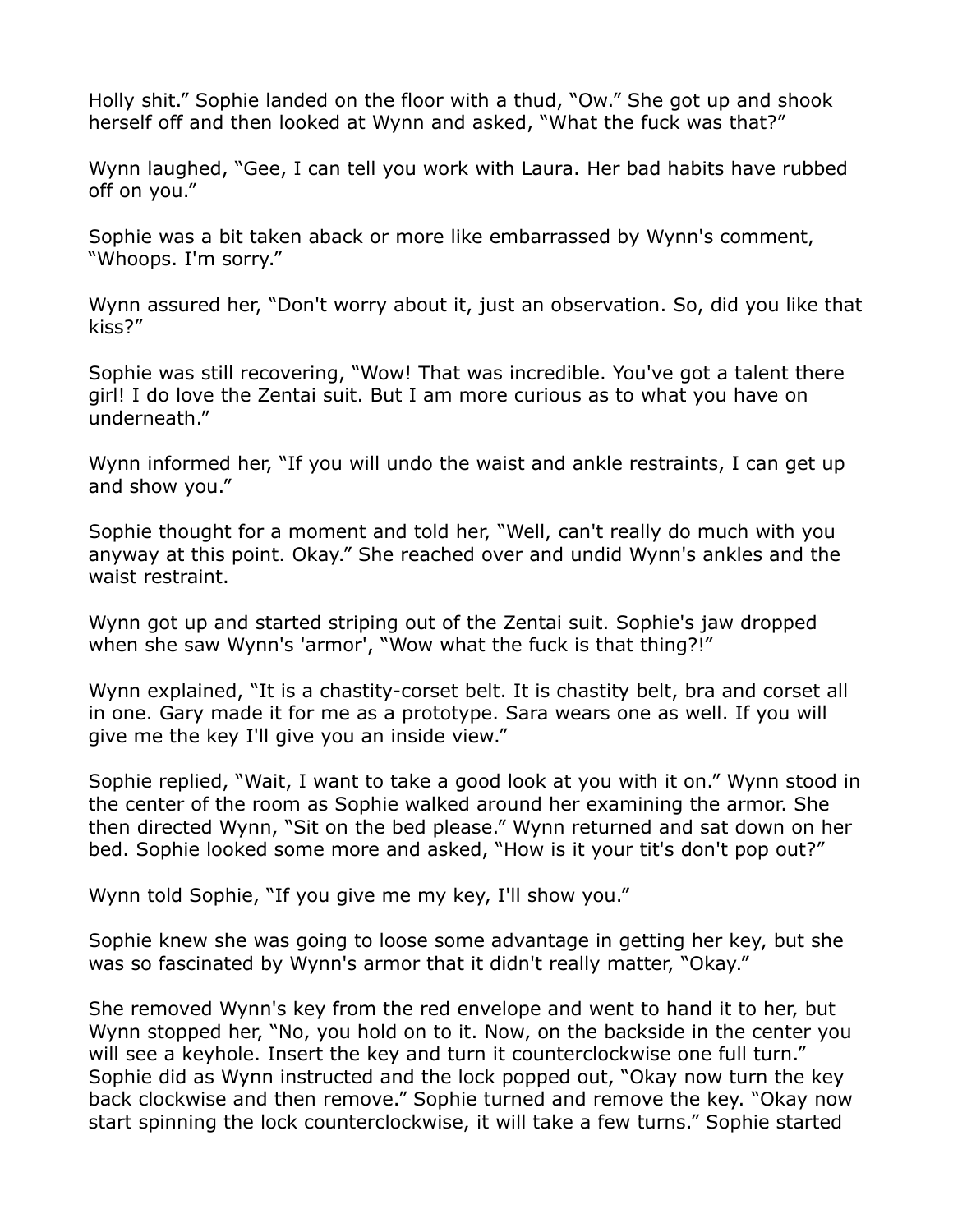Holly shit." Sophie landed on the floor with a thud, "Ow." She got up and shook herself off and then looked at Wynn and asked, "What the fuck was that?"

Wynn laughed, "Gee, I can tell you work with Laura. Her bad habits have rubbed off on you."

Sophie was a bit taken aback or more like embarrassed by Wynn's comment, "Whoops. I'm sorry."

Wynn assured her, "Don't worry about it, just an observation. So, did you like that kiss?"

Sophie was still recovering, "Wow! That was incredible. You've got a talent there girl! I do love the Zentai suit. But I am more curious as to what you have on underneath."

Wynn informed her, "If you will undo the waist and ankle restraints, I can get up and show you."

Sophie thought for a moment and told her, "Well, can't really do much with you anyway at this point. Okay." She reached over and undid Wynn's ankles and the waist restraint.

Wynn got up and started striping out of the Zentai suit. Sophie's jaw dropped when she saw Wynn's 'armor', "Wow what the fuck is that thing?!"

Wynn explained, "It is a chastity-corset belt. It is chastity belt, bra and corset all in one. Gary made it for me as a prototype. Sara wears one as well. If you will give me the key I'll give you an inside view."

Sophie replied, "Wait, I want to take a good look at you with it on." Wynn stood in the center of the room as Sophie walked around her examining the armor. She then directed Wynn, "Sit on the bed please." Wynn returned and sat down on her bed. Sophie looked some more and asked, "How is it your tit's don't pop out?"

Wynn told Sophie, "If you give me my key, I'll show you."

Sophie knew she was going to loose some advantage in getting her key, but she was so fascinated by Wynn's armor that it didn't really matter, "Okay."

She removed Wynn's key from the red envelope and went to hand it to her, but Wynn stopped her, "No, you hold on to it. Now, on the backside in the center you will see a keyhole. Insert the key and turn it counterclockwise one full turn." Sophie did as Wynn instructed and the lock popped out, "Okay now turn the key back clockwise and then remove." Sophie turned and remove the key. "Okay now start spinning the lock counterclockwise, it will take a few turns." Sophie started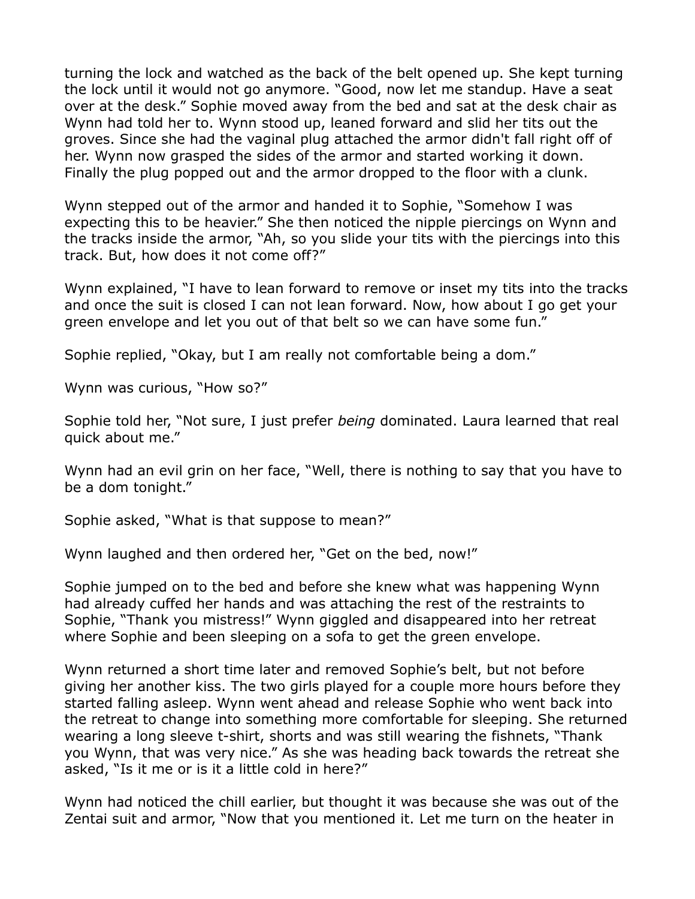turning the lock and watched as the back of the belt opened up. She kept turning the lock until it would not go anymore. "Good, now let me standup. Have a seat over at the desk." Sophie moved away from the bed and sat at the desk chair as Wynn had told her to. Wynn stood up, leaned forward and slid her tits out the groves. Since she had the vaginal plug attached the armor didn't fall right off of her. Wynn now grasped the sides of the armor and started working it down. Finally the plug popped out and the armor dropped to the floor with a clunk.

Wynn stepped out of the armor and handed it to Sophie, "Somehow I was expecting this to be heavier." She then noticed the nipple piercings on Wynn and the tracks inside the armor, "Ah, so you slide your tits with the piercings into this track. But, how does it not come off?"

Wynn explained, "I have to lean forward to remove or inset my tits into the tracks and once the suit is closed I can not lean forward. Now, how about I go get your green envelope and let you out of that belt so we can have some fun."

Sophie replied, "Okay, but I am really not comfortable being a dom."

Wynn was curious, "How so?"

Sophie told her, "Not sure, I just prefer *being* dominated. Laura learned that real quick about me."

Wynn had an evil grin on her face, "Well, there is nothing to say that you have to be a dom tonight."

Sophie asked, "What is that suppose to mean?"

Wynn laughed and then ordered her, "Get on the bed, now!"

Sophie jumped on to the bed and before she knew what was happening Wynn had already cuffed her hands and was attaching the rest of the restraints to Sophie, "Thank you mistress!" Wynn giggled and disappeared into her retreat where Sophie and been sleeping on a sofa to get the green envelope.

Wynn returned a short time later and removed Sophie's belt, but not before giving her another kiss. The two girls played for a couple more hours before they started falling asleep. Wynn went ahead and release Sophie who went back into the retreat to change into something more comfortable for sleeping. She returned wearing a long sleeve t-shirt, shorts and was still wearing the fishnets, "Thank you Wynn, that was very nice." As she was heading back towards the retreat she asked, "Is it me or is it a little cold in here?"

Wynn had noticed the chill earlier, but thought it was because she was out of the Zentai suit and armor, "Now that you mentioned it. Let me turn on the heater in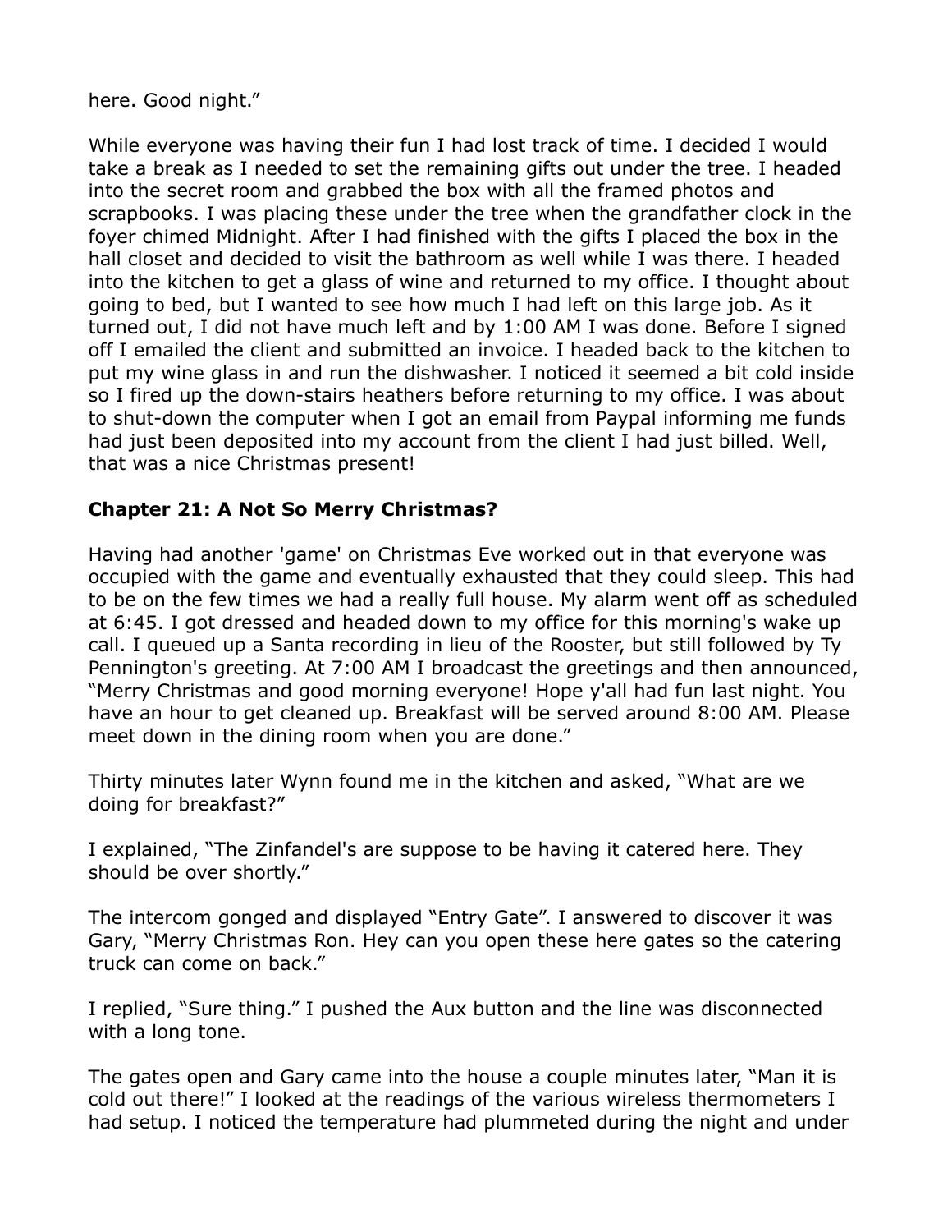here. Good night."

While everyone was having their fun I had lost track of time. I decided I would take a break as I needed to set the remaining gifts out under the tree. I headed into the secret room and grabbed the box with all the framed photos and scrapbooks. I was placing these under the tree when the grandfather clock in the foyer chimed Midnight. After I had finished with the gifts I placed the box in the hall closet and decided to visit the bathroom as well while I was there. I headed into the kitchen to get a glass of wine and returned to my office. I thought about going to bed, but I wanted to see how much I had left on this large job. As it turned out, I did not have much left and by 1:00 AM I was done. Before I signed off I emailed the client and submitted an invoice. I headed back to the kitchen to put my wine glass in and run the dishwasher. I noticed it seemed a bit cold inside so I fired up the down-stairs heathers before returning to my office. I was about to shut-down the computer when I got an email from Paypal informing me funds had just been deposited into my account from the client I had just billed. Well, that was a nice Christmas present!

### Chapter 21: A Not So Merry Christmas?

Having had another 'game' on Christmas Eve worked out in that everyone was occupied with the game and eventually exhausted that they could sleep. This had to be on the few times we had a really full house. My alarm went off as scheduled at 6:45. I got dressed and headed down to my office for this morning's wake up call. I queued up a Santa recording in lieu of the Rooster, but still followed by Ty Pennington's greeting. At 7:00 AM I broadcast the greetings and then announced, "Merry Christmas and good morning everyone! Hope y'all had fun last night. You have an hour to get cleaned up. Breakfast will be served around 8:00 AM. Please meet down in the dining room when you are done."

Thirty minutes later Wynn found me in the kitchen and asked, "What are we doing for breakfast?"

I explained, "The Zinfandel's are suppose to be having it catered here. They should be over shortly."

The intercom gonged and displayed "Entry Gate". I answered to discover it was Gary, "Merry Christmas Ron. Hey can you open these here gates so the catering truck can come on back."

I replied, "Sure thing." I pushed the Aux button and the line was disconnected with a long tone.

The gates open and Gary came into the house a couple minutes later, "Man it is cold out there!" I looked at the readings of the various wireless thermometers I had setup. I noticed the temperature had plummeted during the night and under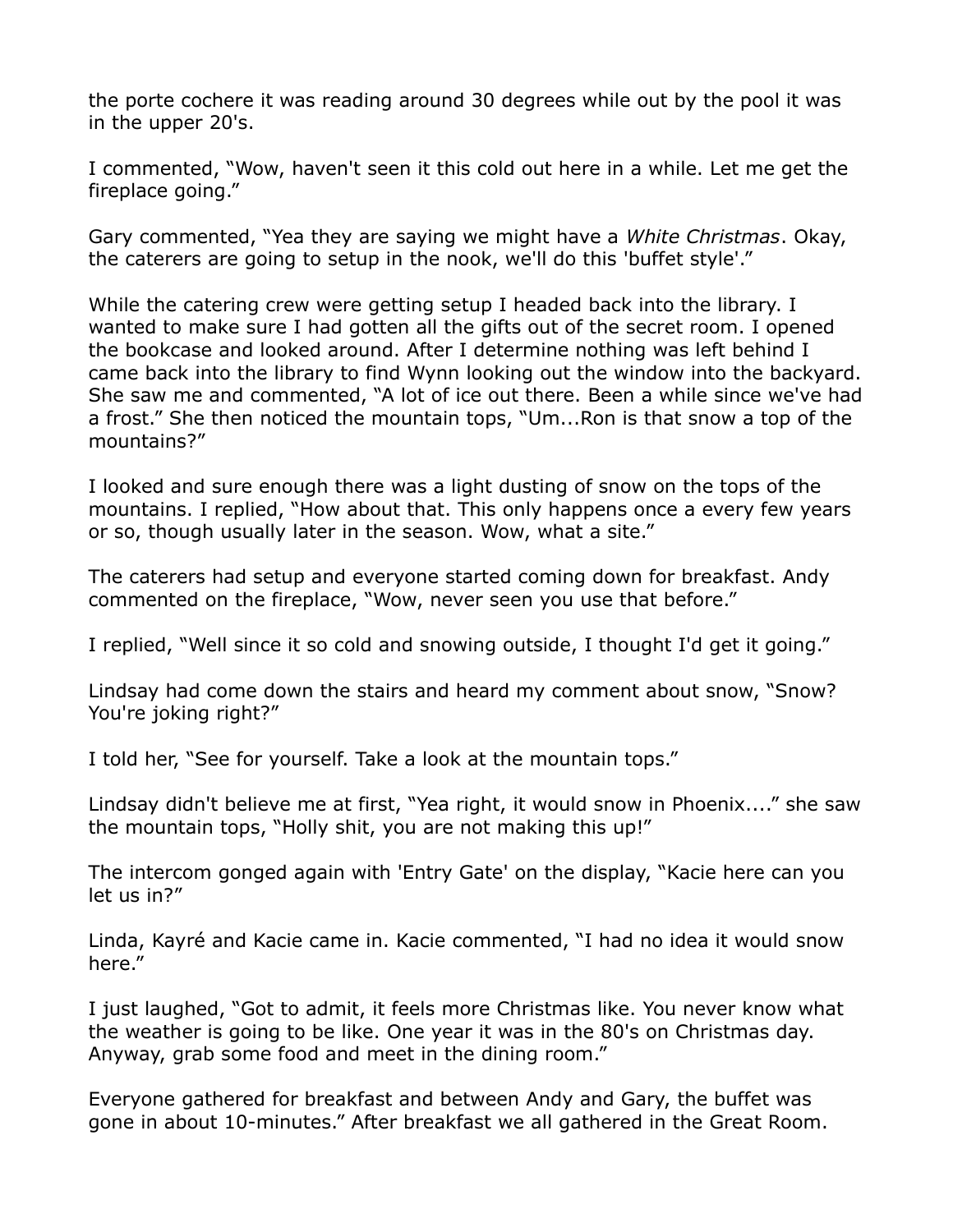the porte cochere it was reading around 30 degrees while out by the pool it was in the upper 20's.

I commented, “Wow, haven't seen it this cold out here in a while. Let me get the fireplace going.”

Gary commented, “Yea they are saying we might have a *White Christmas*. Okay, the caterers are going to setup in the nook, we'll do this 'buffet style'.”

While the catering crew were getting setup I headed back into the library. I wanted to make sure I had gotten all the gifts out of the secret room. I opened the bookcase and looked around. After I determine nothing was left behind I came back into the library to find Wynn looking out the window into the backyard. She saw me and commented, “A lot of ice out there. Been a while since we've had a frost.” She then noticed the mountain tops, “Um...Ron is that snow a top of the mountains?”

I looked and sure enough there was a light dusting of snow on the tops of the mountains. I replied, “How about that. This only happens once a every few years or so, though usually later in the season. Wow, what a site.”

The caterers had setup and everyone started coming down for breakfast. Andy commented on the fireplace, “Wow, never seen you use that before.”

I replied, “Well since it so cold and snowing outside, I thought I'd get it going.”

Lindsay had come down the stairs and heard my comment about snow, “Snow? You're joking right?”

I told her, “See for yourself. Take a look at the mountain tops.”

Lindsay didn't believe me at first, “Yea right, it would snow in Phoenix....” she saw the mountain tops, “Holly shit, you are not making this up!”

The intercom gonged again with 'Entry Gate' on the display, “Kacie here can you let us in?”

Linda, Kayré and Kacie came in. Kacie commented, “I had no idea it would snow here.”

I just laughed, “Got to admit, it feels more Christmas like. You never know what the weather is going to be like. One year it was in the 80's on Christmas day. Anyway, grab some food and meet in the dining room.”

Everyone gathered for breakfast and between Andy and Gary, the buffet was gone in about 10-minutes.” After breakfast we all gathered in the Great Room.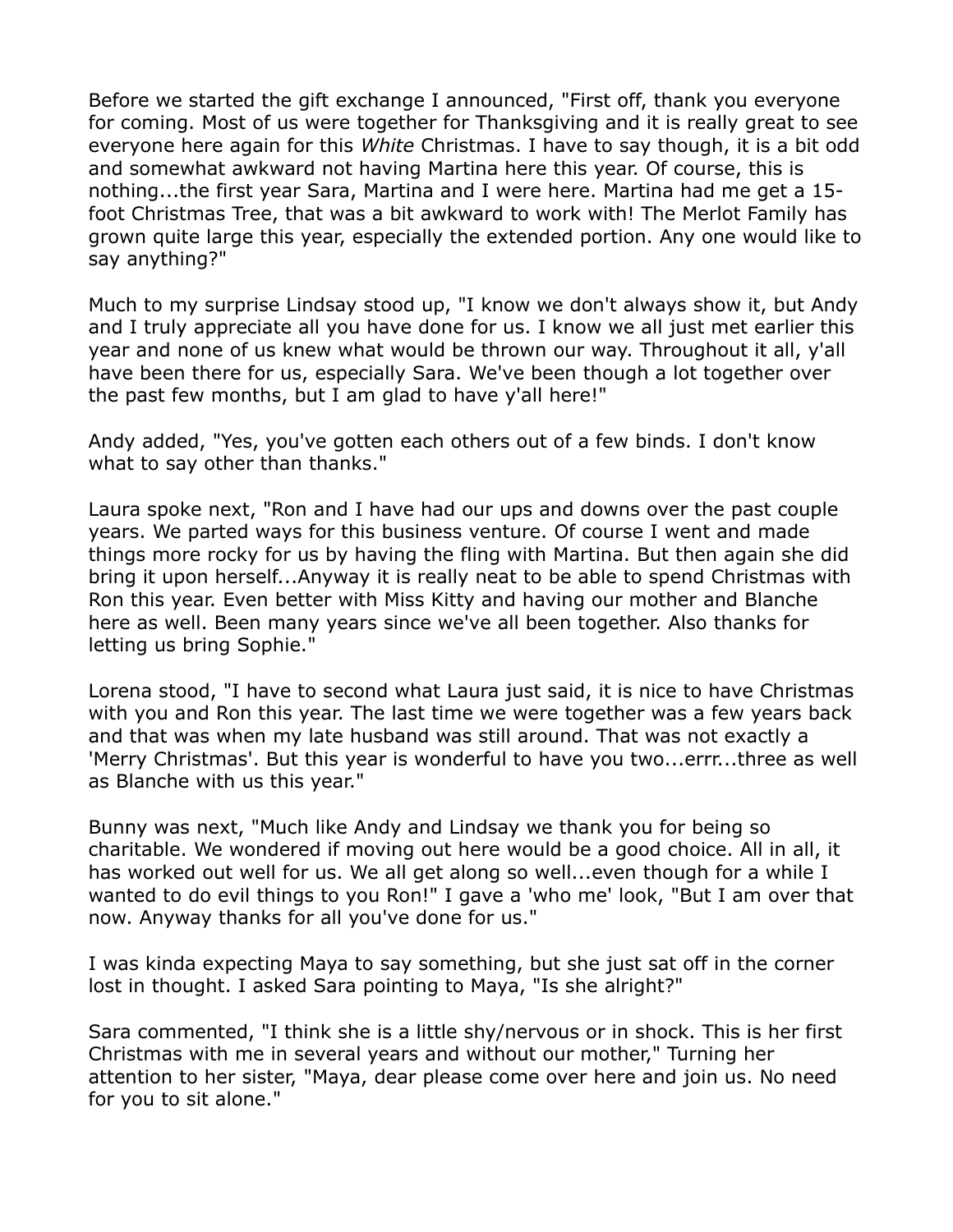Before we started the gift exchange I announced, "First off, thank you everyone for coming. Most of us were together for Thanksgiving and it is really great to see everyone here again for this *White* Christmas. I have to say though, it is a bit odd and somewhat awkward not having Martina here this year. Of course, this is nothing...the first year Sara, Martina and I were here. Martina had me get a 15-foot Christmas Tree, that was a bit awkward to work with! The Merlot Family has grown quite large this year, especially the extended portion. Any one would like to say anything?"

Much to my surprise Lindsay stood up, "I know we don't always show it, but Andy and I truly appreciate all you have done for us. I know we all just met earlier this year and none of us knew what would be thrown our way. Throughout it all, y'all have been there for us, especially Sara. We've been though a lot together over the past few months, but I am glad to have y'all here!"

Andy added, "Yes, you've gotten each others out of a few binds. I don't know what to say other than thanks."

Laura spoke next, "Ron and I have had our ups and downs over the past couple years. We parted ways for this business venture. Of course I went and made things more rocky for us by having the fling with Martina. But then again she did bring it upon herself...Anyway it is really neat to be able to spend Christmas with Ron this year. Even better with Miss Kitty and having our mother and Blanche here as well. Been many years since we've all been together. Also thanks for letting us bring Sophie."

Lorena stood, "I have to second what Laura just said, it is nice to have Christmas with you and Ron this year. The last time we were together was a few years back and that was when my late husband was still around. That was not exactly a 'Merry Christmas'. But this year is wonderful to have you two...errr...three as well as Blanche with us this year."

Bunny was next, "Much like Andy and Lindsay we thank you for being so charitable. We wondered if moving out here would be a good choice. All in all, it has worked out well for us. We all get along so well...even though for a while I wanted to do evil things to you Ron!" I gave a 'who me' look, "But I am over that now. Anyway thanks for all you've done for us."

I was kinda expecting Maya to say something, but she just sat off in the corner lost in thought. I asked Sara pointing to Maya, "Is she alright?"

Sara commented, "I think she is a little shy/nervous or in shock. This is her first Christmas with me in several years and without our mother," Turning her attention to her sister, "Maya, dear please come over here and join us. No need for you to sit alone."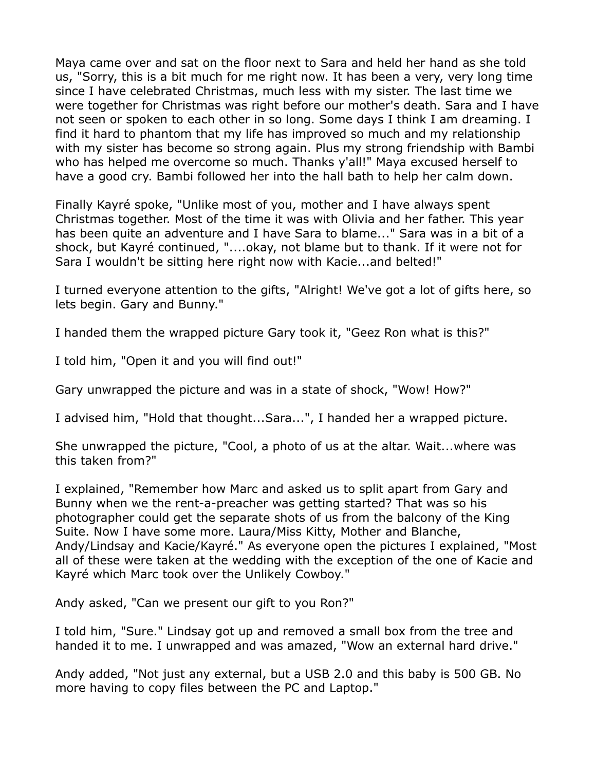Maya came over and sat on the floor next to Sara and held her hand as she told us, "Sorry, this is a bit much for me right now. It has been a very, very long time since I have celebrated Christmas, much less with my sister. The last time we were together for Christmas was right before our mother's death. Sara and I have not seen or spoken to each other in so long. Some days I think I am dreaming. I find it hard to phantom that my life has improved so much and my relationship with my sister has become so strong again. Plus my strong friendship with Bambi who has helped me overcome so much. Thanks y'all!" Maya excused herself to have a good cry. Bambi followed her into the hall bath to help her calm down.

Finally Kayré spoke, "Unlike most of you, mother and I have always spent Christmas together. Most of the time it was with Olivia and her father. This year has been quite an adventure and I have Sara to blame..." Sara was in a bit of a shock, but Kayré continued, "....okay, not blame but to thank. If it were not for Sara I wouldn't be sitting here right now with Kacie...and belted!"

I turned everyone attention to the gifts, "Alright! We've got a lot of gifts here, so lets begin. Gary and Bunny."

I handed them the wrapped picture Gary took it, "Geez Ron what is this?"

I told him, "Open it and you will find out!"

Gary unwrapped the picture and was in a state of shock, "Wow! How?"

I advised him, "Hold that thought...Sara...", I handed her a wrapped picture.

She unwrapped the picture, "Cool, a photo of us at the altar. Wait...where was this taken from?"

I explained, "Remember how Marc and asked us to split apart from Gary and Bunny when we the rent-a-preacher was getting started? That was so his photographer could get the separate shots of us from the balcony of the King Suite. Now I have some more. Laura/Miss Kitty, Mother and Blanche, Andy/Lindsay and Kacie/Kayré." As everyone open the pictures I explained, "Most all of these were taken at the wedding with the exception of the one of Kacie and Kayré which Marc took over the Unlikely Cowboy."

Andy asked, "Can we present our gift to you Ron?"

I told him, "Sure." Lindsay got up and removed a small box from the tree and handed it to me. I unwrapped and was amazed, "Wow an external hard drive."

Andy added, "Not just any external, but a USB 2.0 and this baby is 500 GB. No more having to copy files between the PC and Laptop."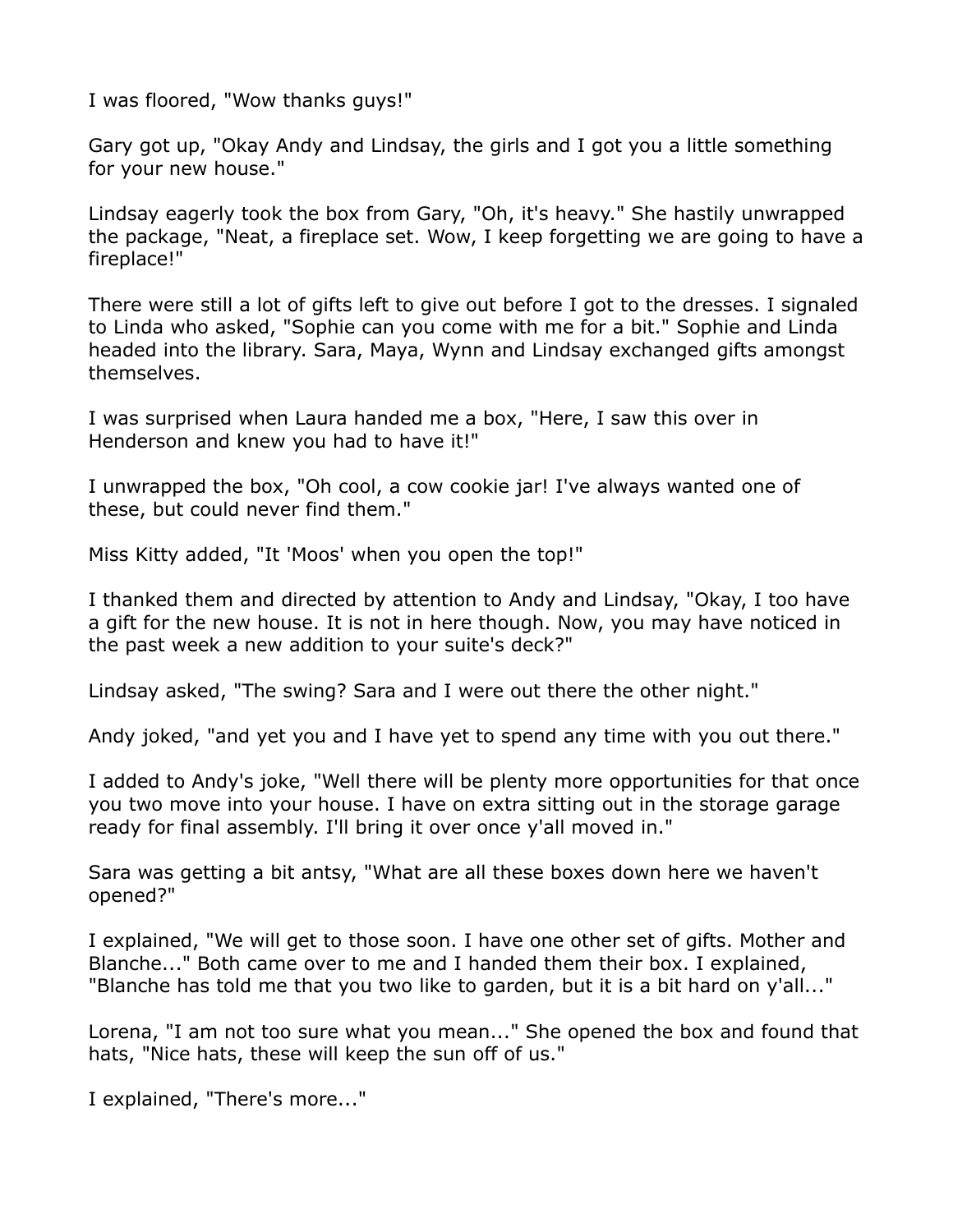I was floored, "Wow thanks guys!"

Gary got up, "Okay Andy and Lindsay, the girls and I got you a little something for your new house."

Lindsay eagerly took the box from Gary, "Oh, it's heavy." She hastily unwrapped the package, "Neat, a fireplace set. Wow, I keep forgetting we are going to have a fireplace!"

There were still a lot of gifts left to give out before I got to the dresses. I signaled to Linda who asked, "Sophie can you come with me for a bit." Sophie and Linda headed into the library. Sara, Maya, Wynn and Lindsay exchanged gifts amongst themselves.

I was surprised when Laura handed me a box, "Here, I saw this over in Henderson and knew you had to have it!"

I unwrapped the box, "Oh cool, a cow cookie jar! I've always wanted one of these, but could never find them."

Miss Kitty added, "It 'Moos' when you open the top!"

I thanked them and directed by attention to Andy and Lindsay, "Okay, I too have a gift for the new house. It is not in here though. Now, you may have noticed in the past week a new addition to your suite's deck?"

Lindsay asked, "The swing? Sara and I were out there the other night."

Andy joked, "and yet you and I have yet to spend any time with you out there."

I added to Andy's joke, "Well there will be plenty more opportunities for that once you two move into your house. I have on extra sitting out in the storage garage ready for final assembly. I'll bring it over once y'all moved in."

Sara was getting a bit antsy, "What are all these boxes down here we haven't opened?"

I explained, "We will get to those soon. I have one other set of gifts. Mother and Blanche..." Both came over to me and I handed them their box. I explained, "Blanche has told me that you two like to garden, but it is a bit hard on y'all..."

Lorena, "I am not too sure what you mean..." She opened the box and found that hats, "Nice hats, these will keep the sun off of us."

I explained, "There's more..."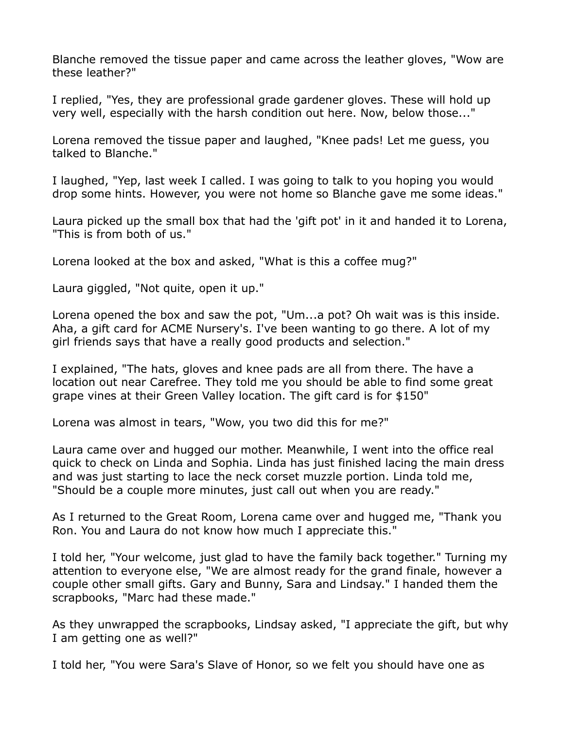Blanche removed the tissue paper and came across the leather gloves, "Wow are these leather?"

I replied, "Yes, they are professional grade gardener gloves. These will hold up very well, especially with the harsh condition out here. Now, below those..."

Lorena removed the tissue paper and laughed, "Knee pads! Let me guess, you talked to Blanche."

I laughed, "Yep, last week I called. I was going to talk to you hoping you would drop some hints. However, you were not home so Blanche gave me some ideas."

Laura picked up the small box that had the 'gift pot' in it and handed it to Lorena, "This is from both of us."

Lorena looked at the box and asked, "What is this a coffee mug?"

Laura giggled, "Not quite, open it up."

Lorena opened the box and saw the pot, "Um...a pot? Oh wait was is this inside. Aha, a gift card for ACME Nursery's. I've been wanting to go there. A lot of my girl friends says that have a really good products and selection."

I explained, "The hats, gloves and knee pads are all from there. The have a location out near Carefree. They told me you should be able to find some great grape vines at their Green Valley location. The gift card is for $150"

Lorena was almost in tears, "Wow, you two did this for me?"

Laura came over and hugged our mother. Meanwhile, I went into the office real quick to check on Linda and Sophia. Linda has just finished lacing the main dress and was just starting to lace the neck corset muzzle portion. Linda told me, "Should be a couple more minutes, just call out when you are ready."

As I returned to the Great Room, Lorena came over and hugged me, "Thank you Ron. You and Laura do not know how much I appreciate this."

I told her, "Your welcome, just glad to have the family back together." Turning my attention to everyone else, "We are almost ready for the grand finale, however a couple other small gifts. Gary and Bunny, Sara and Lindsay." I handed them the scrapbooks, "Marc had these made."

As they unwrapped the scrapbooks, Lindsay asked, "I appreciate the gift, but why I am getting one as well?"

I told her, "You were Sara's Slave of Honor, so we felt you should have one as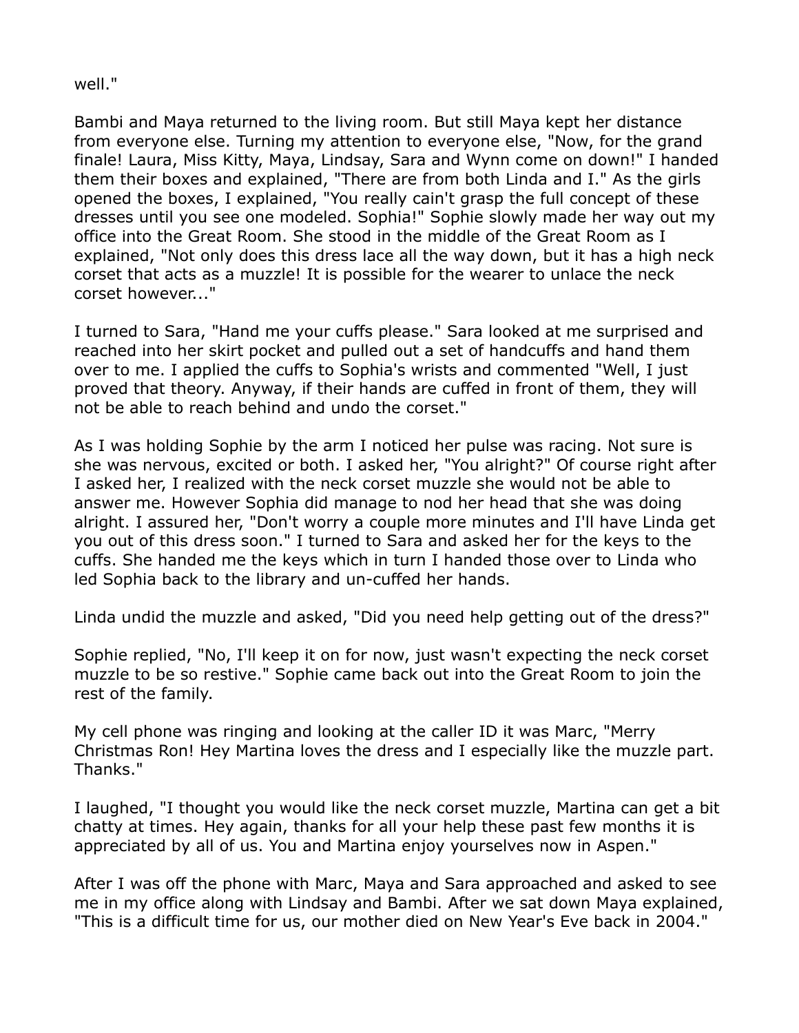well."

Bambi and Maya returned to the living room. But still Maya kept her distance from everyone else. Turning my attention to everyone else, "Now, for the grand finale! Laura, Miss Kitty, Maya, Lindsay, Sara and Wynn come on down!" I handed them their boxes and explained, "There are from both Linda and I." As the girls opened the boxes, I explained, "You really cain't grasp the full concept of these dresses until you see one modeled. Sophia!" Sophie slowly made her way out my office into the Great Room. She stood in the middle of the Great Room as I explained, "Not only does this dress lace all the way down, but it has a high neck corset that acts as a muzzle! It is possible for the wearer to unlace the neck corset however..."

I turned to Sara, "Hand me your cuffs please." Sara looked at me surprised and reached into her skirt pocket and pulled out a set of handcuffs and hand them over to me. I applied the cuffs to Sophia's wrists and commented "Well, I just proved that theory. Anyway, if their hands are cuffed in front of them, they will not be able to reach behind and undo the corset."

As I was holding Sophie by the arm I noticed her pulse was racing. Not sure is she was nervous, excited or both. I asked her, "You alright?" Of course right after I asked her, I realized with the neck corset muzzle she would not be able to answer me. However Sophia did manage to nod her head that she was doing alright. I assured her, "Don't worry a couple more minutes and I'll have Linda get you out of this dress soon." I turned to Sara and asked her for the keys to the cuffs. She handed me the keys which in turn I handed those over to Linda who led Sophia back to the library and un-cuffed her hands.

Linda undid the muzzle and asked, "Did you need help getting out of the dress?"

Sophie replied, "No, I'll keep it on for now, just wasn't expecting the neck corset muzzle to be so restive." Sophie came back out into the Great Room to join the rest of the family.

My cell phone was ringing and looking at the caller ID it was Marc, "Merry Christmas Ron! Hey Martina loves the dress and I especially like the muzzle part. Thanks."

I laughed, "I thought you would like the neck corset muzzle, Martina can get a bit chatty at times. Hey again, thanks for all your help these past few months it is appreciated by all of us. You and Martina enjoy yourselves now in Aspen."

After I was off the phone with Marc, Maya and Sara approached and asked to see me in my office along with Lindsay and Bambi. After we sat down Maya explained, "This is a difficult time for us, our mother died on New Year's Eve back in 2004."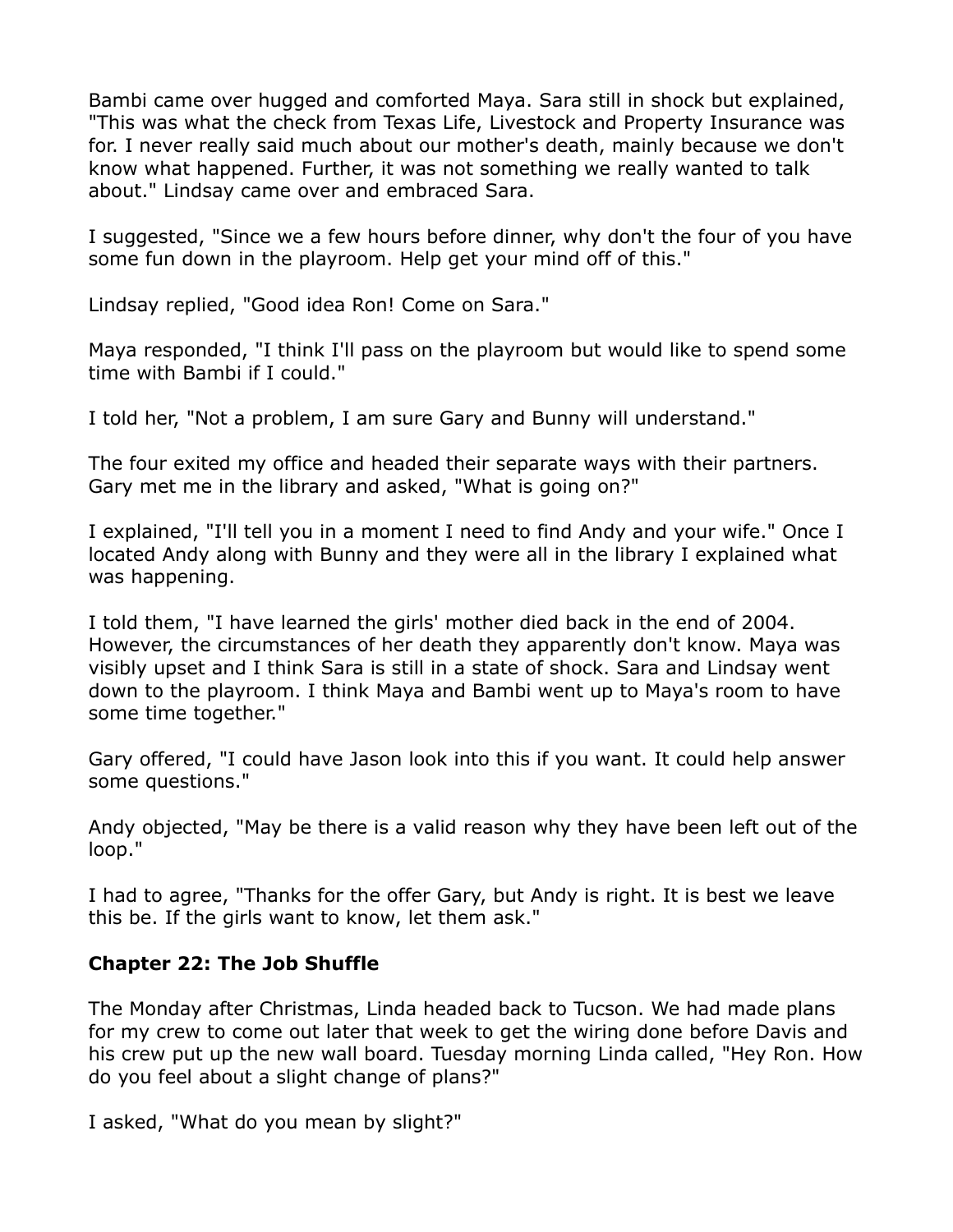Bambi came over hugged and comforted Maya. Sara still in shock but explained, "This was what the check from Texas Life, Livestock and Property Insurance was for. I never really said much about our mother's death, mainly because we don't know what happened. Further, it was not something we really wanted to talk about." Lindsay came over and embraced Sara.

I suggested, "Since we a few hours before dinner, why don't the four of you have some fun down in the playroom. Help get your mind off of this."

Lindsay replied, "Good idea Ron! Come on Sara."

Maya responded, "I think I'll pass on the playroom but would like to spend some time with Bambi if I could."

I told her, "Not a problem, I am sure Gary and Bunny will understand."

The four exited my office and headed their separate ways with their partners. Gary met me in the library and asked, "What is going on?"

I explained, "I'll tell you in a moment I need to find Andy and your wife." Once I located Andy along with Bunny and they were all in the library I explained what was happening.

I told them, "I have learned the girls' mother died back in the end of 2004. However, the circumstances of her death they apparently don't know. Maya was visibly upset and I think Sara is still in a state of shock. Sara and Lindsay went down to the playroom. I think Maya and Bambi went up to Maya's room to have some time together."

Gary offered, "I could have Jason look into this if you want. It could help answer some questions."

Andy objected, "May be there is a valid reason why they have been left out of the loop."

I had to agree, "Thanks for the offer Gary, but Andy is right. It is best we leave this be. If the girls want to know, let them ask."

## Chapter 22: The Job Shuffle

The Monday after Christmas, Linda headed back to Tucson. We had made plans for my crew to come out later that week to get the wiring done before Davis and his crew put up the new wall board. Tuesday morning Linda called, "Hey Ron. How do you feel about a slight change of plans?"

I asked, "What do you mean by slight?"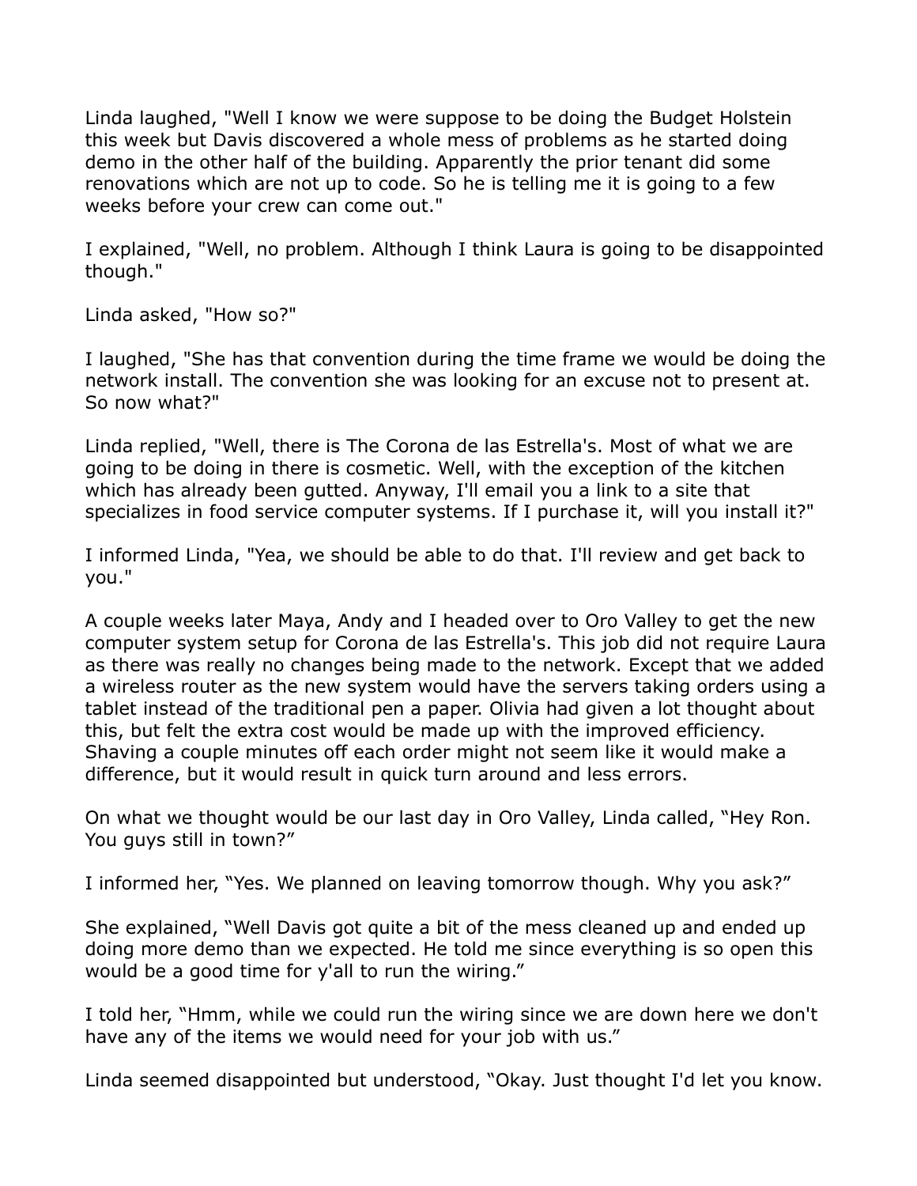Linda laughed, "Well I know we were suppose to be doing the Budget Holstein this week but Davis discovered a whole mess of problems as he started doing demo in the other half of the building. Apparently the prior tenant did some renovations which are not up to code. So he is telling me it is going to a few weeks before your crew can come out."

I explained, "Well, no problem. Although I think Laura is going to be disappointed though."

Linda asked, "How so?"

I laughed, "She has that convention during the time frame we would be doing the network install. The convention she was looking for an excuse not to present at. So now what?"

Linda replied, "Well, there is The Corona de las Estrella's. Most of what we are going to be doing in there is cosmetic. Well, with the exception of the kitchen which has already been gutted. Anyway, I'll email you a link to a site that specializes in food service computer systems. If I purchase it, will you install it?"

I informed Linda, "Yea, we should be able to do that. I'll review and get back to you."

A couple weeks later Maya, Andy and I headed over to Oro Valley to get the new computer system setup for Corona de las Estrella's. This job did not require Laura as there was really no changes being made to the network. Except that we added a wireless router as the new system would have the servers taking orders using a tablet instead of the traditional pen a paper. Olivia had given a lot thought about this, but felt the extra cost would be made up with the improved efficiency. Shaving a couple minutes off each order might not seem like it would make a difference, but it would result in quick turn around and less errors.

On what we thought would be our last day in Oro Valley, Linda called, "Hey Ron. You guys still in town?"

I informed her, "Yes. We planned on leaving tomorrow though. Why you ask?"

She explained, "Well Davis got quite a bit of the mess cleaned up and ended up doing more demo than we expected. He told me since everything is so open this would be a good time for y'all to run the wiring."

I told her, "Hmm, while we could run the wiring since we are down here we don't have any of the items we would need for your job with us."

Linda seemed disappointed but understood, "Okay. Just thought I'd let you know.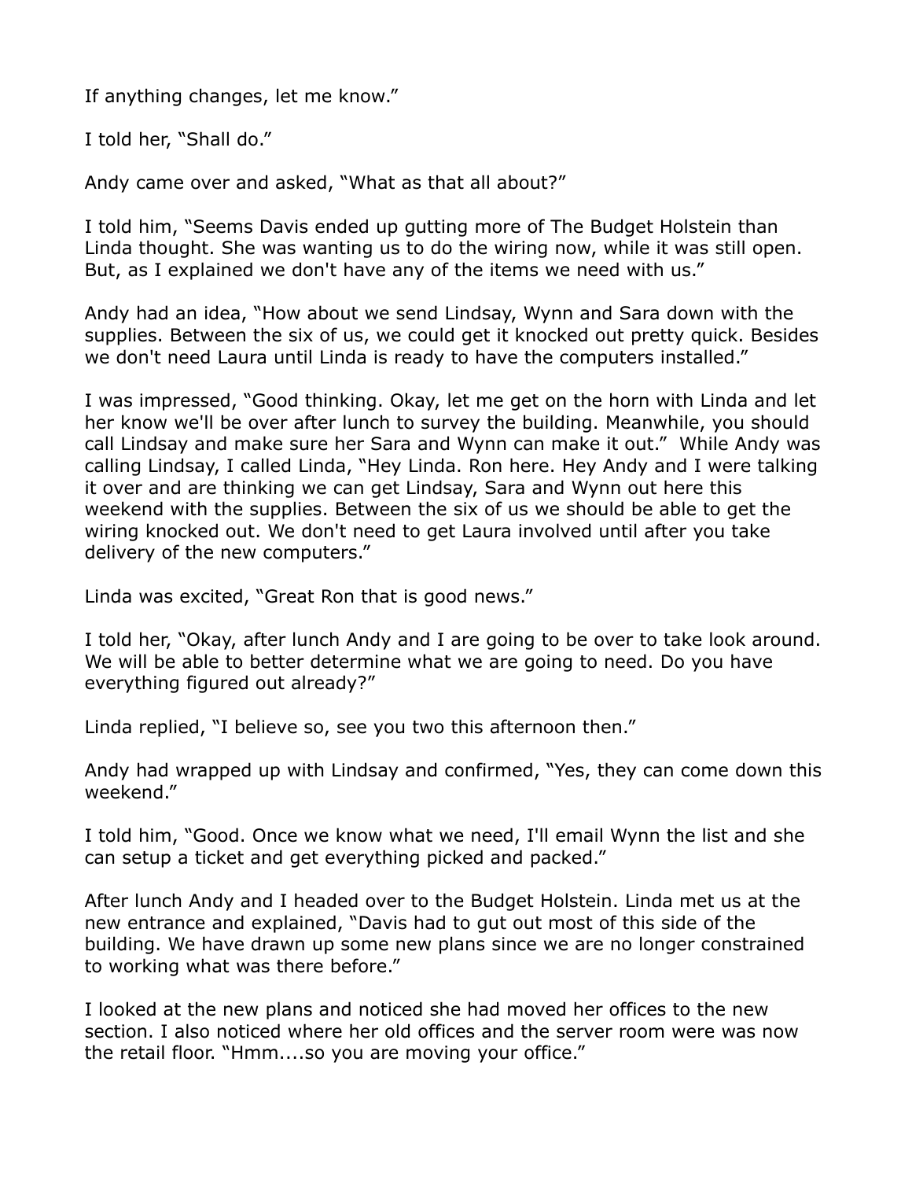If anything changes, let me know."

I told her, "Shall do."

Andy came over and asked, "What as that all about?"

I told him, "Seems Davis ended up gutting more of The Budget Holstein than Linda thought. She was wanting us to do the wiring now, while it was still open. But, as I explained we don't have any of the items we need with us."

Andy had an idea, "How about we send Lindsay, Wynn and Sara down with the supplies. Between the six of us, we could get it knocked out pretty quick. Besides we don't need Laura until Linda is ready to have the computers installed."

I was impressed, "Good thinking. Okay, let me get on the horn with Linda and let her know we'll be over after lunch to survey the building. Meanwhile, you should call Lindsay and make sure her Sara and Wynn can make it out." While Andy was calling Lindsay, I called Linda, "Hey Linda. Ron here. Hey Andy and I were talking it over and are thinking we can get Lindsay, Sara and Wynn out here this weekend with the supplies. Between the six of us we should be able to get the wiring knocked out. We don't need to get Laura involved until after you take delivery of the new computers."

Linda was excited, "Great Ron that is good news."

I told her, "Okay, after lunch Andy and I are going to be over to take look around. We will be able to better determine what we are going to need. Do you have everything figured out already?"

Linda replied, "I believe so, see you two this afternoon then."

Andy had wrapped up with Lindsay and confirmed, "Yes, they can come down this weekend."

I told him, "Good. Once we know what we need, I'll email Wynn the list and she can setup a ticket and get everything picked and packed."

After lunch Andy and I headed over to the Budget Holstein. Linda met us at the new entrance and explained, "Davis had to gut out most of this side of the building. We have drawn up some new plans since we are no longer constrained to working what was there before."

I looked at the new plans and noticed she had moved her offices to the new section. I also noticed where her old offices and the server room were was now the retail floor. "Hmm....so you are moving your office."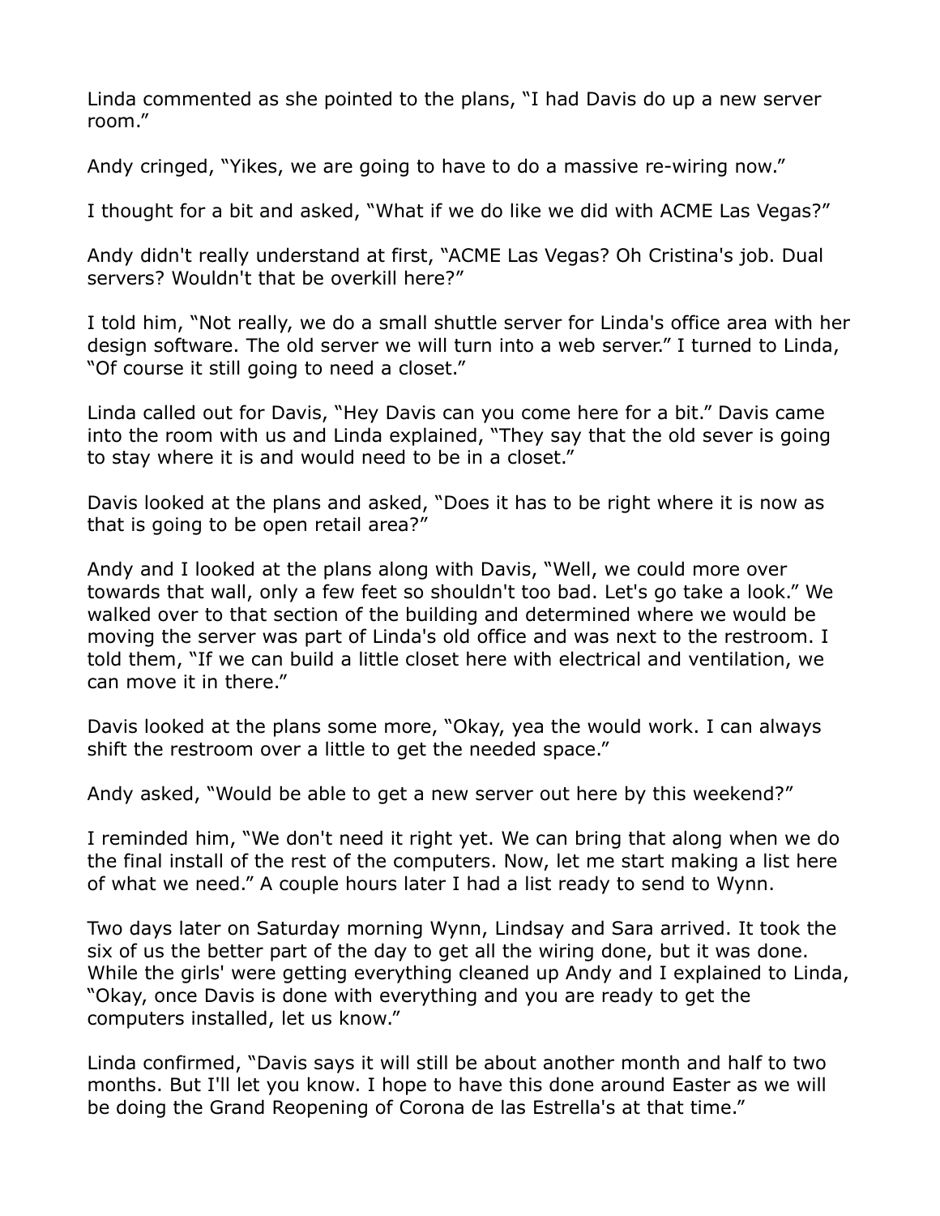Linda commented as she pointed to the plans, "I had Davis do up a new server room."

Andy cringed, "Yikes, we are going to have to do a massive re-wiring now."

I thought for a bit and asked, "What if we do like we did with ACME Las Vegas?"

Andy didn't really understand at first, "ACME Las Vegas? Oh Cristina's job. Dual servers? Wouldn't that be overkill here?"

I told him, "Not really, we do a small shuttle server for Linda's office area with her design software. The old server we will turn into a web server." I turned to Linda, "Of course it still going to need a closet."

Linda called out for Davis, "Hey Davis can you come here for a bit." Davis came into the room with us and Linda explained, "They say that the old sever is going to stay where it is and would need to be in a closet."

Davis looked at the plans and asked, "Does it has to be right where it is now as that is going to be open retail area?"

Andy and I looked at the plans along with Davis, "Well, we could more over towards that wall, only a few feet so shouldn't too bad. Let's go take a look." We walked over to that section of the building and determined where we would be moving the server was part of Linda's old office and was next to the restroom. I told them, "If we can build a little closet here with electrical and ventilation, we can move it in there."

Davis looked at the plans some more, "Okay, yea the would work. I can always shift the restroom over a little to get the needed space."

Andy asked, "Would be able to get a new server out here by this weekend?"

I reminded him, "We don't need it right yet. We can bring that along when we do the final install of the rest of the computers. Now, let me start making a list here of what we need." A couple hours later I had a list ready to send to Wynn.

Two days later on Saturday morning Wynn, Lindsay and Sara arrived. It took the six of us the better part of the day to get all the wiring done, but it was done. While the girls' were getting everything cleaned up Andy and I explained to Linda, "Okay, once Davis is done with everything and you are ready to get the computers installed, let us know."

Linda confirmed, "Davis says it will still be about another month and half to two months. But I'll let you know. I hope to have this done around Easter as we will be doing the Grand Reopening of Corona de las Estrella's at that time."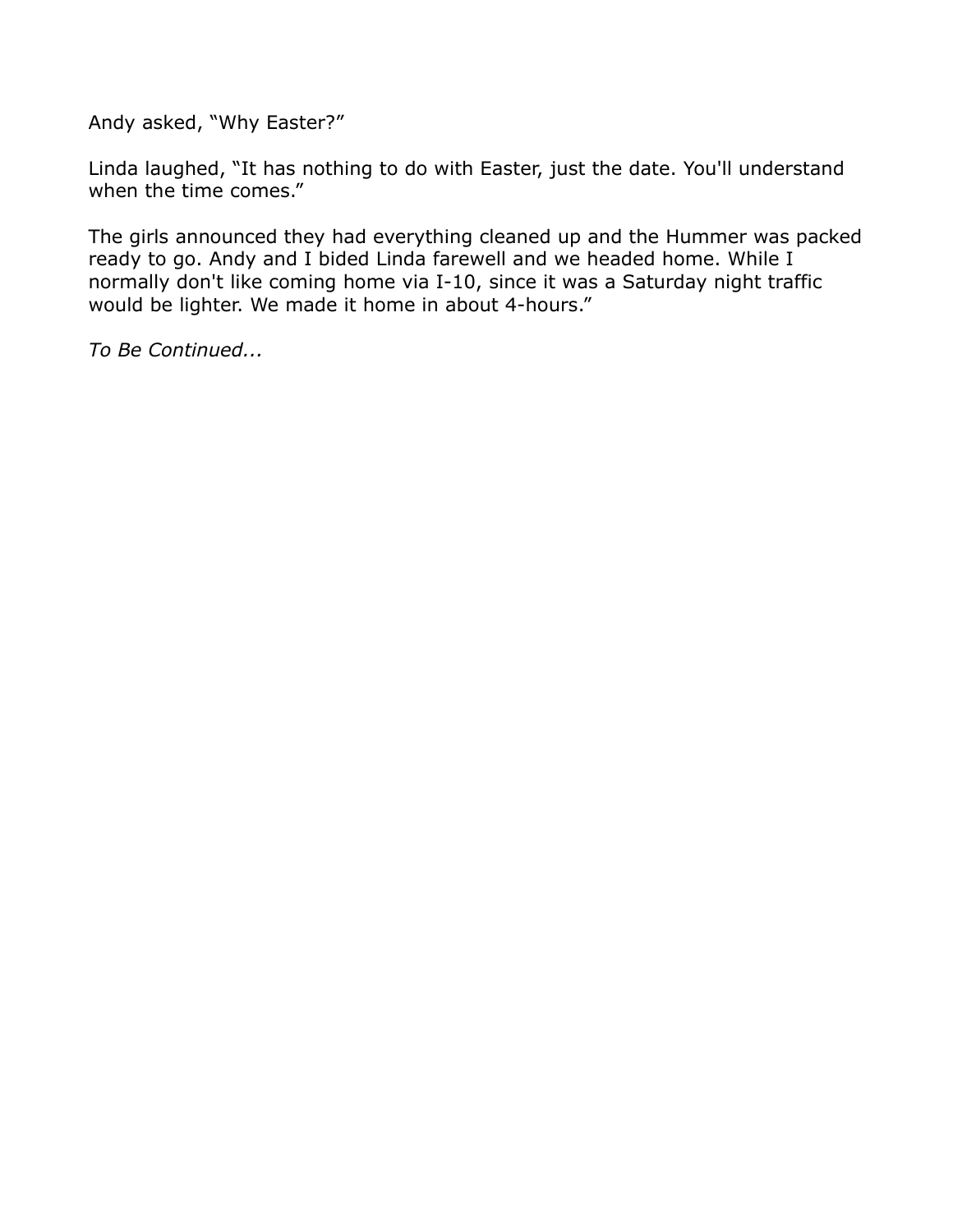Andy asked, “Why Easter?”

Linda laughed, “It has nothing to do with Easter, just the date. You'll understand when the time comes.”

The girls announced they had everything cleaned up and the Hummer was packed ready to go. Andy and I bided Linda farewell and we headed home. While I normally don't like coming home via I-10, since it was a Saturday night traffic would be lighter. We made it home in about 4-hours.”

*To Be Continued...*